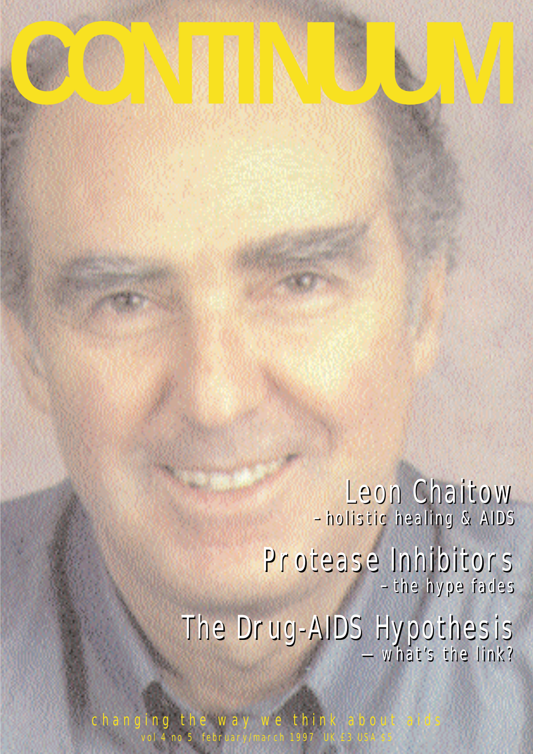# CONTINUUM

## Leon Chaitow
– holistic healing & AIDS

## Protease Inhibitors
– the hype fades

## The Drug-AIDS Hypothesis
— what's the link?

changing the way we think about aids

vol 4 no 5 february/march 1997 UK £3 USA $5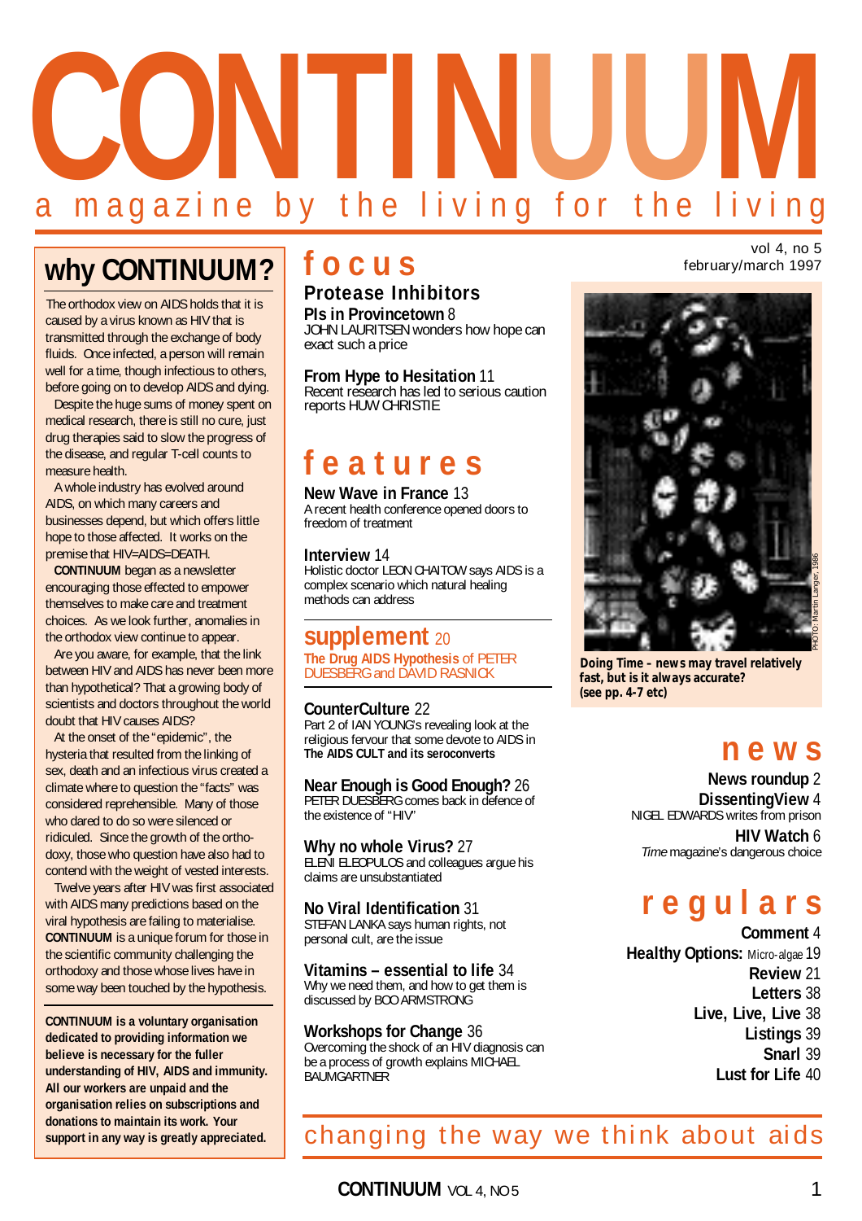# CONTINUUM

a magazine by the living for the living

vol 4, no 5
february/march 1997

## why CONTINUUM?

The orthodox view on AIDS holds that it is caused by a virus known as HIV that is transmitted through the exchange of body fluids. Once infected, a person will remain well for a time, though infectious to others, before going on to develop AIDS and dying.

Despite the huge sums of money spent on medical research, there is still no cure, just drug therapies said to slow the progress of the disease, and regular T-cell counts to measure health.

A whole industry has evolved around AIDS, on which many careers and businesses depend, but which offers little hope to those affected. It works on the premise that HIV=AIDS=DEATH.

**CONTINUUM** began as a newsletter encouraging those effected to empower themselves to make care and treatment choices. As we look further, anomalies in the orthodox view continue to appear.

Are you aware, for example, that the link between HIV and AIDS has never been more than hypothetical? That a growing body of scientists and doctors throughout the world doubt that HIV causes AIDS?

At the onset of the "epidemic", the hysteria that resulted from the linking of sex, death and an infectious virus created a climate where to question the "facts" was considered reprehensible. Many of those who dared to do so were silenced or ridiculed. Since the growth of the orthodoxy, those who question have also had to contend with the weight of vested interests.

Twelve years after HIV was first associated with AIDS many predictions based on the viral hypothesis are failing to materialise. **CONTINUUM** is a unique forum for those in the scientific community challenging the orthodoxy and those whose lives have in some way been touched by the hypothesis.

**CONTINUUM is a voluntary organisation dedicated to providing information we believe is necessary for the fuller understanding of HIV, AIDS and immunity. All our workers are unpaid and the organisation relies on subscriptions and donations to maintain its work. Your support in any way is greatly appreciated.**

## focus

### Protease Inhibitors

**PIs in Provincetown** 8
JOHN LAURITSEN wonders how hope can exact such a price

**From Hype to Hesitation** 11
Recent research has led to serious caution reports HUW CHRISTIE

## features

**New Wave in France** 13
A recent health conference opened doors to freedom of treatment

**Interview** 14
Holistic doctor LEON CHAITOW says AIDS is a complex scenario which natural healing methods can address

## supplement 20

**The Drug AIDS Hypothesis** of PETER DUESBERG and DAVID RASNICK

**CounterCulture** 22
Part 2 of IAN YOUNG's revealing look at the religious fervour that some devote to AIDS in **The AIDS CULT and its seroconverts**

**Near Enough is Good Enough?** 26
PETER DUESBERG comes back in defence of the existence of "HIV"

**Why no whole Virus?** 27
ELENI ELEOPULOS and colleagues argue his claims are unsubstantiated

**No Viral Identification** 31
STEFAN LANKA says human rights, not personal cult, are the issue

**Vitamins – essential to life** 34
Why we need them, and how to get them is discussed by BOO ARMSTRONG

**Workshops for Change** 36
Overcoming the shock of an HIV diagnosis can be a process of growth explains MICHAEL BAUMGARTNER

PHOTO: Martin Langer, 1996

**Doing Time – news may travel relatively fast, but is it always accurate? (see pp. 4-7 etc)**

## news

**News roundup** 2
**DissentingView** 4
NIGEL EDWARDS writes from prison
**HIV Watch** 6
*Time* magazine's dangerous choice

## regulars

**Comment** 4
**Healthy Options:** Micro-algae 19
**Review** 21
**Letters** 38
**Live, Live, Live** 38
**Listings** 39
**Snarl** 39
**Lust for Life** 40

changing the way we think about aids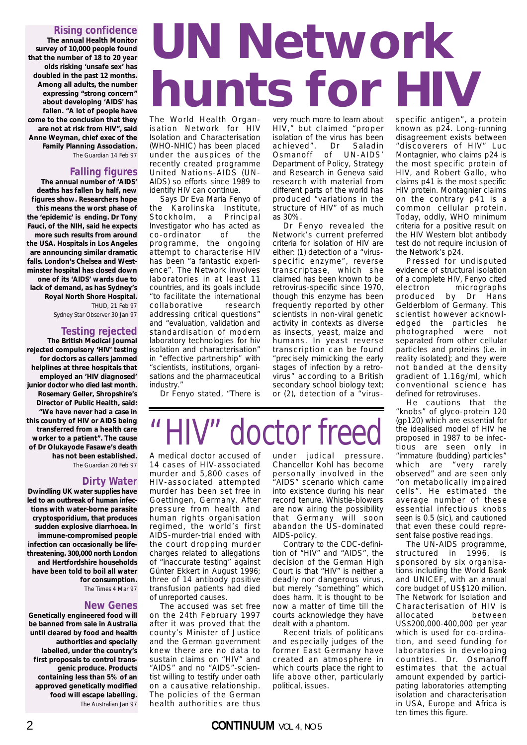## Rising confidence

**The annual Health Monitor survey of 10,000 people found that the number of 18 to 20 year olds risking 'unsafe sex' has doubled in the past 12 months. Among all adults, the number expressing "strong concern" about developing 'AIDS' has fallen. "A lot of people have come to the conclusion that they are not at risk from HIV", said Anne Weyman, chief exec of the Family Planning Association.**

*The Guardian 14 Feb 97*

## Falling figures

**The annual number of 'AIDS' deaths has fallen by half, new figures show. Researchers hope this means the worst phase of the 'epidemic' is ending. Dr Tony Fauci, of the NIH, said he expects more such results from around the USA. Hospitals in Los Angeles are announcing similar dramatic falls. London's Chelsea and Westminster hospital has closed down one of its 'AIDS' wards due to lack of demand, as has Sydney's Royal North Shore Hospital.**

*THUD, 21 Feb 97*

*Sydney Star Observer 30 Jan 97*

## Testing rejected

**The British Medical Journal rejected compulsory 'HIV' testing for doctors as callers jammed helplines at three hospitals that employed an 'HIV diagnosed' junior doctor who died last month. Rosemary Geller, Shropshire's Director of Public Health, said: "We have never had a case in this country of HIV or AIDS being transferred from a health care worker to a patient". The cause of Dr Olukayode Fasawe's death has not been established.**

*The Guardian 20 Feb 97*

## Dirty Water

**Dwindling UK water supplies have led to an outbreak of human infections with water-borne parasite cryptosporidium, that produces sudden explosive diarrhoea. In immune-compromised people infection can occasionally be life-threatening. 300,000 north London and Hertfordshire households have been told to boil all water for consumption.**

*The Times 4 Mar 97*

## New Genes

**Genetically engineered food will be banned from sale in Australia until cleared by food and health authorities and specially labelled, under the country's first proposals to control transgenic produce. Products containing less than 5% of an approved genetically modified food will escape labelling.**

*The Australian Jan 97*

# UN Network hunts for HIV

The World Health Organisation Network for HIV Isolation and Characterisation (WHO-NHIC) has been placed under the auspices of the recently created programme United Nations-AIDS (UN-AIDS) so efforts since 1989 to identify HIV can continue.

Says Dr Eva Maria Fenyo of the Karolinska Institute, Stockholm, a Principal Investigator who has acted as co-ordinator of the programme, the ongoing attempt to characterise HIV has been "a fantastic experience". The Network involves laboratories in at least 11 countries, and its goals include "to facilitate the international collaborative research addressing critical questions" and "evaluation, validation and standardisation of modern laboratory technologies for hiv isolation and characterisation" in "effective partnership" with "scientists, institutions, organisations and the pharmaceutical industry."

Dr Fenyo stated, "There is very much more to learn about HIV," but claimed "proper isolation of the virus has been achieved". Dr Saladin Osmanoff of UN-AIDS' Department of Policy, Strategy and Research in Geneva said research with material from different parts of the world has produced "variations in the structure of HIV" of as much as 30%.

Dr Fenyo revealed the Network's current preferred criteria for isolation of HIV are either: (1) detection of a "virus-specific enzyme", reverse transcriptase, which she claimed has been known to be retrovirus-specific since 1970, though this enzyme has been frequently reported by other scientists in non-viral genetic activity in contexts as diverse as insects, yeast, maize and humans. In yeast reverse transcription can be found "precisely mimicking the early stages of infection by a retrovirus" according to a British secondary school biology text; or (2), detection of a "virus-specific antigen", a protein known as p24. Long-running disagreement exists between "discoverers of HIV" Luc Montagnier, who claims p24 is the most specific protein of HIV, and Robert Gallo, who claims p41 is the most specific HIV protein. Montagnier claims on the contrary p41 is a common cellular protein. Today, oddly, WHO minimum criteria for a positive result on the HIV Western blot antibody test do not require inclusion of the Network's p24.

Pressed for undisputed evidence of structural isolation of a complete HIV, Fenyo cited electron micrographs produced by Dr Hans Gelderblom of Germany. This scientist however acknowledged the particles he photographed were not separated from other cellular particles and proteins (i.e. in reality isolated); and they were not banded at the density gradient of 1.16g/ml, which conventional science has defined for retroviruses.

He cautions that the "knobs" of glyco-protein 120 (gp120) which are essential for the idealised model of HIV he proposed in 1987 to be infectious are seen only in "immature (budding) particles" which are "very rarely observed" and are seen only "on metabolically impaired cells". He estimated the average number of these essential infectious knobs seen is 0.5 (sic), and cautioned that even these could represent false postive readings.

The UN-AIDS programme, structured in 1996, is sponsored by six organisations including the World Bank and UNICEF, with an annual core budget of US$120 million. The Network for Isolation and Characterisation of HIV is allocated between US$200,000-400,000 per year which is used for co-ordination, and seed funding for laboratories in developing countries. Dr. Osmanoff estimates that the actual amount expended by participating laboratories attempting isolation and characterisation in USA, Europe and Africa is ten times this figure.

# "HIV" doctor freed

A medical doctor accused of 14 cases of HIV-associated murder and 5,800 cases of HIV-associated attempted murder has been set free in Goettingen, Germany. After pressure from health and human rights organisation regimed, the world's first AIDS-murder-trial ended with the court dropping murder charges related to allegations of "inaccurate testing" against Günter Ekkert in August 1996; three of 14 antibody positive transfusion patients had died of unreported causes.

The accused was set free on the 24th February 1997 after it was proved that the county's Minister of Justice and the German government knew there are no data to sustain claims on "HIV" and "AIDS" and no "AIDS"-scientist willing to testify under oath on a causative relationship. The policies of the German health authorities are thus under judical pressure. Chancellor Kohl has become personally involved in the "AIDS" scenario which came into existence during his near record tenure. Whistle-blowers are now airing the possibility that Germany will soon abandon the US-dominated AIDS-policy.

Contrary to the CDC-definition of "HIV" and "AIDS", the decision of the German High Court is that "HIV" is neither a deadly nor dangerous virus, but merely "something" which does harm. It is thought to be now a matter of time till the courts acknowledge they have dealt with a phantom.

Recent trials of politicans and especially judges of the former East Germany have created an atmosphere in which courts place the right to life above other, particularly political, issues.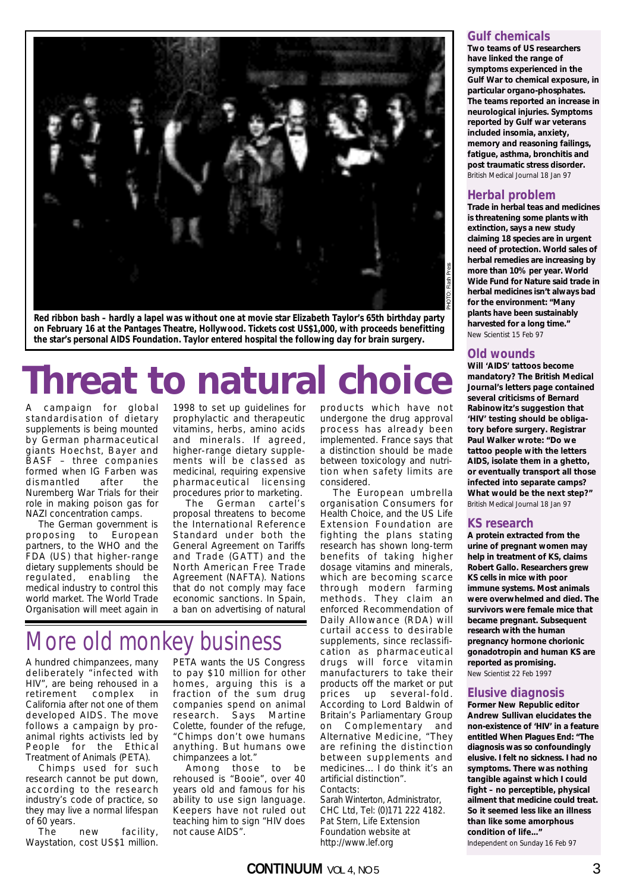Red ribbon bash – hardly a lapel was without one at movie star Elizabeth Taylor's 65th birthday party on February 16 at the Pantages Theatre, Hollywood. Tickets cost US$1,000, with proceeds benefitting the star's personal AIDS Foundation. Taylor entered hospital the following day for brain surgery.

PHOTO: Flash Press

# Threat to natural choice

A campaign for global standardisation of dietary supplements is being mounted by German pharmaceutical giants Hoechst, Bayer and BASF – three companies formed when IG Farben was dismantled after the Nuremberg War Trials for their role in making poison gas for NAZI concentration camps.

The German government is proposing to European partners, to the WHO and the FDA (US) that higher-range dietary supplements should be regulated, enabling the medical industry to control this world market. The World Trade Organisation will meet again in 1998 to set up guidelines for prophylactic and therapeutic vitamins, herbs, amino acids and minerals. If agreed, higher-range dietary supplements will be classed as medicinal, requiring expensive pharmaceutical licensing procedures prior to marketing.

The German cartel's proposal threatens to become the International Reference Standard under both the General Agreement on Tariffs and Trade (GATT) and the North American Free Trade Agreement (NAFTA). Nations that do not comply may face economic sanctions. In Spain, a ban on advertising of natural products which have not undergone the drug approval process has already been implemented. France says that a distinction should be made between toxicology and nutrition when safety limits are considered.

The European umbrella organisation Consumers for Health Choice, and the US Life Extension Foundation are fighting the plans stating research has shown long-term benefits of taking higher dosage vitamins and minerals, which are becoming scarce through modern farming methods. They claim an enforced Recommendation of Daily Allowance (RDA) will curtail access to desirable supplements, since reclassification as pharmaceutical drugs will force vitamin manufacturers to take their products off the market or put prices up several-fold. According to Lord Baldwin of Britain's Parliamentary Group on Complementary and Alternative Medicine, "They are refining the distinction between supplements and medicines... I do think it's an artificial distinction".

Contacts:
Sarah Winterton, Administrator, CHC Ltd, Tel: (0)171 222 4182.
Pat Stern, Life Extension Foundation website at http://www.lef.org

# More old monkey business

A hundred chimpanzees, many deliberately "infected with HIV", are being rehoused in a retirement complex in California after not one of them developed AIDS. The move follows a campaign by pro-animal rights activists led by People for the Ethical Treatment of Animals (PETA).

Chimps used for such research cannot be put down, according to the research industry's code of practice, so they may live a normal lifespan of 60 years.

The new facility, Waystation, cost US$1 million. PETA wants the US Congress to pay $10 million for other homes, arguing this is a fraction of the sum drug companies spend on animal research. Says Martine Colette, founder of the refuge, "Chimps don't owe humans anything. But humans owe chimpanzees a lot."

Among those to be rehoused is "Booie", over 40 years old and famous for his ability to use sign language. Keepers have not ruled out teaching him to sign "HIV does not cause AIDS".

## Gulf chemicals

**Two teams of US researchers have linked the range of symptoms experienced in the Gulf War to chemical exposure, in particular organo-phosphates. The teams reported an increase in neurological injuries. Symptoms reported by Gulf war veterans included insomia, anxiety, memory and reasoning failings, fatigue, asthma, bronchitis and post traumatic stress disorder.**
*British Medical Journal 18 Jan 97*

## Herbal problem

**Trade in herbal teas and medicines is threatening some plants with extinction, says a new study claiming 18 species are in urgent need of protection. World sales of herbal remedies are increasing by more than 10% per year. World Wide Fund for Nature said trade in herbal medicines isn't always bad for the environment: "Many plants have been sustainably harvested for a long time."**
*New Scientist 15 Feb 97*

## Old wounds

**Will 'AIDS' tattoos become mandatory? The British Medical Journal's letters page contained several criticisms of Bernard Rabinowitz's suggestion that 'HIV' testing should be obligatory before surgery. Registrar Paul Walker wrote: "Do we tattoo people with the letters AIDS, isolate them in a ghetto, or eventually transport all those infected into separate camps? What would be the next step?"**
*British Medical Journal 18 Jan 97*

## KS research

**A protein extracted from the urine of pregnant women may help in treatment of KS, claims Robert Gallo. Researchers grew KS cells in mice with poor immune systems. Most animals were overwhelmed and died. The survivors were female mice that became pregnant. Subsequent research with the human pregnancy hormone chorionic gonadotropin and human KS are reported as promising.**
*New Scientist 22 Feb 1997*

## Elusive diagnosis

**Former New Republic editor Andrew Sullivan elucidates the non-existence of 'HIV' in a feature entitled When Plagues End: "The diagnosis was so confoundingly elusive. I felt no sickness. I had no symptoms. There was nothing tangible against which I could fight – no perceptible, physical ailment that medicine could treat. So it seemed less like an illness than like some amorphous condition of life..."**
*Independent on Sunday 16 Feb 97*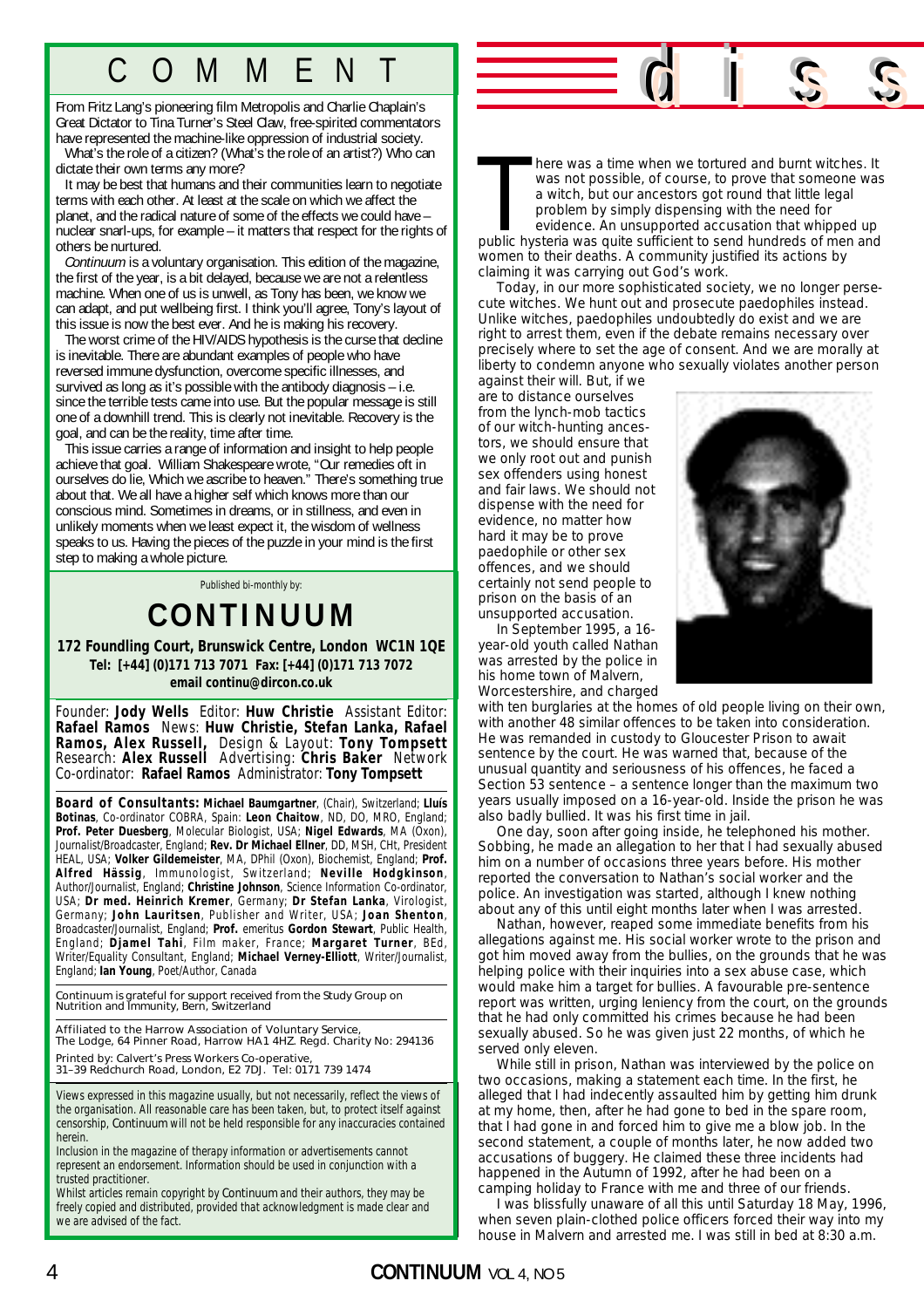# COMMENT

From Fritz Lang's pioneering film Metropolis and Charlie Chaplain's Great Dictator to Tina Turner's Steel Claw, free-spirited commentators have represented the machine-like oppression of industrial society.

What's the role of a citizen? (What's the role of an artist?) Who can dictate their own terms any more?

It may be best that humans and their communities learn to negotiate terms with each other. At least at the scale on which we affect the planet, and the radical nature of some of the effects we could have – nuclear snarl-ups, for example – it matters that respect for the rights of others be nurtured.

*Continuum* is a voluntary organisation. This edition of the magazine, the first of the year, is a bit delayed, because we are not a relentless machine. When one of us is unwell, as Tony has been, we know we can adapt, and put wellbeing first. I think you'll agree, Tony's layout of this issue is now the best ever. And he is making his recovery.

The worst crime of the HIV/AIDS hypothesis is the curse that decline is inevitable. There are abundant examples of people who have reversed immune dysfunction, overcome specific illnesses, and survived as long as it's possible with the antibody diagnosis – i.e. since the terrible tests came into use. But the popular message is still one of a downhill trend. This is clearly not inevitable. Recovery is the goal, and can be the reality, time after time.

This issue carries a range of information and insight to help people achieve that goal. William Shakespeare wrote, "Our remedies oft in ourselves do lie, Which we ascribe to heaven." There's something true about that. We all have a higher self which knows more than our conscious mind. Sometimes in dreams, or in stillness, and even in unlikely moments when we least expect it, the wisdom of wellness speaks to us. Having the pieces of the puzzle in your mind is the first step to making a whole picture.

Published bi-monthly by:

## CONTINUUM

**172 Foundling Court, Brunswick Centre, London WC1N 1QE**
**Tel: [+44] (0)171 713 7071 Fax: [+44] (0)171 713 7072**
**email continu@dircon.co.uk**

Founder: **Jody Wells** Editor: **Huw Christie** Assistant Editor: **Rafael Ramos** News: **Huw Christie, Stefan Lanka, Rafael Ramos, Alex Russell,** Design & Layout: **Tony Tompsett** Research: **Alex Russell** Advertising: **Chris Baker** Network Co-ordinator: **Rafael Ramos** Administrator: **Tony Tompsett**

**Board of Consultants: Michael Baumgartner**, (Chair), Switzerland; **Lluís Botinas**, Co-ordinator COBRA, Spain: **Leon Chaitow**, ND, DO, MRO, England; **Prof. Peter Duesberg**, Molecular Biologist, USA; **Nigel Edwards**, MA (Oxon), Journalist/Broadcaster, England; **Rev. Dr Michael Ellner**, DD, MSH, CHt, President HEAL, USA; **Volker Gildemeister**, MA, DPhil (Oxon), Biochemist, England; **Prof. Alfred Hässig**, Immunologist, Switzerland; **Neville Hodgkinson**, Author/Journalist, England; **Christine Johnson**, Science Information Co-ordinator, USA; **Dr med. Heinrich Kremer**, Germany; **Dr Stefan Lanka**, Virologist, Germany; **John Lauritsen**, Publisher and Writer, USA; **Joan Shenton**, Broadcaster/Journalist, England; **Prof.** emeritus **Gordon Stewart**, Public Health, England; **Djamel Tahi**, Film maker, France; **Margaret Turner**, BEd, Writer/Equality Consultant, England; **Michael Verney-Elliott**, Writer/Journalist, England; **Ian Young**, Poet/Author, Canada

Continuum is grateful for support received from the Study Group on Nutrition and Immunity, Bern, Switzerland

Affiliated to the Harrow Association of Voluntary Service, The Lodge, 64 Pinner Road, Harrow HA1 4HZ. Regd. Charity No: 294136

Printed by: Calvert's Press Workers Co-operative, 31–39 Redchurch Road, London, E2 7DJ. Tel: 0171 739 1474

Views expressed in this magazine usually, but not necessarily, reflect the views of the organisation. All reasonable care has been taken, but, to protect itself against censorship, Continuum will not be held responsible for any inaccuracies contained herein.

Inclusion in the magazine of therapy information or advertisements cannot represent an endorsement. Information should be used in conjunction with a trusted practitioner.

Whilst articles remain copyright by Continuum and their authors, they may be freely copied and distributed, provided that acknowledgment is made clear and we are advised of the fact.

# diss

There was a time when we tortured and burnt witches. It was not possible, of course, to prove that someone was a witch, but our ancestors got round that little legal problem by simply dispensing with the need for evidence. An unsupported accusation that whipped up public hysteria was quite sufficient to send hundreds of men and women to their deaths. A community justified its actions by claiming it was carrying out God's work.

Today, in our more sophisticated society, we no longer persecute witches. We hunt out and prosecute paedophiles instead. Unlike witches, paedophiles undoubtedly do exist and we are right to arrest them, even if the debate remains necessary over precisely where to set the age of consent. And we are morally at liberty to condemn anyone who sexually violates another person against their will. But, if we are to distance ourselves from the lynch-mob tactics of our witch-hunting ancestors, we should ensure that we only root out and punish sex offenders using honest and fair laws. We should not dispense with the need for evidence, no matter how hard it may be to prove paedophile or other sex offences, and we should certainly not send people to prison on the basis of an unsupported accusation.

In September 1995, a 16-year-old youth called Nathan was arrested by the police in his home town of Malvern, Worcestershire, and charged with ten burglaries at the homes of old people living on their own, with another 48 similar offences to be taken into consideration. He was remanded in custody to Gloucester Prison to await sentence by the court. He was warned that, because of the unusual quantity and seriousness of his offences, he faced a Section 53 sentence – a sentence longer than the maximum two years usually imposed on a 16-year-old. Inside the prison he was also badly bullied. It was his first time in jail.

One day, soon after going inside, he telephoned his mother. Sobbing, he made an allegation to her that I had sexually abused him on a number of occasions three years before. His mother reported the conversation to Nathan's social worker and the police. An investigation was started, although I knew nothing about any of this until eight months later when I was arrested.

Nathan, however, reaped some immediate benefits from his allegations against me. His social worker wrote to the prison and got him moved away from the bullies, on the grounds that he was helping police with their inquiries into a sex abuse case, which would make him a target for bullies. A favourable pre-sentence report was written, urging leniency from the court, on the grounds that he had only committed his crimes because he had been sexually abused. So he was given just 22 months, of which he served only eleven.

While still in prison, Nathan was interviewed by the police on two occasions, making a statement each time. In the first, he alleged that I had indecently assaulted him by getting him drunk at my home, then, after he had gone to bed in the spare room, that I had gone in and forced him to give me a blow job. In the second statement, a couple of months later, he now added two accusations of buggery. He claimed these three incidents had happened in the Autumn of 1992, after he had been on a camping holiday to France with me and three of our friends.

I was blissfully unaware of all this until Saturday 18 May, 1996, when seven plain-clothed police officers forced their way into my house in Malvern and arrested me. I was still in bed at 8:30 a.m.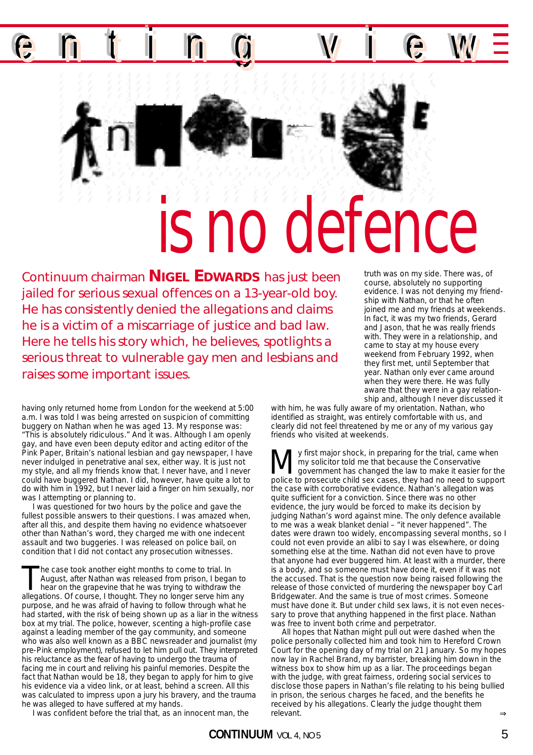# dissenting view

# Innocence is no defence

Continuum chairman **NIGEL EDWARDS** has just been jailed for serious sexual offences on a 13-year-old boy. He has consistently denied the allegations and claims he is a victim of a miscarriage of justice and bad law. Here he tells his story which, he believes, spotlights a serious threat to vulnerable gay men and lesbians and raises some important issues.

having only returned home from London for the weekend at 5:00 a.m. I was told I was being arrested on suspicion of committing buggery on Nathan when he was aged 13. My response was: "This is absolutely ridiculous." And it was. Although I am openly gay, and have even been deputy editor and acting editor of the Pink Paper, Britain's national lesbian and gay newspaper, I have never indulged in penetrative anal sex, either way. It is just not my style, and all my friends know that. I never have, and I never could have buggered Nathan. I did, however, have quite a lot to do with him in 1992, but I never laid a finger on him sexually, nor was I attempting or planning to.

I was questioned for two hours by the police and gave the fullest possible answers to their questions. I was amazed when, after all this, and despite them having no evidence whatsoever other than Nathan's word, they charged me with one indecent assault and two buggeries. I was released on police bail, on condition that I did not contact any prosecution witnesses.

The case took another eight months to come to trial. In August, after Nathan was released from prison, I began to hear on the grapevine that he was trying to withdraw the allegations. Of course, I thought. They no longer serve him any purpose, and he was afraid of having to follow through what he had started, with the risk of being shown up as a liar in the witness box at my trial. The police, however, scenting a high-profile case against a leading member of the gay community, and someone who was also well known as a BBC newsreader and journalist (my pre-Pink employment), refused to let him pull out. They interpreted his reluctance as the fear of having to undergo the trauma of facing me in court and reliving his painful memories. Despite the fact that Nathan would be 18, they began to apply for him to give his evidence via a video link, or at least, behind a screen. All this was calculated to impress upon a jury his bravery, and the trauma he was alleged to have suffered at my hands.

I was confident before the trial that, as an innocent man, the truth was on my side. There was, of course, absolutely no supporting evidence. I was not denying my friendship with Nathan, or that he often joined me and my friends at weekends. In fact, it was my two friends, Gerard and Jason, that he was really friends with. They were in a relationship, and came to stay at my house every weekend from February 1992, when they first met, until September that year. Nathan only ever came around when they were there. He was fully aware that they were in a gay relationship and, although I never discussed it with him, he was fully aware of my orientation. Nathan, who identified as straight, was entirely comfortable with us, and clearly did not feel threatened by me or any of my various gay friends who visited at weekends.

My first major shock, in preparing for the trial, came when my solicitor told me that because the Conservative government has changed the law to make it easier for the police to prosecute child sex cases, they had no need to support the case with corroborative evidence. Nathan's allegation was quite sufficient for a conviction. Since there was no other evidence, the jury would be forced to make its decision by judging Nathan's word against mine. The only defence available to me was a weak blanket denial – "it never happened". The dates were drawn too widely, encompassing several months, so I could not even provide an alibi to say I was elsewhere, or doing something else at the time. Nathan did not even have to prove that anyone had ever buggered him. At least with a murder, there is a body, and so someone must have done it, even if it was not the accused. That is the question now being raised following the release of those convicted of murdering the newspaper boy Carl Bridgewater. And the same is true of most crimes. Someone must have done it. But under child sex laws, it is not even necessary to prove that anything happened in the first place. Nathan was free to invent both crime and perpetrator.

All hopes that Nathan might pull out were dashed when the police personally collected him and took him to Hereford Crown Court for the opening day of my trial on 21 January. So my hopes now lay in Rachel Brand, my barrister, breaking him down in the witness box to show him up as a liar. The proceedings began with the judge, with great fairness, ordering social services to disclose those papers in Nathan's file relating to his being bullied in prison, the serious charges he faced, and the benefits he received by his allegations. Clearly the judge thought them relevant.

⇒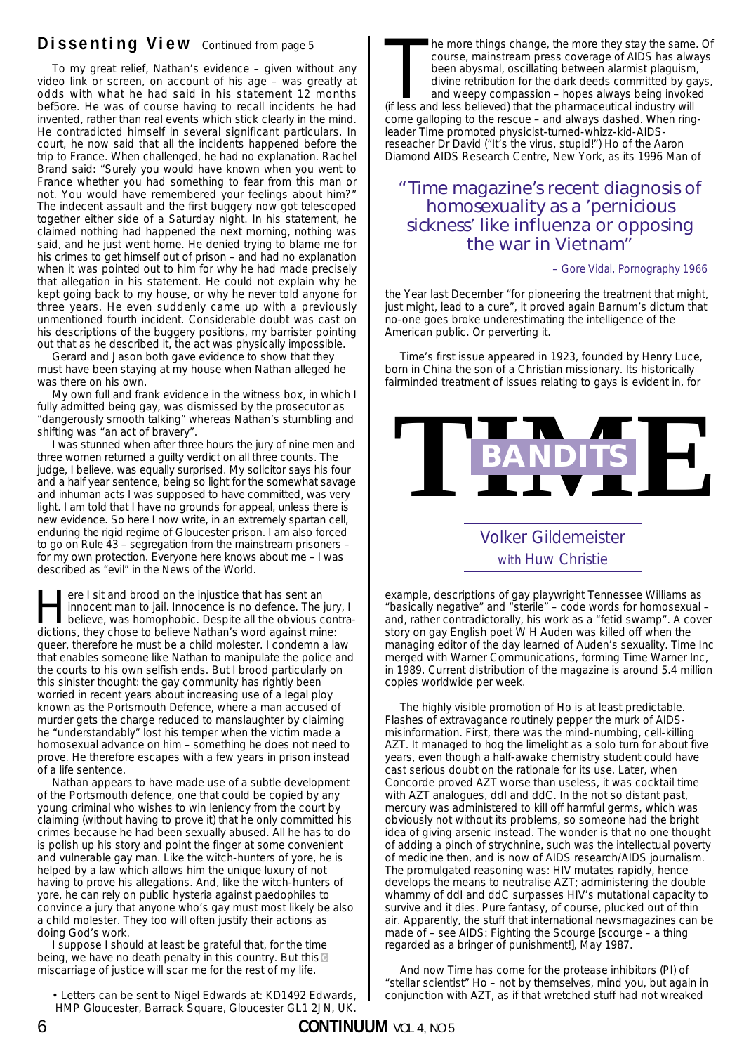## Dissenting View Continued from page 5

To my great relief, Nathan's evidence – given without any video link or screen, on account of his age – was greatly at odds with what he had said in his statement 12 months bef5ore. He was of course having to recall incidents he had invented, rather than real events which stick clearly in the mind. He contradicted himself in several significant particulars. In court, he now said that all the incidents happened before the trip to France. When challenged, he had no explanation. Rachel Brand said: "Surely you would have known when you went to France whether you had something to fear from this man or not. You would have remembered your feelings about him?" The indecent assault and the first buggery now got telescoped together either side of a Saturday night. In his statement, he claimed nothing had happened the next morning, nothing was said, and he just went home. He denied trying to blame me for his crimes to get himself out of prison – and had no explanation when it was pointed out to him for why he had made precisely that allegation in his statement. He could not explain why he kept going back to my house, or why he never told anyone for three years. He even suddenly came up with a previously unmentioned fourth incident. Considerable doubt was cast on his descriptions of the buggery positions, my barrister pointing out that as he described it, the act was physically impossible.

Gerard and Jason both gave evidence to show that they must have been staying at my house when Nathan alleged he was there on his own.

My own full and frank evidence in the witness box, in which I fully admitted being gay, was dismissed by the prosecutor as "dangerously smooth talking" whereas Nathan's stumbling and shifting was "an act of bravery".

I was stunned when after three hours the jury of nine men and three women returned a guilty verdict on all three counts. The judge, I believe, was equally surprised. My solicitor says his four and a half year sentence, being so light for the somewhat savage and inhuman acts I was supposed to have committed, was very light. I am told that I have no grounds for appeal, unless there is new evidence. So here I now write, in an extremely spartan cell, enduring the rigid regime of Gloucester prison. I am also forced to go on Rule 43 – segregation from the mainstream prisoners – for my own protection. Everyone here knows about me – I was described as "evil" in the News of the World.

Here I sit and brood on the injustice that has sent an innocent man to jail. Innocence is no defence. The jury, I believe, was homophobic. Despite all the obvious contradictions, they chose to believe Nathan's word against mine: queer, therefore he must be a child molester. I condemn a law that enables someone like Nathan to manipulate the police and the courts to his own selfish ends. But I brood particularly on this sinister thought: the gay community has rightly been worried in recent years about increasing use of a legal ploy known as the Portsmouth Defence, where a man accused of murder gets the charge reduced to manslaughter by claiming he "understandably" lost his temper when the victim made a homosexual advance on him – something he does not need to prove. He therefore escapes with a few years in prison instead of a life sentence.

Nathan appears to have made use of a subtle development of the Portsmouth defence, one that could be copied by any young criminal who wishes to win leniency from the court by claiming (without having to prove it) that he only committed his crimes because he had been sexually abused. All he has to do is polish up his story and point the finger at some convenient and vulnerable gay man. Like the witch-hunters of yore, he is helped by a law which allows him the unique luxury of not having to prove his allegations. And, like the witch-hunters of yore, he can rely on public hysteria against paedophiles to convince a jury that anyone who's gay must most likely be also a child molester. They too will often justify their actions as doing God's work.

I suppose I should at least be grateful that, for the time being, we have no death penalty in this country. But this miscarriage of justice will scar me for the rest of my life.

• Letters can be sent to Nigel Edwards at: KD1492 Edwards, HMP Gloucester, Barrack Square, Gloucester GL1 2JN, UK.

# TIME BANDITS

Volker Gildemeister with Huw Christie

The more things change, the more they stay the same. Of course, mainstream press coverage of AIDS has always been abysmal, oscillating between alarmist plaguism, divine retribution for the dark deeds committed by gays, and weepy compassion – hopes always being invoked (if less and less believed) that the pharmaceutical industry will come galloping to the rescue – and always dashed. When ringleader Time promoted physicist-turned-whizz-kid-AIDS-reseacher Dr David ("It's the virus, stupid!") Ho of the Aaron Diamond AIDS Research Centre, New York, as its 1996 Man of the Year last December "for pioneering the treatment that might, just might, lead to a cure", it proved again Barnum's dictum that no-one goes broke underestimating the intelligence of the American public. Or perverting it.

> "Time magazine's recent diagnosis of homosexuality as a 'pernicious sickness' like influenza or opposing the war in Vietnam"
>
> – Gore Vidal, Pornography 1966

Time's first issue appeared in 1923, founded by Henry Luce, born in China the son of a Christian missionary. Its historically fairminded treatment of issues relating to gays is evident in, for example, descriptions of gay playwright Tennessee Williams as "basically negative" and "sterile" – code words for homosexual – and, rather contradictorally, his work as a "fetid swamp". A cover story on gay English poet W H Auden was killed off when the managing editor of the day learned of Auden's sexuality. Time Inc merged with Warner Communications, forming Time Warner Inc, in 1989. Current distribution of the magazine is around 5.4 million copies worldwide per week.

The highly visible promotion of Ho is at least predictable. Flashes of extravagance routinely pepper the murk of AIDS-misinformation. First, there was the mind-numbing, cell-killing AZT. It managed to hog the limelight as a solo turn for about five years, even though a half-awake chemistry student could have cast serious doubt on the rationale for its use. Later, when Concorde proved AZT worse than useless, it was cocktail time with AZT analogues, ddI and ddC. In the not so distant past, mercury was administered to kill off harmful germs, which was obviously not without its problems, so someone had the bright idea of giving arsenic instead. The wonder is that no one thought of adding a pinch of strychnine, such was the intellectual poverty of medicine then, and is now of AIDS research/AIDS journalism. The promulgated reasoning was: HIV mutates rapidly, hence develops the means to neutralise AZT; administering the double whammy of ddI and ddC surpasses HIV's mutational capacity to survive and it dies. Pure fantasy, of course, plucked out of thin air. Apparently, the stuff that international newsmagazines can be made of – see AIDS: Fighting the Scourge [scourge – a thing regarded as a bringer of punishment!], May 1987.

And now Time has come for the protease inhibitors (PI) of "stellar scientist" Ho – not by themselves, mind you, but again in conjunction with AZT, as if that wretched stuff had not wreaked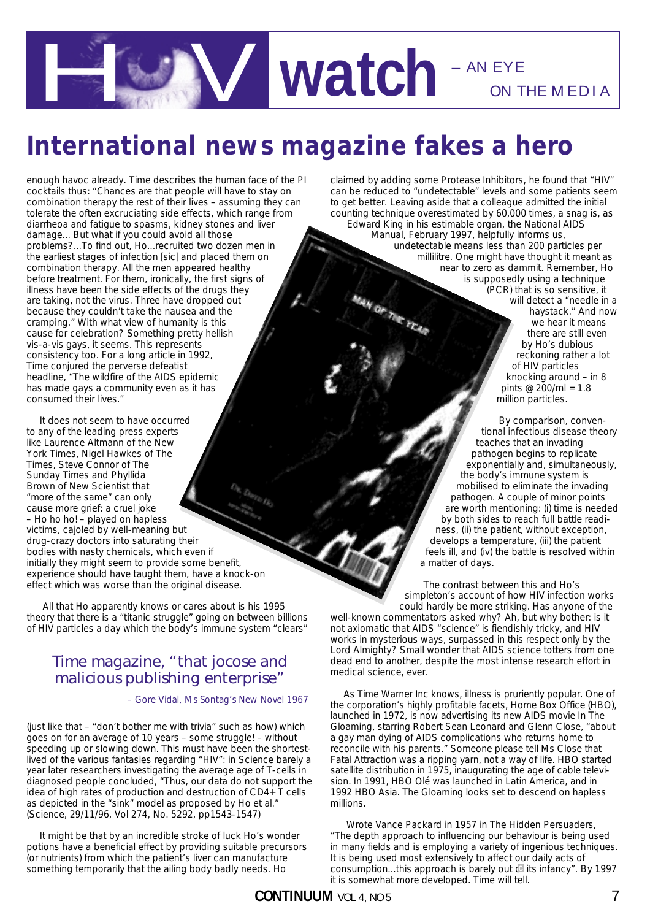# HIV watch – AN EYE ON THE MEDIA

## International news magazine fakes a hero

enough havoc already. Time describes the human face of the PI cocktails thus: "Chances are that people will have to stay on combination therapy the rest of their lives – assuming they can tolerate the often excruciating side effects, which range from diarrheoa and fatigue to spasms, kidney stones and liver damage... But what if you could avoid all those problems?...To find out, Ho...recruited two dozen men in the earliest stages of infection [sic] and placed them on combination therapy. All the men appeared healthy before treatment. For them, ironically, the first signs of illness have been the side effects of the drugs they are taking, not the virus. Three have dropped out because they couldn't take the nausea and the cramping." With what view of humanity is this cause for celebration? Something pretty hellish vis-a-vis gays, it seems. This represents consistency too. For a long article in 1992, Time conjured the perverse defeatist headline, "The wildfire of the AIDS epidemic has made gays a community even as it has consumed their lives."

It does not seem to have occurred to any of the leading press experts like Laurence Altmann of the New York Times, Nigel Hawkes of The Times, Steve Connor of The Sunday Times and Phyllida Brown of New Scientist that "more of the same" can only cause more grief: a cruel joke – Ho ho ho! – played on hapless victims, cajoled by well-meaning but drug-crazy doctors into saturating their bodies with nasty chemicals, which even if initially they might seem to provide some benefit, experience should have taught them, have a knock-on effect which was worse than the original disease.

All that Ho apparently knows or cares about is his 1995 theory that there is a "titanic struggle" going on between billions of HIV particles a day which the body's immune system "clears"

> ### Time magazine, "that jocose and malicious publishing enterprise"
>
> – Gore Vidal, Ms Sontag's New Novel 1967

(just like that – "don't bother me with trivia" such as how) which goes on for an average of 10 years – some struggle! – without speeding up or slowing down. This must have been the shortest-lived of the various fantasies regarding "HIV": in Science barely a year later researchers investigating the average age of T-cells in diagnosed people concluded, "Thus, our data do not support the idea of high rates of production and destruction of CD4+ T cells as depicted in the "sink" model as proposed by Ho et al." (Science, 29/11/96, Vol 274, No. 5292, pp1543-1547)

It might be that by an incredible stroke of luck Ho's wonder potions have a beneficial effect by providing suitable precursors (or nutrients) from which the patient's liver can manufacture something temporarily that the ailing body badly needs. Ho claimed by adding some Protease Inhibitors, he found that "HIV" can be reduced to "undetectable" levels and some patients seem to get better. Leaving aside that a colleague admitted the initial counting technique overestimated by 60,000 times, a snag is, as Edward King in his estimable organ, the National AIDS Manual, February 1997, helpfully informs us, undetectable means less than 200 particles per millilitre. One might have thought it meant as near to zero as dammit. Remember, Ho is supposedly using a technique (PCR) that is so sensitive, it will detect a "needle in a haystack." And now we hear it means there are still even by Ho's dubious reckoning rather a lot of HIV particles knocking around – in 8 pints @ 200/ml = 1.8 million particles.

By comparison, conventional infectious disease theory teaches that an invading pathogen begins to replicate exponentially and, simultaneously, the body's immune system is mobilised to eliminate the invading pathogen. A couple of minor points are worth mentioning: (i) time is needed by both sides to reach full battle readiness, (ii) the patient, without exception, develops a temperature, (iii) the patient feels ill, and (iv) the battle is resolved within a matter of days.

The contrast between this and Ho's simpleton's account of how HIV infection works could hardly be more striking. Has anyone of the well-known commentators asked why? Ah, but why bother: is it not axiomatic that AIDS "science" is fiendishly tricky, and HIV works in mysterious ways, surpassed in this respect only by the Lord Almighty? Small wonder that AIDS science totters from one dead end to another, despite the most intense research effort in medical science, ever.

As Time Warner Inc knows, illness is pruriently popular. One of the corporation's highly profitable facets, Home Box Office (HBO), launched in 1972, is now advertising its new AIDS movie In The Gloaming, starring Robert Sean Leonard and Glenn Close, "about a gay man dying of AIDS complications who returns home to reconcile with his parents." Someone please tell Ms Close that Fatal Attraction was a ripping yarn, not a way of life. HBO started satellite distribution in 1975, inaugurating the age of cable television. In 1991, HBO Olé was launched in Latin America, and in 1992 HBO Asia. The Gloaming looks set to descend on hapless millions.

Wrote Vance Packard in 1957 in The Hidden Persuaders, "The depth approach to influencing our behaviour is being used in many fields and is employing a variety of ingenious techniques. It is being used most extensively to affect our daily acts of consumption...this approach is barely out of its infancy". By 1997 it is somewhat more developed. Time will tell.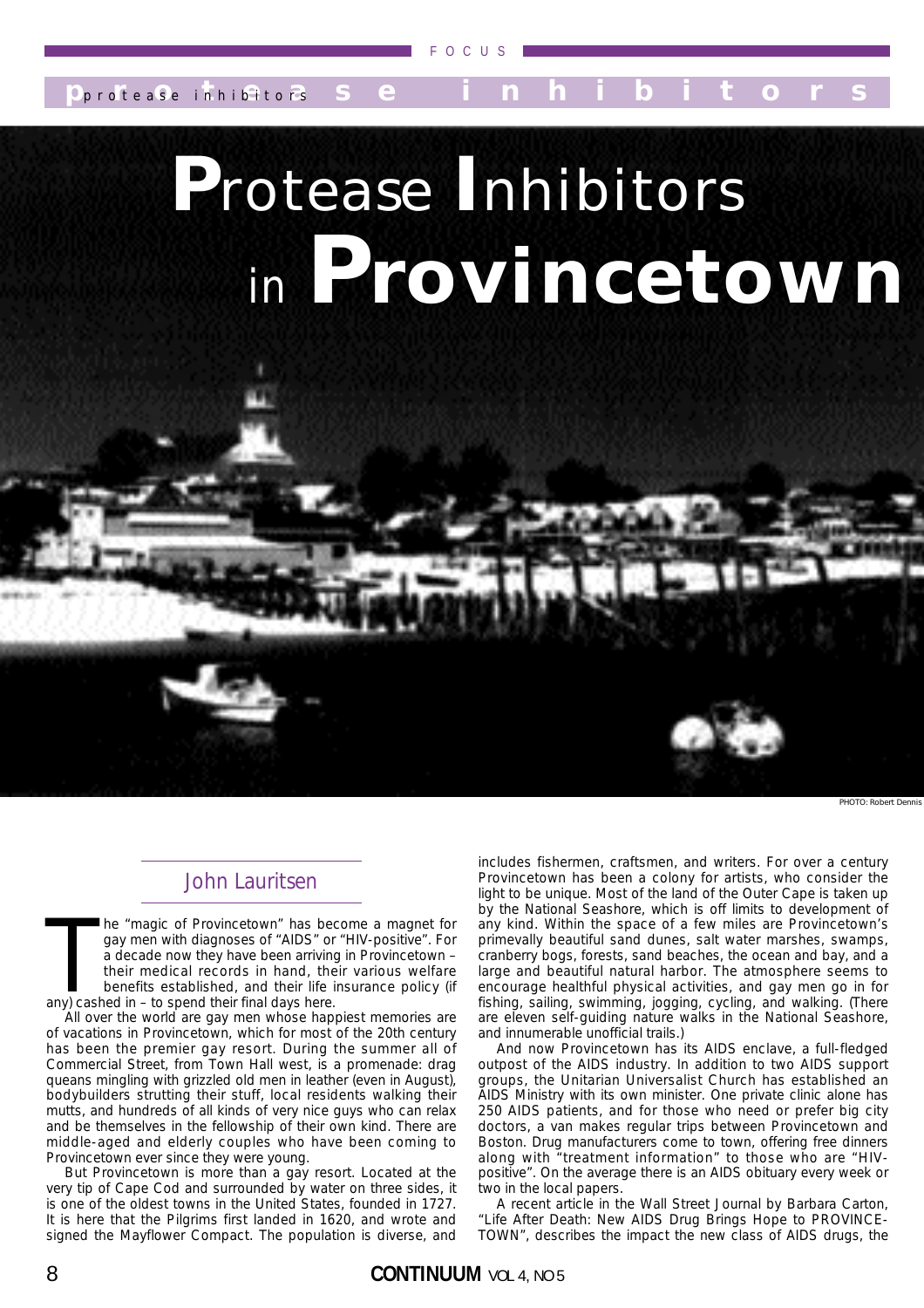# Protease Inhibitors in Provincetown

PHOTO: Robert Dennis

## John Lauritsen

The "magic of Provincetown" has become a magnet for gay men with diagnoses of "AIDS" or "HIV-positive". For a decade now they have been arriving in Provincetown – their medical records in hand, their various welfare benefits established, and their life insurance policy (if any) cashed in – to spend their final days here.

All over the world are gay men whose happiest memories are of vacations in Provincetown, which for most of the 20th century has been the premier gay resort. During the summer all of Commercial Street, from Town Hall west, is a promenade: drag queans mingling with grizzled old men in leather (even in August), bodybuilders strutting their stuff, local residents walking their mutts, and hundreds of all kinds of very nice guys who can relax and be themselves in the fellowship of their own kind. There are middle-aged and elderly couples who have been coming to Provincetown ever since they were young.

But Provincetown is more than a gay resort. Located at the very tip of Cape Cod and surrounded by water on three sides, it is one of the oldest towns in the United States, founded in 1727. It is here that the Pilgrims first landed in 1620, and wrote and signed the Mayflower Compact. The population is diverse, and includes fishermen, craftsmen, and writers. For over a century Provincetown has been a colony for artists, who consider the light to be unique. Most of the land of the Outer Cape is taken up by the National Seashore, which is off limits to development of any kind. Within the space of a few miles are Provincetown's primevally beautiful sand dunes, salt water marshes, swamps, cranberry bogs, forests, sand beaches, the ocean and bay, and a large and beautiful natural harbor. The atmosphere seems to encourage healthful physical activities, and gay men go in for fishing, sailing, swimming, jogging, cycling, and walking. (There are eleven self-guiding nature walks in the National Seashore, and innumerable unofficial trails.)

And now Provincetown has its AIDS enclave, a full-fledged outpost of the AIDS industry. In addition to two AIDS support groups, the Unitarian Universalist Church has established an AIDS Ministry with its own minister. One private clinic alone has 250 AIDS patients, and for those who need or prefer big city doctors, a van makes regular trips between Provincetown and Boston. Drug manufacturers come to town, offering free dinners along with "treatment information" to those who are "HIV-positive". On the average there is an AIDS obituary every week or two in the local papers.

A recent article in the Wall Street Journal by Barbara Carton, "Life After Death: New AIDS Drug Brings Hope to PROVINCETOWN", describes the impact the new class of AIDS drugs, the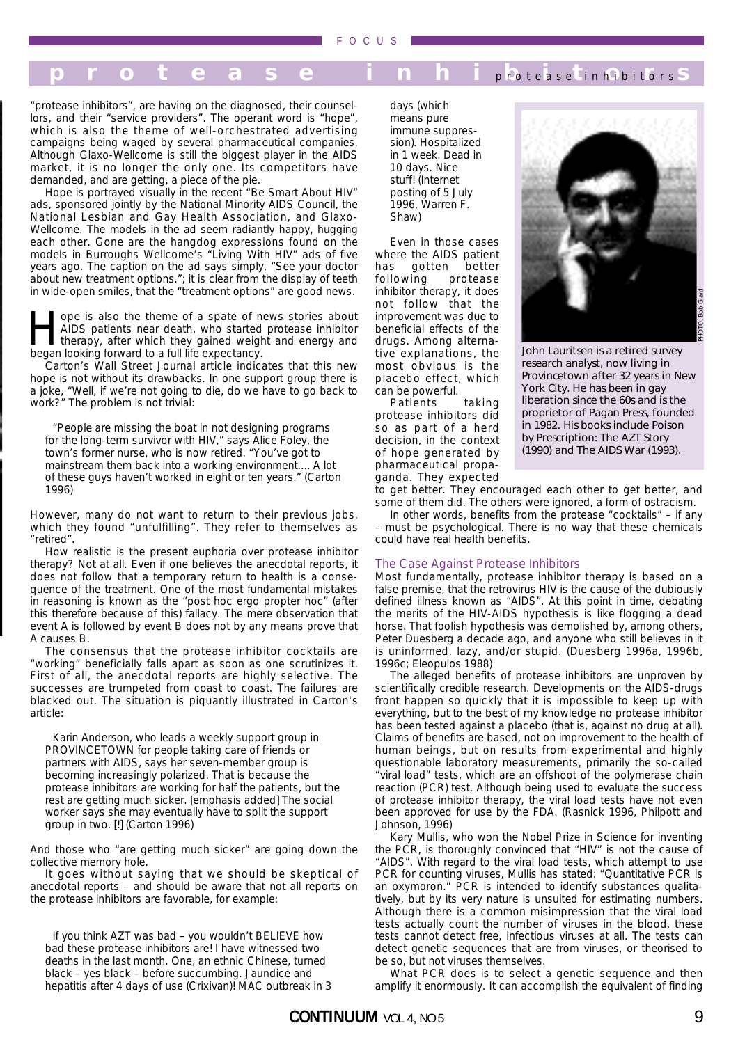"protease inhibitors", are having on the diagnosed, their counsellors, and their "service providers". The operant word is "hope", which is also the theme of well-orchestrated advertising campaigns being waged by several pharmaceutical companies. Although Glaxo-Wellcome is still the biggest player in the AIDS market, it is no longer the only one. Its competitors have demanded, and are getting, a piece of the pie.

Hope is portrayed visually in the recent "Be Smart About HIV" ads, sponsored jointly by the National Minority AIDS Council, the National Lesbian and Gay Health Association, and Glaxo-Wellcome. The models in the ad seem radiantly happy, hugging each other. Gone are the hangdog expressions found on the models in Burroughs Wellcome's "Living With HIV" ads of five years ago. The caption on the ad says simply, "See your doctor about new treatment options."; it is clear from the display of teeth in wide-open smiles, that the "treatment options" are good news.

Hope is also the theme of a spate of news stories about AIDS patients near death, who started protease inhibitor therapy, after which they gained weight and energy and began looking forward to a full life expectancy.

Carton's Wall Street Journal article indicates that this new hope is not without its drawbacks. In one support group there is a joke, "Well, if we're not going to die, do we have to go back to work?" The problem is not trivial:

> "People are missing the boat in not designing programs for the long-term survivor with HIV," says Alice Foley, the town's former nurse, who is now retired. "You've got to mainstream them back into a working environment.... A lot of these guys haven't worked in eight or ten years." (Carton 1996)

However, many do not want to return to their previous jobs, which they found "unfulfilling". They refer to themselves as "retired".

How realistic is the present euphoria over protease inhibitor therapy? Not at all. Even if one believes the anecdotal reports, it does not follow that a temporary return to health is a consequence of the treatment. One of the most fundamental mistakes in reasoning is known as the "post hoc ergo propter hoc" (after this therefore because of this) fallacy. The mere observation that event A is followed by event B does not by any means prove that A causes B.

The consensus that the protease inhibitor cocktails are "working" beneficially falls apart as soon as one scrutinizes it. First of all, the anecdotal reports are highly selective. The successes are trumpeted from coast to coast. The failures are blacked out. The situation is piquantly illustrated in Carton's article:

> Karin Anderson, who leads a weekly support group in PROVINCETOWN for people taking care of friends or partners with AIDS, says her seven-member group is becoming increasingly polarized. That is because the protease inhibitors are working for half the patients, but the rest are getting much sicker. [emphasis added] The social worker says she may eventually have to split the support group in two. [!] (Carton 1996)

And those who "are getting much sicker" are going down the collective memory hole.

It goes without saying that we should be skeptical of anecdotal reports – and should be aware that not all reports on the protease inhibitors are favorable, for example:

> If you think AZT was bad – you wouldn't BELIEVE how bad these protease inhibitors are! I have witnessed two deaths in the last month. One, an ethnic Chinese, turned black – yes black – before succumbing. Jaundice and hepatitis after 4 days of use (Crixivan)! MAC outbreak in 3 days (which means pure immune suppression). Hospitalized in 1 week. Dead in 10 days. Nice stuff! (Internet posting of 5 July 1996, Warren F. Shaw)

Even in those cases where the AIDS patient has gotten better following protease inhibitor therapy, it does not follow that the improvement was due to beneficial effects of the drugs. Among alternative explanations, the most obvious is the placebo effect, which can be powerful.

Patients taking protease inhibitors did so as part of a herd decision, in the context of hope generated by pharmaceutical propaganda. They expected to get better. They encouraged each other to get better, and some of them did. The others were ignored, a form of ostracism.

In other words, benefits from the protease "cocktails" – if any – must be psychological. There is no way that these chemicals could have real health benefits.

PHOTO: Bob Girard

John Lauritsen is a retired survey research analyst, now living in Provincetown after 32 years in New York City. He has been in gay liberation since the 60s and is the proprietor of Pagan Press, founded in 1982. His books include Poison by Prescription: The AZT Story (1990) and The AIDS War (1993).

## The Case Against Protease Inhibitors

Most fundamentally, protease inhibitor therapy is based on a false premise, that the retrovirus HIV is the cause of the dubiously defined illness known as "AIDS". At this point in time, debating the merits of the HIV-AIDS hypothesis is like flogging a dead horse. That foolish hypothesis was demolished by, among others, Peter Duesberg a decade ago, and anyone who still believes in it is uninformed, lazy, and/or stupid. (Duesberg 1996a, 1996b, 1996c; Eleopulos 1988)

The alleged benefits of protease inhibitors are unproven by scientifically credible research. Developments on the AIDS-drugs front happen so quickly that it is impossible to keep up with everything, but to the best of my knowledge no protease inhibitor has been tested against a placebo (that is, against no drug at all). Claims of benefits are based, not on improvement to the health of human beings, but on results from experimental and highly questionable laboratory measurements, primarily the so-called "viral load" tests, which are an offshoot of the polymerase chain reaction (PCR) test. Although being used to evaluate the success of protease inhibitor therapy, the viral load tests have not even been approved for use by the FDA. (Rasnick 1996, Philpott and Johnson, 1996)

Kary Mullis, who won the Nobel Prize in Science for inventing the PCR, is thoroughly convinced that "HIV" is not the cause of "AIDS". With regard to the viral load tests, which attempt to use PCR for counting viruses, Mullis has stated: "Quantitative PCR is an oxymoron." PCR is intended to identify substances qualitatively, but by its very nature is unsuited for estimating numbers. Although there is a common misimpression that the viral load tests actually count the number of viruses in the blood, these tests cannot detect free, infectious viruses at all. The tests can detect genetic sequences that are from viruses, or theorised to be so, but not viruses themselves.

What PCR does is to select a genetic sequence and then amplify it enormously. It can accomplish the equivalent of finding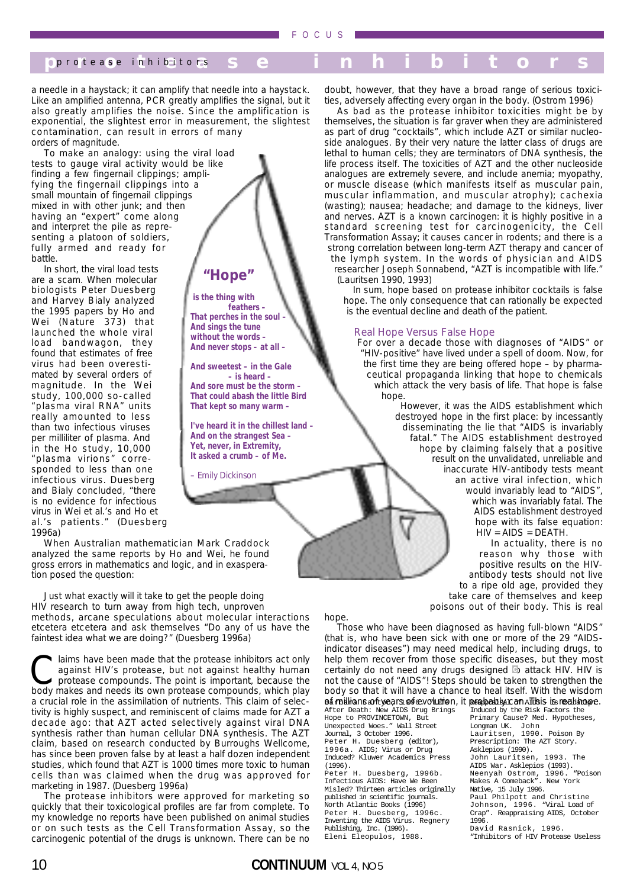a needle in a haystack; it can amplify that needle into a haystack. Like an amplified antenna, PCR greatly amplifies the signal, but it also greatly amplifies the noise. Since the amplification is exponential, the slightest error in measurement, the slightest contamination, can result in errors of many orders of magnitude.

To make an analogy: using the viral load tests to gauge viral activity would be like finding a few fingernail clippings; amplifying the fingernail clippings into a small mountain of fingernail clippings mixed in with other junk; and then having an "expert" come along and interpret the pile as representing a platoon of soldiers, fully armed and ready for battle.

In short, the viral load tests are a scam. When molecular biologists Peter Duesberg and Harvey Bialy analyzed the 1995 papers by Ho and Wei (Nature 373) that launched the whole viral load bandwagon, they found that estimates of free virus had been overestimated by several orders of magnitude. In the Wei study, 100,000 so-called "plasma viral RNA" units really amounted to less than two infectious viruses per milliliter of plasma. And in the Ho study, 10,000 "plasma virions" corresponded to less than one infectious virus. Duesberg and Bialy concluded, "there is no evidence for infectious virus in Wei et al.'s and Ho et al.'s patients." (Duesberg 1996a)

When Australian mathematician Mark Craddock analyzed the same reports by Ho and Wei, he found gross errors in mathematics and logic, and in exasperation posed the question:

> Just what exactly will it take to get the people doing HIV research to turn away from high tech, unproven methods, arcane speculations about molecular interactions etcetera etcetera and ask themselves "Do any of us have the faintest idea what we are doing?" (Duesberg 1996a)

> **"Hope"**
>
> **is the thing with feathers –**
> **That perches in the soul –**
> **And sings the tune without the words –**
> **And never stops – at all –**
>
> **And sweetest – in the Gale – is heard –**
> **And sore must be the storm –**
> **That could abash the little Bird**
> **That kept so many warm –**
>
> **I've heard it in the chillest land –**
> **And on the strangest Sea –**
> **Yet, never, in Extremity,**
> **It asked a crumb – of Me.**
>
> – Emily Dickinson

Claims have been made that the protease inhibitors act only against HIV's protease, but not against healthy human protease compounds. The point is important, because the body makes and needs its own protease compounds, which play a crucial role in the assimilation of nutrients. This claim of selectivity is highly suspect, and reminiscent of claims made for AZT a decade ago: that AZT acted selectively against viral DNA synthesis rather than human cellular DNA synthesis. The AZT claim, based on research conducted by Burroughs Wellcome, has since been proven false by at least a half dozen independent studies, which found that AZT is 1000 times more toxic to human cells than was claimed when the drug was approved for marketing in 1987. (Duesberg 1996a)

The protease inhibitors were approved for marketing so quickly that their toxicological profiles are far from complete. To my knowledge no reports have been published on animal studies or on such tests as the Cell Transformation Assay, so the carcinogenic potential of the drugs is unknown. There can be no doubt, however, that they have a broad range of serious toxicities, adversely affecting every organ in the body. (Ostrom 1996)

As bad as the protease inhibitor toxicities might be by themselves, the situation is far graver when they are administered as part of drug "cocktails", which include AZT or similar nucleoside analogues. By their very nature the latter class of drugs are lethal to human cells; they are terminators of DNA synthesis, the life process itself. The toxicities of AZT and the other nucleoside analogues are extremely severe, and include anemia; myopathy, or muscle disease (which manifests itself as muscular pain, muscular inflammation, and muscular atrophy); cachexia (wasting); nausea; headache; and damage to the kidneys, liver and nerves. AZT is a known carcinogen: it is highly positive in a standard screening test for carcinogenicity, the Cell Transformation Assay; it causes cancer in rodents; and there is a strong correlation between long-term AZT therapy and cancer of the lymph system. In the words of physician and AIDS researcher Joseph Sonnabend, "AZT is incompatible with life." (Lauritsen 1990, 1993)

In sum, hope based on protease inhibitor cocktails is false hope. The only consequence that can rationally be expected is the eventual decline and death of the patient.

## Real Hope Versus False Hope

For over a decade those with diagnoses of "AIDS" or "HIV-positive" have lived under a spell of doom. Now, for the first time they are being offered hope – by pharmaceutical propaganda linking that hope to chemicals which attack the very basis of life. That hope is false hope.

However, it was the AIDS establishment which destroyed hope in the first place: by incessantly disseminating the lie that "AIDS is invariably fatal." The AIDS establishment destroyed hope by claiming falsely that a positive result on the unvalidated, unreliable and inaccurate HIV-antibody tests meant an active viral infection, which would invariably lead to "AIDS", which was invariably fatal. The AIDS establishment destroyed hope with its false equation: HIV = AIDS = DEATH.

In actuality, there is no reason why those with positive results on the HIV-antibody tests should not live to a ripe old age, provided they take care of themselves and keep poisons out of their body. This is real hope.

Those who have been diagnosed as having full-blown "AIDS" (that is, who have been sick with one or more of the 29 "AIDS-indicator diseases") may need medical help, including drugs, to help them recover from those specific diseases, but they most certainly do not need any drugs designed to attack HIV. HIV is not the cause of "AIDS"! Steps should be taken to strengthen the body so that it will have a chance to heal itself. With the wisdom of millions of years of evolution, it probably can. This is real hope.

After Death: New AIDS Drug Brings Hope to PROVINCETOWN, But Unexpected Woes." Wall Street Journal, 3 October 1996.

Peter H. Duesberg (editor), 1996a. AIDS; Virus or Drug Induced? Kluwer Academics Press (1996).

Peter H. Duesberg, 1996b. Infectious AIDS: Have We Been Misled? Thirteen articles originally published in scientific journals. North Atlantic Books (1996)

Peter H. Duesberg, 1996c. Inventing the AIDS Virus. Regnery Publishing, Inc. (1996).

Eleni Eleopulos, 1988. ... Induced by the Risk Factors the Primary Cause? Med. Hypotheses, Longman UK.

John Lauritsen, 1990. Poison By Prescription: The AZT Story. Asklepios (1990).

John Lauritsen, 1993. The AIDS War. Asklepios (1993).

Neenyah Ostrom, 1996. "Poison Makes A Comeback". New York Native, 15 July 1996.

Paul Philpott and Christine Johnson, 1996. "Viral Load of Crap". Reappraising AIDS, October 1996.

David Rasnick, 1996. "Inhibitors of HIV Protease Useless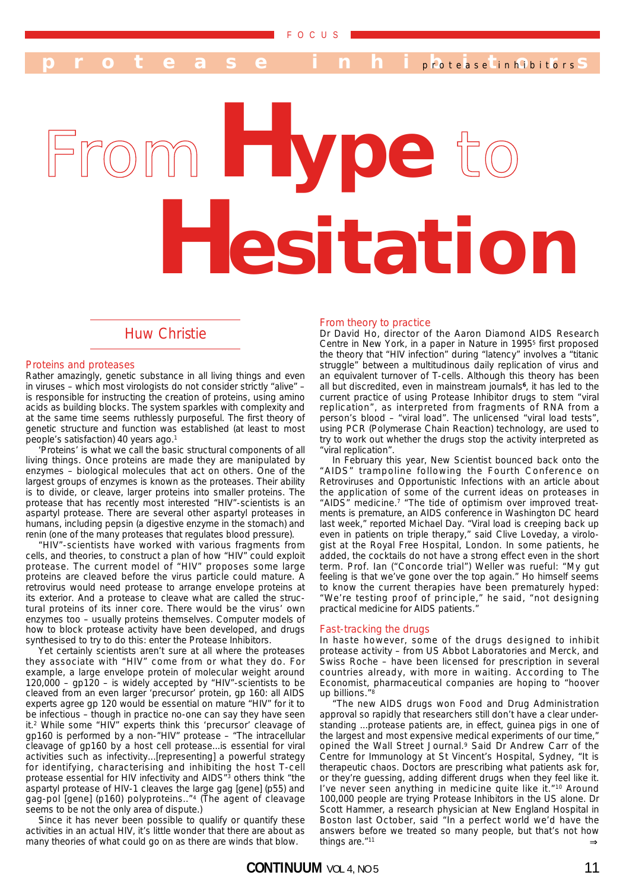# From Hype to Hesitation

## Huw Christie

### Proteins and proteases

Rather amazingly, genetic substance in all living things and even in viruses – which most virologists do not consider strictly "alive" – is responsible for instructing the creation of proteins, using amino acids as building blocks. The system sparkles with complexity and at the same time seems ruthlessly purposeful. The first theory of genetic structure and function was established (at least to most people's satisfaction) 40 years ago.[1]

'Proteins' is what we call the basic structural components of all living things. Once proteins are made they are manipulated by enzymes – biological molecules that act on others. One of the largest groups of enzymes is known as the proteases. Their ability is to divide, or cleave, larger proteins into smaller proteins. The protease that has recently most interested "HIV"-scientists is an aspartyl protease. There are several other aspartyl proteases in humans, including pepsin (a digestive enzyme in the stomach) and renin (one of the many proteases that regulates blood pressure).

"HIV"-scientists have worked with various fragments from cells, and theories, to construct a plan of how "HIV" could exploit protease. The current model of "HIV" proposes some large proteins are cleaved before the virus particle could mature. A retrovirus would need protease to arrange envelope proteins at its exterior. And a protease to cleave what are called the structural proteins of its inner core. There would be the virus' own enzymes too – usually proteins themselves. Computer models of how to block protease activity have been developed, and drugs synthesised to try to do this: enter the Protease Inhibitors.

Yet certainly scientists aren't sure at all where the proteases they associate with "HIV" come from or what they do. For example, a large envelope protein of molecular weight around 120,000 – gp120 – is widely accepted by "HIV"-scientists to be cleaved from an even larger 'precursor' protein, gp 160: all AIDS experts agree gp 120 would be essential on mature "HIV" for it to be infectious – though in practice no-one can say they have seen it.[2] While some "HIV" experts think this 'precursor' cleavage of gp160 is performed by a non-"HIV" protease – "The intracellular cleavage of gp160 by a host cell protease...is essential for viral activities such as infectivity...[representing] a powerful strategy for identifying, characterising and inhibiting the host T-cell protease essential for HIV infectivity and AIDS"[3] others think "the aspartyl protease of HIV-1 cleaves the large gag [gene] (p55) and gag-pol [gene] (p160) polyproteins.."[4] (The agent of cleavage seems to be not the only area of dispute.)

Since it has never been possible to qualify or quantify these activities in an actual HIV, it's little wonder that there are about as many theories of what could go on as there are winds that blow.

### From theory to practice

Dr David Ho, director of the Aaron Diamond AIDS Research Centre in New York, in a paper in Nature in 1995[5] first proposed the theory that "HIV infection" during "latency" involves a "titanic struggle" between a multitudinous daily replication of virus and an equivalent turnover of T-cells. Although this theory has been all but discredited, even in mainstream journals[6], it has led to the current practice of using Protease Inhibitor drugs to stem "viral replication", as interpreted from fragments of RNA from a person's blood – "viral load". The unlicensed "viral load tests", using PCR (Polymerase Chain Reaction) technology, are used to try to work out whether the drugs stop the activity interpreted as "viral replication".

In February this year, New Scientist bounced back onto the "AIDS" trampoline following the Fourth Conference on Retroviruses and Opportunistic Infections with an article about the application of some of the current ideas on proteases in "AIDS" medicine.[7] "The tide of optimism over improved treatments is premature, an AIDS conference in Washington DC heard last week," reported Michael Day. "Viral load is creeping back up even in patients on triple therapy," said Clive Loveday, a virologist at the Royal Free Hospital, London. In some patients, he added, the cocktails do not have a strong effect even in the short term. Prof. Ian ("Concorde trial") Weller was rueful: "My gut feeling is that we've gone over the top again." Ho himself seems to know the current therapies have been prematurely hyped: "We're testing proof of principle," he said, "not designing practical medicine for AIDS patients."

### Fast-tracking the drugs

In haste however, some of the drugs designed to inhibit protease activity – from US Abbot Laboratories and Merck, and Swiss Roche – have been licensed for prescription in several countries already, with more in waiting. According to The Economist, pharmaceutical companies are hoping to "hoover up billions."[8]

"The new AIDS drugs won Food and Drug Administration approval so rapidly that researchers still don't have a clear understanding ...protease patients are, in effect, guinea pigs in one of the largest and most expensive medical experiments of our time," opined the Wall Street Journal.[9] Said Dr Andrew Carr of the Centre for Immunology at St Vincent's Hospital, Sydney, "It is therapeutic chaos. Doctors are prescribing what patients ask for, or they're guessing, adding different drugs when they feel like it. I've never seen anything in medicine quite like it."[10] Around 100,000 people are trying Protease Inhibitors in the US alone. Dr Scott Hammer, a research physician at New England Hospital in Boston last October, said "In a perfect world we'd have the answers before we treated so many people, but that's not how things are."[11] ⇒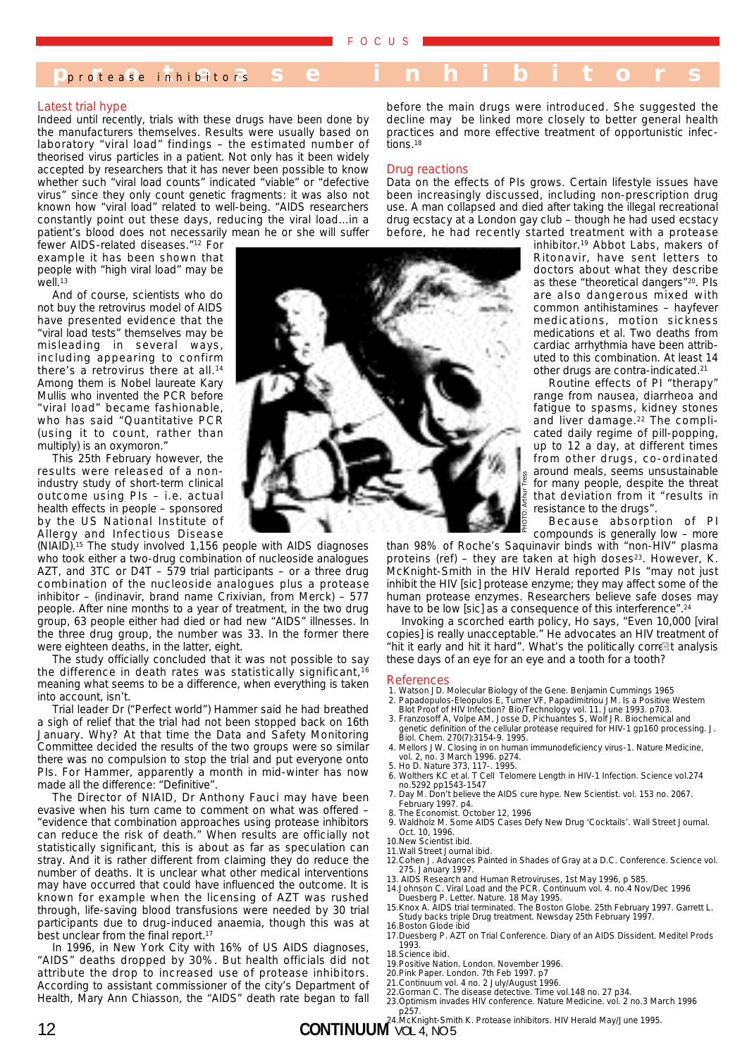## Latest trial hype

Indeed until recently, trials with these drugs have been done by the manufacturers themselves. Results were usually based on laboratory "viral load" findings – the estimated number of theorised virus particles in a patient. Not only has it been widely accepted by researchers that it has never been possible to know whether such "viral load counts" indicated "viable" or "defective virus" since they only count genetic fragments: it was also not known how "viral load" related to well-being. "AIDS researchers constantly point out these days, reducing the viral load...in a patient's blood does not necessarily mean he or she will suffer fewer AIDS-related diseases."[12] For example it has been shown that people with "high viral load" may be well.[13]

And of course, scientists who do not buy the retrovirus model of AIDS have presented evidence that the "viral load tests" themselves may be misleading in several ways, including appearing to confirm there's a retrovirus there at all.[14] Among them is Nobel laureate Kary Mullis who invented the PCR before "viral load" became fashionable, who has said "Quantitative PCR (using it to count, rather than multiply) is an oxymoron."

This 25th February however, the results were released of a non-industry study of short-term clinical outcome using PIs – i.e. actual health effects in people – sponsored by the US National Institute of Allergy and Infectious Disease (NIAID).[15] The study involved 1,156 people with AIDS diagnoses who took either a two-drug combination of nucleoside analogues AZT, and 3TC or D4T – 579 trial participants – or a three drug combination of the nucleoside analogues plus a protease inhibitor – (indinavir, brand name Crixivian, from Merck) – 577 people. After nine months to a year of treatment, in the two drug group, 63 people either had died or had new "AIDS" illnesses. In the three drug group, the number was 33. In the former there were eighteen deaths, in the latter, eight.

The study officially concluded that it was not possible to say the difference in death rates was statistically significant,[16] meaning what seems to be a difference, when everything is taken into account, isn't.

Trial leader Dr ("Perfect world") Hammer said he had breathed a sigh of relief that the trial had not been stopped back on 16th January. Why? At that time the Data and Safety Monitoring Committee decided the results of the two groups were so similar there was no compulsion to stop the trial and put everyone onto PIs. For Hammer, apparently a month in mid-winter has now made all the difference: "Definitive".

The Director of NIAID, Dr Anthony Fauci may have been evasive when his turn came to comment on what was offered – "evidence that combination approaches using protease inhibitors can reduce the risk of death." When results are officially not statistically significant, this is about as far as speculation can stray. And it is rather different from claiming they do reduce the number of deaths. It is unclear what other medical interventions may have occurred that could have influenced the outcome. It is known for example when the licensing of AZT was rushed through, life-saving blood transfusions were needed by 30 trial participants due to drug-induced anaemia, though this was at best unclear from the final report.[17]

In 1996, in New York City with 16% of US AIDS diagnoses, "AIDS" deaths dropped by 30%. But health officials did not attribute the drop to increased use of protease inhibitors. According to assistant commissioner of the city's Department of Health, Mary Ann Chiasson, the "AIDS" death rate began to fall before the main drugs were introduced. She suggested the decline may be linked more closely to better general health practices and more effective treatment of opportunistic infections.[18]

## Drug reactions

Data on the effects of PIs grows. Certain lifestyle issues have been increasingly discussed, including non-prescription drug use. A man collapsed and died after taking the illegal recreational drug ecstacy at a London gay club – though he had used ecstacy before, he had recently started treatment with a protease inhibitor.[19] Abbot Labs, makers of Ritonavir, have sent letters to doctors about what they describe as these "theoretical dangers"[20]. PIs are also dangerous mixed with common antihistamines – hayfever medications, motion sickness medications et al. Two deaths from cardiac arrhythmia have been attributed to this combination. At least 14 other drugs are contra-indicated.[21]

Routine effects of PI "therapy" range from nausea, diarrhoea and fatigue to spasms, kidney stones and liver damage.[22] The complicated daily regime of pill-popping, up to 12 a day, at different times from other drugs, co-ordinated around meals, seems unsustainable for many people, despite the threat that deviation from it "results in resistance to the drugs".

Because absorption of PI compounds is generally low – more than 98% of Roche's Saquinavir binds with "non-HIV" plasma proteins (ref) – they are taken at high doses[23]. However, K. McKnight-Smith in the HIV Herald reported PIs "may not just inhibit the HIV [sic] protease enzyme; they may affect some of the human protease enzymes. Researchers believe safe doses may have to be low [sic] as a consequence of this interference".[24]

Invoking a scorched earth policy, Ho says, "Even 10,000 [viral copies] is really unacceptable." He advocates an HIV treatment of "hit it early and hit it hard". What's the politically correct analysis these days of an eye for an eye and a tooth for a tooth?

PHOTO: Arthur Tress

## References

1. Watson J D. Molecular Biology of the Gene. Benjamin Cummings 1965
2. Papadopulos-Eleopulos E, Turner VF, Papadimitriou J M. Is a Positive Western Blot Proof of HIV Infection? Bio/Technology vol. 11. June 1993. p703.
3. Franzosoff A, Volpe AM, Josse D, Pichuantes S, Wolf J R. Biochemical and genetic definition of the cellular protease required for HIV-1 gp160 processing. J. Biol. Chem. 270(7):3154-9. 1995.
4. Mellors J W. Closing in on human immunodeficiency virus-1. Nature Medicine, vol. 2, no. 3 March 1996. p274.
5. Ho D. Nature 373, 117-. 1995.
6. Wolthers KC et al. T Cell Telomere Length in HIV-1 Infection. Science vol.274 no.5292 pp1543-1547
7. Day M. Don't believe the AIDS cure hype. New Scientist. vol. 153 no. 2067. February 1997. p4.
8. The Economist. October 12, 1996
9. Waldholz M. Some AIDS Cases Defy New Drug 'Cocktails'. Wall Street Journal. Oct. 10, 1996.
10. New Scientist ibid.
11. Wall Street Journal ibid.
12. Cohen J. Advances Painted in Shades of Gray at a D.C. Conference. Science vol. 275. January 1997.
13. AIDS Research and Human Retroviruses, 1st May 1996, p 585.
14. Johnson C. Viral Load and the PCR. Continuum vol. 4. no.4 Nov/Dec 1996 Duesberg P. Letter. Nature. 18 May 1995.
15. Knox A. AIDS trial terminated. The Boston Globe. 25th February 1997. Garrett L. Study backs triple Drug treatment. Newsday 25th February 1997.
16. Boston Glode ibid
17. Duesberg P. AZT on Trial Conference. Diary of an AIDS Dissident. Meditel Prods 1993.
18. Science ibid.
19. Positive Nation. London. November 1996.
20. Pink Paper. London. 7th Feb 1997. p7
21. Continuum vol. 4 no. 2 July/August 1996.
22. Gorman C. The disease detective. Time vol.148 no. 27 p34.
23. Optimism invades HIV conference. Nature Medicine. vol. 2 no.3 March 1996 p257.
24. McKnight-Smith K. Protease inhibitors. HIV Herald May/June 1995.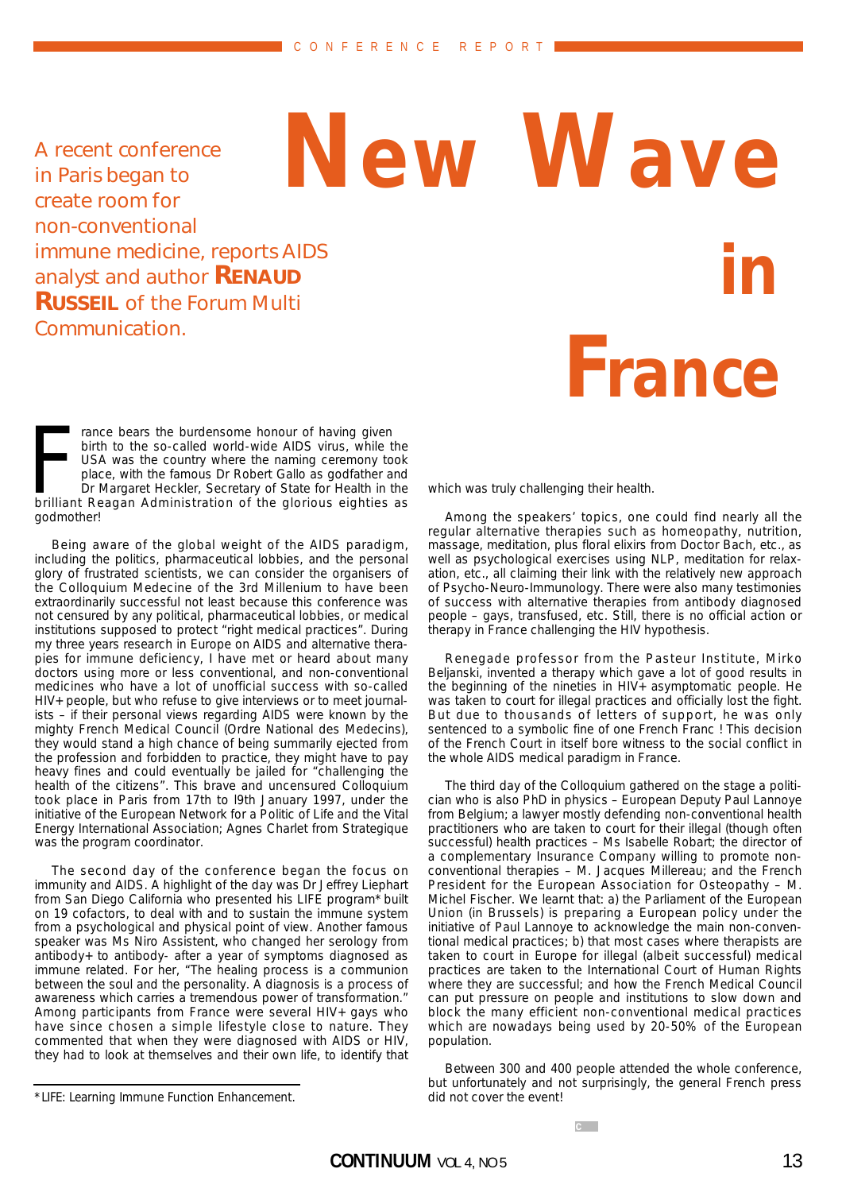CONFERENCE REPORT

# New Wave in France

A recent conference in Paris began to create room for non-conventional immune medicine, reports AIDS analyst and author **Renaud Russeil** of the Forum Multi Communication.

France bears the burdensome honour of having given birth to the so-called world-wide AIDS virus, while the USA was the country where the naming ceremony took place, with the famous Dr Robert Gallo as godfather and Dr Margaret Heckler, Secretary of State for Health in the brilliant Reagan Administration of the glorious eighties as godmother!

Being aware of the global weight of the AIDS paradigm, including the politics, pharmaceutical lobbies, and the personal glory of frustrated scientists, we can consider the organisers of the Colloquium Medecine of the 3rd Millenium to have been extraordinarily successful not least because this conference was not censured by any political, pharmaceutical lobbies, or medical institutions supposed to protect "right medical practices". During my three years research in Europe on AIDS and alternative therapies for immune deficiency, I have met or heard about many doctors using more or less conventional, and non-conventional medicines who have a lot of unofficial success with so-called HIV+ people, but who refuse to give interviews or to meet journalists – if their personal views regarding AIDS were known by the mighty French Medical Council (Ordre National des Medecins), they would stand a high chance of being summarily ejected from the profession and forbidden to practice, they might have to pay heavy fines and could eventually be jailed for "challenging the health of the citizens". This brave and uncensured Colloquium took place in Paris from 17th to l9th January 1997, under the initiative of the European Network for a Politic of Life and the Vital Energy International Association; Agnes Charlet from Strategique was the program coordinator.

The second day of the conference began the focus on immunity and AIDS. A highlight of the day was Dr Jeffrey Liephart from San Diego California who presented his LIFE program* built on 19 cofactors, to deal with and to sustain the immune system from a psychological and physical point of view. Another famous speaker was Ms Niro Assistent, who changed her serology from antibody+ to antibody- after a year of symptoms diagnosed as immune related. For her, "The healing process is a communion between the soul and the personality. A diagnosis is a process of awareness which carries a tremendous power of transformation." Among participants from France were several HIV+ gays who have since chosen a simple lifestyle close to nature. They commented that when they were diagnosed with AIDS or HIV, they had to look at themselves and their own life, to identify that which was truly challenging their health.

Among the speakers' topics, one could find nearly all the regular alternative therapies such as homeopathy, nutrition, massage, meditation, plus floral elixirs from Doctor Bach, etc., as well as psychological exercises using NLP, meditation for relaxation, etc., all claiming their link with the relatively new approach of Psycho-Neuro-Immunology. There were also many testimonies of success with alternative therapies from antibody diagnosed people – gays, transfused, etc. Still, there is no official action or therapy in France challenging the HIV hypothesis.

Renegade professor from the Pasteur Institute, Mirko Beljanski, invented a therapy which gave a lot of good results in the beginning of the nineties in HIV+ asymptomatic people. He was taken to court for illegal practices and officially lost the fight. But due to thousands of letters of support, he was only sentenced to a symbolic fine of one French Franc ! This decision of the French Court in itself bore witness to the social conflict in the whole AIDS medical paradigm in France.

The third day of the Colloquium gathered on the stage a politician who is also PhD in physics – European Deputy Paul Lannoye from Belgium; a lawyer mostly defending non-conventional health practitioners who are taken to court for their illegal (though often successful) health practices – Ms Isabelle Robart; the director of a complementary Insurance Company willing to promote non-conventional therapies – M. Jacques Millereau; and the French President for the European Association for Osteopathy – M. Michel Fischer. We learnt that: a) the Parliament of the European Union (in Brussels) is preparing a European policy under the initiative of Paul Lannoye to acknowledge the main non-conventional medical practices; b) that most cases where therapists are taken to court in Europe for illegal (albeit successful) medical practices are taken to the International Court of Human Rights where they are successful; and how the French Medical Council can put pressure on people and institutions to slow down and block the many efficient non-conventional medical practices which are nowadays being used by 20-50% of the European population.

Between 300 and 400 people attended the whole conference, but unfortunately and not surprisingly, the general French press did not cover the event!

*LIFE: Learning Immune Function Enhancement.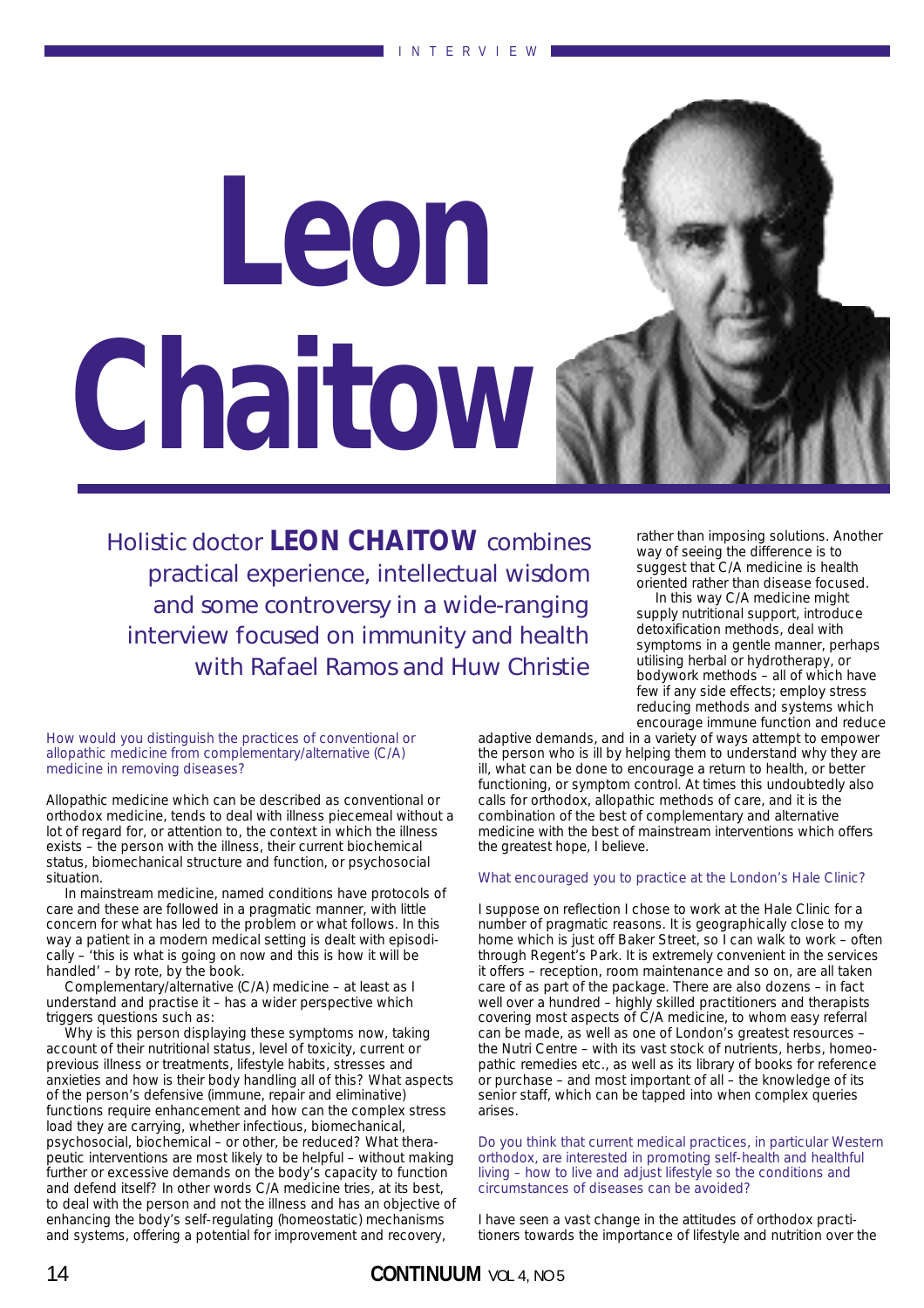# Leon Chaitow

Holistic doctor **LEON CHAITOW** combines practical experience, intellectual wisdom and some controversy in a wide-ranging interview focused on immunity and health with Rafael Ramos and Huw Christie

How would you distinguish the practices of conventional or allopathic medicine from complementary/alternative (C/A) medicine in removing diseases?

Allopathic medicine which can be described as conventional or orthodox medicine, tends to deal with illness piecemeal without a lot of regard for, or attention to, the context in which the illness exists – the person with the illness, their current biochemical status, biomechanical structure and function, or psychosocial situation.

In mainstream medicine, named conditions have protocols of care and these are followed in a pragmatic manner, with little concern for what has led to the problem or what follows. In this way a patient in a modern medical setting is dealt with episodically – 'this is what is going on now and this is how it will be handled' – by rote, by the book.

Complementary/alternative (C/A) medicine – at least as I understand and practise it – has a wider perspective which triggers questions such as:

Why is this person displaying these symptoms now, taking account of their nutritional status, level of toxicity, current or previous illness or treatments, lifestyle habits, stresses and anxieties and how is their body handling all of this? What aspects of the person's defensive (immune, repair and eliminative) functions require enhancement and how can the complex stress load they are carrying, whether infectious, biomechanical, psychosocial, biochemical – or other, be reduced? What therapeutic interventions are most likely to be helpful – without making further or excessive demands on the body's capacity to function and defend itself? In other words C/A medicine tries, at its best, to deal with the person and not the illness and has an objective of enhancing the body's self-regulating (homeostatic) mechanisms and systems, offering a potential for improvement and recovery, rather than imposing solutions. Another way of seeing the difference is to suggest that C/A medicine is health oriented rather than disease focused.

In this way C/A medicine might supply nutritional support, introduce detoxification methods, deal with symptoms in a gentle manner, perhaps utilising herbal or hydrotherapy, or bodywork methods – all of which have few if any side effects; employ stress reducing methods and systems which encourage immune function and reduce adaptive demands, and in a variety of ways attempt to empower the person who is ill by helping them to understand why they are ill, what can be done to encourage a return to health, or better functioning, or symptom control. At times this undoubtedly also calls for orthodox, allopathic methods of care, and it is the combination of the best of complementary and alternative medicine with the best of mainstream interventions which offers the greatest hope, I believe.

What encouraged you to practice at the London's Hale Clinic?

I suppose on reflection I chose to work at the Hale Clinic for a number of pragmatic reasons. It is geographically close to my home which is just off Baker Street, so I can walk to work – often through Regent's Park. It is extremely convenient in the services it offers – reception, room maintenance and so on, are all taken care of as part of the package. There are also dozens – in fact well over a hundred – highly skilled practitioners and therapists covering most aspects of C/A medicine, to whom easy referral can be made, as well as one of London's greatest resources – the Nutri Centre – with its vast stock of nutrients, herbs, homeopathic remedies etc., as well as its library of books for reference or purchase – and most important of all – the knowledge of its senior staff, which can be tapped into when complex queries arises.

Do you think that current medical practices, in particular Western orthodox, are interested in promoting self-health and healthful living – how to live and adjust lifestyle so the conditions and circumstances of diseases can be avoided?

I have seen a vast change in the attitudes of orthodox practitioners towards the importance of lifestyle and nutrition over the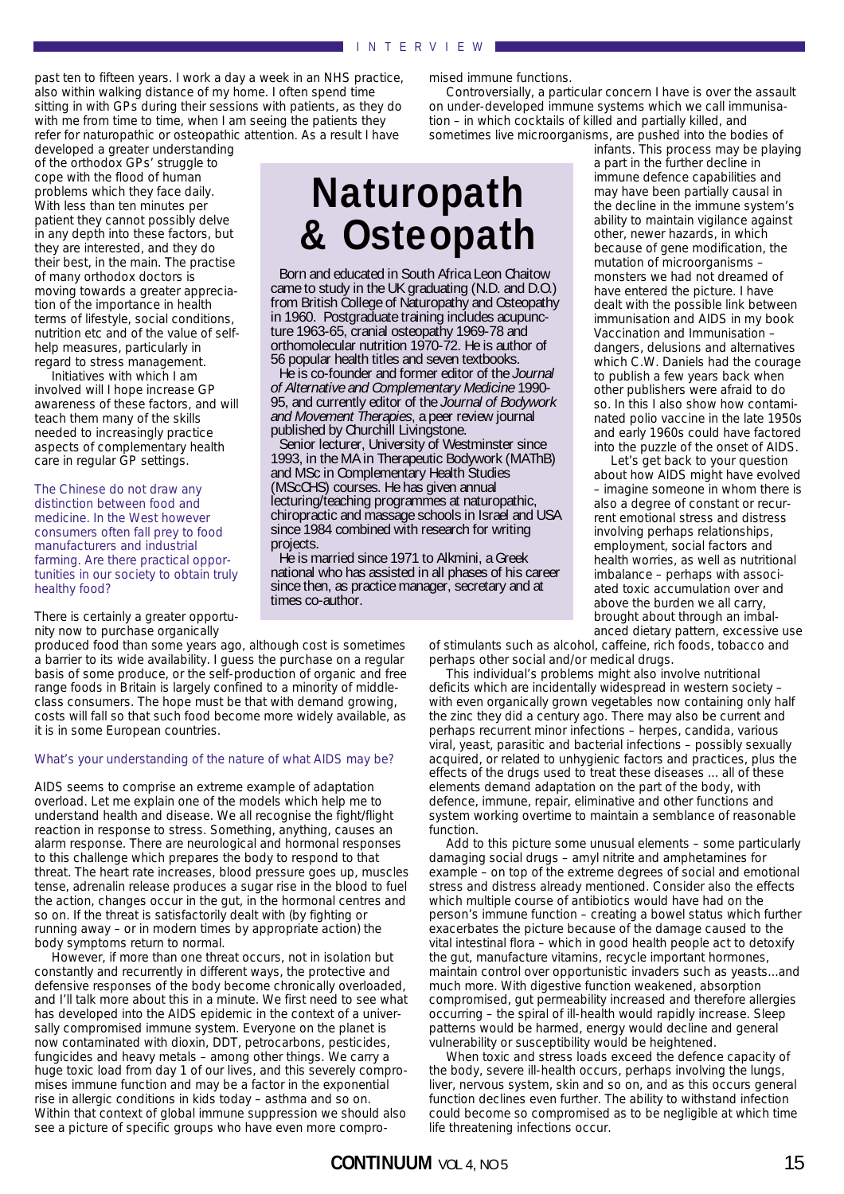past ten to fifteen years. I work a day a week in an NHS practice, also within walking distance of my home. I often spend time sitting in with GPs during their sessions with patients, as they do with me from time to time, when I am seeing the patients they refer for naturopathic or osteopathic attention. As a result I have developed a greater understanding of the orthodox GPs' struggle to cope with the flood of human problems which they face daily. With less than ten minutes per patient they cannot possibly delve in any depth into these factors, but they are interested, and they do their best, in the main. The practise of many orthodox doctors is moving towards a greater appreciation of the importance in health terms of lifestyle, social conditions, nutrition etc and of the value of self-help measures, particularly in regard to stress management.

Initiatives with which I am involved will I hope increase GP awareness of these factors, and will teach them many of the skills needed to increasingly practice aspects of complementary health care in regular GP settings.

## Naturopath & Osteopath

Born and educated in South Africa Leon Chaitow came to study in the UK graduating (N.D. and D.O.) from British College of Naturopathy and Osteopathy in 1960. Postgraduate training includes acupuncture 1963-65, cranial osteopathy 1969-78 and orthomolecular nutrition 1970-72. He is author of 56 popular health titles and seven textbooks.

He is co-founder and former editor of the *Journal of Alternative and Complementary Medicine* 1990-95, and currently editor of the *Journal of Bodywork and Movement Therapies*, a peer review journal published by Churchill Livingstone.

Senior lecturer, University of Westminster since 1993, in the MA in Therapeutic Bodywork (MAThB) and MSc in Complementary Health Studies (MScCHS) courses. He has given annual lecturing/teaching programmes at naturopathic, chiropractic and massage schools in Israel and USA since 1984 combined with research for writing projects.

He is married since 1971 to Alkmini, a Greek national who has assisted in all phases of his career since then, as practice manager, secretary and at times co-author.

**The Chinese do not draw any distinction between food and medicine. In the West however consumers often fall prey to food manufacturers and industrial farming. Are there practical opportunities in our society to obtain truly healthy food?**

There is certainly a greater opportunity now to purchase organically produced food than some years ago, although cost is sometimes a barrier to its wide availability. I guess the purchase on a regular basis of some produce, or the self-production of organic and free range foods in Britain is largely confined to a minority of middle-class consumers. The hope must be that with demand growing, costs will fall so that such food become more widely available, as it is in some European countries.

**What's your understanding of the nature of what AIDS may be?**

AIDS seems to comprise an extreme example of adaptation overload. Let me explain one of the models which help me to understand health and disease. We all recognise the fight/flight reaction in response to stress. Something, anything, causes an alarm response. There are neurological and hormonal responses to this challenge which prepares the body to respond to that threat. The heart rate increases, blood pressure goes up, muscles tense, adrenalin release produces a sugar rise in the blood to fuel the action, changes occur in the gut, in the hormonal centres and so on. If the threat is satisfactorily dealt with (by fighting or running away – or in modern times by appropriate action) the body symptoms return to normal.

However, if more than one threat occurs, not in isolation but constantly and recurrently in different ways, the protective and defensive responses of the body become chronically overloaded, and I'll talk more about this in a minute. We first need to see what has developed into the AIDS epidemic in the context of a universally compromised immune system. Everyone on the planet is now contaminated with dioxin, DDT, petrocarbons, pesticides, fungicides and heavy metals – among other things. We carry a huge toxic load from day 1 of our lives, and this severely compromises immune function and may be a factor in the exponential rise in allergic conditions in kids today – asthma and so on. Within that context of global immune suppression we should also see a picture of specific groups who have even more compromised immune functions.

Controversially, a particular concern I have is over the assault on under-developed immune systems which we call immunisation – in which cocktails of killed and partially killed, and sometimes live microorganisms, are pushed into the bodies of infants. This process may be playing a part in the further decline in immune defence capabilities and may have been partially causal in the decline in the immune system's ability to maintain vigilance against other, newer hazards, in which because of gene modification, the mutation of microorganisms – monsters we had not dreamed of have entered the picture. I have dealt with the possible link between immunisation and AIDS in my book Vaccination and Immunisation – dangers, delusions and alternatives which C.W. Daniels had the courage to publish a few years back when other publishers were afraid to do so. In this I also show how contaminated polio vaccine in the late 1950s and early 1960s could have factored into the puzzle of the onset of AIDS.

Let's get back to your question about how AIDS might have evolved – imagine someone in whom there is also a degree of constant or recurrent emotional stress and distress involving perhaps relationships, employment, social factors and health worries, as well as nutritional imbalance – perhaps with associated toxic accumulation over and above the burden we all carry, brought about through an imbalanced dietary pattern, excessive use of stimulants such as alcohol, caffeine, rich foods, tobacco and perhaps other social and/or medical drugs.

This individual's problems might also involve nutritional deficits which are incidentally widespread in western society – with even organically grown vegetables now containing only half the zinc they did a century ago. There may also be current and perhaps recurrent minor infections – herpes, candida, various viral, yeast, parasitic and bacterial infections – possibly sexually acquired, or related to unhygienic factors and practices, plus the effects of the drugs used to treat these diseases ... all of these elements demand adaptation on the part of the body, with defence, immune, repair, eliminative and other functions and system working overtime to maintain a semblance of reasonable function.

Add to this picture some unusual elements – some particularly damaging social drugs – amyl nitrite and amphetamines for example – on top of the extreme degrees of social and emotional stress and distress already mentioned. Consider also the effects which multiple course of antibiotics would have had on the person's immune function – creating a bowel status which further exacerbates the picture because of the damage caused to the vital intestinal flora – which in good health people act to detoxify the gut, manufacture vitamins, recycle important hormones, maintain control over opportunistic invaders such as yeasts...and much more. With digestive function weakened, absorption compromised, gut permeability increased and therefore allergies occurring – the spiral of ill-health would rapidly increase. Sleep patterns would be harmed, energy would decline and general vulnerability or susceptibility would be heightened.

When toxic and stress loads exceed the defence capacity of the body, severe ill-health occurs, perhaps involving the lungs, liver, nervous system, skin and so on, and as this occurs general function declines even further. The ability to withstand infection could become so compromised as to be negligible at which time life threatening infections occur.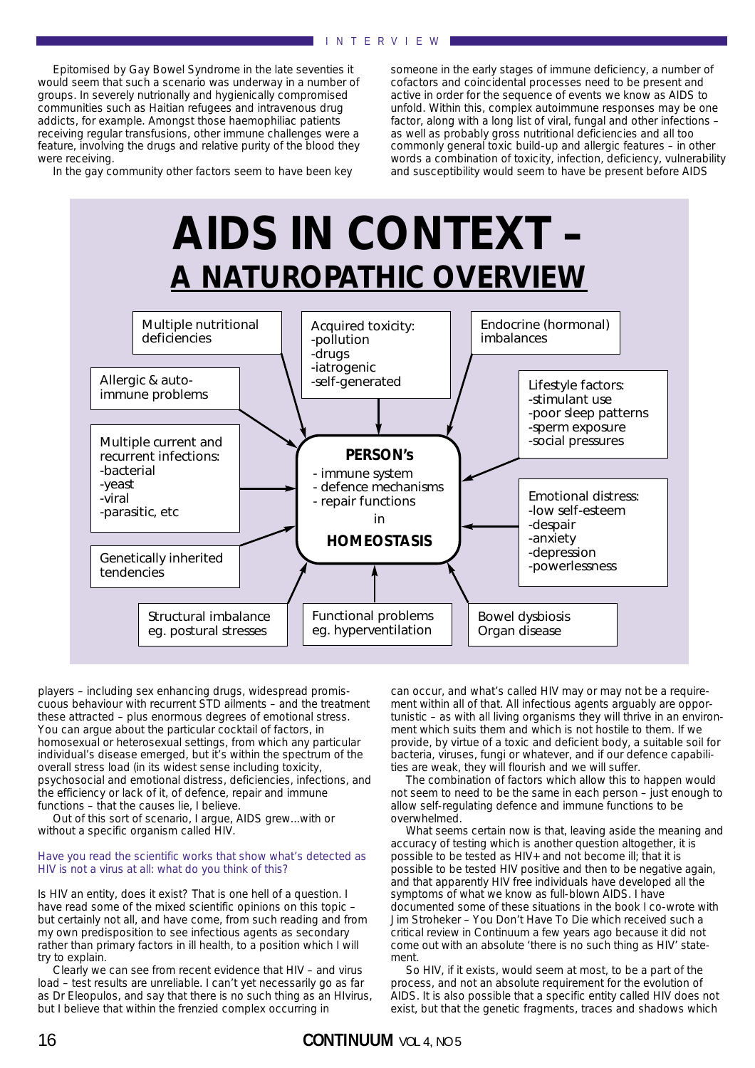Epitomised by Gay Bowel Syndrome in the late seventies it would seem that such a scenario was underway in a number of groups. In severely nutrionally and hygienically compromised communities such as Haitian refugees and intravenous drug addicts, for example. Amongst those haemophiliac patients receiving regular transfusions, other immune challenges were a feature, involving the drugs and relative purity of the blood they were receiving.

In the gay community other factors seem to have been key players – including sex enhancing drugs, widespread promiscuous behaviour with recurrent STD ailments – and the treatment these attracted – plus enormous degrees of emotional stress. You can argue about the particular cocktail of factors, in homosexual or heterosexual settings, from which any particular individual's disease emerged, but it's within the spectrum of the overall stress load (in its widest sense including toxicity, psychosocial and emotional distress, deficiencies, infections, and the efficiency or lack of it, of defence, repair and immune functions – that the causes lie, I believe.

Out of this sort of scenario, I argue, AIDS grew...with or without a specific organism called HIV.

*Have you read the scientific works that show what's detected as HIV is not a virus at all: what do you think of this?*

Is HIV an entity, does it exist? That is one hell of a question. I have read some of the mixed scientific opinions on this topic – but certainly not all, and have come, from such reading and from my own predisposition to see infectious agents as secondary rather than primary factors in ill health, to a position which I will try to explain.

Clearly we can see from recent evidence that HIV – and virus load – test results are unreliable. I can't yet necessarily go as far as Dr Eleopulos, and say that there is no such thing as an HIvirus, but I believe that within the frenzied complex occurring in someone in the early stages of immune deficiency, a number of cofactors and coincidental processes need to be present and active in order for the sequence of events we know as AIDS to unfold. Within this, complex autoimmune responses may be one factor, along with a long list of viral, fungal and other infections – as well as probably gross nutritional deficiencies and all too commonly general toxic build-up and allergic features – in other words a combination of toxicity, infection, deficiency, vulnerability and susceptibility would seem to have be present before AIDS can occur, and what's called HIV may or may not be a requirement within all of that. All infectious agents arguably are opportunistic – as with all living organisms they will thrive in an environment which suits them and which is not hostile to them. If we provide, by virtue of a toxic and deficient body, a suitable soil for bacteria, viruses, fungi or whatever, and if our defence capabilities are weak, they will flourish and we will suffer.

The combination of factors which allow this to happen would not seem to need to be the same in each person – just enough to allow self-regulating defence and immune functions to be overwhelmed.

What seems certain now is that, leaving aside the meaning and accuracy of testing which is another question altogether, it is possible to be tested as HIV+ and not become ill; that it is possible to be tested HIV positive and then to be negative again, and that apparently HIV free individuals have developed all the symptoms of what we know as full-blown AIDS. I have documented some of these situations in the book I co-wrote with Jim Stroheker – You Don't Have To Die which received such a critical review in Continuum a few years ago because it did not come out with an absolute 'there is no such thing as HIV' statement.

So HIV, if it exists, would seem at most, to be a part of the process, and not an absolute requirement for the evolution of AIDS. It is also possible that a specific entity called HIV does not exist, but that the genetic fragments, traces and shadows which

## AIDS IN CONTEXT – A NATUROPATHIC OVERVIEW

**PERSON's**
- immune system
- defence mechanisms
- repair functions

in

**HOMEOSTASIS**

Factors acting on the person:

- Multiple nutritional deficiencies
- Acquired toxicity:
  - pollution
  - drugs
  - iatrogenic
  - self-generated
- Endocrine (hormonal) imbalances
- Allergic & auto-immune problems
- Lifestyle factors:
  - stimulant use
  - poor sleep patterns
  - sperm exposure
  - social pressures
- Multiple current and recurrent infections:
  - bacterial
  - yeast
  - viral
  - parasitic, etc
- Emotional distress:
  - low self-esteem
  - despair
  - anxiety
  - depression
  - powerlessness
- Genetically inherited tendencies
- Structural imbalance eg. postural stresses
- Functional problems eg. hyperventilation
- Bowel dysbiosis
  Organ disease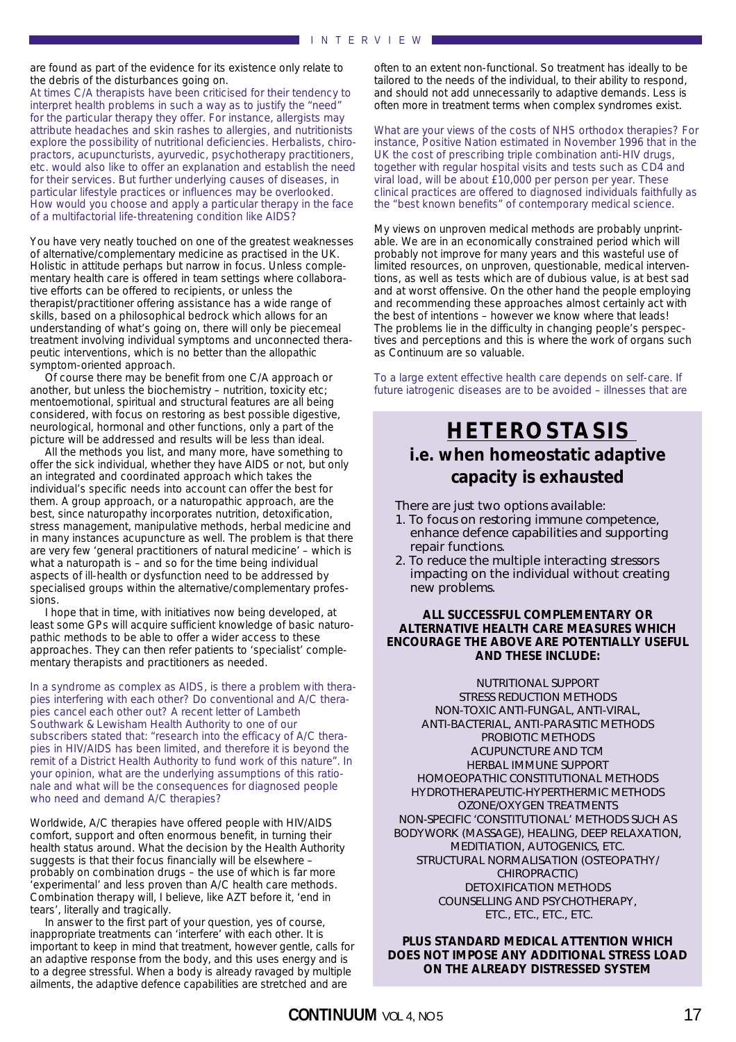are found as part of the evidence for its existence only relate to the debris of the disturbances going on.

At times C/A therapists have been criticised for their tendency to interpret health problems in such a way as to justify the "need" for the particular therapy they offer. For instance, allergists may attribute headaches and skin rashes to allergies, and nutritionists explore the possibility of nutritional deficiencies. Herbalists, chiropractors, acupuncturists, ayurvedic, psychotherapy practitioners, etc. would also like to offer an explanation and establish the need for their services. But further underlying causes of diseases, in particular lifestyle practices or influences may be overlooked. How would you choose and apply a particular therapy in the face of a multifactorial life-threatening condition like AIDS?

You have very neatly touched on one of the greatest weaknesses of alternative/complementary medicine as practised in the UK. Holistic in attitude perhaps but narrow in focus. Unless complementary health care is offered in team settings where collaborative efforts can be offered to recipients, or unless the therapist/practitioner offering assistance has a wide range of skills, based on a philosophical bedrock which allows for an understanding of what's going on, there will only be piecemeal treatment involving individual symptoms and unconnected therapeutic interventions, which is no better than the allopathic symptom-oriented approach.

Of course there may be benefit from one C/A approach or another, but unless the biochemistry – nutrition, toxicity etc; mentoemotional, spiritual and structural features are all being considered, with focus on restoring as best possible digestive, neurological, hormonal and other functions, only a part of the picture will be addressed and results will be less than ideal.

All the methods you list, and many more, have something to offer the sick individual, whether they have AIDS or not, but only an integrated and coordinated approach which takes the individual's specific needs into account can offer the best for them. A group approach, or a naturopathic approach, are the best, since naturopathy incorporates nutrition, detoxification, stress management, manipulative methods, herbal medicine and in many instances acupuncture as well. The problem is that there are very few 'general practitioners of natural medicine' – which is what a naturopath is – and so for the time being individual aspects of ill-health or dysfunction need to be addressed by specialised groups within the alternative/complementary professions.

I hope that in time, with initiatives now being developed, at least some GPs will acquire sufficient knowledge of basic naturopathic methods to be able to offer a wider access to these approaches. They can then refer patients to 'specialist' complementary therapists and practitioners as needed.

In a syndrome as complex as AIDS, is there a problem with therapies interfering with each other? Do conventional and A/C therapies cancel each other out? A recent letter of Lambeth Southwark & Lewisham Health Authority to one of our subscribers stated that: "research into the efficacy of A/C therapies in HIV/AIDS has been limited, and therefore it is beyond the remit of a District Health Authority to fund work of this nature". In your opinion, what are the underlying assumptions of this rationale and what will be the consequences for diagnosed people who need and demand A/C therapies?

Worldwide, A/C therapies have offered people with HIV/AIDS comfort, support and often enormous benefit, in turning their health status around. What the decision by the Health Authority suggests is that their focus financially will be elsewhere – probably on combination drugs – the use of which is far more 'experimental' and less proven than A/C health care methods. Combination therapy will, I believe, like AZT before it, 'end in tears', literally and tragically.

In answer to the first part of your question, yes of course, inappropriate treatments can 'interfere' with each other. It is important to keep in mind that treatment, however gentle, calls for an adaptive response from the body, and this uses energy and is to a degree stressful. When a body is already ravaged by multiple ailments, the adaptive defence capabilities are stretched and are often to an extent non-functional. So treatment has ideally to be tailored to the needs of the individual, to their ability to respond, and should not add unnecessarily to adaptive demands. Less is often more in treatment terms when complex syndromes exist.

What are your views of the costs of NHS orthodox therapies? For instance, Positive Nation estimated in November 1996 that in the UK the cost of prescribing triple combination anti-HIV drugs, together with regular hospital visits and tests such as CD4 and viral load, will be about £10,000 per person per year. These clinical practices are offered to diagnosed individuals faithfully as the "best known benefits" of contemporary medical science.

My views on unproven medical methods are probably unprintable. We are in an economically constrained period which will probably not improve for many years and this wasteful use of limited resources, on unproven, questionable, medical interventions, as well as tests which are of dubious value, is at best sad and at worst offensive. On the other hand the people employing and recommending these approaches almost certainly act with the best of intentions – however we know where that leads! The problems lie in the difficulty in changing people's perspectives and perceptions and this is where the work of organs such as Continuum are so valuable.

To a large extent effective health care depends on self-care. If future iatrogenic diseases are to be avoided – illnesses that are

## HETEROSTASIS

### i.e. when homeostatic adaptive capacity is exhausted

There are just two options available:

1. To focus on restoring immune competence, enhance defence capabilities and supporting repair functions.
2. To reduce the multiple interacting stressors impacting on the individual without creating new problems.

**ALL SUCCESSFUL COMPLEMENTARY OR ALTERNATIVE HEALTH CARE MEASURES WHICH ENCOURAGE THE ABOVE ARE POTENTIALLY USEFUL AND THESE INCLUDE:**

NUTRITIONAL SUPPORT
STRESS REDUCTION METHODS
NON-TOXIC ANTI-FUNGAL, ANTI-VIRAL, ANTI-BACTERIAL, ANTI-PARASITIC METHODS
PROBIOTIC METHODS
ACUPUNCTURE AND TCM
HERBAL IMMUNE SUPPORT
HOMOEOPATHIC CONSTITUTIONAL METHODS
HYDROTHERAPEUTIC-HYPERTHERMIC METHODS
OZONE/OXYGEN TREATMENTS
NON-SPECIFIC 'CONSTITUTIONAL' METHODS SUCH AS BODYWORK (MASSAGE), HEALING, DEEP RELAXATION, MEDITIATION, AUTOGENICS, ETC.
STRUCTURAL NORMALISATION (OSTEOPATHY/ CHIROPRACTIC)
DETOXIFICATION METHODS
COUNSELLING AND PSYCHOTHERAPY,
ETC., ETC., ETC., ETC.

**PLUS STANDARD MEDICAL ATTENTION WHICH DOES NOT IMPOSE ANY ADDITIONAL STRESS LOAD ON THE ALREADY DISTRESSED SYSTEM**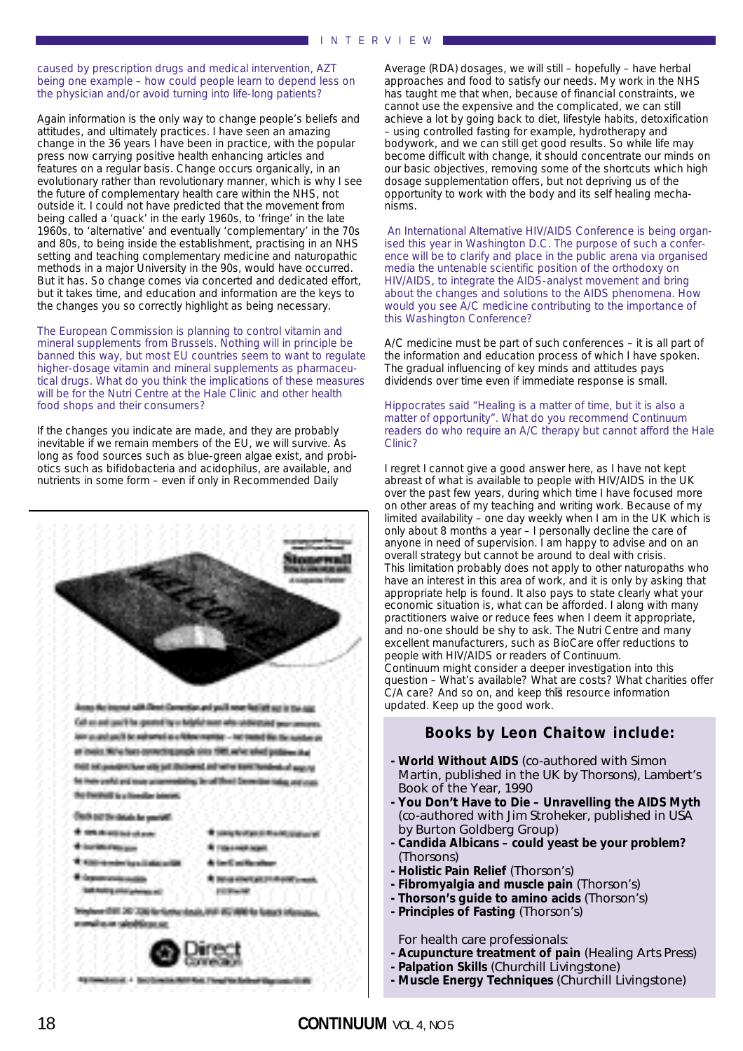caused by prescription drugs and medical intervention, AZT being one example – how could people learn to depend less on the physician and/or avoid turning into life-long patients?

Again information is the only way to change people's beliefs and attitudes, and ultimately practices. I have seen an amazing change in the 36 years I have been in practice, with the popular press now carrying positive health enhancing articles and features on a regular basis. Change occurs organically, in an evolutionary rather than revolutionary manner, which is why I see the future of complementary health care within the NHS, not outside it. I could not have predicted that the movement from being called a 'quack' in the early 1960s, to 'fringe' in the late 1960s, to 'alternative' and eventually 'complementary' in the 70s and 80s, to being inside the establishment, practising in an NHS setting and teaching complementary medicine and naturopathic methods in a major University in the 90s, would have occurred. But it has. So change comes via concerted and dedicated effort, but it takes time, and education and information are the keys to the changes you so correctly highlight as being necessary.

The European Commission is planning to control vitamin and mineral supplements from Brussels. Nothing will in principle be banned this way, but most EU countries seem to want to regulate higher-dosage vitamin and mineral supplements as pharmaceutical drugs. What do you think the implications of these measures will be for the Nutri Centre at the Hale Clinic and other health food shops and their consumers?

If the changes you indicate are made, and they are probably inevitable if we remain members of the EU, we will survive. As long as food sources such as blue-green algae exist, and probiotics such as bifidobacteria and acidophilus, are available, and nutrients in some form – even if only in Recommended Daily Average (RDA) dosages, we will still – hopefully – have herbal approaches and food to satisfy our needs. My work in the NHS has taught me that when, because of financial constraints, we cannot use the expensive and the complicated, we can still achieve a lot by going back to diet, lifestyle habits, detoxification – using controlled fasting for example, hydrotherapy and bodywork, and we can still get good results. So while life may become difficult with change, it should concentrate our minds on our basic objectives, removing some of the shortcuts which high dosage supplementation offers, but not depriving us of the opportunity to work with the body and its self healing mechanisms.

An International Alternative HIV/AIDS Conference is being organised this year in Washington D.C. The purpose of such a conference will be to clarify and place in the public arena via organised media the untenable scientific position of the orthodoxy on HIV/AIDS, to integrate the AIDS-analyst movement and bring about the changes and solutions to the AIDS phenomena. How would you see A/C medicine contributing to the importance of this Washington Conference?

A/C medicine must be part of such conferences – it is all part of the information and education process of which I have spoken. The gradual influencing of key minds and attitudes pays dividends over time even if immediate response is small.

Hippocrates said "Healing is a matter of time, but it is also a matter of opportunity". What do you recommend Continuum readers do who require an A/C therapy but cannot afford the Hale Clinic?

I regret I cannot give a good answer here, as I have not kept abreast of what is available to people with HIV/AIDS in the UK over the past few years, during which time I have focused more on other areas of my teaching and writing work. Because of my limited availability – one day weekly when I am in the UK which is only about 8 months a year – I personally decline the care of anyone in need of supervision. I am happy to advise and on an overall strategy but cannot be around to deal with crisis.
This limitation probably does not apply to other naturopaths who have an interest in this area of work, and it is only by asking that appropriate help is found. It also pays to state clearly what your economic situation is, what can be afforded. I along with many practitioners waive or reduce fees when I deem it appropriate, and no-one should be shy to ask. The Nutri Centre and many excellent manufacturers, such as BioCare offer reductions to people with HIV/AIDS or readers of Continuum.
Continuum might consider a deeper investigation into this question – What's available? What are costs? What charities offer C/A care? And so on, and keep this resource information updated. Keep up the good work.

### Books by Leon Chaitow include:

- **World Without AIDS** (co-authored with Simon Martin, published in the UK by Thorsons), Lambert's Book of the Year, 1990
- **You Don't Have to Die – Unravelling the AIDS Myth** (co-authored with Jim Stroheker, published in USA by Burton Goldberg Group)
- **Candida Albicans – could yeast be your problem?** (Thorsons)
- **Holistic Pain Relief** (Thorson's)
- **Fibromyalgia and muscle pain** (Thorson's)
- **Thorson's guide to amino acids** (Thorson's)
- **Principles of Fasting** (Thorson's)

For health care professionals:

- **Acupuncture treatment of pain** (Healing Arts Press)
- **Palpation Skills** (Churchill Livingstone)
- **Muscle Energy Techniques** (Churchill Livingstone)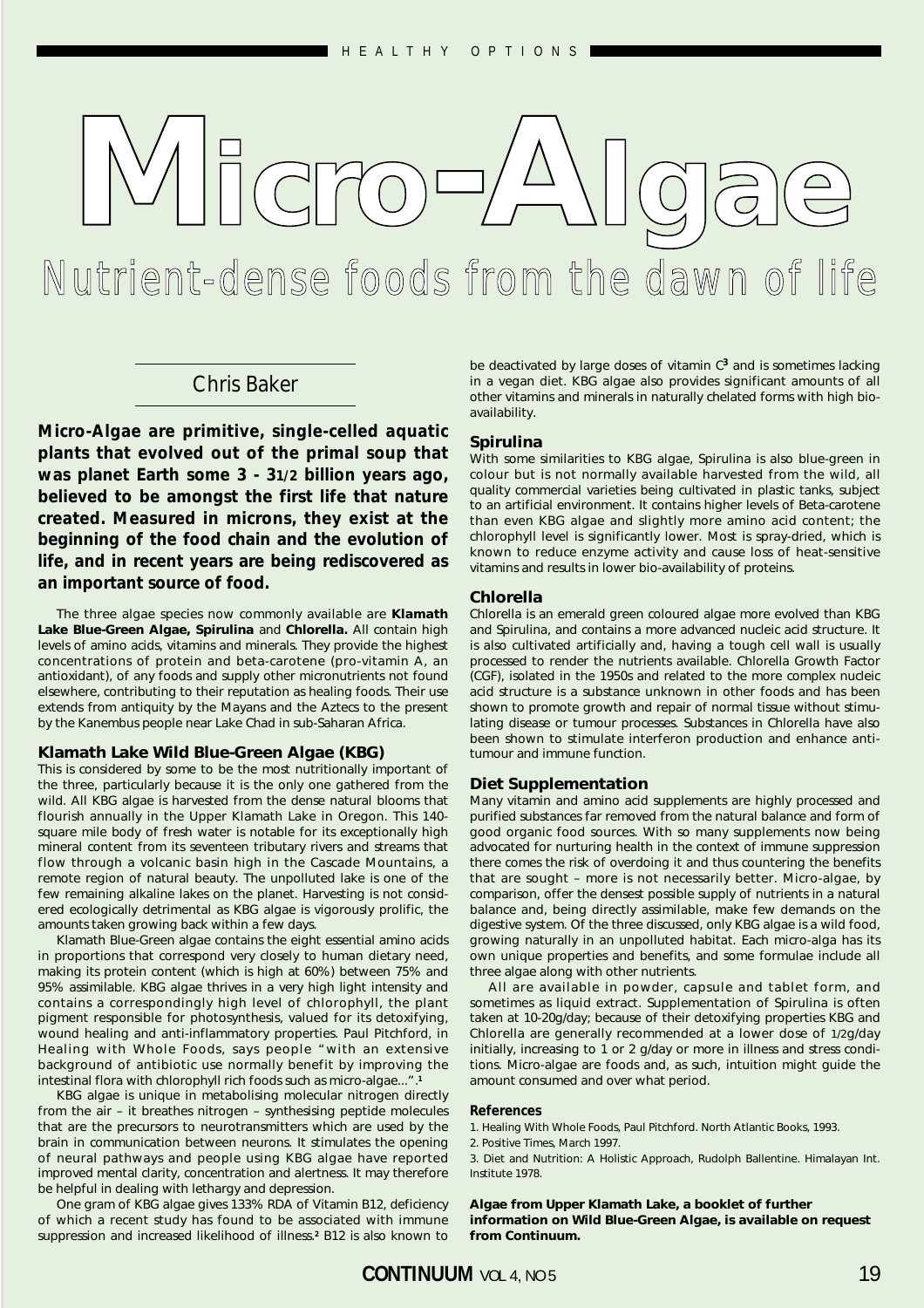# Micro-Algae

## Nutrient-dense foods from the dawn of life

Chris Baker

**Micro-Algae are primitive, single-celled aquatic plants that evolved out of the primal soup that was planet Earth some 3 - 3½ billion years ago, believed to be amongst the first life that nature created. Measured in microns, they exist at the beginning of the food chain and the evolution of life, and in recent years are being rediscovered as an important source of food.**

The three algae species now commonly available are **Klamath Lake Blue-Green Algae, Spirulina** and **Chlorella.** All contain high levels of amino acids, vitamins and minerals. They provide the highest concentrations of protein and beta-carotene (pro-vitamin A, an antioxidant), of any foods and supply other micronutrients not found elsewhere, contributing to their reputation as healing foods. Their use extends from antiquity by the Mayans and the Aztecs to the present by the Kanembus people near Lake Chad in sub-Saharan Africa.

### Klamath Lake Wild Blue-Green Algae (KBG)

This is considered by some to be the most nutritionally important of the three, particularly because it is the only one gathered from the wild. All KBG algae is harvested from the dense natural blooms that flourish annually in the Upper Klamath Lake in Oregon. This 140-square mile body of fresh water is notable for its exceptionally high mineral content from its seventeen tributary rivers and streams that flow through a volcanic basin high in the Cascade Mountains, a remote region of natural beauty. The unpolluted lake is one of the few remaining alkaline lakes on the planet. Harvesting is not considered ecologically detrimental as KBG algae is vigorously prolific, the amounts taken growing back within a few days.

Klamath Blue-Green algae contains the eight essential amino acids in proportions that correspond very closely to human dietary need, making its protein content (which is high at 60%) between 75% and 95% assimilable. KBG algae thrives in a very high light intensity and contains a correspondingly high level of chlorophyll, the plant pigment responsible for photosynthesis, valued for its detoxifying, wound healing and anti-inflammatory properties. Paul Pitchford, in Healing with Whole Foods, says people "with an extensive background of antibiotic use normally benefit by improving the intestinal flora with chlorophyll rich foods such as micro-algae...".[1]

KBG algae is unique in metabolising molecular nitrogen directly from the air – it breathes nitrogen – synthesising peptide molecules that are the precursors to neurotransmitters which are used by the brain in communication between neurons. It stimulates the opening of neural pathways and people using KBG algae have reported improved mental clarity, concentration and alertness. It may therefore be helpful in dealing with lethargy and depression.

One gram of KBG algae gives 133% RDA of Vitamin B12, deficiency of which a recent study has found to be associated with immune suppression and increased likelihood of illness.[2] B12 is also known to be deactivated by large doses of vitamin C[3] and is sometimes lacking in a vegan diet. KBG algae also provides significant amounts of all other vitamins and minerals in naturally chelated forms with high bio-availability.

### Spirulina

With some similarities to KBG algae, Spirulina is also blue-green in colour but is not normally available harvested from the wild, all quality commercial varieties being cultivated in plastic tanks, subject to an artificial environment. It contains higher levels of Beta-carotene than even KBG algae and slightly more amino acid content; the chlorophyll level is significantly lower. Most is spray-dried, which is known to reduce enzyme activity and cause loss of heat-sensitive vitamins and results in lower bio-availability of proteins.

### Chlorella

Chlorella is an emerald green coloured algae more evolved than KBG and Spirulina, and contains a more advanced nucleic acid structure. It is also cultivated artificially and, having a tough cell wall is usually processed to render the nutrients available. Chlorella Growth Factor (CGF), isolated in the 1950s and related to the more complex nucleic acid structure is a substance unknown in other foods and has been shown to promote growth and repair of normal tissue without stimulating disease or tumour processes. Substances in Chlorella have also been shown to stimulate interferon production and enhance anti-tumour and immune function.

### Diet Supplementation

Many vitamin and amino acid supplements are highly processed and purified substances far removed from the natural balance and form of good organic food sources. With so many supplements now being advocated for nurturing health in the context of immune suppression there comes the risk of overdoing it and thus countering the benefits that are sought – more is not necessarily better. Micro-algae, by comparison, offer the densest possible supply of nutrients in a natural balance and, being directly assimilable, make few demands on the digestive system. Of the three discussed, only KBG algae is a wild food, growing naturally in an unpolluted habitat. Each micro-alga has its own unique properties and benefits, and some formulae include all three algae along with other nutrients.

All are available in powder, capsule and tablet form, and sometimes as liquid extract. Supplementation of Spirulina is often taken at 10-20g/day; because of their detoxifying properties KBG and Chlorella are generally recommended at a lower dose of 1/2g/day initially, increasing to 1 or 2 g/day or more in illness and stress conditions. Micro-algae are foods and, as such, intuition might guide the amount consumed and over what period.

#### References

1. Healing With Whole Foods, Paul Pitchford. North Atlantic Books, 1993.
2. Positive Times, March 1997.
3. Diet and Nutrition: A Holistic Approach, Rudolph Ballentine. Himalayan Int. Institute 1978.

**Algae from Upper Klamath Lake, a booklet of further information on Wild Blue-Green Algae, is available on request from Continuum.**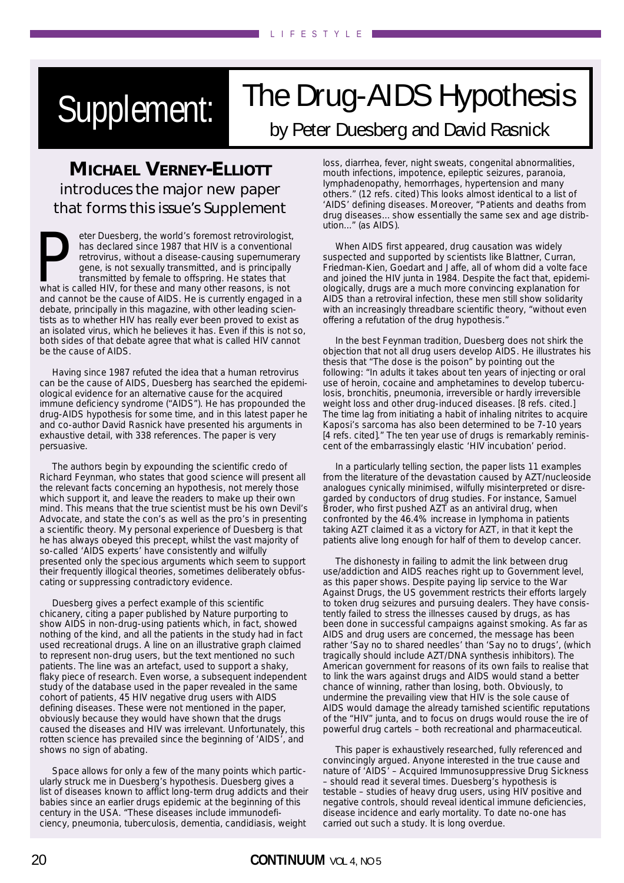# Supplement: The Drug-AIDS Hypothesis

## by Peter Duesberg and David Rasnick

**MICHAEL VERNEY-ELLIOTT** introduces the major new paper that forms this issue's Supplement

Peter Duesberg, the world's foremost retrovirologist, has declared since 1987 that HIV is a conventional retrovirus, without a disease-causing supernumerary gene, is not sexually transmitted, and is principally transmitted by female to offspring. He states that what is called HIV, for these and many other reasons, is not and cannot be the cause of AIDS. He is currently engaged in a debate, principally in this magazine, with other leading scientists as to whether HIV has really ever been proved to exist as an isolated virus, which he believes it has. Even if this is not so, both sides of that debate agree that what is called HIV cannot be the cause of AIDS.

Having since 1987 refuted the idea that a human retrovirus can be the cause of AIDS, Duesberg has searched the epidemiological evidence for an alternative cause for the acquired immune deficiency syndrome ("AIDS"). He has propounded the drug-AIDS hypothesis for some time, and in this latest paper he and co-author David Rasnick have presented his arguments in exhaustive detail, with 338 references. The paper is very persuasive.

The authors begin by expounding the scientific credo of Richard Feynman, who states that good science will present all the relevant facts concerning an hypothesis, not merely those which support it, and leave the readers to make up their own mind. This means that the true scientist must be his own Devil's Advocate, and state the con's as well as the pro's in presenting a scientific theory. My personal experience of Duesberg is that he has always obeyed this precept, whilst the vast majority of so-called 'AIDS experts' have consistently and wilfully presented only the specious arguments which seem to support their frequently illogical theories, sometimes deliberately obfuscating or suppressing contradictory evidence.

Duesberg gives a perfect example of this scientific chicanery, citing a paper published by Nature purporting to show AIDS in non-drug-using patients which, in fact, showed nothing of the kind, and all the patients in the study had in fact used recreational drugs. A line on an illustrative graph claimed to represent non-drug users, but the text mentioned no such patients. The line was an artefact, used to support a shaky, flaky piece of research. Even worse, a subsequent independent study of the database used in the paper revealed in the same cohort of patients, 45 HIV negative drug users with AIDS defining diseases. These were not mentioned in the paper, obviously because they would have shown that the drugs caused the diseases and HIV was irrelevant. Unfortunately, this rotten science has prevailed since the beginning of 'AIDS', and shows no sign of abating.

Space allows for only a few of the many points which particularly struck me in Duesberg's hypothesis. Duesberg gives a list of diseases known to afflict long-term drug addicts and their babies since an earlier drugs epidemic at the beginning of this century in the USA. "These diseases include immunodeficiency, pneumonia, tuberculosis, dementia, candidiasis, weight loss, diarrhea, fever, night sweats, congenital abnormalities, mouth infections, impotence, epileptic seizures, paranoia, lymphadenopathy, hemorrhages, hypertension and many others." (12 refs. cited) This looks almost identical to a list of 'AIDS' defining diseases. Moreover, "Patients and deaths from drug diseases... show essentially the same sex and age distribution..." (as AIDS).

When AIDS first appeared, drug causation was widely suspected and supported by scientists like Blattner, Curran, Friedman-Kien, Goedart and Jaffe, all of whom did a volte face and joined the HIV junta in 1984. Despite the fact that, epidemiologically, drugs are a much more convincing explanation for AIDS than a retroviral infection, these men still show solidarity with an increasingly threadbare scientific theory, "without even offering a refutation of the drug hypothesis."

In the best Feynman tradition, Duesberg does not shirk the objection that not all drug users develop AIDS. He illustrates his thesis that "The dose is the poison" by pointing out the following: "In adults it takes about ten years of injecting or oral use of heroin, cocaine and amphetamines to develop tuberculosis, bronchitis, pneumonia, irreversible or hardly irreversible weight loss and other drug-induced diseases. [8 refs. cited.] The time lag from initiating a habit of inhaling nitrites to acquire Kaposi's sarcoma has also been determined to be 7-10 years [4 refs. cited]." The ten year use of drugs is remarkably reminiscent of the embarrassingly elastic 'HIV incubation' period.

In a particularly telling section, the paper lists 11 examples from the literature of the devastation caused by AZT/nucleoside analogues cynically minimised, wilfully misinterpreted or disregarded by conductors of drug studies. For instance, Samuel Broder, who first pushed AZT as an antiviral drug, when confronted by the 46.4% increase in lymphoma in patients taking AZT claimed it as a victory for AZT, in that it kept the patients alive long enough for half of them to develop cancer.

The dishonesty in failing to admit the link between drug use/addiction and AIDS reaches right up to Government level, as this paper shows. Despite paying lip service to the War Against Drugs, the US government restricts their efforts largely to token drug seizures and pursuing dealers. They have consistently failed to stress the illnesses caused by drugs, as has been done in successful campaigns against smoking. As far as AIDS and drug users are concerned, the message has been rather 'Say no to shared needles' than 'Say no to drugs', (which tragically should include AZT/DNA synthesis inhibitors). The American government for reasons of its own fails to realise that to link the wars against drugs and AIDS would stand a better chance of winning, rather than losing, both. Obviously, to undermine the prevailing view that HIV is the sole cause of AIDS would damage the already tarnished scientific reputations of the "HIV" junta, and to focus on drugs would rouse the ire of powerful drug cartels – both recreational and pharmaceutical.

This paper is exhaustively researched, fully referenced and convincingly argued. Anyone interested in the true cause and nature of 'AIDS' – Acquired Immunosuppressive Drug Sickness – should read it several times. Duesberg's hypothesis is testable – studies of heavy drug users, using HIV positive and negative controls, should reveal identical immune deficiencies, disease incidence and early mortality. To date no-one has carried out such a study. It is long overdue.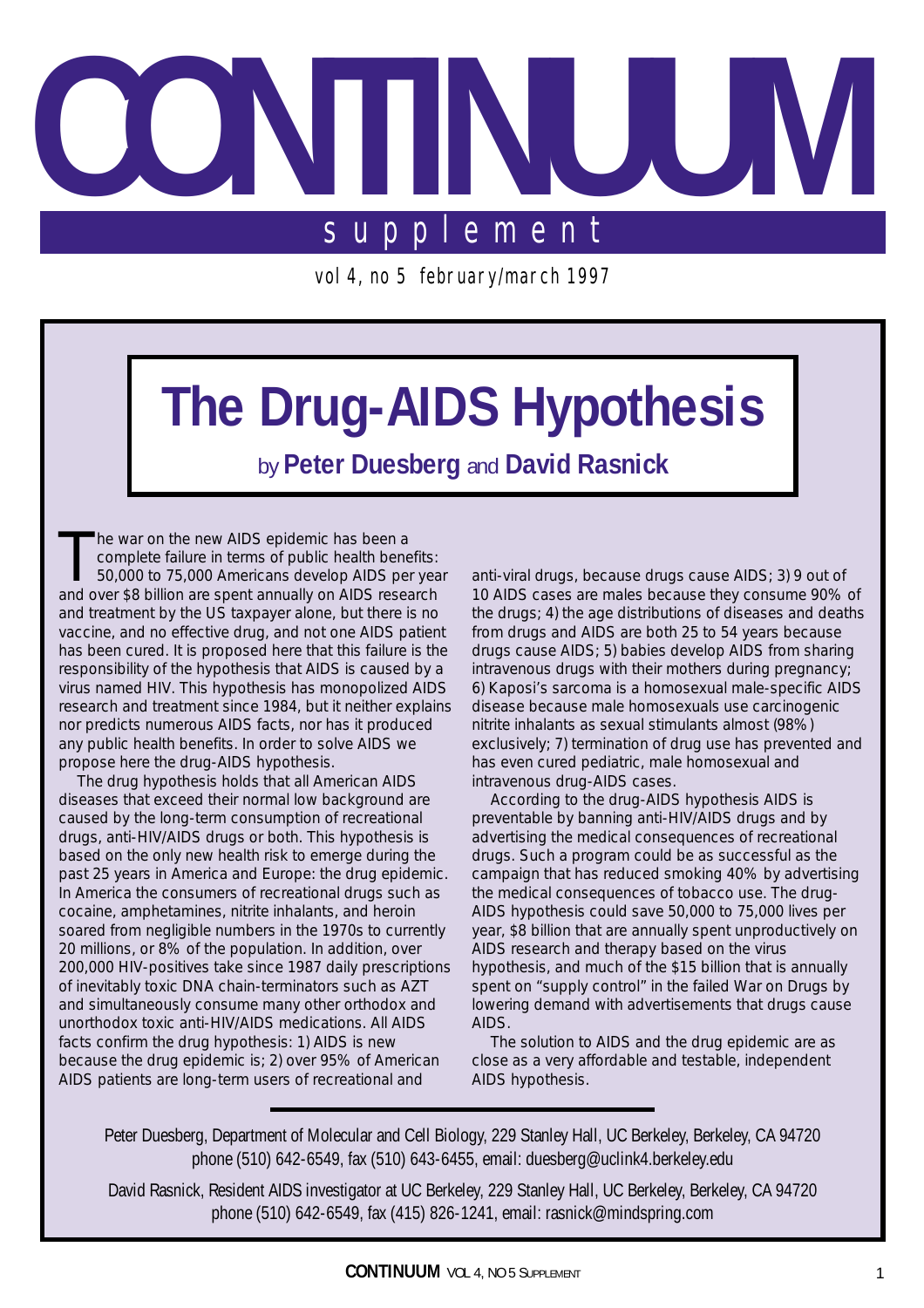# CONTINUUM

## supplement

vol 4, no 5 february/march 1997

# The Drug-AIDS Hypothesis

by **Peter Duesberg** and **David Rasnick**

The war on the new AIDS epidemic has been a complete failure in terms of public health benefits: 50,000 to 75,000 Americans develop AIDS per year and over $8 billion are spent annually on AIDS research and treatment by the US taxpayer alone, but there is no vaccine, and no effective drug, and not one AIDS patient has been cured. It is proposed here that this failure is the responsibility of the hypothesis that AIDS is caused by a virus named HIV. This hypothesis has monopolized AIDS research and treatment since 1984, but it neither explains nor predicts numerous AIDS facts, nor has it produced any public health benefits. In order to solve AIDS we propose here the drug-AIDS hypothesis.

The drug hypothesis holds that all American AIDS diseases that exceed their normal low background are caused by the long-term consumption of recreational drugs, anti-HIV/AIDS drugs or both. This hypothesis is based on the only new health risk to emerge during the past 25 years in America and Europe: the drug epidemic. In America the consumers of recreational drugs such as cocaine, amphetamines, nitrite inhalants, and heroin soared from negligible numbers in the 1970s to currently 20 millions, or 8% of the population. In addition, over 200,000 HIV-positives take since 1987 daily prescriptions of inevitably toxic DNA chain-terminators such as AZT and simultaneously consume many other orthodox and unorthodox toxic anti-HIV/AIDS medications. All AIDS facts confirm the drug hypothesis: 1) AIDS is new because the drug epidemic is; 2) over 95% of American AIDS patients are long-term users of recreational and anti-viral drugs, because drugs cause AIDS; 3) 9 out of 10 AIDS cases are males because they consume 90% of the drugs; 4) the age distributions of diseases and deaths from drugs and AIDS are both 25 to 54 years because drugs cause AIDS; 5) babies develop AIDS from sharing intravenous drugs with their mothers during pregnancy; 6) Kaposi's sarcoma is a homosexual male-specific AIDS disease because male homosexuals use carcinogenic nitrite inhalants as sexual stimulants almost (98%) exclusively; 7) termination of drug use has prevented and has even cured pediatric, male homosexual and intravenous drug-AIDS cases.

According to the drug-AIDS hypothesis AIDS is preventable by banning anti-HIV/AIDS drugs and by advertising the medical consequences of recreational drugs. Such a program could be as successful as the campaign that has reduced smoking 40% by advertising the medical consequences of tobacco use. The drug-AIDS hypothesis could save 50,000 to 75,000 lives per year, $8 billion that are annually spent unproductively on AIDS research and therapy based on the virus hypothesis, and much of the $15 billion that is annually spent on "supply control" in the failed War on Drugs by lowering demand with advertisements that drugs cause AIDS.

The solution to AIDS and the drug epidemic are as close as a very affordable and testable, independent AIDS hypothesis.

---

Peter Duesberg, Department of Molecular and Cell Biology, 229 Stanley Hall, UC Berkeley, Berkeley, CA 94720
phone (510) 642-6549, fax (510) 643-6455, email: duesberg@uclink4.berkeley.edu

David Rasnick, Resident AIDS investigator at UC Berkeley, 229 Stanley Hall, UC Berkeley, Berkeley, CA 94720
phone (510) 642-6549, fax (415) 826-1241, email: rasnick@mindspring.com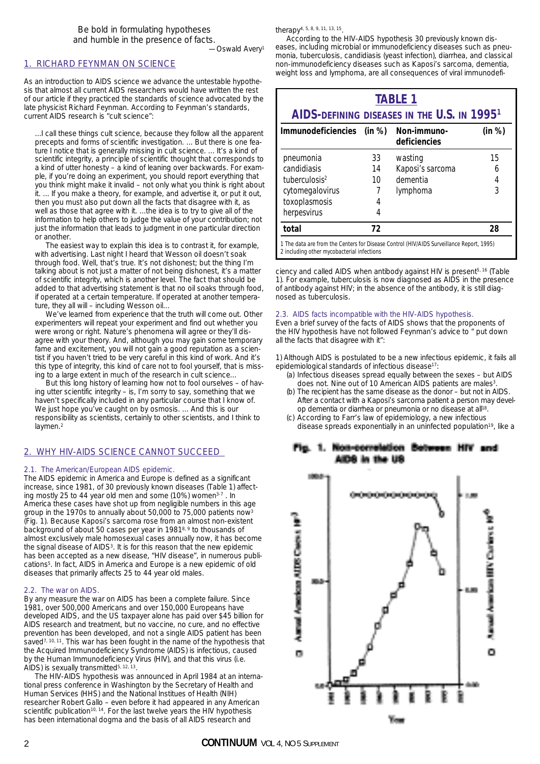Be bold in formulating hypotheses
and humble in the presence of facts.

—Oswald Avery[1]

## 1. RICHARD FEYNMAN ON SCIENCE

As an introduction to AIDS science we advance the untestable hypothesis that almost all current AIDS researchers would have written the rest of our article if they practiced the standards of science advocated by the late physicist Richard Feynman. According to Feynman's standards, current AIDS research is "cult science":

> ...I call these things cult science, because they follow all the apparent precepts and forms of scientific investigation. ... But there is one feature I notice that is generally missing in cult science. ... It's a kind of scientific integrity, a principle of scientific thought that corresponds to a kind of utter honesty – a kind of leaning over backwards. For example, if you're doing an experiment, you should report everything that you think might make it invalid – not only what you think is right about it. ... If you make a theory, for example, and advertise it, or put it out, then you must also put down all the facts that disagree with it, as well as those that agree with it. ...the idea is to try to give all of the information to help others to judge the value of your contribution; not just the information that leads to judgment in one particular direction or another.
>
> The easiest way to explain this idea is to contrast it, for example, with advertising. Last night I heard that Wesson oil doesn't soak through food. Well, that's true. It's not dishonest; but the thing I'm talking about is not just a matter of not being dishonest, it's a matter of scientific integrity, which is another level. The fact that should be added to that advertising statement is that no oil soaks through food, if operated at a certain temperature. If operated at another temperature, they all will – including Wesson oil...
>
> We've learned from experience that the truth will come out. Other experimenters will repeat your experiment and find out whether you were wrong or right. Nature's phenomena will agree or they'll disagree with your theory. And, although you may gain some temporary fame and excitement, you will not gain a good reputation as a scientist if you haven't tried to be very careful in this kind of work. And it's this type of integrity, this kind of care not to fool yourself, that is missing to a large extent in much of the research in cult science...
>
> But this long history of learning how not to fool ourselves – of having utter scientific integrity – is, I'm sorry to say, something that we haven't specifically included in any particular course that I know of. We just hope you've caught on by osmosis. ... And this is our responsibility as scientists, certainly to other scientists, and I think to laymen.[2]

## 2. WHY HIV-AIDS SCIENCE CANNOT SUCCEED

### 2.1. The American/European AIDS epidemic.

The AIDS epidemic in America and Europe is defined as a significant increase, since 1981, of 30 previously known diseases (Table 1) affecting mostly 25 to 44 year old men and some (10%) women[3-7]. In America these cases have shot up from negligible numbers in this age group in the 1970s to annually about 50,000 to 75,000 patients now[3] (Fig. 1). Because Kaposi's sarcoma rose from an almost non-existent background of about 50 cases per year in 1981[8, 9] to thousands of almost exclusively male homosexual cases annually now, it has become the signal disease of AIDS[3]. It is for this reason that the new epidemic has been accepted as a new disease, "HIV disease", in numerous publications[5]. In fact, AIDS in America and Europe is a new epidemic of old diseases that primarily affects 25 to 44 year old males.

### 2.2. The war on AIDS.

By any measure the war on AIDS has been a complete failure. Since 1981, over 500,000 Americans and over 150,000 Europeans have developed AIDS, and the US taxpayer alone has paid over $45 billion for AIDS research and treatment, but no vaccine, no cure, and no effective prevention has been developed, and not a single AIDS patient has been saved[7, 10, 11]. This war has been fought in the name of the hypothesis that the Acquired Immunodeficiency Syndrome (AIDS) is infectious, caused by the Human Immunodeficiency Virus (HIV), and that this virus (i.e. AIDS) is sexually transmitted[5, 12, 13].

The HIV-AIDS hypothesis was announced in April 1984 at an international press conference in Washington by the Secretary of Health and Human Services (HHS) and the National Institues of Health (NIH) researcher Robert Gallo – even before it had appeared in any American scientific publication[10, 14]. For the last twelve years the HIV hypothesis has been international dogma and the basis of all AIDS research and therapy[4, 5, 8, 9, 11, 13, 15].

According to the HIV-AIDS hypothesis 30 previously known diseases, including microbial or immunodeficiency diseases such as pneumonia, tuberculosis, candidiasis (yeast infection), diarrhea, and classical non-immunodeficiency diseases such as Kaposi's sarcoma, dementia, weight loss and lymphoma, are all consequences of viral immunodeficiency and called AIDS when antibody against HIV is present[5, 16] (Table 1). For example, tuberculosis is now diagnosed as AIDS in the presence of antibody against HIV; in the absence of the antibody, it is still diagnosed as tuberculosis.

**TABLE 1**
**AIDS-DEFINING DISEASES IN THE U.S. IN 1995[1]**

| Immunodeficiencies | (in %) | Non-immuno-deficiencies | (in %) |
|---|---|---|---|
| pneumonia | 33 | wasting | 15 |
| candidiasis | 14 | Kaposi's sarcoma | 6 |
| tuberculosis[2] | 10 | dementia | 4 |
| cytomegalovirus | 7 | lymphoma | 3 |
| toxoplasmosis | 4 | | |
| herpesvirus | 4 | | |
| **total** | **72** | | **28** |

1 The data are from the Centers for Disease Control (HIV/AIDS Surveillance Report, 1995)
2 including other mycobacterial infections

### 2.3. AIDS facts incompatible with the HIV-AIDS hypothesis.

Even a brief survey of the facts of AIDS shows that the proponents of the HIV hypothesis have not followed Feynman's advice to " put down all the facts that disagree with it":

1) Although AIDS is postulated to be a new infectious epidemic, it fails all epidemiological standards of infectious disease[17]:

(a) Infectious diseases spread equally between the sexes – but AIDS does not. Nine out of 10 American AIDS patients are males[3].

(b) The recipient has the same disease as the donor – but not in AIDS. After a contact with a Kaposi's sarcoma patient a person may develop dementia or diarrhea or pneumonia or no disease at all[18].

(c) According to Farr's law of epidemiology, a new infectious disease spreads exponentially in an uninfected population[19], like a

**Fig. 1. Non-correlation Between HIV and AIDS in the US**

Annual American AIDS Cases x 10³

Annual American HIV Carriers x 10⁶

Year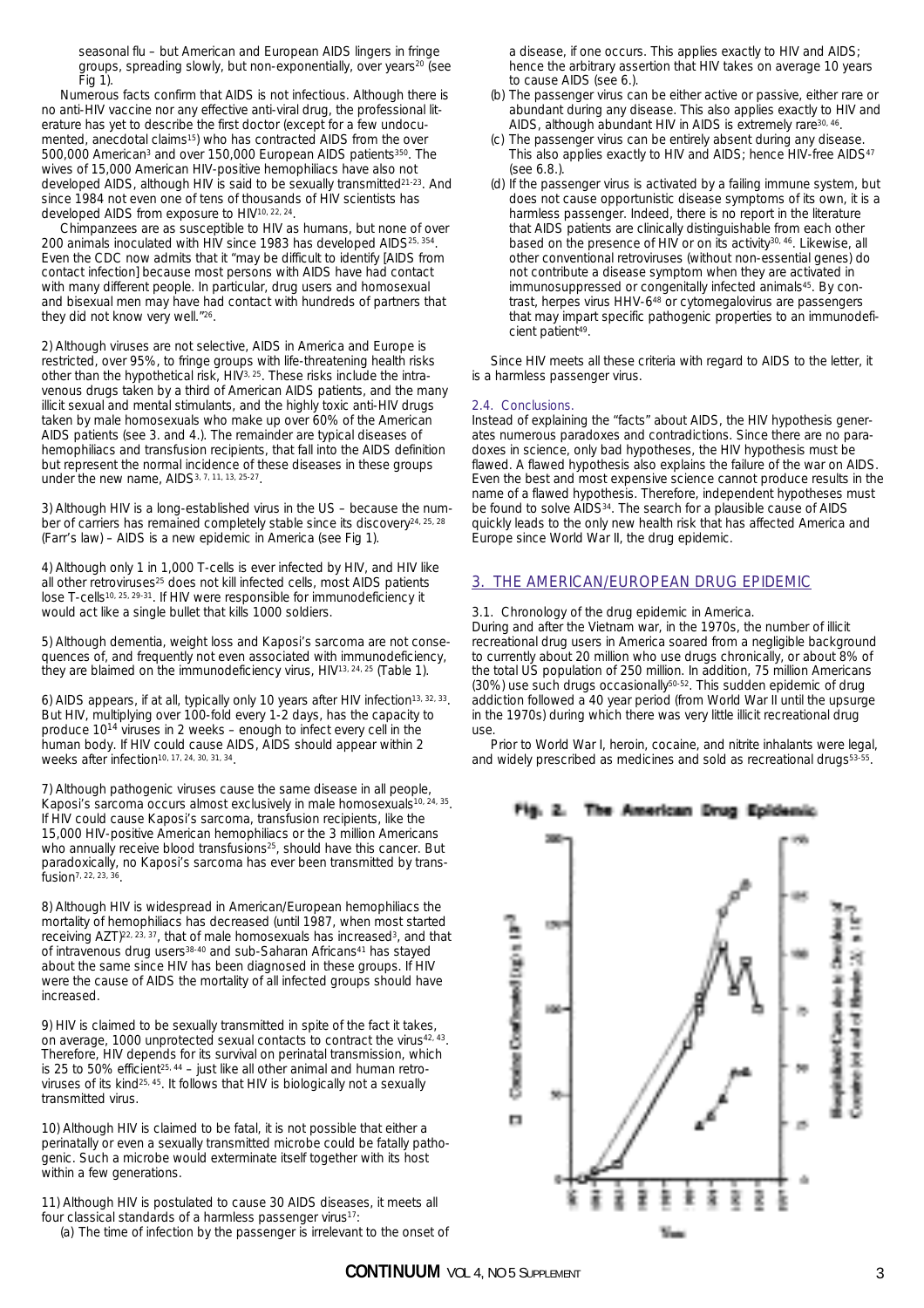seasonal flu – but American and European AIDS lingers in fringe groups, spreading slowly, but non-exponentially, over years[20] (see Fig 1).

Numerous facts confirm that AIDS is not infectious. Although there is no anti-HIV vaccine nor any effective anti-viral drug, the professional literature has yet to describe the first doctor (except for a few undocumented, anecdotal claims[15]) who has contracted AIDS from the over 500,000 American[3] and over 150,000 European AIDS patients[350]. The wives of 15,000 American HIV-positive hemophiliacs have also not developed AIDS, although HIV is said to be sexually transmitted[21-23]. And since 1984 not even one of tens of thousands of HIV scientists has developed AIDS from exposure to HIV[10, 22, 24].

Chimpanzees are as susceptible to HIV as humans, but none of over 200 animals inoculated with HIV since 1983 has developed AIDS[25, 354]. Even the CDC now admits that it "may be difficult to identify [AIDS from contact infection] because most persons with AIDS have had contact with many different people. In particular, drug users and homosexual and bisexual men may have had contact with hundreds of partners that they did not know very well."[26].

2) Although viruses are not selective, AIDS in America and Europe is restricted, over 95%, to fringe groups with life-threatening health risks other than the hypothetical risk, HIV[3, 25]. These risks include the intravenous drugs taken by a third of American AIDS patients, and the many illicit sexual and mental stimulants, and the highly toxic anti-HIV drugs taken by male homosexuals who make up over 60% of the American AIDS patients (see 3. and 4.). The remainder are typical diseases of hemophiliacs and transfusion recipients, that fall into the AIDS definition but represent the normal incidence of these diseases in these groups under the new name, AIDS[3, 7, 11, 13, 25-27].

3) Although HIV is a long-established virus in the US – because the number of carriers has remained completely stable since its discovery[24, 25, 28] (Farr's law) – AIDS is a new epidemic in America (see Fig 1).

4) Although only 1 in 1,000 T-cells is ever infected by HIV, and HIV like all other retroviruses[25] does not kill infected cells, most AIDS patients lose T-cells[10, 25, 29-31]. If HIV were responsible for immunodeficiency it would act like a single bullet that kills 1000 soldiers.

5) Although dementia, weight loss and Kaposi's sarcoma are not consequences of, and frequently not even associated with immunodeficiency, they are blamed on the immunodeficiency virus, HIV[13, 24, 25] (Table 1).

6) AIDS appears, if at all, typically only 10 years after HIV infection[13, 32, 33]. But HIV, multiplying over 100-fold every 1-2 days, has the capacity to produce $10^{14}$ viruses in 2 weeks – enough to infect every cell in the human body. If HIV could cause AIDS, AIDS should appear within 2 weeks after infection[10, 17, 24, 30, 31, 34].

7) Although pathogenic viruses cause the same disease in all people, Kaposi's sarcoma occurs almost exclusively in male homosexuals[10, 24, 35]. If HIV could cause Kaposi's sarcoma, transfusion recipients, like the 15,000 HIV-positive American hemophiliacs or the 3 million Americans who annually receive blood transfusions[25], should have this cancer. But paradoxically, no Kaposi's sarcoma has ever been transmitted by transfusion[7, 22, 23, 36].

8) Although HIV is widespread in American/European hemophiliacs the mortality of hemophiliacs has decreased (until 1987, when most started receiving AZT)[22, 23, 37], that of male homosexuals has increased[3], and that of intravenous drug users[38-40] and sub-Saharan Africans[41] has stayed about the same since HIV has been diagnosed in these groups. If HIV were the cause of AIDS the mortality of all infected groups should have increased.

9) HIV is claimed to be sexually transmitted in spite of the fact it takes, on average, 1000 unprotected sexual contacts to contract the virus[42, 43]. Therefore, HIV depends for its survival on perinatal transmission, which is 25 to 50% efficient[25, 44] – just like all other animal and human retroviruses of its kind[25, 45]. It follows that HIV is biologically not a sexually transmitted virus.

10) Although HIV is claimed to be fatal, it is not possible that either a perinatally or even a sexually transmitted microbe could be fatally pathogenic. Such a microbe would exterminate itself together with its host within a few generations.

11) Although HIV is postulated to cause 30 AIDS diseases, it meets all four classical standards of a harmless passenger virus[17]:

(a) The time of infection by the passenger is irrelevant to the onset of a disease, if one occurs. This applies exactly to HIV and AIDS; hence the arbitrary assertion that HIV takes on average 10 years to cause AIDS (see 6.).

(b) The passenger virus can be either active or passive, either rare or abundant during any disease. This also applies exactly to HIV and AIDS, although abundant HIV in AIDS is extremely rare[30, 46].

(c) The passenger virus can be entirely absent during any disease. This also applies exactly to HIV and AIDS; hence HIV-free AIDS[47] (see 6.8.).

(d) If the passenger virus is activated by a failing immune system, but does not cause opportunistic disease symptoms of its own, it is a harmless passenger. Indeed, there is no report in the literature that AIDS patients are clinically distinguishable from each other based on the presence of HIV or on its activity[30, 46]. Likewise, all other conventional retroviruses (without non-essential genes) do not contribute a disease symptom when they are activated in immunosuppressed or congenitally infected animals[45]. By contrast, herpes virus HHV-6[48] or cytomegalovirus are passengers that may impart specific pathogenic properties to an immunodeficient patient[49].

Since HIV meets all these criteria with regard to AIDS to the letter, it is a harmless passenger virus.

### 2.4. Conclusions.

Instead of explaining the "facts" about AIDS, the HIV hypothesis generates numerous paradoxes and contradictions. Since there are no paradoxes in science, only bad hypotheses, the HIV hypothesis must be flawed. A flawed hypothesis also explains the failure of the war on AIDS. Even the best and most expensive science cannot produce results in the name of a flawed hypothesis. Therefore, independent hypotheses must be found to solve AIDS[34]. The search for a plausible cause of AIDS quickly leads to the only new health risk that has affected America and Europe since World War II, the drug epidemic.

## 3. THE AMERICAN/EUROPEAN DRUG EPIDEMIC

### 3.1. Chronology of the drug epidemic in America.

During and after the Vietnam war, in the 1970s, the number of illicit recreational drug users in America soared from a negligible background to currently about 20 million who use drugs chronically, or about 8% of the total US population of 250 million. In addition, 75 million Americans (30%) use such drugs occasionally[50-52]. This sudden epidemic of drug addiction followed a 40 year period (from World War II until the upsurge in the 1970s) during which there was very little illicit recreational drug use.

Prior to World War I, heroin, cocaine, and nitrite inhalants were legal, and widely prescribed as medicines and sold as recreational drugs[53-55].

Fig. 2. The American Drug Epidemic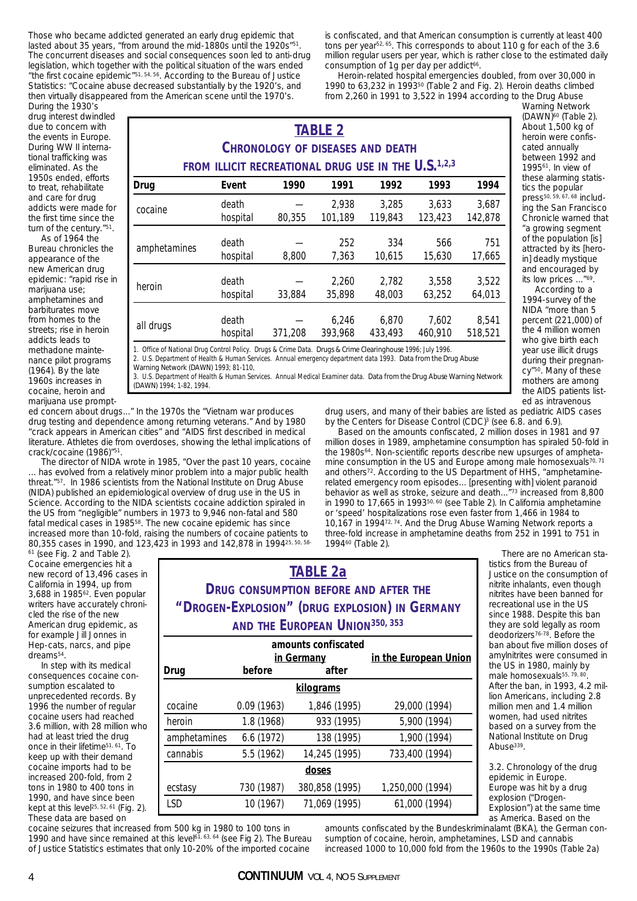Those who became addicted generated an early drug epidemic that lasted about 35 years, "from around the mid-1880s until the 1920s"[51]. The concurrent diseases and social consequences soon led to anti-drug legislation, which together with the political situation of the wars ended "the first cocaine epidemic"[51, 54, 56]. According to the Bureau of Justice Statistics: "Cocaine abuse decreased substantially by the 1920's, and then virtually disappeared from the American scene until the 1970's. During the 1930's drug interest dwindled due to concern with the events in Europe. During WW II international trafficking was eliminated. As the 1950s ended, efforts to treat, rehabilitate and care for drug addicts were made for the first time since the turn of the century."[51].

As of 1964 the Bureau chronicles the appearance of the new American drug epidemic: "rapid rise in marijuana use; amphetamines and barbiturates move from homes to the streets; rise in heroin addicts leads to methadone maintenance pilot programs (1964). By the late 1960s increases in cocaine, heroin and marijuana use prompted concern about drugs..." In the 1970s the "Vietnam war produces drug testing and dependence among returning veterans." And by 1980 "crack appears in American cities" and "AIDS first described in medical literature. Athletes die from overdoses, showing the lethal implications of crack/cocaine (1986)"[51].

The director of NIDA wrote in 1985, "Over the past 10 years, cocaine ... has evolved from a relatively minor problem into a major public health threat."[57]. In 1986 scientists from the National Institute on Drug Abuse (NIDA) published an epidemiological overview of drug use in the US in Science. According to the NIDA scientists cocaine addiction spiraled in the US from "negligible" numbers in 1973 to 9,946 non-fatal and 580 fatal medical cases in 1985[58]. The new cocaine epidemic has since increased more than 10-fold, raising the numbers of cocaine patients to 80,355 cases in 1990, and 123,423 in 1993 and 142,878 in 1994[25, 50, 58-61] (see Fig. 2 and Table 2). Cocaine emergencies hit a new record of 13,496 cases in California in 1994, up from 3,688 in 1985[62]. Even popular writers have accurately chronicled the rise of the new American drug epidemic, as for example Jill Jonnes in Hep-cats, narcs, and pipe dreams[54].

In step with its medical consequences cocaine consumption escalated to unprecedented records. By 1996 the number of regular cocaine users had reached 3.6 million, with 28 million who had at least tried the drug once in their lifetime[51, 61]. To keep up with their demand cocaine imports had to be increased 200-fold, from 2 tons in 1980 to 400 tons in 1990, and have since been kept at this level[25, 52, 61] (Fig. 2). These data are based on cocaine seizures that increased from 500 kg in 1980 to 100 tons in 1990 and have since remained at this level[61, 63, 64] (see Fig 2). The Bureau of Justice Statistics estimates that only 10-20% of the imported cocaine is confiscated, and that American consumption is currently at least 400 tons per year[52, 65]. This corresponds to about 110 g for each of the 3.6 million regular users per year, which is rather close to the estimated daily consumption of 1g per day per addict[66].

Heroin-related hospital emergencies doubled, from over 30,000 in 1990 to 63,232 in 1993[50] (Table 2 and Fig. 2). Heroin deaths climbed from 2,260 in 1991 to 3,522 in 1994 according to the Drug Abuse Warning Network (DAWN)[60] (Table 2). About 1,500 kg of heroin were confiscated annually between 1992 and 1995[61]. In view of these alarming statistics the popular press[50, 59, 67, 68] including the San Francisco Chronicle warned that "a growing segment of the population [is] attracted by its [heroin] deadly mystique and encouraged by its low prices ..."[69].

According to a 1994-survey of the NIDA "more than 5 percent (221,000) of the 4 million women who give birth each year use illicit drugs during their pregnancy"[50]. Many of these mothers are among the AIDS patients listed as intravenous drug users, and many of their babies are listed as pediatric AIDS cases by the Centers for Disease Control (CDC)[3] (see 6.8. and 6.9).

Based on the amounts confiscated, 2 million doses in 1981 and 97 million doses in 1989, amphetamine consumption has spiraled 50-fold in the 1980s[64]. Non-scientific reports describe new upsurges of amphetamine consumption in the US and Europe among male homosexuals[70, 71] and others[72]. According to the US Department of HHS, "amphetamine-related emergency room episodes... [presenting with] violent paranoid behavior as well as stroke, seizure and death..."[73] increased from 8,800 in 1990 to 17,665 in 1993[50, 60] (see Table 2). In California amphetamine or 'speed' hospitalizations rose even faster from 1,466 in 1984 to 10,167 in 1994[72, 74]. And the Drug Abuse Warning Network reports a three-fold increase in amphetamine deaths from 252 in 1991 to 751 in 1994[60] (Table 2).

**TABLE 2**
**CHRONOLOGY OF DISEASES AND DEATH FROM ILLICIT RECREATIONAL DRUG USE IN THE U.S.[1,2,3]**

| Drug | Event | 1990 | 1991 | 1992 | 1993 | 1994 |
|---|---|---|---|---|---|---|
| cocaine | death | — | 2,938 | 3,285 | 3,633 | 3,687 |
| | hospital | 80,355 | 101,189 | 119,843 | 123,423 | 142,878 |
| amphetamines | death | — | 252 | 334 | 566 | 751 |
| | hospital | 8,800 | 7,363 | 10,615 | 15,630 | 17,665 |
| heroin | death | — | 2,260 | 2,782 | 3,558 | 3,522 |
| | hospital | 33,884 | 35,898 | 48,003 | 63,252 | 64,013 |
| all drugs | death | — | 6,246 | 6,870 | 7,602 | 8,541 |
| | hospital | 371,208 | 393,968 | 433,493 | 460,910 | 518,521 |

1. Office of National Drug Control Policy. Drugs & Crime Data. Drugs & Crime Clearinghouse 1996; July 1996.
2. U.S. Department of Health & Human Services. Annual emergency department data 1993. Data from the Drug Abuse Warning Network (DAWN) 1993; 81-110,
3. U.S. Department of Health & Human Services. Annual Medical Examiner data. Data from the Drug Abuse Warning Network (DAWN) 1994; 1-82, 1994.

There are no American statistics from the Bureau of Justice on the consumption of nitrite inhalants, even though nitrites have been banned for recreational use in the US since 1988. Despite this ban they are sold legally as room deodorizers[76-78]. Before the ban about five million doses of amylnitrites were consumed in the US in 1980, mainly by male homosexuals[55, 79, 80]. After the ban, in 1993, 4.2 million Americans, including 2.8 million men and 1.4 million women, had used nitrites based on a survey from the National Institute on Drug Abuse[339].

3.2. Chronology of the drug epidemic in Europe. Europe was hit by a drug explosion ("Drogen-Explosion") at the same time as America. Based on the amounts confiscated by the Bundeskriminalamt (BKA), the German consumption of cocaine, heroin, amphetamines, LSD and cannabis increased 1000 to 10,000 fold from the 1960s to the 1990s (Table 2a)

**TABLE 2a**
**DRUG CONSUMPTION BEFORE AND AFTER THE "DROGEN-EXPLOSION" (DRUG EXPLOSION) IN GERMANY AND THE EUROPEAN UNION[350, 353]**

| | amounts confiscated | | |
|---|---|---|---|
| | in Germany | | in the European Union |
| Drug | before | after | |
| | kilograms | | |
| cocaine | 0.09 (1963) | 1,846 (1995) | 29,000 (1994) |
| heroin | 1.8 (1968) | 933 (1995) | 5,900 (1994) |
| amphetamines | 6.6 (1972) | 138 (1995) | 1,900 (1994) |
| cannabis | 5.5 (1962) | 14,245 (1995) | 733,400 (1994) |
| | doses | | |
| ecstasy | 730 (1987) | 380,858 (1995) | 1,250,000 (1994) |
| LSD | 10 (1967) | 71,069 (1995) | 61,000 (1994) |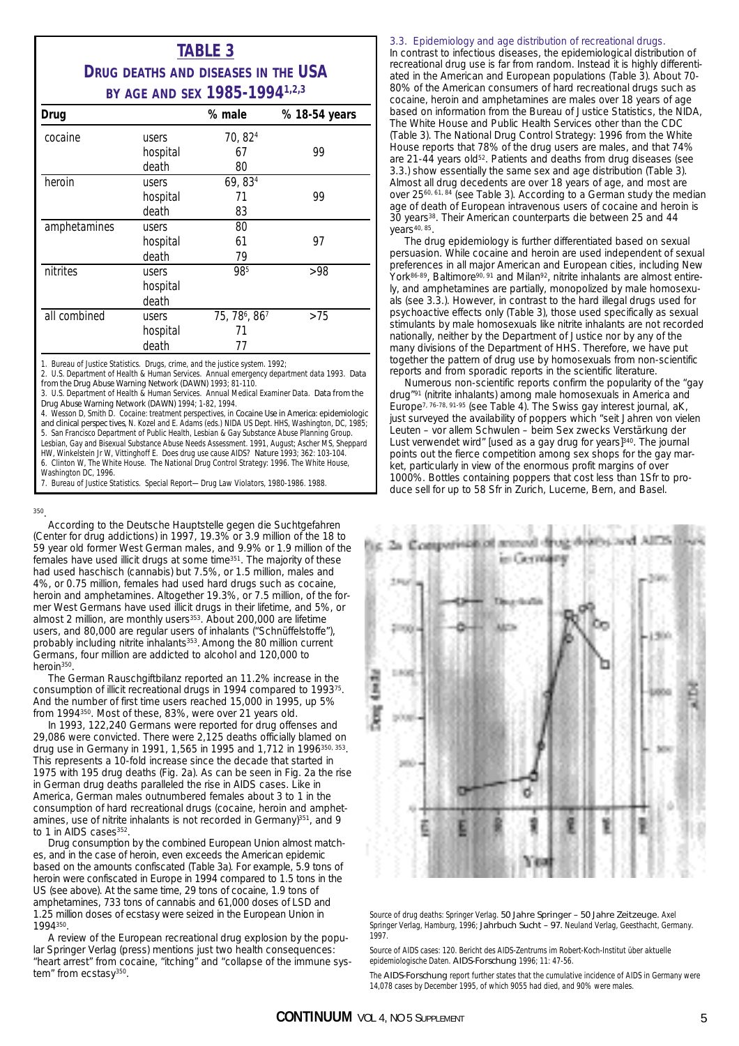## TABLE 3
### DRUG DEATHS AND DISEASES IN THE USA BY AGE AND SEX 1985-1994[1,2,3]

| Drug | | % male | % 18-54 years |
|---|---|---|---|
| cocaine | users | 70, 82[4] | |
| | hospital | 67 | 99 |
| | death | 80 | |
| heroin | users | 69, 83[4] | |
| | hospital | 71 | 99 |
| | death | 83 | |
| amphetamines | users | 80 | |
| | hospital | 61 | 97 |
| | death | 79 | |
| nitrites | users | 98[5] | >98 |
| | hospital | | |
| | death | | |
| all combined | users | 75, 78[6], 86[7] | >75 |
| | hospital | 71 | |
| | death | 77 | |

1. Bureau of Justice Statistics. Drugs, crime, and the justice system. 1992;
2. U.S. Department of Health & Human Services. Annual emergency department data 1993. Data from the Drug Abuse Warning Network (DAWN) 1993; 81-110.
3. U.S. Department of Health & Human Services. Annual Medical Examiner Data. Data from the Drug Abuse Warning Network (DAWN) 1994; 1-82, 1994.
4. Wesson D, Smith D. Cocaine: treatment perspectives, in *Cocaine Use in America: epidemiologic and clinical perspectives*, N. Kozel and E. Adams (eds.) NIDA US Dept. HHS, Washington, DC, 1985;
5. San Francisco Department of Public Health, Lesbian & Gay Substance Abuse Planning Group. Lesbian, Gay and Bisexual Substance Abuse Needs Assessment. 1991, August; Ascher MS, Sheppard HW, Winkelstein Jr W, Vittinghoff E. Does drug use cause AIDS? *Nature* 1993; 362: 103-104.
6. Clinton W, The White House. The National Drug Control Strategy: 1996. The White House, Washington DC, 1996.
7. Bureau of Justice Statistics. Special Report—Drug Law Violators, 1980-1986. 1988.

350.

According to the Deutsche Hauptstelle gegen die Suchtgefahren (Center for drug addictions) in 1997, 19.3% or 3.9 million of the 18 to 59 year old former West German males, and 9.9% or 1.9 million of the females have used illicit drugs at some time[351]. The majority of these had used haschisch (cannabis) but 7.5%, or 1.5 million, males and 4%, or 0.75 million, females had used hard drugs such as cocaine, heroin and amphetamines. Altogether 19.3%, or 7.5 million, of the former West Germans have used illicit drugs in their lifetime, and 5%, or almost 2 million, are monthly users[353]. About 200,000 are lifetime users, and 80,000 are regular users of inhalants ("Schnüffelstoffe"), probably including nitrite inhalants[353]. Among the 80 million current Germans, four million are addicted to alcohol and 120,000 to heroin[350].

The German Rauschgiftbilanz reported an 11.2% increase in the consumption of illicit recreational drugs in 1994 compared to 1993[75]. And the number of first time users reached 15,000 in 1995, up 5% from 1994[350]. Most of these, 83%, were over 21 years old.

In 1993, 122,240 Germans were reported for drug offenses and 29,086 were convicted. There were 2,125 deaths officially blamed on drug use in Germany in 1991, 1,565 in 1995 and 1,712 in 1996[350, 353]. This represents a 10-fold increase since the decade that started in 1975 with 195 drug deaths (Fig. 2a). As can be seen in Fig. 2a the rise in German drug deaths paralleled the rise in AIDS cases. Like in America, German males outnumbered females about 3 to 1 in the consumption of hard recreational drugs (cocaine, heroin and amphetamines, use of nitrite inhalants is not recorded in Germany)[351], and 9 to 1 in AIDS cases[352].

Drug consumption by the combined European Union almost matches, and in the case of heroin, even exceeds the American epidemic based on the amounts confiscated (Table 3a). For example, 5.9 tons of heroin were confiscated in Europe in 1994 compared to 1.5 tons in the US (see above). At the same time, 29 tons of cocaine, 1.9 tons of amphetamines, 733 tons of cannabis and 61,000 doses of LSD and 1.25 million doses of ecstasy were seized in the European Union in 1994[350].

A review of the European recreational drug explosion by the popular Springer Verlag (press) mentions just two health consequences: "heart arrest" from cocaine, "itching" and "collapse of the immune system" from ecstasy[350].

### 3.3. Epidemiology and age distribution of recreational drugs.

In contrast to infectious diseases, the epidemiological distribution of recreational drug use is far from random. Instead it is highly differentiated in the American and European populations (Table 3). About 70-80% of the American consumers of hard recreational drugs such as cocaine, heroin and amphetamines are males over 18 years of age based on information from the Bureau of Justice Statistics, the NIDA, The White House and Public Health Services other than the CDC (Table 3). The National Drug Control Strategy: 1996 from the White House reports that 78% of the drug users are males, and that 74% are 21-44 years old[52]. Patients and deaths from drug diseases (see 3.3.) show essentially the same sex and age distribution (Table 3). Almost all drug decedents are over 18 years of age, and most are over 25[60, 61, 84] (see Table 3). According to a German study the median age of death of European intravenous users of cocaine and heroin is 30 years[38]. Their American counterparts die between 25 and 44 years[40, 85].

The drug epidemiology is further differentiated based on sexual persuasion. While cocaine and heroin are used independent of sexual preferences in all major American and European cities, including New York[86-89], Baltimore[90, 91] and Milan[92], nitrite inhalants are almost entirely, and amphetamines are partially, monopolized by male homosexuals (see 3.3.). However, in contrast to the hard illegal drugs used for psychoactive effects only (Table 3), those used specifically as sexual stimulants by male homosexuals like nitrite inhalants are not recorded nationally, neither by the Department of Justice nor by any of the many divisions of the Department of HHS. Therefore, we have put together the pattern of drug use by homosexuals from non-scientific reports and from sporadic reports in the scientific literature.

Numerous non-scientific reports confirm the popularity of the "gay drug"[91] (nitrite inhalants) among male homosexuals in America and Europe[7, 76-78, 91-95] (see Table 4). The Swiss gay interest journal, aK, just surveyed the availability of poppers which "seit Jahren von vielen Leuten – vor allem Schwulen – beim Sex zwecks Verstärkung der Lust verwendet wird" [used as a gay drug for years][340]. The journal points out the fierce competition among sex shops for the gay market, particularly in view of the enormous profit margins of over 1000%. Bottles containing poppers that cost less than 1Sfr to produce sell for up to 58 Sfr in Zurich, Lucerne, Bern, and Basel.

Fig. 2a Comparison of annual drug deaths and AIDS cases in Germany

Source of drug deaths: Springer Verlag. 50 Jahre Springer – 50 Jahre Zeitzeuge. Axel Springer Verlag, Hamburg, 1996; Jahrbuch Sucht – 97. Neuland Verlag, Geesthacht, Germany. 1997.

Source of AIDS cases: 120. Bericht des AIDS-Zentrums im Robert-Koch-Institut über aktuelle epidemiologische Daten. AIDS-Forschung 1996; 11: 47-56.

The AIDS-Forschung report further states that the cumulative incidence of AIDS in Germany were 14,078 cases by December 1995, of which 9055 had died, and 90% were males.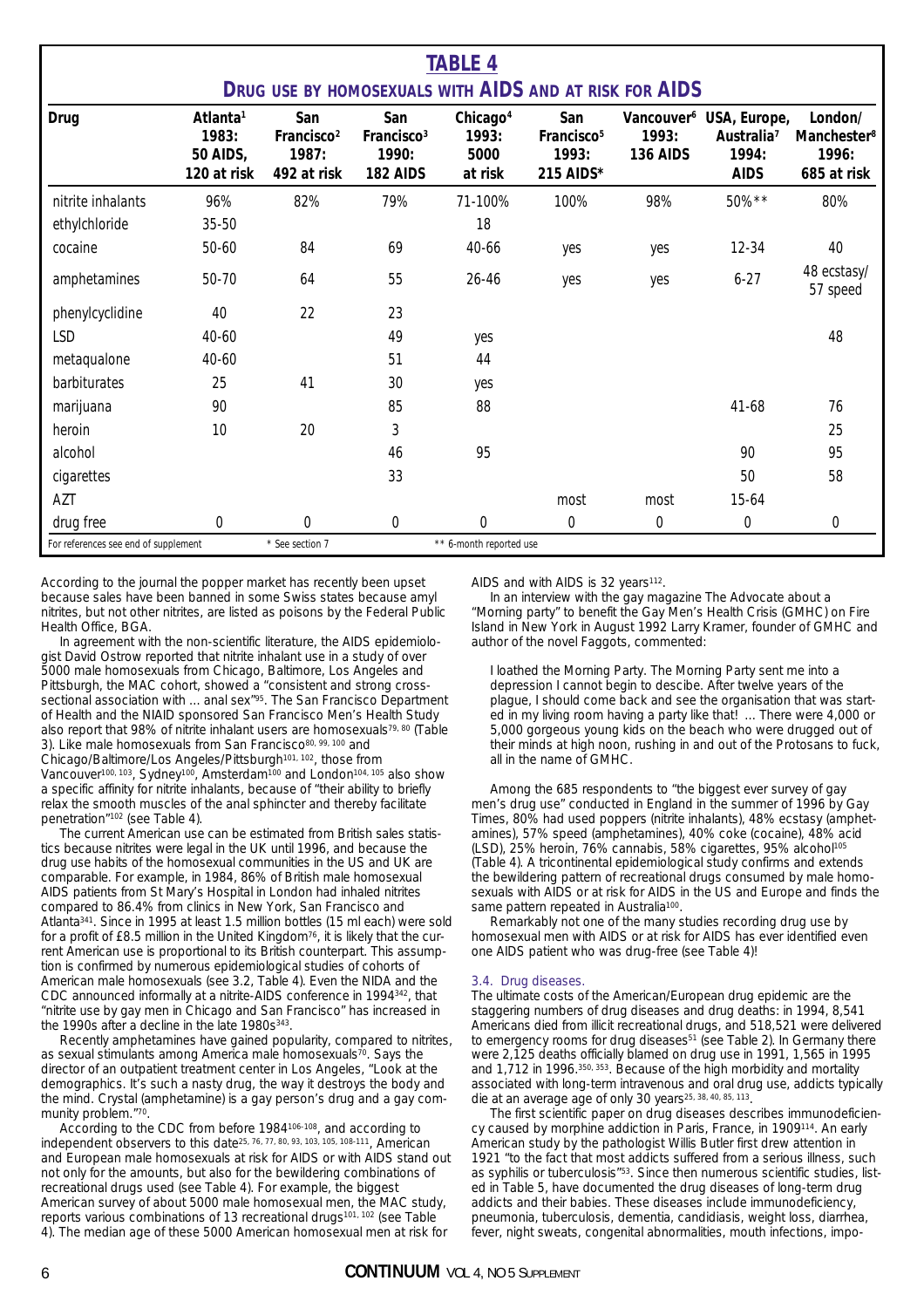# TABLE 4

## DRUG USE BY HOMOSEXUALS WITH AIDS AND AT RISK FOR AIDS

| Drug | Atlanta[1] 1983: 50 AIDS, 120 at risk | San Francisco[2] 1987: 492 at risk | San Francisco[3] 1990: 182 AIDS | Chicago[4] 1993: 5000 at risk | San Francisco[5] 1993: 215 AIDS* | Vancouver[6] 1993: 136 AIDS | USA, Europe, Australia[7] 1994: AIDS | London/ Manchester[8] 1996: 685 at risk |
|---|---|---|---|---|---|---|---|---|
| nitrite inhalants | 96% | 82% | 79% | 71-100% | 100% | 98% | 50%** | 80% |
| ethylchloride | 35-50 | | | 18 | | | | |
| cocaine | 50-60 | 84 | 69 | 40-66 | yes | yes | 12-34 | 40 |
| amphetamines | 50-70 | 64 | 55 | 26-46 | yes | yes | 6-27 | 48 ecstasy/ 57 speed |
| phenylcyclidine | 40 | 22 | 23 | | | | | |
| LSD | 40-60 | | 49 | yes | | | | 48 |
| metaqualone | 40-60 | | 51 | 44 | | | | |
| barbiturates | 25 | 41 | 30 | yes | | | | |
| marijuana | 90 | | 85 | 88 | | | 41-68 | 76 |
| heroin | 10 | 20 | 3 | | | | | 25 |
| alcohol | | | 46 | 95 | | | 90 | 95 |
| cigarettes | | | 33 | | | | 50 | 58 |
| AZT | | | | | most | most | 15-64 | |
| drug free | 0 | 0 | 0 | 0 | 0 | 0 | 0 | 0 |

For references see end of supplement &nbsp;&nbsp;&nbsp; * See section 7 &nbsp;&nbsp;&nbsp; ** 6-month reported use

According to the journal the popper market has recently been upset because sales have been banned in some Swiss states because amyl nitrites, but not other nitrites, are listed as poisons by the Federal Public Health Office, BGA.

In agreement with the non-scientific literature, the AIDS epidemiologist David Ostrow reported that nitrite inhalant use in a study of over 5000 male homosexuals from Chicago, Baltimore, Los Angeles and Pittsburgh, the MAC cohort, showed a "consistent and strong cross-sectional association with ... anal sex"[95]. The San Francisco Department of Health and the NIAID sponsored San Francisco Men's Health Study also report that 98% of nitrite inhalant users are homosexuals[79, 80] (Table 3). Like male homosexuals from San Francisco[80, 99, 100] and Chicago/Baltimore/Los Angeles/Pittsburgh[101, 102], those from Vancouver[100, 103], Sydney[100], Amsterdam[100] and London[104, 105] also show a specific affinity for nitrite inhalants, because of "their ability to briefly relax the smooth muscles of the anal sphincter and thereby facilitate penetration"[102] (see Table 4).

The current American use can be estimated from British sales statistics because nitrites were legal in the UK until 1996, and because the drug use habits of the homosexual communities in the US and UK are comparable. For example, in 1984, 86% of British male homosexual AIDS patients from St Mary's Hospital in London had inhaled nitrites compared to 86.4% from clinics in New York, San Francisco and Atlanta[341]. Since in 1995 at least 1.5 million bottles (15 ml each) were sold for a profit of £8.5 million in the United Kingdom[76], it is likely that the current American use is proportional to its British counterpart. This assumption is confirmed by numerous epidemiological studies of cohorts of American male homosexuals (see 3.2, Table 4). Even the NIDA and the CDC announced informally at a nitrite-AIDS conference in 1994[342], that "nitrite use by gay men in Chicago and San Francisco" has increased in the 1990s after a decline in the late 1980s[343].

Recently amphetamines have gained popularity, compared to nitrites, as sexual stimulants among America male homosexuals[70]. Says the director of an outpatient treatment center in Los Angeles, "Look at the demographics. It's such a nasty drug, the way it destroys the body and the mind. Crystal (amphetamine) is a gay person's drug and a gay community problem."[70].

According to the CDC from before 1984[106-108], and according to independent observers to this date[25, 76, 77, 80, 93, 103, 105, 108-111], American and European male homosexuals at risk for AIDS or with AIDS stand out not only for the amounts, but also for the bewildering combinations of recreational drugs used (see Table 4). For example, the biggest American survey of about 5000 male homosexual men, the MAC study, reports various combinations of 13 recreational drugs[101, 102] (see Table 4). The median age of these 5000 American homosexual men at risk for AIDS and with AIDS is 32 years[112].

In an interview with the gay magazine The Advocate about a "Morning party" to benefit the Gay Men's Health Crisis (GMHC) on Fire Island in New York in August 1992 Larry Kramer, founder of GMHC and author of the novel Faggots, commented:

> I loathed the Morning Party. The Morning Party sent me into a depression I cannot begin to descibe. After twelve years of the plague, I should come back and see the organisation that was started in my living room having a party like that! ... There were 4,000 or 5,000 gorgeous young kids on the beach who were drugged out of their minds at high noon, rushing in and out of the Protosans to fuck, all in the name of GMHC.

Among the 685 respondents to "the biggest ever survey of gay men's drug use" conducted in England in the summer of 1996 by Gay Times, 80% had used poppers (nitrite inhalants), 48% ecstasy (amphetamines), 57% speed (amphetamines), 40% coke (cocaine), 48% acid (LSD), 25% heroin, 76% cannabis, 58% cigarettes, 95% alcohol[105] (Table 4). A tricontinental epidemiological study confirms and extends the bewildering pattern of recreational drugs consumed by male homosexuals with AIDS or at risk for AIDS in the US and Europe and finds the same pattern repeated in Australia[100].

Remarkably not one of the many studies recording drug use by homosexual men with AIDS or at risk for AIDS has ever identified even one AIDS patient who was drug-free (see Table 4)!

### 3.4. Drug diseases.

The ultimate costs of the American/European drug epidemic are the staggering numbers of drug diseases and drug deaths: in 1994, 8,541 Americans died from illicit recreational drugs, and 518,521 were delivered to emergency rooms for drug diseases[51] (see Table 2). In Germany there were 2,125 deaths officially blamed on drug use in 1991, 1,565 in 1995 and 1,712 in 1996.[350, 353]. Because of the high morbidity and mortality associated with long-term intravenous and oral drug use, addicts typically die at an average age of only 30 years[25, 38, 40, 85, 113].

The first scientific paper on drug diseases describes immunodeficiency caused by morphine addiction in Paris, France, in 1909[114]. An early American study by the pathologist Willis Butler first drew attention in 1921 "to the fact that most addicts suffered from a serious illness, such as syphilis or tuberculosis"[53]. Since then numerous scientific studies, listed in Table 5, have documented the drug diseases of long-term drug addicts and their babies. These diseases include immunodeficiency, pneumonia, tuberculosis, dementia, candidiasis, weight loss, diarrhea, fever, night sweats, congenital abnormalities, mouth infections, impo-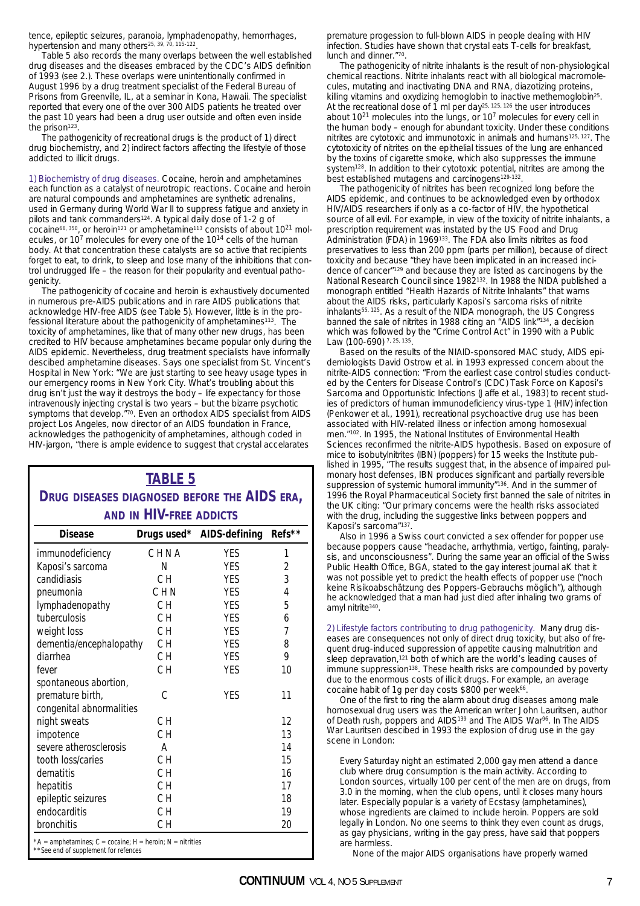tence, epileptic seizures, paranoia, lymphadenopathy, hemorrhages, hypertension and many others[25, 39, 70, 115-122].

Table 5 also records the many overlaps between the well established drug diseases and the diseases embraced by the CDC's AIDS definition of 1993 (see 2.). These overlaps were unintentionally confirmed in August 1996 by a drug treatment specialist of the Federal Bureau of Prisons from Greenville, IL, at a seminar in Kona, Hawaii. The specialist reported that every one of the over 300 AIDS patients he treated over the past 10 years had been a drug user outside and often even inside the prison[123].

The pathogenicity of recreational drugs is the product of 1) direct drug biochemistry, and 2) indirect factors affecting the lifestyle of those addicted to illicit drugs.

1) Biochemistry of drug diseases. Cocaine, heroin and amphetamines each function as a catalyst of neurotropic reactions. Cocaine and heroin are natural compounds and amphetamines are synthetic adrenalins, used in Germany during World War II to suppress fatigue and anxiety in pilots and tank commanders[124]. A typical daily dose of 1-2 g of cocaine[66, 350], or heroin[121] or amphetamine[113] consists of about $10^{21}$ molecules, or $10^7$ molecules for every one of the $10^{14}$ cells of the human body. At that concentration these catalysts are so active that recipients forget to eat, to drink, to sleep and lose many of the inhibitions that control undrugged life – the reason for their popularity and eventual pathogenicity.

The pathogenicity of cocaine and heroin is exhaustively documented in numerous pre-AIDS publications and in rare AIDS publications that acknowledge HIV-free AIDS (see Table 5). However, little is in the professional literature about the pathogenicity of amphetamines[113]. The toxicity of amphetamines, like that of many other new drugs, has been credited to HIV because amphetamines became popular only during the AIDS epidemic. Nevertheless, drug treatment specialists have informally descibed amphetamine diseases. Says one specialist from St. Vincent's Hospital in New York: "We are just starting to see heavy usage types in our emergency rooms in New York City. What's troubling about this drug isn't just the way it destroys the body – life expectancy for those intravenously injecting crystal is two years – but the bizarre psychotic symptoms that develop."[70]. Even an orthodox AIDS specialist from AIDS project Los Angeles, now director of an AIDS foundation in France, acknowledges the pathogenicity of amphetamines, although coded in HIV-jargon, "there is ample evidence to suggest that crystal accelarates premature progession to full-blown AIDS in people dealing with HIV infection. Studies have shown that crystal eats T-cells for breakfast, lunch and dinner."[70].

**TABLE 5**

**DRUG DISEASES DIAGNOSED BEFORE THE AIDS ERA, AND IN HIV-FREE ADDICTS**

| Disease | Drugs used* | AIDS-defining | Refs** |
|---|---|---|---|
| immunodeficiency | C H N A | YES | 1 |
| Kaposi's sarcoma | N | YES | 2 |
| candidiasis | C H | YES | 3 |
| pneumonia | C H N | YES | 4 |
| lymphadenopathy | C H | YES | 5 |
| tuberculosis | C H | YES | 6 |
| weight loss | C H | YES | 7 |
| dementia/encephalopathy | C H | YES | 8 |
| diarrhea | C H | YES | 9 |
| fever | C H | YES | 10 |
| spontaneous abortion, premature birth, congenital abnormalities | C | YES | 11 |
| night sweats | C H | | 12 |
| impotence | C H | | 13 |
| severe atherosclerosis | A | | 14 |
| tooth loss/caries | C H | | 15 |
| dematitis | C H | | 16 |
| hepatitis | C H | | 17 |
| epileptic seizures | C H | | 18 |
| endocarditis | C H | | 19 |
| bronchitis | C H | | 20 |

*A = amphetamines; C = cocaine; H = heroin; N = nitrities
**See end of supplement for refences

The pathogenicity of nitrite inhalants is the result of non-physiological chemical reactions. Nitrite inhalants react with all biological macromolecules, mutating and inactivating DNA and RNA, diazotizing proteins, killing vitamins and oxydizing hemoglobin to inactive methemoglobin[25]. At the recreational dose of 1 ml per day[25, 125, 126] the user introduces about $10^{21}$ molecules into the lungs, or $10^7$ molecules for every cell in the human body – enough for abundant toxicity. Under these conditions nitrites are cytotoxic and immunotoxic in animals and humans[125, 127]. The cytotoxicity of nitrites on the epithelial tissues of the lung are enhanced by the toxins of cigarette smoke, which also suppresses the immune system[128]. In addition to their cytotoxic potential, nitrites are among the best established mutagens and carcinogens[129-132].

The pathogenicity of nitrites has been recognized long before the AIDS epidemic, and continues to be acknowledged even by orthodox HIV/AIDS researchers if only as a co-factor of HIV, the hypothetical source of all evil. For example, in view of the toxicity of nitrite inhalants, a prescription requirement was instated by the US Food and Drug Administration (FDA) in 1969[133]. The FDA also limits nitrites as food preservatives to less than 200 ppm (parts per million), because of direct toxicity and because "they have been implicated in an increased incidence of cancer"[129] and because they are listed as carcinogens by the National Research Council since 1982[132]. In 1988 the NIDA published a monograph entitled "Health Hazards of Nitrite Inhalants" that warns about the AIDS risks, particularly Kaposi's sarcoma risks of nitrite inhalants[55, 125]. As a result of the NIDA monograph, the US Congress banned the sale of nitrites in 1988 citing an "AIDS link"[134], a decision which was followed by the "Crime Control Act" in 1990 with a Public Law (100-690)[7, 25, 135].

Based on the results of the NIAID-sponsored MAC study, AIDS epidemiologists David Ostrow et al. in 1993 expressed concern about the nitrite-AIDS connection: "From the earliest case control studies conducted by the Centers for Disease Control's (CDC) Task Force on Kaposi's Sarcoma and Opportunistic Infections (Jaffe et al., 1983) to recent studies of predictors of human immunodeficiency virus-type 1 (HIV) infection (Penkower et al., 1991), recreational psychoactive drug use has been associated with HIV-related illness or infection among homosexual men."[102]. In 1995, the National Institutes of Environmental Health Sciences reconfirmed the nitrite-AIDS hypothesis. Based on exposure of mice to isobutylnitrites (IBN) (poppers) for 15 weeks the Institute published in 1995, "The results suggest that, in the absence of impaired pulmonary host defenses, IBN produces significant and partially reversible suppression of systemic humoral immunity"[136]. And in the summer of 1996 the Royal Pharmaceutical Society first banned the sale of nitrites in the UK citing: "Our primary concerns were the health risks associated with the drug, including the suggestive links between poppers and Kaposi's sarcoma"[137].

Also in 1996 a Swiss court convicted a sex offender for popper use because poppers cause "headache, arrhythmia, vertigo, fainting, paralysis, and unconsciousness". During the same year an official of the Swiss Public Health Office, BGA, stated to the gay interest journal aK that it was not possible yet to predict the health effects of popper use ("noch keine Risikoabschätzung des Poppers-Gebrauchs möglich"), although he acknowledged that a man had just died after inhaling two grams of amyl nitrite[340].

2) Lifestyle factors contributing to drug pathogenicity. Many drug diseases are consequences not only of direct drug toxicity, but also of frequent drug-induced suppression of appetite causing malnutrition and sleep depravation,[121] both of which are the world's leading causes of immune suppression[138]. These health risks are compounded by poverty due to the enormous costs of illicit drugs. For example, an average cocaine habit of 1g per day costs $800 per week[66].

One of the first to ring the alarm about drug diseases among male homosexual drug users was the American writer John Lauritsen, author of Death rush, poppers and AIDS[139] and The AIDS War[96]. In The AIDS War Lauritsen descibed in 1993 the explosion of drug use in the gay scene in London:

> Every Saturday night an estimated 2,000 gay men attend a dance club where drug consumption is the main activity. According to London sources, virtually 100 per cent of the men are on drugs, from 3.0 in the morning, when the club opens, until it closes many hours later. Especially popular is a variety of Ecstasy (amphetamines), whose ingredients are claimed to include heroin. Poppers are sold legally in London. No one seems to think they even count as drugs, as gay physicians, writing in the gay press, have said that poppers are harmless.
>
> None of the major AIDS organisations have properly warned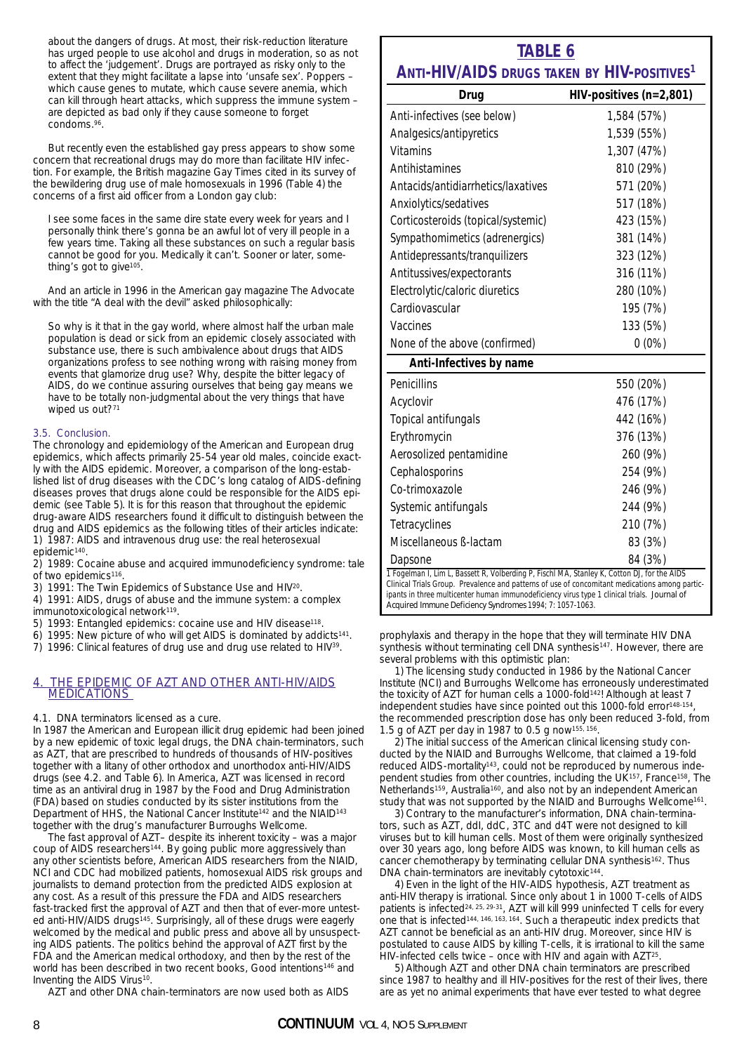about the dangers of drugs. At most, their risk-reduction literature has urged people to use alcohol and drugs in moderation, so as not to affect the 'judgement'. Drugs are portrayed as risky only to the extent that they might facilitate a lapse into 'unsafe sex'. Poppers – which cause genes to mutate, which cause severe anemia, which can kill through heart attacks, which suppress the immune system – are depicted as bad only if they cause someone to forget condoms.[96].

But recently even the established gay press appears to show some concern that recreational drugs may do more than facilitate HIV infection. For example, the British magazine Gay Times cited in its survey of the bewildering drug use of male homosexuals in 1996 (Table 4) the concerns of a first aid officer from a London gay club:

> I see some faces in the same dire state every week for years and I personally think there's gonna be an awful lot of very ill people in a few years time. Taking all these substances on such a regular basis cannot be good for you. Medically it can't. Sooner or later, something's got to give[105].

And an article in 1996 in the American gay magazine The Advocate with the title "A deal with the devil" asked philosophically:

> So why is it that in the gay world, where almost half the urban male population is dead or sick from an epidemic closely associated with substance use, there is such ambivalence about drugs that AIDS organizations profess to see nothing wrong with raising money from events that glamorize drug use? Why, despite the bitter legacy of AIDS, do we continue assuring ourselves that being gay means we have to be totally non-judgmental about the very things that have wiped us out?[71]

### 3.5. Conclusion.

The chronology and epidemiology of the American and European drug epidemics, which affects primarily 25-54 year old males, coincide exactly with the AIDS epidemic. Moreover, a comparison of the long-established list of drug diseases with the CDC's long catalog of AIDS-defining diseases proves that drugs alone could be responsible for the AIDS epidemic (see Table 5). It is for this reason that throughout the epidemic drug-aware AIDS researchers found it difficult to distinguish between the drug and AIDS epidemics as the following titles of their articles indicate:

1) 1987: AIDS and intravenous drug use: the real heterosexual epidemic[140].
2) 1989: Cocaine abuse and acquired immunodeficiency syndrome: tale of two epidemics[116].
3) 1991: The Twin Epidemics of Substance Use and HIV[20].
4) 1991: AIDS, drugs of abuse and the immune system: a complex immunotoxicological network[119].
5) 1993: Entangled epidemics: cocaine use and HIV disease[118].
6) 1995: New picture of who will get AIDS is dominated by addicts[141].
7) 1996: Clinical features of drug use and drug use related to HIV[39].

## 4. THE EPIDEMIC OF AZT AND OTHER ANTI-HIV/AIDS MEDICATIONS

### 4.1. DNA terminators licensed as a cure.

In 1987 the American and European illicit drug epidemic had been joined by a new epidemic of toxic legal drugs, the DNA chain-terminators, such as AZT, that are prescribed to hundreds of thousands of HIV-positives together with a litany of other orthodox and unorthodox anti-HIV/AIDS drugs (see 4.2. and Table 6). In America, AZT was licensed in record time as an antiviral drug in 1987 by the Food and Drug Administration (FDA) based on studies conducted by its sister institutions from the Department of HHS, the National Cancer Institute[142] and the NIAID[143] together with the drug's manufacturer Burroughs Wellcome.

The fast approval of AZT– despite its inherent toxicity – was a major coup of AIDS researchers[144]. By going public more aggressively than any other scientists before, American AIDS researchers from the NIAID, NCI and CDC had mobilized patients, homosexual AIDS risk groups and journalists to demand protection from the predicted AIDS explosion at any cost. As a result of this pressure the FDA and AIDS researchers fast-tracked first the approval of AZT and then that of ever-more untested anti-HIV/AIDS drugs[145]. Surprisingly, all of these drugs were eagerly welcomed by the medical and public press and above all by unsuspecting AIDS patients. The politics behind the approval of AZT first by the FDA and the American medical orthodoxy, and then by the rest of the world has been described in two recent books, Good intentions[146] and Inventing the AIDS Virus[10].

AZT and other DNA chain-terminators are now used both as AIDS prophylaxis and therapy in the hope that they will terminate HIV DNA synthesis without terminating cell DNA synthesis[147]. However, there are several problems with this optimistic plan:

1) The licensing study conducted in 1986 by the National Cancer Institute (NCI) and Burroughs Wellcome has erroneously underestimated the toxicity of AZT for human cells a 1000-fold[142]! Although at least 7 independent studies have since pointed out this 1000-fold error[148-154], the recommended prescription dose has only been reduced 3-fold, from 1.5 g of AZT per day in 1987 to 0.5 g now[155, 156].

2) The initial success of the American clinical licensing study conducted by the NIAID and Burroughs Wellcome, that claimed a 19-fold reduced AIDS-mortality[143], could not be reproduced by numerous independent studies from other countries, including the UK[157], France[158], The Netherlands[159], Australia[160], and also not by an independent American study that was not supported by the NIAID and Burroughs Wellcome[161].

3) Contrary to the manufacturer's information, DNA chain-terminators, such as AZT, ddI, ddC, 3TC and d4T were not designed to kill viruses but to kill human cells. Most of them were originally synthesized over 30 years ago, long before AIDS was known, to kill human cells as cancer chemotherapy by terminating cellular DNA synthesis[162]. Thus DNA chain-terminators are inevitably cytotoxic[144].

4) Even in the light of the HIV-AIDS hypothesis, AZT treatment as anti-HIV therapy is irrational. Since only about 1 in 1000 T-cells of AIDS patients is infected[24, 25, 29-31], AZT will kill 999 uninfected T cells for every one that is infected[144, 146, 163, 164]. Such a therapeutic index predicts that AZT cannot be beneficial as an anti-HIV drug. Moreover, since HIV is postulated to cause AIDS by killing T-cells, it is irrational to kill the same HIV-infected cells twice – once with HIV and again with AZT[25].

5) Although AZT and other DNA chain terminators are prescribed since 1987 to healthy and ill HIV-positives for the rest of their lives, there are as yet no animal experiments that have ever tested to what degree

## TABLE 6

### ANTI-HIV/AIDS DRUGS TAKEN BY HIV-POSITIVES[1]

| Drug | HIV-positives (n=2,801) |
|---|---|
| Anti-infectives (see below) | 1,584 (57%) |
| Analgesics/antipyretics | 1,539 (55%) |
| Vitamins | 1,307 (47%) |
| Antihistamines | 810 (29%) |
| Antacids/antidiarrhetics/laxatives | 571 (20%) |
| Anxiolytics/sedatives | 517 (18%) |
| Corticosteroids (topical/systemic) | 423 (15%) |
| Sympathomimetics (adrenergics) | 381 (14%) |
| Antidepressants/tranquilizers | 323 (12%) |
| Antitussives/expectorants | 316 (11%) |
| Electrolytic/caloric diuretics | 280 (10%) |
| Cardiovascular | 195 (7%) |
| Vaccines | 133 (5%) |
| None of the above (confirmed) | 0 (0%) |
| **Anti-Infectives by name** | |
| Penicillins | 550 (20%) |
| Acyclovir | 476 (17%) |
| Topical antifungals | 442 (16%) |
| Erythromycin | 376 (13%) |
| Aerosolized pentamidine | 260 (9%) |
| Cephalosporins | 254 (9%) |
| Co-trimoxazole | 246 (9%) |
| Systemic antifungals | 244 (9%) |
| Tetracyclines | 210 (7%) |
| Miscellaneous ß-lactam | 83 (3%) |
| Dapsone | 84 (3%) |

1 Fogelman I, Lim L, Bassett R, Volberding P, Fischl MA, Stanley K, Cotton DJ, for the AIDS Clinical Trials Group. Prevalence and patterns of use of concomitant medications among participants in three multicenter human immunodeficiency virus type 1 clinical trials. Journal of Acquired Immune Deficiency Syndromes 1994; 7: 1057-1063.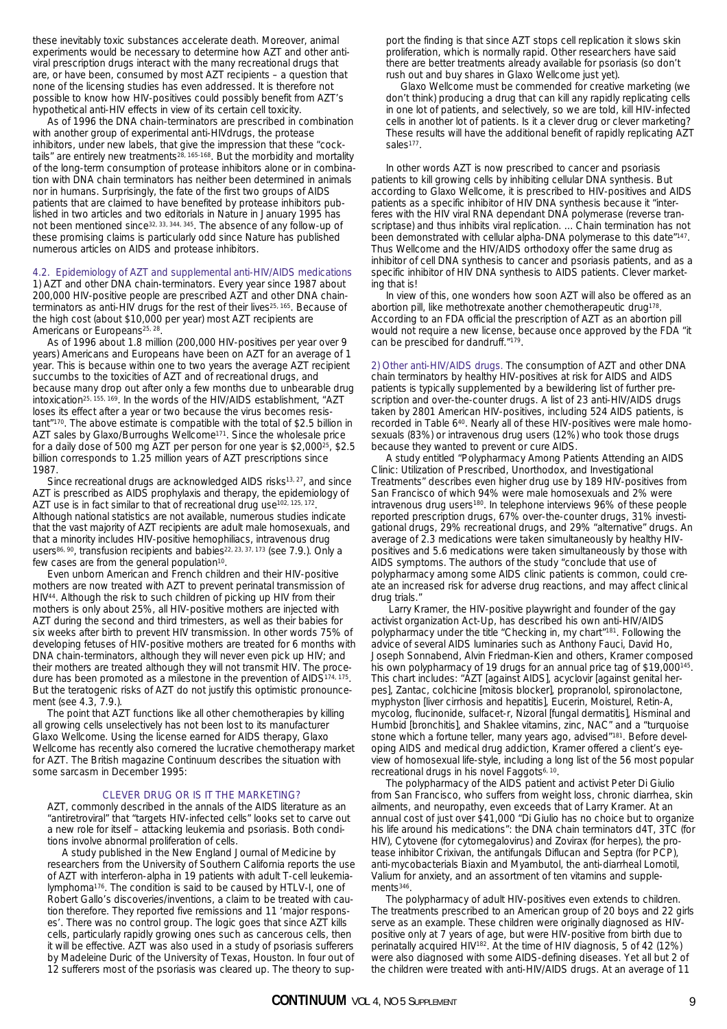these inevitably toxic substances accelerate death. Moreover, animal experiments would be necessary to determine how AZT and other anti-viral prescription drugs interact with the many recreational drugs that are, or have been, consumed by most AZT recipients – a question that none of the licensing studies has even addressed. It is therefore not possible to know how HIV-positives could possibly benefit from AZT's hypothetical anti-HIV effects in view of its certain cell toxicity.

As of 1996 the DNA chain-terminators are prescribed in combination with another group of experimental anti-HIVdrugs, the protease inhibitors, under new labels, that give the impression that these "cocktails" are entirely new treatments[28, 165-168]. But the morbidity and mortality of the long-term consumption of protease inhibitors alone or in combination with DNA chain terminators has neither been determined in animals nor in humans. Surprisingly, the fate of the first two groups of AIDS patients that are claimed to have benefited by protease inhibitors published in two articles and two editorials in Nature in January 1995 has not been mentioned since[32, 33, 344, 345]. The absence of any follow-up of these promising claims is particularly odd since Nature has published numerous articles on AIDS and protease inhibitors.

### 4.2. Epidemiology of AZT and supplemental anti-HIV/AIDS medications

1) AZT and other DNA chain-terminators. Every year since 1987 about 200,000 HIV-positive people are prescribed AZT and other DNA chain-terminators as anti-HIV drugs for the rest of their lives[25, 165]. Because of the high cost (about $10,000 per year) most AZT recipients are Americans or Europeans[25, 28].

As of 1996 about 1.8 million (200,000 HIV-positives per year over 9 years) Americans and Europeans have been on AZT for an average of 1 year. This is because within one to two years the average AZT recipient succumbs to the toxicities of AZT and of recreational drugs, and because many drop out after only a few months due to unbearable drug intoxication[25, 155, 169]. In the words of the HIV/AIDS establishment, "AZT loses its effect after a year or two because the virus becomes resistant"[170]. The above estimate is compatible with the total of $2.5 billion in AZT sales by Glaxo/Burroughs Wellcome[171]. Since the wholesale price for a daily dose of 500 mg AZT per person for one year is $2,000[25], $2.5 billion corresponds to 1.25 million years of AZT prescriptions since 1987.

Since recreational drugs are acknowledged AIDS risks[13, 27], and since AZT is prescribed as AIDS prophylaxis and therapy, the epidemiology of AZT use is in fact similar to that of recreational drug use[102, 125, 172]. Although national statistics are not available, numerous studies indicate that the vast majority of AZT recipients are adult male homosexuals, and that a minority includes HIV-positive hemophiliacs, intravenous drug users[86, 90], transfusion recipients and babies[22, 23, 37, 173] (see 7.9.). Only a few cases are from the general population[10].

Even unborn American and French children and their HIV-positive mothers are now treated with AZT to prevent perinatal transmission of HIV[44]. Although the risk to such children of picking up HIV from their mothers is only about 25%, all HIV-positive mothers are injected with AZT during the second and third trimesters, as well as their babies for six weeks after birth to prevent HIV transmission. In other words 75% of developing fetuses of HIV-positive mothers are treated for 6 months with DNA chain-terminators, although they will never even pick up HIV; and their mothers are treated although they will not transmit HIV. The procedure has been promoted as a milestone in the prevention of AIDS[174, 175]. But the teratogenic risks of AZT do not justify this optimistic pronouncement (see 4.3, 7.9.).

The point that AZT functions like all other chemotherapies by killing all growing cells unselectively has not been lost to its manufacturer Glaxo Wellcome. Using the license earned for AIDS therapy, Glaxo Wellcome has recently also cornered the lucrative chemotherapy market for AZT. The British magazine Continuum describes the situation with some sarcasm in December 1995:

> **CLEVER DRUG OR IS IT THE MARKETING?**
>
> AZT, commonly described in the annals of the AIDS literature as an "antiretroviral" that "targets HIV-infected cells" looks set to carve out a new role for itself – attacking leukemia and psoriasis. Both conditions involve abnormal proliferation of cells.
>
> A study published in the New England Journal of Medicine by researchers from the University of Southern California reports the use of AZT with interferon-alpha in 19 patients with adult T-cell leukemia-lymphoma[176]. The condition is said to be caused by HTLV-I, one of Robert Gallo's discoveries/inventions, a claim to be treated with caution therefore. They reported five remissions and 11 'major responses'. There was no control group. The logic goes that since AZT kills cells, particularly rapidly growing ones such as cancerous cells, then it will be effective. AZT was also used in a study of psoriasis sufferers by Madeleine Duric of the University of Texas, Houston. In four out of 12 sufferers most of the psoriasis was cleared up. The theory to support the finding is that since AZT stops cell replication it slows skin proliferation, which is normally rapid. Other researchers have said there are better treatments already available for psoriasis (so don't rush out and buy shares in Glaxo Wellcome just yet).
>
> Glaxo Wellcome must be commended for creative marketing (we don't think) producing a drug that can kill any rapidly replicating cells in one lot of patients, and selectively, so we are told, kill HIV-infected cells in another lot of patients. Is it a clever drug or clever marketing? These results will have the additional benefit of rapidly replicating AZT sales[177].

In other words AZT is now prescribed to cancer and psoriasis patients to kill growing cells by inhibiting cellular DNA synthesis. But according to Glaxo Wellcome, it is prescribed to HIV-positives and AIDS patients as a specific inhibitor of HIV DNA synthesis because it "interferes with the HIV viral RNA dependant DNA polymerase (reverse transcriptase) and thus inhibits viral replication. ... Chain termination has not been demonstrated with cellular alpha-DNA polymerase to this date"[147]. Thus Wellcome and the HIV/AIDS orthodoxy offer the same drug as inhibitor of cell DNA synthesis to cancer and psoriasis patients, and as a specific inhibitor of HIV DNA synthesis to AIDS patients. Clever marketing that is!

In view of this, one wonders how soon AZT will also be offered as an abortion pill, like methotrexate another chemotherapeutic drug[178]. According to an FDA official the prescription of AZT as an abortion pill would not require a new license, because once approved by the FDA "it can be prescribed for dandruff."[179].

2) Other anti-HIV/AIDS drugs. The consumption of AZT and other DNA chain terminators by healthy HIV-positives at risk for AIDS and AIDS patients is typically supplemented by a bewildering list of further prescription and over-the-counter drugs. A list of 23 anti-HIV/AIDS drugs taken by 2801 American HIV-positives, including 524 AIDS patients, is recorded in Table 6[40]. Nearly all of these HIV-positives were male homosexuals (83%) or intravenous drug users (12%) who took those drugs because they wanted to prevent or cure AIDS.

A study entitled "Polypharmacy Among Patients Attending an AIDS Clinic: Utilization of Prescribed, Unorthodox, and Investigational Treatments" describes even higher drug use by 189 HIV-positives from San Francisco of which 94% were male homosexuals and 2% were intravenous drug users[180]. In telephone interviews 96% of these people reported prescription drugs, 67% over-the-counter drugs, 31% investigational drugs, 29% recreational drugs, and 29% "alternative" drugs. An average of 2.3 medications were taken simultaneously by healthy HIV-positives and 5.6 medications were taken simultaneously by those with AIDS symptoms. The authors of the study "conclude that use of polypharmacy among some AIDS clinic patients is common, could create an increased risk for adverse drug reactions, and may affect clinical drug trials."

Larry Kramer, the HIV-positive playwright and founder of the gay activist organization Act-Up, has described his own anti-HIV/AIDS polypharmacy under the title "Checking in, my chart"[181]. Following the advice of several AIDS luminaries such as Anthony Fauci, David Ho, Joseph Sonnabend, Alvin Friedman-Kien and others, Kramer composed his own polypharmacy of 19 drugs for an annual price tag of $19,000[145]. This chart includes: "AZT [against AIDS], acyclovir [against genital herpes], Zantac, colchicine [mitosis blocker], propranolol, spironolactone, myphyston [liver cirrhosis and hepatitis], Eucerin, Moisturel, Retin-A, mycolog, flucinonide, sulfacet-r, Nizoral [fungal dermatitis], Hisminal and Humbid [bronchitis], and Shaklee vitamins, zinc, NAC" and a "turquoise stone which a fortune teller, many years ago, advised"[181]. Before developing AIDS and medical drug addiction, Kramer offered a client's eye-view of homosexual life-style, including a long list of the 56 most popular recreational drugs in his novel Faggots[6, 10].

The polypharmacy of the AIDS patient and activist Peter Di Giulio from San Francisco, who suffers from weight loss, chronic diarrhea, skin ailments, and neuropathy, even exceeds that of Larry Kramer. At an annual cost of just over $41,000 "Di Giulio has no choice but to organize his life around his medications": the DNA chain terminators d4T, 3TC (for HIV), Cytovene (for cytomegalovirus) and Zovirax (for herpes), the protease inhibitor Crixivan, the antifungals Diflucan and Septra (for PCP), anti-mycobacterials Biaxin and Myambutol, the anti-diarrheal Lomotil, Valium for anxiety, and an assortment of ten vitamins and supplements[346].

The polypharmacy of adult HIV-positives even extends to children. The treatments prescribed to an American group of 20 boys and 22 girls serve as an example. These children were originally diagnosed as HIV-positive only at 7 years of age, but were HIV-positive from birth due to perinatally acquired HIV[182]. At the time of HIV diagnosis, 5 of 42 (12%) were also diagnosed with some AIDS-defining diseases. Yet all but 2 of the children were treated with anti-HIV/AIDS drugs. At an average of 11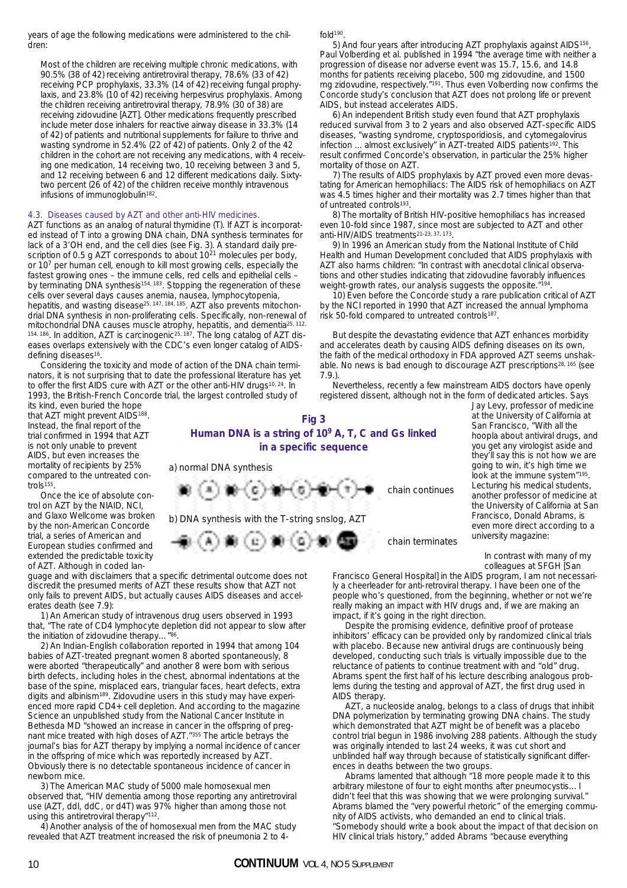years of age the following medications were administered to the children:

> Most of the children are receiving multiple chronic medications, with 90.5% (38 of 42) receiving antiretroviral therapy, 78.6% (33 of 42) receiving PCP prophylaxis, 33.3% (14 of 42) receiving fungal prophylaxis, and 23.8% (10 of 42) receiving herpesvirus prophylaxis. Among the children receiving antiretroviral therapy, 78.9% (30 of 38) are receiving zidovudine [AZT]. Other medications frequently prescribed include meter dose inhalers for reactive airway disease in 33.3% (14 of 42) of patients and nutritional supplements for failure to thrive and wasting syndrome in 52.4% (22 of 42) of patients. Only 2 of the 42 children in the cohort are not receiving any medications, with 4 receiving one medication, 14 receiving two, 10 receiving between 3 and 5, and 12 receiving between 6 and 12 different medications daily. Sixty-two percent (26 of 42) of the children receive monthly intravenous infusions of immunoglobulin[182].

### 4.3. Diseases caused by AZT and other anti-HIV medicines.

AZT functions as an analog of natural thymidine (T). If AZT is incorporated instead of T into a growing DNA chain, DNA synthesis terminates for lack of a 3'OH end, and the cell dies (see Fig. 3). A standard daily prescription of 0.5 g AZT corresponds to about $10^{21}$ molecules per body, or $10^7$ per human cell, enough to kill most growing cells, especially the fastest growing ones – the immune cells, red cells and epithelial cells – by terminating DNA synthesis[154, 183]. Stopping the regeneration of these cells over several days causes anemia, nausea, lymphocytopenia, hepatitis, and wasting disease[25, 147, 184, 185]. AZT also prevents mitochondrial DNA synthesis in non-proliferating cells. Specifically, non-renewal of mitochondrial DNA causes muscle atrophy, hepatitis, and dementia[25, 112, 154, 186]. In addition, AZT is carcinogenic[25, 187]. The long catalog of AZT diseases overlaps extensively with the CDC's even longer catalog of AIDS-defining diseases[16].

Considering the toxicity and mode of action of the DNA chain terminators, it is not surprising that to date the professional literature has yet to offer the first AIDS cure with AZT or the other anti-HIV drugs[10, 24]. In 1993, the British-French Concorde trial, the largest controlled study of its kind, even buried the hope that AZT might prevent AIDS[188]. Instead, the final report of the trial confirmed in 1994 that AZT is not only unable to prevent AIDS, but even increases the mortality of recipients by 25% compared to the untreated controls[155].

Once the ice of absolute control on AZT by the NIAID, NCI, and Glaxo Wellcome was broken by the non-American Concorde trial, a series of American and European studies confirmed and extended the predictable toxicity of AZT. Although in coded language and with disclaimers that a specific detrimental outcome does not discredit the presumed merits of AZT these results show that AZT not only fails to prevent AIDS, but actually causes AIDS diseases and accelerates death (see 7.9):

1) An American study of intravenous drug users observed in 1993 that, "The rate of CD4 lymphocyte depletion did not appear to slow after the initiation of zidovudine therapy..."[86].

2) An Indian-English collaboration reported in 1994 that among 104 babies of AZT-treated pregnant women 8 aborted spontaneously, 8 were aborted "therapeutically" and another 8 were born with serious birth defects, including holes in the chest, abnormal indentations at the base of the spine, misplaced ears, triangular faces, heart defects, extra digits and albinism[189]. Zidovudine users in this study may have experienced more rapid CD4+ cell depletion. And according to the magazine Science an unpublished study from the National Cancer Institute in Bethesda MD "showed an increase in cancer in the offspring of pregnant mice treated with high doses of AZT."[355] The article betrays the journal's bias for AZT therapy by implying a normal incidence of cancer in the offspring of mice which was reportedly increased by AZT. Obviously there is no detectable spontaneous incidence of cancer in newborn mice.

3) The American MAC study of 5000 male homosexual men observed that, "HIV dementia among those reporting any antiretroviral use (AZT, ddI, ddC, or d4T) was 97% higher than among those not using this antiretroviral therapy"[112].

4) Another analysis of the of homosexual men from the MAC study revealed that AZT treatment increased the risk of pneumonia 2 to 4-fold[190].

5) And four years after introducing AZT prophylaxis against AIDS[156], Paul Volberding et al. published in 1994 "the average time with neither a progression of disease nor adverse event was 15.7, 15.6, and 14.8 months for patients receiving placebo, 500 mg zidovudine, and 1500 mg zidovudine, respectively."[191]. Thus even Volberding now confirms the Concorde study's conclusion that AZT does not prolong life or prevent AIDS, but instead accelerates AIDS.

6) An independent British study even found that AZT prophylaxis reduced survival from 3 to 2 years and also observed AZT-specific AIDS diseases, "wasting syndrome, cryptosporidiosis, and cytomegalovirus infection ... almost exclusively" in AZT-treated AIDS patients[192]. This result confirmed Concorde's observation, in particular the 25% higher mortality of those on AZT.

7) The results of AIDS prophylaxis by AZT proved even more devastating for American hemophiliacs: The AIDS risk of hemophiliacs on AZT was 4.5 times higher and their mortality was 2.7 times higher than that of untreated controls[193].

8) The mortality of British HIV-positive hemophiliacs has increased even 10-fold since 1987, since most are subjected to AZT and other anti-HIV/AIDS treatments[21-23, 37, 173].

9) In 1996 an American study from the National Institute of Child Health and Human Development concluded that AIDS prophylaxis with AZT also harms children: "In contrast with anecdotal clinical observations and other studies indicating that zidovudine favorably influences weight-growth rates, our analysis suggests the opposite."[194].

10) Even before the Concorde study a rare publication critical of AZT by the NCI reported in 1990 that AZT increased the annual lymphoma risk 50-fold compared to untreated controls[187].

But despite the devastating evidence that AZT enhances morbidity and accelerates death by causing AIDS defining diseases on its own, the faith of the medical orthodoxy in FDA approved AZT seems unshakable. No news is bad enough to discourage AZT prescriptions[28, 165] (see 7.9.).

Nevertheless, recently a few mainstream AIDS doctors have openly registered dissent, although not in the form of dedicated articles. Says Jay Levy, professor of medicine at the University of California at San Francisco, "With all the hoopla about antiviral drugs, and you get any virologist aside and they'll say this is not how we are going to win, it's high time we look at the immune system"[195]. Lecturing his medical students, another professor of medicine at the University of California at San Francisco, Donald Abrams, is even more direct according to a university magazine:

> In contrast with many of my colleagues at SFGH [San Francisco General Hospital] in the AIDS program, I am not necessarily a cheerleader for anti-retroviral therapy. I have been one of the people who's questioned, from the beginning, whether or not we're really making an impact with HIV drugs and, if we are making an impact, if it's going in the right direction.
>
> Despite the promising evidence, definitive proof of protease inhibitors' efficacy can be provided only by randomized clinical trials with placebo. Because new antiviral drugs are continuously being developed, conducting such trials is virtually impossible due to the reluctance of patients to continue treatment with and "old" drug. Abrams spent the first half of his lecture describing analogous problems during the testing and approval of AZT, the first drug used in AIDS therapy.
>
> AZT, a nucleoside analog, belongs to a class of drugs that inhibit DNA polymerization by terminating growing DNA chains. The study which demonstrated that AZT might be of benefit was a placebo control trial begun in 1986 involving 288 patients. Although the study was originally intended to last 24 weeks, it was cut short and unblinded half way through because of statistically significant differences in deaths between the two groups.
>
> Abrams lamented that although "18 more people made it to this arbitrary milestone of four to eight months after pneumocystis... I didn't feel that this was showing that we were prolonging survival." Abrams blamed the "very powerful rhetoric" of the emerging community of AIDS activists, who demanded an end to clinical trials. "Somebody should write a book about the impact of that decision on HIV clinical trials history," added Abrams "because everything

**Fig 3**
**Human DNA is a string of $10^9$ A, T, C and Gs linked in a specific sequence**

a) normal DNA synthesis — chain continues

b) DNA synthesis with the T-string snslog, AZT — chain terminates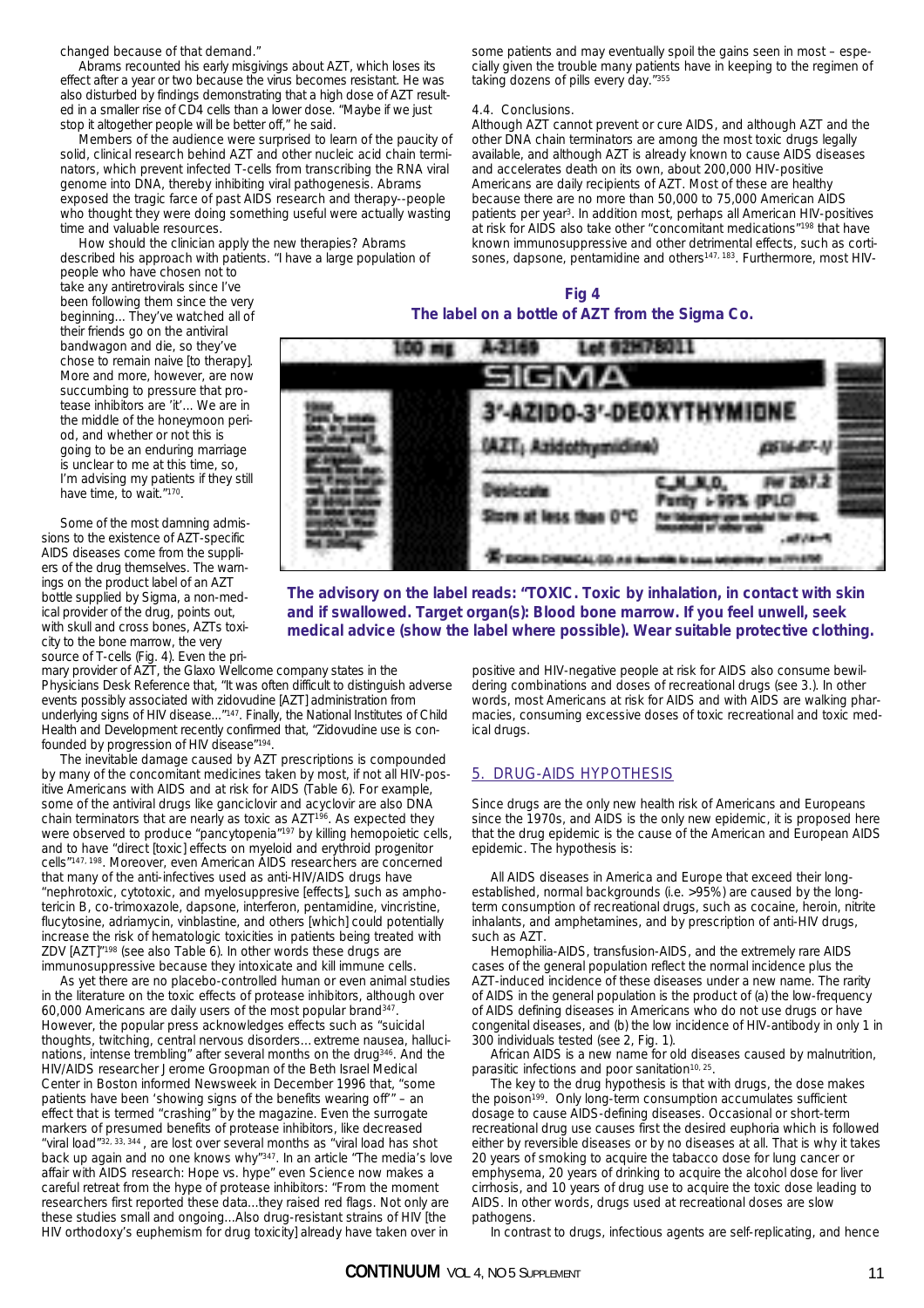changed because of that demand."

Abrams recounted his early misgivings about AZT, which loses its effect after a year or two because the virus becomes resistant. He was also disturbed by findings demonstrating that a high dose of AZT resulted in a smaller rise of CD4 cells than a lower dose. "Maybe if we just stop it altogether people will be better off," he said.

Members of the audience were surprised to learn of the paucity of solid, clinical research behind AZT and other nucleic acid chain terminators, which prevent infected T-cells from transcribing the RNA viral genome into DNA, thereby inhibiting viral pathogenesis. Abrams exposed the tragic farce of past AIDS research and therapy--people who thought they were doing something useful were actually wasting time and valuable resources.

How should the clinician apply the new therapies? Abrams described his approach with patients. "I have a large population of people who have chosen not to take any antiretrovirals since I've been following them since the very beginning... They've watched all of their friends go on the antiviral bandwagon and die, so they've chose to remain naive [to therapy]. More and more, however, are now succumbing to pressure that protease inhibitors are 'it'... We are in the middle of the honeymoon period, and whether or not this is going to be an enduring marriage is unclear to me at this time, so, I'm advising my patients if they still have time, to wait."[170].

Some of the most damning admissions to the existence of AZT-specific AIDS diseases come from the suppliers of the drug themselves. The warnings on the product label of an AZT bottle supplied by Sigma, a non-medical provider of the drug, points out, with skull and cross bones, AZTs toxicity to the bone marrow, the very source of T-cells (Fig. 4). Even the primary provider of AZT, the Glaxo Wellcome company states in the Physicians Desk Reference that, "It was often difficult to distinguish adverse events possibly associated with zidovudine [AZT] administration from underlying signs of HIV disease..."[147]. Finally, the National Institutes of Child Health and Development recently confirmed that, "Zidovudine use is confounded by progression of HIV disease"[194].

The inevitable damage caused by AZT prescriptions is compounded by many of the concomitant medicines taken by most, if not all HIV-positive Americans with AIDS and at risk for AIDS (Table 6). For example, some of the antiviral drugs like ganciclovir and acyclovir are also DNA chain terminators that are nearly as toxic as AZT[196]. As expected they were observed to produce "pancytopenia"[197] by killing hemopoietic cells, and to have "direct [toxic] effects on myeloid and erythroid progenitor cells"[147, 198]. Moreover, even American AIDS researchers are concerned that many of the anti-infectives used as anti-HIV/AIDS drugs have "nephrotoxic, cytotoxic, and myelosuppresive [effects], such as amphotericin B, co-trimoxazole, dapsone, interferon, pentamidine, vincristine, flucytosine, adriamycin, vinblastine, and others [which] could potentially increase the risk of hematologic toxicities in patients being treated with ZDV [AZT]"[198] (see also Table 6). In other words these drugs are immunosuppressive because they intoxicate and kill immune cells.

As yet there are no placebo-controlled human or even animal studies in the literature on the toxic effects of protease inhibitors, although over 60,000 Americans are daily users of the most popular brand[347]. However, the popular press acknowledges effects such as "suicidal thoughts, twitching, central nervous disorders... extreme nausea, hallucinations, intense trembling" after several months on the drug[346]. And the HIV/AIDS researcher Jerome Groopman of the Beth Israel Medical Center in Boston informed Newsweek in December 1996 that, "some patients have been 'showing signs of the benefits wearing off'" – an effect that is termed "crashing" by the magazine. Even the surrogate markers of presumed benefits of protease inhibitors, like decreased "viral load"[32, 33, 344], are lost over several months as "viral load has shot back up again and no one knows why"[347]. In an article "The media's love affair with AIDS research: Hope vs. hype" even Science now makes a careful retreat from the hype of protease inhibitors: "From the moment researchers first reported these data...they raised red flags. Not only are these studies small and ongoing...Also drug-resistant strains of HIV [the HIV orthodoxy's euphemism for drug toxicity] already have taken over in some patients and may eventually spoil the gains seen in most – especially given the trouble many patients have in keeping to the regimen of taking dozens of pills every day."[355]

### 4.4. Conclusions.

Although AZT cannot prevent or cure AIDS, and although AZT and the other DNA chain terminators are among the most toxic drugs legally available, and although AZT is already known to cause AIDS diseases and accelerates death on its own, about 200,000 HIV-positive Americans are daily recipients of AZT. Most of these are healthy because there are no more than 50,000 to 75,000 American AIDS patients per year[3]. In addition most, perhaps all American HIV-positives at risk for AIDS also take other "concomitant medications"[198] that have known immunosuppressive and other detrimental effects, such as cortisones, dapsone, pentamidine and others[147, 183]. Furthermore, most HIV-positive and HIV-negative people at risk for AIDS also consume bewildering combinations and doses of recreational drugs (see 3.). In other words, most Americans at risk for AIDS and with AIDS are walking pharmacies, consuming excessive doses of toxic recreational and toxic medical drugs.

**Fig 4**
**The label on a bottle of AZT from the Sigma Co.**

**The advisory on the label reads: "TOXIC. Toxic by inhalation, in contact with skin and if swallowed. Target organ(s): Blood bone marrow. If you feel unwell, seek medical advice (show the label where possible). Wear suitable protective clothing.**

## 5. DRUG-AIDS HYPOTHESIS

Since drugs are the only new health risk of Americans and Europeans since the 1970s, and AIDS is the only new epidemic, it is proposed here that the drug epidemic is the cause of the American and European AIDS epidemic. The hypothesis is:

All AIDS diseases in America and Europe that exceed their long-established, normal backgrounds (i.e. >95%) are caused by the long-term consumption of recreational drugs, such as cocaine, heroin, nitrite inhalants, and amphetamines, and by prescription of anti-HIV drugs, such as AZT.

Hemophilia-AIDS, transfusion-AIDS, and the extremely rare AIDS cases of the general population reflect the normal incidence plus the AZT-induced incidence of these diseases under a new name. The rarity of AIDS in the general population is the product of (a) the low-frequency of AIDS defining diseases in Americans who do not use drugs or have congenital diseases, and (b) the low incidence of HIV-antibody in only 1 in 300 individuals tested (see 2, Fig. 1).

African AIDS is a new name for old diseases caused by malnutrition, parasitic infections and poor sanitation[10, 25].

The key to the drug hypothesis is that with drugs, the dose makes the poison[199]. Only long-term consumption accumulates sufficient dosage to cause AIDS-defining diseases. Occasional or short-term recreational drug use causes first the desired euphoria which is followed either by reversible diseases or by no diseases at all. That is why it takes 20 years of smoking to acquire the tabacco dose for lung cancer or emphysema, 20 years of drinking to acquire the alcohol dose for liver cirrhosis, and 10 years of drug use to acquire the toxic dose leading to AIDS. In other words, drugs used at recreational doses are slow pathogens.

In contrast to drugs, infectious agents are self-replicating, and hence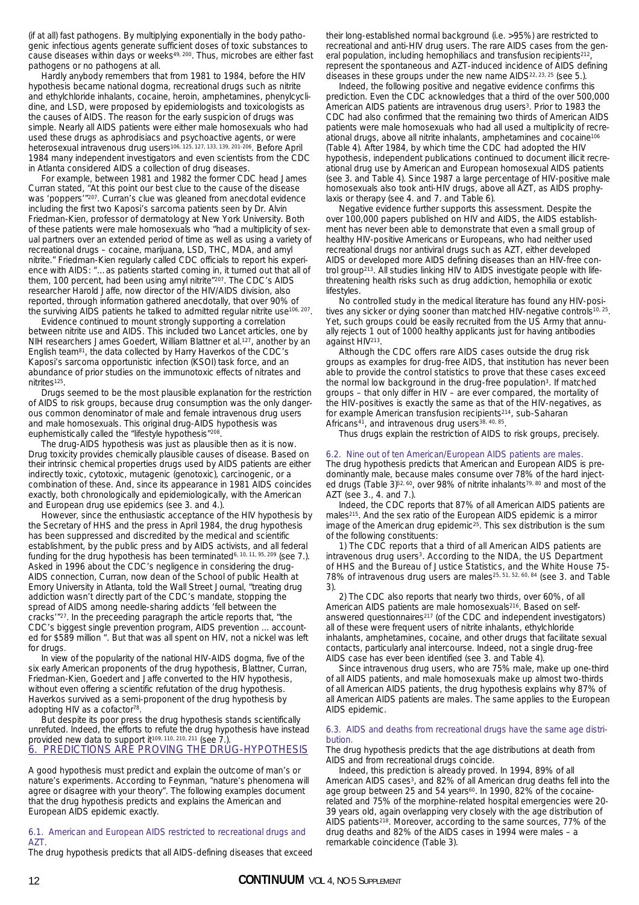(if at all) fast pathogens. By multiplying exponentially in the body pathogenic infectious agents generate sufficient doses of toxic substances to cause diseases within days or weeks[49, 200]. Thus, microbes are either fast pathogens or no pathogens at all.

Hardly anybody remembers that from 1981 to 1984, before the HIV hypothesis became national dogma, recreational drugs such as nitrite and ethylchloride inhalants, cocaine, heroin, amphetamines, phenylcyclidine, and LSD, were proposed by epidemiologists and toxicologists as the causes of AIDS. The reason for the early suspicion of drugs was simple. Nearly all AIDS patients were either male homosexuals who had used these drugs as aphrodisiacs and psychoactive agents, or were heterosexual intravenous drug users[106, 125, 127, 133, 139, 201-206]. Before April 1984 many independent investigators and even scientists from the CDC in Atlanta considered AIDS a collection of drug diseases.

For example, between 1981 and 1982 the former CDC head James Curran stated, "At this point our best clue to the cause of the disease was 'poppers'"[207]. Curran's clue was gleaned from anecdotal evidence including the first two Kaposi's sarcoma patients seen by Dr. Alvin Friedman-Kien, professor of dermatology at New York University. Both of these patients were male homosexuals who "had a multiplicity of sexual partners over an extended period of time as well as using a variety of recreational drugs – cocaine, marijuana, LSD, THC, MDA, and amyl nitrite." Friedman-Kien regularly called CDC officials to report his experience with AIDS: "… as patients started coming in, it turned out that all of them, 100 percent, had been using amyl nitrite"[207]. The CDC's AIDS researcher Harold Jaffe, now director of the HIV/AIDS division, also reported, through information gathered anecdotally, that over 90% of the surviving AIDS patients he talked to admitted regular nitrite use[106, 207].

Evidence continued to mount strongly supporting a correlation between nitrite use and AIDS. This included two Lancet articles, one by NIH researchers James Goedert, William Blattner et al.[127], another by an English team[81], the data collected by Harry Haverkos of the CDC's Kaposi's sarcoma opportunistic infection (KSOI) task force, and an abundance of prior studies on the immunotoxic effects of nitrates and nitrites[125].

Drugs seemed to be the most plausible explanation for the restriction of AIDS to risk groups, because drug consumption was the only dangerous common denominator of male and female intravenous drug users and male homosexuals. This original drug-AIDS hypothesis was euphemistically called the "lifestyle hypothesis"[208].

The drug-AIDS hypothesis was just as plausible then as it is now. Drug toxicity provides chemically plausible causes of disease. Based on their intrinsic chemical properties drugs used by AIDS patients are either indirectly toxic, cytotoxic, mutagenic (genotoxic), carcinogenic, or a combination of these. And, since its appearance in 1981 AIDS coincides exactly, both chronologically and epidemiologically, with the American and European drug use epidemics (see 3. and 4.).

However, since the enthusiastic acceptance of the HIV hypothesis by the Secretary of HHS and the press in April 1984, the drug hypothesis has been suppressed and discredited by the medical and scientific establishment, by the public press and by AIDS activists, and all federal funding for the drug hypothesis has been terminated[6, 10, 11, 95, 209] (see 7.). Asked in 1996 about the CDC's negligence in considering the drug-AIDS connection, Curran, now dean of the School of public Health at Emory University in Atlanta, told the Wall Street Journal, "treating drug addiction wasn't directly part of the CDC's mandate, stopping the spread of AIDS among needle-sharing addicts 'fell between the cracks'"[27]. In the preceeding paragraph the article reports that, "the CDC's biggest single prevention program, AIDS prevention … accounted for $589 million ". But that was all spent on HIV, not a nickel was left for drugs.

In view of the popularity of the national HIV-AIDS dogma, five of the six early American proponents of the drug hypothesis, Blattner, Curran, Friedman-Kien, Goedert and Jaffe converted to the HIV hypothesis, without even offering a scientific refutation of the drug hypothesis. Haverkos survived as a semi-proponent of the drug hypothesis by adopting HIV as a cofactor[78].

But despite its poor press the drug hypothesis stands scientifically unrefuted. Indeed, the efforts to refute the drug hypothesis have instead provided new data to support it[109, 110, 210, 211] (see 7.).

## 6. PREDICTIONS ARE PROVING THE DRUG-HYPOTHESIS

A good hypothesis must predict and explain the outcome of man's or nature's experiments. According to Feynman, "nature's phenomena will agree or disagree with your theory". The following examples document that the drug hypothesis predicts and explains the American and European AIDS epidemic exactly.

### 6.1. American and European AIDS restricted to recreational drugs and AZT.

The drug hypothesis predicts that all AIDS-defining diseases that exceed their long-established normal background (i.e. >95%) are restricted to recreational and anti-HIV drug users. The rare AIDS cases from the general population, including hemophiliacs and transfusion recipients[212], represent the spontaneous and AZT-induced incidence of AIDS defining diseases in these groups under the new name AIDS[22, 23, 25] (see 5.).

Indeed, the following positive and negative evidence confirms this prediction. Even the CDC acknowledges that a third of the over 500,000 American AIDS patients are intravenous drug users[3]. Prior to 1983 the CDC had also confirmed that the remaining two thirds of American AIDS patients were male homosexuals who had all used a multiplicity of recreational drugs, above all nitrite inhalants, amphetamines and cocaine[106] (Table 4). After 1984, by which time the CDC had adopted the HIV hypothesis, independent publications continued to document illicit recreational drug use by American and European homosexual AIDS patients (see 3. and Table 4). Since 1987 a large percentage of HIV-positive male homosexuals also took anti-HIV drugs, above all AZT, as AIDS prophylaxis or therapy (see 4. and 7. and Table 6).

Negative evidence further supports this assessment. Despite the over 100,000 papers published on HIV and AIDS, the AIDS establishment has never been able to demonstrate that even a small group of healthy HIV-positive Americans or Europeans, who had neither used recreational drugs nor antiviral drugs such as AZT, either developed AIDS or developed more AIDS defining diseases than an HIV-free control group[213]. All studies linking HIV to AIDS investigate people with life-threatening health risks such as drug addiction, hemophilia or exotic lifestyles.

No controlled study in the medical literature has found any HIV-positives any sicker or dying sooner than matched HIV-negative controls[10, 25]. Yet, such groups could be easily recruited from the US Army that annually rejects 1 out of 1000 healthy applicants just for having antibodies against HIV[213].

Although the CDC offers rare AIDS cases outside the drug risk groups as examples for drug-free AIDS, that institution has never been able to provide the control statistics to prove that these cases exceed the normal low background in the drug-free population[3]. If matched groups – that only differ in HIV – are ever compared, the mortality of the HIV-positives is exactly the same as that of the HIV-negatives, as for example American transfusion recipients[214], sub-Saharan Africans[41], and intravenous drug users[38, 40, 85].

Thus drugs explain the restriction of AIDS to risk groups, precisely.

### 6.2. Nine out of ten American/European AIDS patients are males.

The drug hypothesis predicts that American and European AIDS is predominantly male, because males consume over 78% of the hard injected drugs (Table 3)[52, 60], over 98% of nitrite inhalants[79, 80] and most of the AZT (see 3., 4. and 7.).

Indeed, the CDC reports that 87% of all American AIDS patients are males[215]. And the sex ratio of the European AIDS epidemic is a mirror image of the American drug epidemic[25]. This sex distribution is the sum of the following constituents:

1) The CDC reports that a third of all American AIDS patients are intravenous drug users[3]. According to the NIDA, the US Department of HHS and the Bureau of Justice Statistics, and the White House 75-78% of intravenous drug users are males[25, 51, 52, 60, 84] (see 3. and Table 3).

2) The CDC also reports that nearly two thirds, over 60%, of all American AIDS patients are male homosexuals[216]. Based on self-answered questionnaires[217] (of the CDC and independent investigators) all of these were frequent users of nitrite inhalants, ethylchloride inhalants, amphetamines, cocaine, and other drugs that facilitate sexual contacts, particularly anal intercourse. Indeed, not a single drug-free AIDS case has ever been identified (see 3. and Table 4).

Since intravenous drug users, who are 75% male, make up one-third of all AIDS patients, and male homosexuals make up almost two-thirds of all American AIDS patients, the drug hypothesis explains why 87% of all American AIDS patients are males. The same applies to the European AIDS epidemic.

### 6.3. AIDS and deaths from recreational drugs have the same age distribution.

The drug hypothesis predicts that the age distributions at death from AIDS and from recreational drugs coincide.

Indeed, this prediction is already proved. In 1994, 89% of all American AIDS cases[3], and 82% of all American drug deaths fell into the age group between 25 and 54 years[60]. In 1990, 82% of the cocaine-related and 75% of the morphine-related hospital emergencies were 20-39 years old, again overlapping very closely with the age distribution of AIDS patients[218]. Moreover, according to the same sources, 77% of the drug deaths and 82% of the AIDS cases in 1994 were males – a remarkable coincidence (Table 3).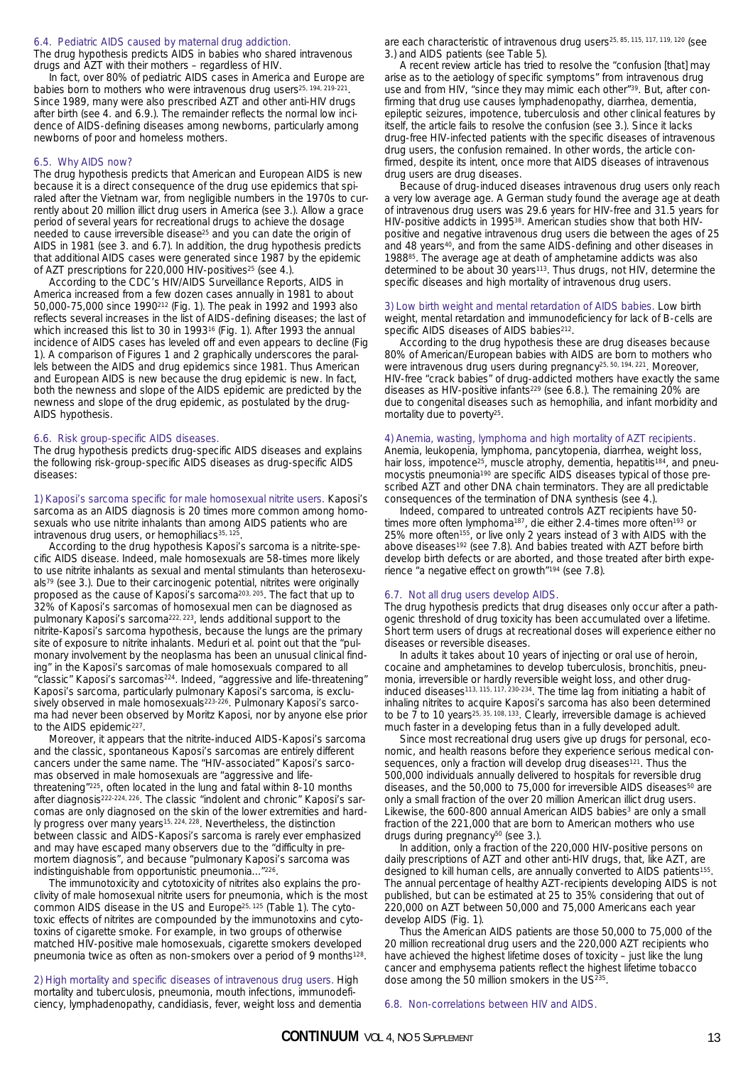### 6.4. Pediatric AIDS caused by maternal drug addiction.

The drug hypothesis predicts AIDS in babies who shared intravenous drugs and AZT with their mothers – regardless of HIV.

In fact, over 80% of pediatric AIDS cases in America and Europe are babies born to mothers who were intravenous drug users[25, 194, 219-221]. Since 1989, many were also prescribed AZT and other anti-HIV drugs after birth (see 4. and 6.9.). The remainder reflects the normal low incidence of AIDS-defining diseases among newborns, particularly among newborns of poor and homeless mothers.

### 6.5. Why AIDS now?

The drug hypothesis predicts that American and European AIDS is new because it is a direct consequence of the drug use epidemics that spiraled after the Vietnam war, from negligible numbers in the 1970s to currently about 20 million illicit drug users in America (see 3.). Allow a grace period of several years for recreational drugs to achieve the dosage needed to cause irreversible disease[25] and you can date the origin of AIDS in 1981 (see 3. and 6.7). In addition, the drug hypothesis predicts that additional AIDS cases were generated since 1987 by the epidemic of AZT prescriptions for 220,000 HIV-positives[25] (see 4.).

According to the CDC's HIV/AIDS Surveillance Reports, AIDS in America increased from a few dozen cases annually in 1981 to about 50,000-75,000 since 1990[212] (Fig. 1). The peak in 1992 and 1993 also reflects several increases in the list of AIDS-defining diseases; the last of which increased this list to 30 in 1993[16] (Fig. 1). After 1993 the annual incidence of AIDS cases has leveled off and even appears to decline (Fig 1). A comparison of Figures 1 and 2 graphically underscores the parallels between the AIDS and drug epidemics since 1981. Thus American and European AIDS is new because the drug epidemic is new. In fact, both the newness and slope of the AIDS epidemic are predicted by the newness and slope of the drug epidemic, as postulated by the drug-AIDS hypothesis.

### 6.6. Risk group-specific AIDS diseases.

The drug hypothesis predicts drug-specific AIDS diseases and explains the following risk-group-specific AIDS diseases as drug-specific AIDS diseases:

1) Kaposi's sarcoma specific for male homosexual nitrite users. Kaposi's sarcoma as an AIDS diagnosis is 20 times more common among homosexuals who use nitrite inhalants than among AIDS patients who are intravenous drug users, or hemophiliacs[35, 125].

According to the drug hypothesis Kaposi's sarcoma is a nitrite-specific AIDS disease. Indeed, male homosexuals are 58-times more likely to use nitrite inhalants as sexual and mental stimulants than heterosexuals[79] (see 3.). Due to their carcinogenic potential, nitrites were originally proposed as the cause of Kaposi's sarcoma[203, 205]. The fact that up to 32% of Kaposi's sarcomas of homosexual men can be diagnosed as pulmonary Kaposi's sarcoma[222, 223], lends additional support to the nitrite-Kaposi's sarcoma hypothesis, because the lungs are the primary site of exposure to nitrite inhalants. Meduri et al. point out that the "pulmonary involvement by the neoplasma has been an unusual clinical finding" in the Kaposi's sarcomas of male homosexuals compared to all "classic" Kaposi's sarcomas[224]. Indeed, "aggressive and life-threatening" Kaposi's sarcoma, particularly pulmonary Kaposi's sarcoma, is exclusively observed in male homosexuals[223-226]. Pulmonary Kaposi's sarcoma had never been observed by Moritz Kaposi, nor by anyone else prior to the AIDS epidemic[227].

Moreover, it appears that the nitrite-induced AIDS-Kaposi's sarcoma and the classic, spontaneous Kaposi's sarcomas are entirely different cancers under the same name. The "HIV-associated" Kaposi's sarcomas observed in male homosexuals are "aggressive and life-threatening"[225], often located in the lung and fatal within 8-10 months after diagnosis[222-224, 226]. The classic "indolent and chronic" Kaposi's sarcomas are only diagnosed on the skin of the lower extremities and hardly progress over many years[15, 224, 228]. Nevertheless, the distinction between classic and AIDS-Kaposi's sarcoma is rarely ever emphasized and may have escaped many observers due to the "difficulty in premortem diagnosis", and because "pulmonary Kaposi's sarcoma was indistinguishable from opportunistic pneumonia..."[226].

The immunotoxicity and cytotoxicity of nitrites also explains the proclivity of male homosexual nitrite users for pneumonia, which is the most common AIDS disease in the US and Europe[25, 125] (Table 1). The cytotoxic effects of nitrites are compounded by the immunotoxins and cytotoxins of cigarette smoke. For example, in two groups of otherwise matched HIV-positive male homosexuals, cigarette smokers developed pneumonia twice as often as non-smokers over a period of 9 months[128].

2) High mortality and specific diseases of intravenous drug users. High mortality and tuberculosis, pneumonia, mouth infections, immunodeficiency, lymphadenopathy, candidiasis, fever, weight loss and dementia are each characteristic of intravenous drug users[25, 85, 115, 117, 119, 120] (see 3.) and AIDS patients (see Table 5).

A recent review article has tried to resolve the "confusion [that] may arise as to the aetiology of specific symptoms" from intravenous drug use and from HIV, "since they may mimic each other"[39]. But, after confirming that drug use causes lymphadenopathy, diarrhea, dementia, epileptic seizures, impotence, tuberculosis and other clinical features by itself, the article fails to resolve the confusion (see 3.). Since it lacks drug-free HIV-infected patients with the specific diseases of intravenous drug users, the confusion remained. In other words, the article confirmed, despite its intent, once more that AIDS diseases of intravenous drug users are drug diseases.

Because of drug-induced diseases intravenous drug users only reach a very low average age. A German study found the average age at death of intravenous drug users was 29.6 years for HIV-free and 31.5 years for HIV-positive addicts in 1995[38]. American studies show that both HIV-positive and negative intravenous drug users die between the ages of 25 and 48 years[40], and from the same AIDS-defining and other diseases in 1988[85]. The average age at death of amphetamine addicts was also determined to be about 30 years[113]. Thus drugs, not HIV, determine the specific diseases and high mortality of intravenous drug users.

3) Low birth weight and mental retardation of AIDS babies. Low birth weight, mental retardation and immunodeficiency for lack of B-cells are specific AIDS diseases of AIDS babies[212].

According to the drug hypothesis these are drug diseases because 80% of American/European babies with AIDS are born to mothers who were intravenous drug users during pregnancy[25, 50, 194, 221]. Moreover, HIV-free "crack babies" of drug-addicted mothers have exactly the same diseases as HIV-positive infants[229] (see 6.8.). The remaining 20% are due to congenital diseases such as hemophilia, and infant morbidity and mortality due to poverty[25].

4) Anemia, wasting, lymphoma and high mortality of AZT recipients. Anemia, leukopenia, lymphoma, pancytopenia, diarrhea, weight loss, hair loss, impotence[25], muscle atrophy, dementia, hepatitis[184], and pneumocystis pneumonia[190] are specific AIDS diseases typical of those prescribed AZT and other DNA chain terminators. They are all predictable consequences of the termination of DNA synthesis (see 4.).

Indeed, compared to untreated controls AZT recipients have 50-times more often lymphoma[187], die either 2.4-times more often[193] or 25% more often[155], or live only 2 years instead of 3 with AIDS with the above diseases[192] (see 7.8). And babies treated with AZT before birth develop birth defects or are aborted, and those treated after birth experience "a negative effect on growth"[194] (see 7.8).

### 6.7. Not all drug users develop AIDS.

The drug hypothesis predicts that drug diseases only occur after a pathogenic threshold of drug toxicity has been accumulated over a lifetime. Short term users of drugs at recreational doses will experience either no diseases or reversible diseases.

In adults it takes about 10 years of injecting or oral use of heroin, cocaine and amphetamines to develop tuberculosis, bronchitis, pneumonia, irreversible or hardly reversible weight loss, and other drug-induced diseases[113, 115, 117, 230-234]. The time lag from initiating a habit of inhaling nitrites to acquire Kaposi's sarcoma has also been determined to be 7 to 10 years[25, 35, 108, 133]. Clearly, irreversible damage is achieved much faster in a developing fetus than in a fully developed adult.

Since most recreational drug users give up drugs for personal, economic, and health reasons before they experience serious medical consequences, only a fraction will develop drug diseases[121]. Thus the 500,000 individuals annually delivered to hospitals for reversible drug diseases, and the 50,000 to 75,000 for irreversible AIDS diseases[50] are only a small fraction of the over 20 million American illicit drug users. Likewise, the 600-800 annual American AIDS babies[3] are only a small fraction of the 221,000 that are born to American mothers who use drugs during pregnancy[50] (see 3.).

In addition, only a fraction of the 220,000 HIV-positive persons on daily prescriptions of AZT and other anti-HIV drugs, that, like AZT, are designed to kill human cells, are annually converted to AIDS patients[155]. The annual percentage of healthy AZT-recipients developing AIDS is not published, but can be estimated at 25 to 35% considering that out of 220,000 on AZT between 50,000 and 75,000 Americans each year develop AIDS (Fig. 1).

Thus the American AIDS patients are those 50,000 to 75,000 of the 20 million recreational drug users and the 220,000 AZT recipients who have achieved the highest lifetime doses of toxicity – just like the lung cancer and emphysema patients reflect the highest lifetime tobacco dose among the 50 million smokers in the US[235].

### 6.8. Non-correlations between HIV and AIDS.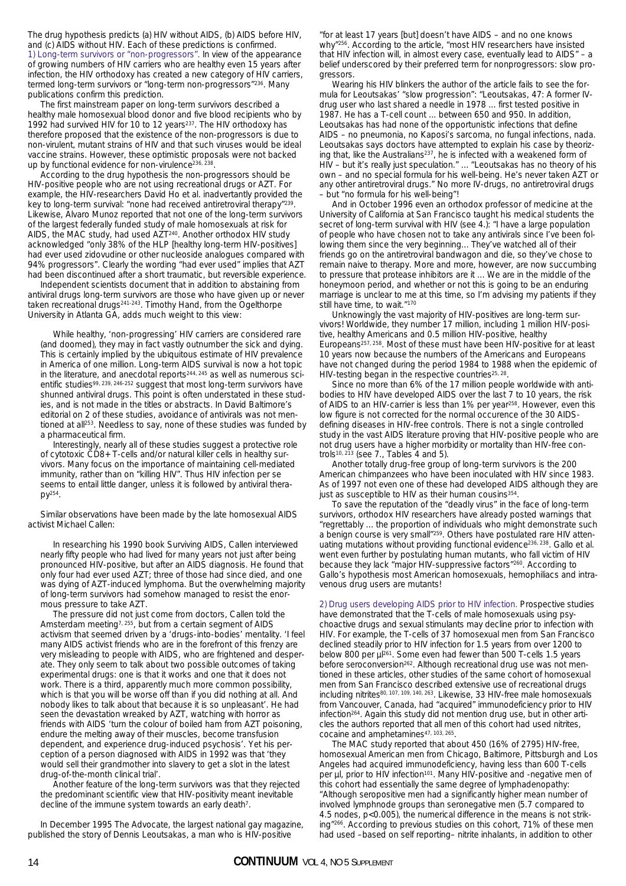The drug hypothesis predicts (a) HIV without AIDS, (b) AIDS before HIV, and (c) AIDS without HIV. Each of these predictions is confirmed.

1) Long-term survivors or "non-progressors". In view of the appearance of growing numbers of HIV carriers who are healthy even 15 years after infection, the HIV orthodoxy has created a new category of HIV carriers, termed long-term survivors or "long-term non-progressors"[236]. Many publications confirm this prediction.

The first mainstream paper on long-term survivors described a healthy male homosexual blood donor and five blood recipients who by 1992 had survived HIV for 10 to 12 years[237]. The HIV orthodoxy has therefore proposed that the existence of the non-progressors is due to non-virulent, mutant strains of HIV and that such viruses would be ideal vaccine strains. However, these optimistic proposals were not backed up by functional evidence for non-virulence[236, 238].

According to the drug hypothesis the non-progressors should be HIV-positive people who are not using recreational drugs or AZT. For example, the HIV-researchers David Ho et al. inadvertantly provided the key to long-term survival: "none had received antiretroviral therapy"[239]. Likewise, Alvaro Munoz reported that not one of the long-term survivors of the largest federally funded study of male homosexuals at risk for AIDS, the MAC study, had used AZT[240]. Another orthodox HIV study acknowledged "only 38% of the HLP [healthy long-term HIV-positives] had ever used zidovudine or other nucleoside analogues compared with 94% progressors". Clearly the wording "had ever used" implies that AZT had been discontinued after a short traumatic, but reversible experience.

Independent scientists document that in addition to abstaining from antiviral drugs long-term survivors are those who have given up or never taken recreational drugs[241-243]. Timothy Hand, from the Ogelthorpe University in Atlanta GA, adds much weight to this view:

> While healthy, 'non-progressing' HIV carriers are considered rare (and doomed), they may in fact vastly outnumber the sick and dying. This is certainly implied by the ubiquitous estimate of HIV prevalence in America of one million. Long-term AIDS survival is now a hot topic in the literature, and anecdotal reports[244, 245] as well as numerous scientific studies[99, 239, 246-252] suggest that most long-term survivors have shunned antiviral drugs. This point is often understated in these studies, and is not made in the titles or abstracts. In David Baltimore's editorial on 2 of these studies, avoidance of antivirals was not mentioned at all[253]. Needless to say, none of these studies was funded by a pharmaceutical firm.
>
> Interestingly, nearly all of these studies suggest a protective role of cytotoxic CD8+ T-cells and/or natural killer cells in healthy survivors. Many focus on the importance of maintaining cell-mediated immunity, rather than on "killing HIV". Thus HIV infection per se seems to entail little danger, unless it is followed by antiviral therapy[254].

Similar observations have been made by the late homosexual AIDS activist Michael Callen:

> In researching his 1990 book Surviving AIDS, Callen interviewed nearly fifty people who had lived for many years not just after being pronounced HIV-positive, but after an AIDS diagnosis. He found that only four had ever used AZT; three of those had since died, and one was dying of AZT-induced lymphoma. But the overwhelming majority of long-term survivors had somehow managed to resist the enormous pressure to take AZT.
>
> The pressure did not just come from doctors, Callen told the Amsterdam meeting[7, 255], but from a certain segment of AIDS activism that seemed driven by a 'drugs-into-bodies' mentality. 'I feel many AIDS activist friends who are in the forefront of this frenzy are very misleading to people with AIDS, who are frightened and desperate. They only seem to talk about two possible outcomes of taking experimental drugs: one is that it works and one that it does not work. There is a third, apparently much more common possibility, which is that you will be worse off than if you did nothing at all. And nobody likes to talk about that because it is so unpleasant'. He had seen the devastation wreaked by AZT, watching with horror as friends with AIDS 'turn the colour of boiled ham from AZT poisoning, endure the melting away of their muscles, become transfusion dependent, and experience drug-induced psychosis'. Yet his perception of a person diagnosed with AIDS in 1992 was that 'they would sell their grandmother into slavery to get a slot in the latest drug-of-the-month clinical trial'.
>
> Another feature of the long-term survivors was that they rejected the predominant scientific view that HIV-positivity meant inevitable decline of the immune system towards an early death[7].

In December 1995 The Advocate, the largest national gay magazine, published the story of Dennis Leoutsakas, a man who is HIV-positive "for at least 17 years [but] doesn't have AIDS – and no one knows why"[256]. According to the article, "most HIV researchers have insisted that HIV infection will, in almost every case, eventually lead to AIDS" – a belief underscored by their preferred term for nonprogressors: slow progressors.

Wearing his HIV blinkers the author of the article fails to see the formula for Leoutsakas' "slow progression": "Leoutsakas, 47: A former IV-drug user who last shared a needle in 1978 ... first tested positive in 1987. He has a T-cell count ... between 650 and 950. In addition, Leoutsakas has had none of the opportunistic infections that define AIDS – no pneumonia, no Kaposi's sarcoma, no fungal infections, nada. Leoutsakas says doctors have attempted to explain his case by theorizing that, like the Australians[237], he is infected with a weakened form of HIV – but it's really just speculation." ... "Leoutsakas has no theory of his own – and no special formula for his well-being. He's never taken AZT or any other antiretroviral drugs." No more IV-drugs, no antiretroviral drugs – but "no formula for his well-being"!

And in October 1996 even an orthodox professor of medicine at the University of California at San Francisco taught his medical students the secret of long-term survival with HIV (see 4.): "I have a large population of people who have chosen not to take any antivirals since I've been following them since the very beginning... They've watched all of their friends go on the antiretroviral bandwagon and die, so they've chose to remain naive to therapy. More and more, however, are now succumbing to pressure that protease inhibitors are it ... We are in the middle of the honeymoon period, and whether or not this is going to be an enduring marriage is unclear to me at this time, so I'm advising my patients if they still have time, to wait."[170]

Unknowingly the vast majority of HIV-positives are long-term survivors! Worldwide, they number 17 million, including 1 million HIV-positive, healthy Americans and 0.5 million HIV-positive, healthy Europeans[257, 258]. Most of these must have been HIV-positive for at least 10 years now because the numbers of the Americans and Europeans have not changed during the period 1984 to 1988 when the epidemic of HIV-testing began in the respective countries[25, 28].

Since no more than 6% of the 17 million people worldwide with antibodies to HIV have developed AIDS over the last 7 to 10 years, the risk of AIDS to an HIV-carrier is less than 1% per year[258]. However, even this low figure is not corrected for the normal occurence of the 30 AIDS-defining diseases in HIV-free controls. There is not a single controlled study in the vast AIDS literature proving that HIV-positive people who are not drug users have a higher morbidity or mortality than HIV-free controls[10, 213] (see 7., Tables 4 and 5).

Another totally drug-free group of long-term survivors is the 200 American chimpanzees who have been inoculated with HIV since 1983. As of 1997 not even one of these had developed AIDS although they are just as susceptible to HIV as their human cousins[354].

To save the reputation of the "deadly virus" in the face of long-term survivors, orthodox HIV researchers have already posted warnings that "regrettably ... the proportion of individuals who might demonstrate such a benign course is very small"[259]. Others have postulated rare HIV attenuating mutations without providing functional evidence[236, 238]. Gallo et al. went even further by postulating human mutants, who fall victim of HIV because they lack "major HIV-suppressive factors"[260]. According to Gallo's hypothesis most American homosexuals, hemophiliacs and intravenous drug users are mutants!

2) Drug users developing AIDS prior to HIV infection. Prospective studies have demonstrated that the T-cells of male homosexuals using psychoactive drugs and sexual stimulants may decline prior to infection with HIV. For example, the T-cells of 37 homosexual men from San Francisco declined steadily prior to HIV infection for 1.5 years from over 1200 to below 800 per µl[261]. Some even had fewer than 500 T-cells 1.5 years before seroconversion[262]. Although recreational drug use was not mentioned in these articles, other studies of the same cohort of homosexual men from San Francisco described extensive use of recreational drugs including nitrites[80, 107, 109, 140, 263]. Likewise, 33 HIV-free male homosexuals from Vancouver, Canada, had "acquired" immunodeficiency prior to HIV infection[264]. Again this study did not mention drug use, but in other articles the authors reported that all men of this cohort had used nitrites, cocaine and amphetamines[47, 103, 265].

The MAC study reported that about 450 (16% of 2795) HIV-free, homosexual American men from Chicago, Baltimore, Pittsburgh and Los Angeles had acquired immunodeficiency, having less than 600 T-cells per µl, prior to HIV infection[101]. Many HIV-positive and -negative men of this cohort had essentially the same degree of lymphadenopathy: "Although seropositive men had a significantly higher mean number of involved lymphnode groups than seronegative men (5.7 compared to 4.5 nodes, $p<0.005$), the numerical difference in the means is not striking"[266]. According to previous studies on this cohort, 71% of these men had used –based on self reporting– nitrite inhalants, in addition to other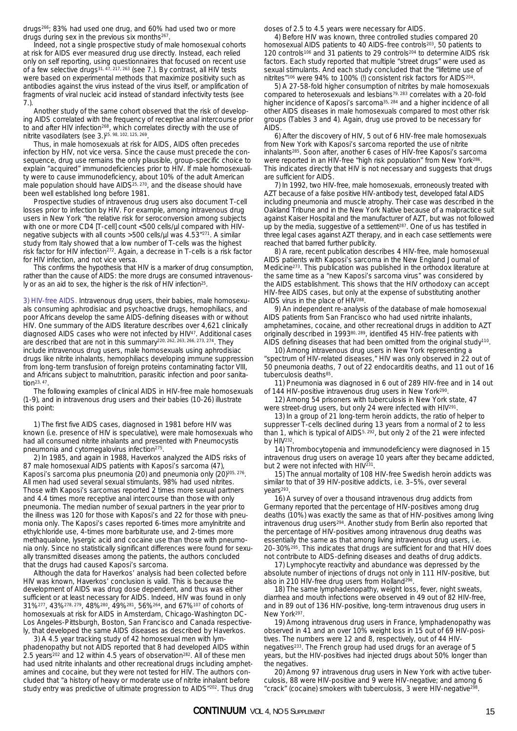drugs[266]; 83% had used one drug, and 60% had used two or more drugs during sex in the previous six months[267].

Indeed, not a single prospective study of male homosexual cohorts at risk for AIDS ever measured drug use directly. Instead, each relied only on self reporting, using questionnaires that focused on recent use of a few selective drugs[31, 47, 217, 263] (see 7.). By contrast, all HIV tests were based on experimental methods that maximize positivity such as antibodies against the virus instead of the virus itself, or amplification of fragments of viral nucleic acid instead of standard infectivity tests (see 7.).

Another study of the same cohort observed that the risk of developing AIDS correlated with the frequency of receptive anal intercourse prior to and after HIV infection[268], which correlates directly with the use of nitrite vasodilaters (see 3.)[25, 98, 102, 125, 269].

Thus, in male homosexuals at risk for AIDS, AIDS often precedes infection by HIV, not vice versa. Since the cause must precede the consequence, drug use remains the only plausible, group-specific choice to explain "acquired" immunodeficiencies prior to HIV. If male homosexuality were to cause immunodeficiency, about 10% of the adult American male population should have AIDS[25, 270], and the disease should have been well established long before 1981.

Prospective studies of intravenous drug users also document T-cell losses prior to infection by HIV. For example, among intravenous drug users in New York "the relative risk for seroconversion among subjects with one or more CD4 [T-cell] count <500 cells/µl compared with HIV-negative subjects with all counts >500 cells/µl was 4.53"[271]. A similar study from Italy showed that a low number of T-cells was the highest risk factor for HIV infection[272]. Again, a decrease in T-cells is a risk factor for HIV infection, and not vice versa.

This confirms the hypothesis that HIV is a marker of drug consumption, rather than the cause of AIDS: the more drugs are consumed intravenously or as an aid to sex, the higher is the risk of HIV infection[25].

3) HIV-free AIDS. Intravenous drug users, their babies, male homosexuals consuming aphrodisiac and psychoactive drugs, hemophiliacs, and poor Africans develop the same AIDS-defining diseases with or without HIV. One summary of the AIDS literature describes over 4,621 clinically diagnosed AIDS cases who were not infected by HIV[47]. Additional cases are described that are not in this summary[220, 262, 263, 266, 273, 274]. They include intravenous drug users, male homosexuals using aphrodisiac drugs like nitrite inhalants, hemophiliacs developing immune suppression from long-term transfusion of foreign proteins contaminating factor VIII, and Africans subject to malnutrition, parasitic infection and poor sanitation[23, 47].

The following examples of clinical AIDS in HIV-free male homosexuals (1-9), and in intravenous drug users and their babies (10-26) illustrate this point:

1) The first five AIDS cases, diagnosed in 1981 before HIV was known (i.e. presence of HIV is speculative), were male homosexuals who had all consumed nitrite inhalants and presented with Pneumocystis pneumonia and cytomegalovirus infection[275].

2) In 1985, and again in 1988, Haverkos analyzed the AIDS risks of 87 male homosexual AIDS patients with Kaposi's sarcoma (47), Kaposi's sarcoma plus pneumonia (20) and pneumonia only (20)[205, 276]. All men had used several sexual stimulants, 98% had used nitrites. Those with Kaposi's sarcomas reported 2 times more sexual partners and 4.4 times more receptive anal intercourse than those with only pneumonia. The median number of sexual partners in the year prior to the illness was 120 for those with Kaposi's and 22 for those with pneumonia only. The Kaposi's cases reported 6-times more amylnitrite and ethylchloride use, 4-times more barbiturate use, and 2-times more methaqualone, lysergic acid and cocaine use than those with pneumonia only. Since no statistically significant differences were found for sexually transmitted diseases among the patients, the authors concluded that the drugs had caused Kaposi's sarcoma.

Although the data for Haverkos' analysis had been collected before HIV was known, Haverkos' conclusion is valid. This is because the development of AIDS was drug dose dependent, and thus was either sufficient or at least necessary for AIDS. Indeed, HIV was found in only 31%[277], 43%[278, 279], 48%[280], 49%[281], 56%[264], and 67%[107] of cohorts of homosexuals at risk for AIDS in Amsterdam, Chicago-Washington DC-Los Angeles-Pittsburgh, Boston, San Francisco and Canada respectively, that developed the same AIDS diseases as described by Haverkos.

3) A 4.5 year tracking study of 42 homosexual men with lymphadenopathy but not AIDS reported that 8 had developed AIDS within 2.5 years[202] and 12 within 4.5 years of observation[282]. All of these men had used nitrite inhalants and other recreational drugs including amphetamines and cocaine, but they were not tested for HIV. The authors concluded that "a history of heavy or moderate use of nitrite inhalant before study entry was predictive of ultimate progression to AIDS"[202]. Thus drug doses of 2.5 to 4.5 years were necessary for AIDS.

4) Before HIV was known, three controlled studies compared 20 homosexual AIDS patients to 40 AIDS-free controls[203], 50 patients to 120 controls[106] and 31 patients to 29 controls[204] to determine AIDS risk factors. Each study reported that multiple "street drugs" were used as sexual stimulants. And each study concluded that the "lifetime use of nitrites"[106] were 94% to 100% (!) consistent risk factors for AIDS[204].

5) A 27-58-fold higher consumption of nitrites by male homosexuals compared to heterosexuals and lesbians[79, 283] correlates with a 20-fold higher incidence of Kaposi's sarcoma[35, 284] and a higher incidence of all other AIDS diseases in male homosexuals compared to most other risk groups (Tables 3 and 4). Again, drug use proved to be necessary for AIDS.

6) After the discovery of HIV, 5 out of 6 HIV-free male homosexuals from New York with Kaposi's sarcoma reported the use of nitrite inhalants[285]. Soon after, another 6 cases of HIV-free Kaposi's sarcoma were reported in an HIV-free "high risk population" from New York[286]. This indicates directly that HIV is not necessary and suggests that drugs are sufficient for AIDS.

7) In 1992, two HIV-free, male homosexuals, erroneously treated with AZT because of a false positive HIV-antibody test, developed fatal AIDS including pneumonia and muscle atrophy. Their case was described in the Oakland Tribune and in the New York Native because of a malpractice suit against Kaiser Hospital and the manufacturer of AZT, but was not followed up by the media, suggestive of a settlement[287]. One of us has testified in three legal cases against AZT therapy, and in each case settlements were reached that barred further publicity.

8) A rare, recent publication describes 4 HIV-free, male homosexual AIDS patients with Kaposi's sarcoma in the New England Journal of Medicine[273]. This publication was published in the orthodox literature at the same time as a "new Kaposi's sarcoma virus" was considered by the AIDS establishment. This shows that the HIV orthodoxy can accept HIV-free AIDS cases, but only at the expense of substituting another AIDS virus in the place of HIV[288].

9) An independent re-analysis of the database of male homosexual AIDS patients from San Francisco who had used nirtrite inhalants, amphetamines, cocaine, and other recreational drugs in addition to AZT originally described in 1993[80, 289], identified 45 HIV-free patients with AIDS defining diseases that had been omitted from the original study[110].

10) Among intravenous drug users in New York representing a "spectrum of HIV-related diseases," HIV was only observed in 22 out of 50 pneumonia deaths, 7 out of 22 endocarditis deaths, and 11 out of 16 tuberculosis deaths[85].

11) Pneumonia was diagnosed in 6 out of 289 HIV-free and in 14 out of 144 HIV-positive intravenous drug users in New York[290].

12) Among 54 prisoners with tuberculosis in New York state, 47 were street-drug users, but only 24 were infected with HIV[291].

13) In a group of 21 long-term heroin addicts, the ratio of helper to suppresser T-cells declined during 13 years from a normal of 2 to less than 1, which is typical of AIDS[5, 292], but only 2 of the 21 were infected by HIV[232].

14) Thrombocytopenia and immunodeficiency were diagnosed in 15 intravenous drug users on average 10 years after they became addicted, but 2 were not infected with HIV[231].

15) The annual mortality of 108 HIV-free Swedish heroin addicts was similar to that of 39 HIV-positive addicts, i.e. 3–5%, over several years[293].

16) A survey of over a thousand intravenous drug addicts from Germany reported that the percentage of HIV-positives among drug deaths (10%) was exactly the same as that of HIV-positives among living intravenous drug users[294]. Another study from Berlin also reported that the percentage of HIV-positives among intravenous drug deaths was essentially the same as that among living intravenous drug users, i.e. 20–30%[295]. This indicates that drugs are sufficient for and that HIV does not contribute to AIDS-defining diseases and deaths of drug addicts.

17) Lymphocyte reactivity and abundance was depressed by the absolute number of injections of drugs not only in 111 HIV-positive, but also in 210 HIV-free drug users from Holland[296].

18) The same lymphadenopathy, weight loss, fever, night sweats, diarrhea and mouth infections were observed in 49 out of 82 HIV-free, and in 89 out of 136 HIV-positive, long-term intravenous drug users in New York[297].

19) Among intravenous drug users in France, lymphadenopathy was observed in 41 and an over 10% weight loss in 15 out of 69 HIV-positives. The numbers were 12 and 8, respectively, out of 44 HIV-negatives[233]. The French group had used drugs for an average of 5 years, but the HIV-positives had injected drugs about 50% longer than the negatives.

20) Among 97 intravenous drug users in New York with active tuberculosis, 88 were HIV-positive and 9 were HIV-negative; and among 6 "crack" (cocaine) smokers with tuberculosis, 3 were HIV-negative[298].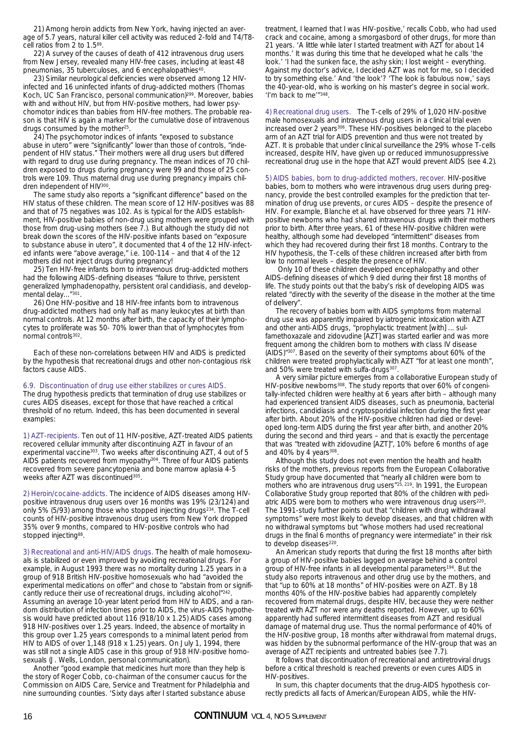21) Among heroin addicts from New York, having injected an average of 5.7 years, natural killer cell activity was reduced 2-fold and T4/T8-cell ratios from 2 to 1.5[89].

22) A survey of the causes of death of 412 intravenous drug users from New Jersey, revealed many HIV-free cases, including at least 48 pneumonias, 35 tuberculoses, and 6 encephalopathies[40].

23) Similar neurological deficiencies were observed among 12 HIV-infected and 16 uninfected infants of drug-addicted mothers (Thomas Koch, UC San Francisco, personal communication)[299]. Moreover, babies with and without HIV, but from HIV-positive mothers, had lower psychomotor indices than babies from HIV-free mothers. The probable reason is that HIV is again a marker for the cumulative dose of intravenous drugs consumed by the mother[25].

24) The psychomotor indices of infants "exposed to substance abuse in utero" were "significantly" lower than those of controls, "independent of HIV status." Their mothers were all drug users but differed with regard to drug use during pregnancy. The mean indices of 70 children exposed to drugs during pregnancy were 99 and those of 25 controls were 109. Thus maternal drug use during pregnancy impairs children independent of HIV[300].

The same study also reports a "significant difference" based on the HIV status of these children. The mean score of 12 HIV-positives was 88 and that of 75 negatives was 102. As is typical for the AIDS establishment, HIV-positive babies of non-drug using mothers were grouped with those from drug-using mothers (see 7.). But although the study did not break down the scores of the HIV-positive infants based on "exposure to substance abuse in utero", it documented that 4 of the 12 HIV-infected infants were "above average," i.e. 100-114 – and that 4 of the 12 mothers did not inject drugs during pregnancy!

25) Ten HIV-free infants born to intravenous drug-addicted mothers had the following AIDS-defining diseases "failure to thrive, persistent generalized lymphadenopathy, persistent oral candidiasis, and developmental delay..."[301].

26) One HIV-positive and 18 HIV-free infants born to intravenous drug-addicted mothers had only half as many leukocytes at birth than normal controls. At 12 months after birth, the capacity of their lymphocytes to proliferate was 50- 70% lower than that of lymphocytes from normal controls[302].

Each of these non-correlations between HIV and AIDS is predicted by the hypothesis that recreational drugs and other non-contagious risk factors cause AIDS.

### 6.9. Discontinuation of drug use either stabilizes or cures AIDS.

The drug hypothesis predicts that termination of drug use stabilizes or cures AIDS diseases, except for those that have reached a critical threshold of no return. Indeed, this has been documented in several examples:

1) AZT-recipients. Ten out of 11 HIV-positive, AZT-treated AIDS patients recovered cellular immunity after discontinuing AZT in favour of an experimental vaccine[303]. Two weeks after discontinuing AZT, 4 out of 5 AIDS patients recovered from myopathy[304]. Three of four AIDS patients recovered from severe pancytopenia and bone marrow aplasia 4-5 weeks after AZT was discontinued[305].

2) Heroin/cocaine-addicts. The incidence of AIDS diseases among HIV-positive intravenous drug users over 16 months was 19% (23/124) and only 5% (5/93) among those who stopped injecting drugs[234]. The T-cell counts of HIV-positive intravenous drug users from New York dropped 35% over 9 months, compared to HIV-positive controls who had stopped injecting[88].

3) Recreational and anti-HIV/AIDS drugs. The health of male homosexuals is stabilized or even improved by avoiding recreational drugs. For example, in August 1993 there was no mortality during 1.25 years in a group of 918 British HIV-positive homosexuals who had "avoided the experimental medications on offer" and chose to "abstain from or significantly reduce their use of recreational drugs, including alcohol"[242]. Assuming an average 10-year latent period from HIV to AIDS, and a random distribution of infection times prior to AIDS, the virus-AIDS hypothesis would have predicted about 116 (918/10 x 1.25) AIDS cases among 918 HIV-positives over 1.25 years. Indeed, the absence of mortality in this group over 1.25 years corresponds to a minimal latent period from HIV to AIDS of over 1,148 (918 x 1.25) years. On July 1, 1994, there was still not a single AIDS case in this group of 918 HIV-positive homosexuals (J. Wells, London, personal communication).

Another "good example that medicines hurt more than they help is the story of Roger Cobb, co-chairman of the consumer caucus for the Commission on AIDS Care, Service and Treatment for Philadelphia and nine surrounding counties. 'Sixty days after I started substance abuse treatment, I learned that I was HIV-positive,' recalls Cobb, who had used crack and cocaine, among a smorgasbord of other drugs, for more than 21 years. 'A little while later I started treatment with AZT for about 14 months.' It was during this time that he developed what he calls 'the look.' 'I had the sunken face, the ashy skin; I lost weight – everything. Against my doctor's advice, I decided AZT was not for me, so I decided to try something else.' And 'the look'? 'The look is fabulous now,' says the 40-year-old, who is working on his master's degree in social work. 'I'm back to me'"[348].

4) Recreational drug users. The T-cells of 29% of 1,020 HIV-positive male homosexuals and intravenous drug users in a clinical trial even increased over 2 years[306]. These HIV-positives belonged to the placebo arm of an AZT trial for AIDS prevention and thus were not treated by AZT. It is probable that under clinical surveillance the 29% whose T-cells increased, despite HIV, have given up or reduced immunosuppressive recreational drug use in the hope that AZT would prevent AIDS (see 4.2).

5) AIDS babies, born to drug-addicted mothers, recover. HIV-positive babies, born to mothers who were intravenous drug users during pregnancy, provide the best controlled examples for the prediction that termination of drug use prevents, or cures AIDS – despite the presence of HIV. For example, Blanche et al. have observed for three years 71 HIV-positive newborns who had shared intravenous drugs with their mothers prior to birth. After three years, 61 of these HIV-positive children were healthy, although some had developed "intermittent" diseases from which they had recovered during their first 18 months. Contrary to the HIV hypothesis, the T-cells of these children increased after birth from low to normal levels – despite the presence of HIV.

Only 10 of these children developed encephalopathy and other AIDS-defining diseases of which 9 died during their first 18 months of life. The study points out that the baby's risk of developing AIDS was related "directly with the severity of the disease in the mother at the time of delivery".

The recovery of babies born with AIDS symptoms from maternal drug use was apparently impaired by iatrogenic intoxication with AZT and other anti-AIDS drugs, "prophylactic treatment [with] ... sulfamethoxazale and zidovudine [AZT] was started earlier and was more frequent among the children born to mothers with class IV disease (AIDS)"[307]. Based on the severity of their symptoms about 60% of the children were treated prophylactically with AZT "for at least one month", and 50% were treated with sulfa-drugs[307].

A very similar picture emerges from a collaborative European study of HIV-positive newborns[308]. The study reports that over 60% of congenitally-infected children were healthy at 6 years after birth – although many had experienced transient AIDS diseases, such as pneumonia, bacterial infections, candidiasis and cryptosporidial infection during the first year after birth. About 20% of the HIV-positive children had died or developed long-term AIDS during the first year after birth, and another 20% during the second and third years – and that is exactly the percentage that was "treated with zidovudine [AZT]", 10% before 6 months of age and 40% by 4 years[308].

Although this study does not even mention the health and health risks of the mothers, previous reports from the European Collaborative Study group have documented that "nearly all children were born to mothers who are intravenous drug users"[25, 219]. In 1991, the European Collaborative Study group reported that 80% of the children with pediatric AIDS were born to mothers who were intravenous drug users[220]. The 1991-study further points out that "children with drug withdrawal symptoms" were most likely to develop diseases, and that children with no withdrawal symptoms but "whose mothers had used recreational drugs in the final 6 months of pregnancy were intermediate" in their risk to develop diseases[220].

An American study reports that during the first 18 months after birth a group of HIV-positive babies lagged on average behind a control group of HIV-free infants in all developmental parameters[194]. But the study also reports intravenous and other drug use by the mothers, and that "up to 60% at 18 months" of HIV-posities were on AZT. By 18 months 40% of the HIV-positive babies had apparently completely recovered from maternal drugs, despite HIV, because they were neither treated with AZT nor were any deaths reported. However, up to 60% apparently had suffered intermittent diseases from AZT and residual damage of maternal drug use. Thus the normal performance of 40% of the HIV-positive group, 18 months after withdrawal from maternal drugs, was hidden by the subnormal performance of the HIV-group that was an average of AZT recipients and untreated babies (see 7.7).

It follows that discontinuation of recreational and antiretroviral drugs before a critical threshold is reached prevents or even cures AIDS in HIV-positives.

In sum, this chapter documents that the drug-AIDS hypothesis correctly predicts all facts of American/European AIDS, while the HIV-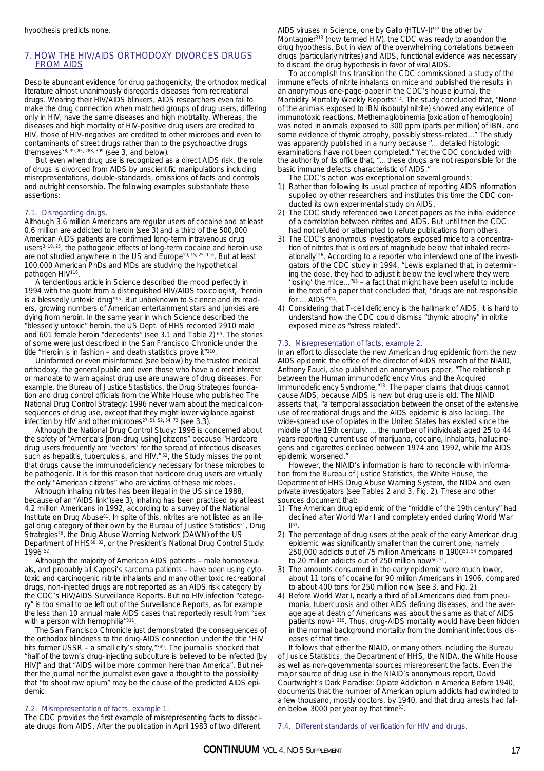hypothesis predicts none.

## 7. HOW THE HIV/AIDS ORTHODOXY DIVORCES DRUGS FROM AIDS

Despite abundant evidence for drug pathogenicity, the orthodox medical literature almost unanimously disregards diseases from recreational drugs. Wearing their HIV/AIDS blinkers, AIDS researchers even fail to make the drug connection when matched groups of drug users, differing only in HIV, have the same diseases and high mortality. Whereas, the diseases and high mortality of HIV-positive drug users are credited to HIV, those of HIV-negatives are credited to other microbes and even to contaminants of street drugs rather than to the psychoactive drugs themselves[38, 39, 85, 288, 309] (see 3, and below).

But even when drug use is recognized as a direct AIDS risk, the role of drugs is divorced from AIDS by unscientific manipulations including misrepresentations, double-standards, omissions of facts and controls and outright censorship. The following examples substantiate these assertions:

### 7.1. Disregarding drugs.

Although 3.6 million Americans are regular users of cocaine and at least 0.6 million are addicted to heroin (see 3) and a third of the 500,000 American AIDS patients are confirmed long-term intravenous drug users[3, 10, 25], the pathogenic effects of long-term cocaine and heroin use are not studied anywhere in the US and Europe[10, 15, 25, 116]. But at least 100,000 American PhDs and MDs are studying the hypothetical pathogen HIV[116].

A tendentious article in Science described the mood perfectly in 1994 with the quote from a distinguished HIV/AIDS toxicologist, "heroin is a blessedly untoxic drug"[15]. But unbeknown to Science and its readers, growing numbers of American entertainment stars and junkies are dying from heroin. In the same year in which Science described the "blessedly untoxic" heroin, the US Dept. of HHS recorded 2910 male and 601 female heroin "decedents" (see 3.1 and Table 2)[60]. The stories of some were just described in the San Francisco Chronicle under the title "Heroin is in fashion – and death statistics prove it"[310].

Uninformed or even misinformed (see below) by the trusted medical orthodoxy, the general public and even those who have a direct interest or mandate to warn against drug use are unaware of drug diseases. For example, the Bureau of Justice Stastistics, the Drug Strategies foundation and drug control officials from the White House who published The National Drug Control Strategy: 1996 never warn about the medical consequences of drug use, except that they might lower vigilance against infection by HIV and other microbes[27, 51, 52, 54, 73] (see 3.3).

Although the National Drug Control Study: 1996 is concerned about the safety of "America's [non-drug using] citizens" because "Hardcore drug users frequently are 'vectors' for the spread of infectious diseases such as hepatitis, tuberculosis, and HIV." [52], the Study misses the point that drugs cause the immunodeficiency necessary for these microbes to be pathogenic. It is for this reason that hardcore drug users are virtually the only "American citizens" who are victims of these microbes.

Although inhaling nitrites has been illegal in the US since 1988, because of an "AIDS link"(see 3), inhaling has been practised by at least 4.2 million Americans in 1992, according to a survey of the National Institute on Drug Abuse[81]. In spite of this, nitrites are not listed as an illegal drug category of their own by the Bureau of Justice Statistics[51], Drug Strategies[50], the Drug Abuse Warning Network (DAWN) of the US Department of HHS[60, 82], or the President's National Drug Control Study: 1996 [52].

Although the majority of American AIDS patients – male homosexuals, and probably all Kaposi's sarcoma patients – have been using cytotoxic and carcinogenic nitrite inhalants and many other toxic recreational drugs, non-injected drugs are not reported as an AIDS risk category by the CDC's HIV/AIDS Surveillance Reports. But no HIV infection "category" is too small to be left out of the Surveillance Reports, as for example the less than 10 annual male AIDS cases that reportedly result from "sex with a person with hemophilia"[311].

The San Francisco Chronicle just demonstrated the consequences of the orthodox blindness to the drug-AIDS connection under the title "HIV hits former USSR – a small city's story,"[349]. The journal is shocked that "half of the town's drug-injecting subculture is believed to be infected [by HIV]" and that "AIDS will be more common here than America". But neither the journal nor the journalist even gave a thought to the possibility that "to shoot raw opium" may be the cause of the predicted AIDS epidemic.

### 7.2. Misrepresentation of facts, example 1.

The CDC provides the first example of misrepresenting facts to dissociate drugs from AIDS. After the publication in April 1983 of two different AIDS viruses in Science, one by Gallo (HTLV-I)[312] the other by Montagnier[313] (now termed HIV), the CDC was ready to abandon the drug hypothesis. But in view of the overwhelming correlations between drugs (particularly nitrites) and AIDS, functional evidence was necessary to discard the drug hypothesis in favor of viral AIDS.

To accomplish this transition the CDC commissioned a study of the immune effects of nitrite inhalants on mice and published the results in an anonymous one-page-paper in the CDC's house journal, the Morbidity Mortality Weekly Reports[314]. The study concluded that, "None of the animals exposed to IBN (isobutyl nitrite) showed any evidence of immunotoxic reactions. Methemaglobinemia [oxidation of hemoglobin] was noted in animals exposed to 300 ppm (parts per million) of IBN, and some evidence of thymic atrophy, possibly stress-related..." The study was apparently published in a hurry because "... detailed histologic examinations have not been completed." Yet the CDC concluded with the authority of its office that, "... these drugs are not responsible for the basic immune defects characteristic of AIDS."

The CDC's action was exceptional on several grounds:

1) Rather than following its usual practice of reporting AIDS information supplied by other researchers and institutes this time the CDC conducted its own experimental study on AIDS.
2) The CDC study referenced two Lancet papers as the initial evidence of a correlation between nitrites and AIDS. But until then the CDC had not refuted or attempted to refute publications from others.
3) The CDC's anonymous investigators exposed mice to a concentration of nitrites that is orders of magnitude below that inhaled recreationally[126]. According to a reporter who interviewd one of the investigators of the CDC study in 1994, "Lewis explained that, in determining the dose, they had to adjust it below the level where they were 'losing' the mice..."[95] – a fact that might have been useful to include in the text of a paper that concluded that, "drugs are not responsible for ... AIDS"[314].
4) Considering that T-cell deficiency is the hallmark of AIDS, it is hard to understand how the CDC could dismiss "thymic atrophy" in nitrite exposed mice as "stress related".

### 7.3. Misrepresentation of facts, example 2.

In an effort to dissociate the new American drug epidemic from the new AIDS epidemic the office of the director of AIDS research of the NIAID, Anthony Fauci, also published an anonymous paper, "The relationship between the Human immunodeficiency Virus and the Acquired Immunodeficiency Syndrome,"[13]. The paper claims that drugs cannot cause AIDS, because AIDS is new but drug use is old. The NIAID asserts that, "a temporal association between the onset of the extensive use of recreational drugs and the AIDS epidemic is also lacking. The wide-spread use of opiates in the United States has existed since the middle of the 19th century. ... the number of individuals aged 25 to 44 years reporting current use of marijuana, cocaine, inhalants, hallucinogens and cigarettes declined between 1974 and 1992, while the AIDS epidemic worsened."

However, the NIAID's information is hard to reconcile with information from the Bureau of Justice Statistics, the White House, the Department of HHS Drug Abuse Warning System, the NIDA and even private investigators (see Tables 2 and 3, Fig. 2). These and other sources document that:

1) The American drug epidemic of the "middle of the 19th century" had declined after World War I and completely ended during World War II[51].
2) The percentage of drug users at the peak of the early American drug epidemic was significantly smaller than the current one, namely 250,000 addicts out of 75 million Americans in 1900[51, 54] compared to 20 million addicts out of 250 million now[50, 51].
3) The amounts consumed in the early epidemic were much lower, about 11 tons of cocaine for 90 million Americans in 1906, compared to about 400 tons for 250 million now (see 3. and Fig. 2).
4) Before World War I, nearly a third of all Americans died from pneumonia, tuberculosis and other AIDS defining diseases, and the average age at death of Americans was about the same as that of AIDS patients now[1, 315]. Thus, drug-AIDS mortality would have been hidden in the normal background mortality from the dominant infectious diseases of that time.

It follows that either the NIAID, or many others including the Bureau of Jusice Statistics, the Department of HHS, the NIDA, the White House as well as non-governmental sources misrepresent the facts. Even the major source of drug use in the NIAID's anonymous report, David Courtwright's Dark Paradise: Opiate Addiction in America Before 1940, documents that the number of American opium addicts had dwindled to a few thousand, mostly doctors, by 1940, and that drug arrests had fallen below 3000 per year by that time[53].

### 7.4. Different standards of verification for HIV and drugs.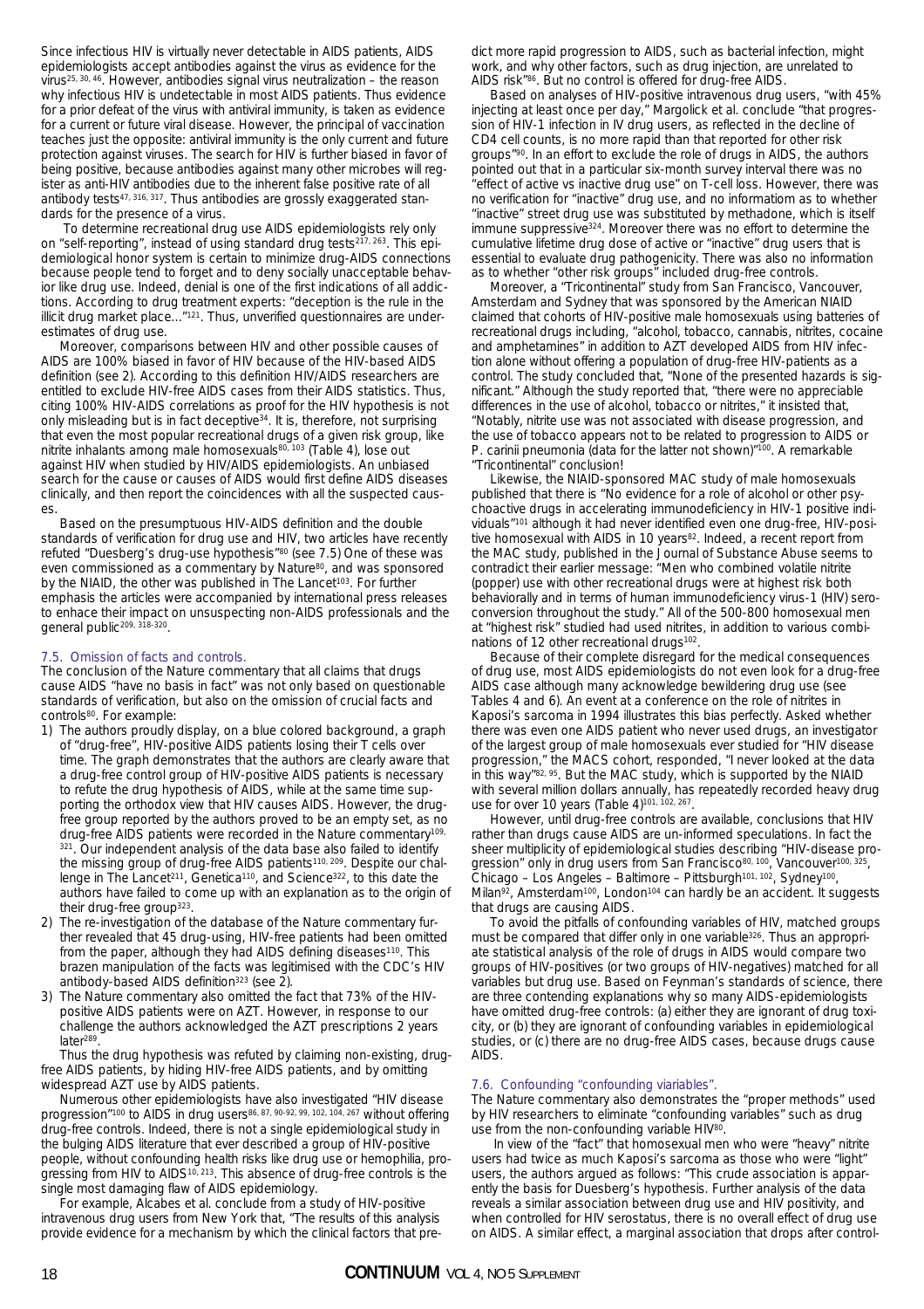Since infectious HIV is virtually never detectable in AIDS patients, AIDS epidemiologists accept antibodies against the virus as evidence for the virus[25, 30, 46]. However, antibodies signal virus neutralization – the reason why infectious HIV is undetectable in most AIDS patients. Thus evidence for a prior defeat of the virus with antiviral immunity, is taken as evidence for a current or future viral disease. However, the principal of vaccination teaches just the opposite: antiviral immunity is the only current and future protection against viruses. The search for HIV is further biased in favor of being positive, because antibodies against many other microbes will register as anti-HIV antibodies due to the inherent false positive rate of all antibody tests[47, 316, 317]. Thus antibodies are grossly exaggerated standards for the presence of a virus.

To determine recreational drug use AIDS epidemiologists rely only on "self-reporting", instead of using standard drug tests[217, 263]. This epidemiological honor system is certain to minimize drug-AIDS connections because people tend to forget and to deny socially unacceptable behavior like drug use. Indeed, denial is one of the first indications of all addictions. According to drug treatment experts: "deception is the rule in the illicit drug market place..."[121]. Thus, unverified questionnaires are underestimates of drug use.

Moreover, comparisons between HIV and other possible causes of AIDS are 100% biased in favor of HIV because of the HIV-based AIDS definition (see 2). According to this definition HIV/AIDS researchers are entitled to exclude HIV-free AIDS cases from their AIDS statistics. Thus, citing 100% HIV-AIDS correlations as proof for the HIV hypothesis is not only misleading but is in fact deceptive[34]. It is, therefore, not surprising that even the most popular recreational drugs of a given risk group, like nitrite inhalants among male homosexuals[80, 103] (Table 4), lose out against HIV when studied by HIV/AIDS epidemiologists. An unbiased search for the cause or causes of AIDS would first define AIDS diseases clinically, and then report the coincidences with all the suspected causes.

Based on the presumptuous HIV-AIDS definition and the double standards of verification for drug use and HIV, two articles have recently refuted "Duesberg's drug-use hypothesis"[80] (see 7.5) One of these was even commissioned as a commentary by Nature[80], and was sponsored by the NIAID, the other was published in The Lancet[103]. For further emphasis the articles were accompanied by international press releases to enhance their impact on unsuspecting non-AIDS professionals and the general public[209, 318-320].

### 7.5. Omission of facts and controls.

The conclusion of the Nature commentary that all claims that drugs cause AIDS "have no basis in fact" was not only based on questionable standards of verification, but also on the omission of crucial facts and controls[80]. For example:

1) The authors proudly display, on a blue colored background, a graph of "drug-free", HIV-positive AIDS patients losing their T cells over time. The graph demonstrates that the authors are clearly aware that a drug-free control group of HIV-positive AIDS patients is necessary to refute the drug hypothesis of AIDS, while at the same time supporting the orthodox view that HIV causes AIDS. However, the drug-free group reported by the authors proved to be an empty set, as no drug-free AIDS patients were recorded in the Nature commentary[109, 321]. Our independent analysis of the data base also failed to identify the missing group of drug-free AIDS patients[110, 209]. Despite our challenge in The Lancet[211], Genetica[110], and Science[322], to this date the authors have failed to come up with an explanation as to the origin of their drug-free group[323].
2) The re-investigation of the database of the Nature commentary further revealed that 45 drug-using, HIV-free patients had been omitted from the paper, although they had AIDS defining diseases[110]. This brazen manipulation of the facts was legitimised with the CDC's HIV antibody-based AIDS definition[323] (see 2).
3) The Nature commentary also omitted the fact that 73% of the HIV-positive AIDS patients were on AZT. However, in response to our challenge the authors acknowledged the AZT prescriptions 2 years later[289].

Thus the drug hypothesis was refuted by claiming non-existing, drug-free AIDS patients, by hiding HIV-free AIDS patients, and by omitting widespread AZT use by AIDS patients.

Numerous other epidemiologists have also investigated "HIV disease progression"[100] to AIDS in drug users[86, 87, 90-92, 99, 102, 104, 267] without offering drug-free controls. Indeed, there is not a single epidemiological study in the bulging AIDS literature that ever described a group of HIV-positive people, without confounding health risks like drug use or hemophilia, progressing from HIV to AIDS[10, 213]. This absence of drug-free controls is the single most damaging flaw of AIDS epidemiology.

For example, Alcabes et al. conclude from a study of HIV-positive intravenous drug users from New York that, "The results of this analysis provide evidence for a mechanism by which the clinical factors that predict more rapid progression to AIDS, such as bacterial infection, might work, and why other factors, such as drug injection, are unrelated to AIDS risk"[86]. But no control is offered for drug-free AIDS.

Based on analyses of HIV-positive intravenous drug users, "with 45% injecting at least once per day," Margolick et al. conclude "that progression of HIV-1 infection in IV drug users, as reflected in the decline of CD4 cell counts, is no more rapid than that reported for other risk groups"[90]. In an effort to exclude the role of drugs in AIDS, the authors pointed out that in a particular six-month survey interval there was no "effect of active vs inactive drug use" on T-cell loss. However, there was no verification for "inactive" drug use, and no information as to whether "inactive" street drug use was substituted by methadone, which is itself immune suppressive[324]. Moreover there was no effort to determine the cumulative lifetime drug dose of active or "inactive" drug users that is essential to evaluate drug pathogenicity. There was also no information as to whether "other risk groups" included drug-free controls.

Moreover, a "Tricontinental" study from San Francisco, Vancouver, Amsterdam and Sydney that was sponsored by the American NIAID claimed that cohorts of HIV-positive male homosexuals using batteries of recreational drugs including, "alcohol, tobacco, cannabis, nitrites, cocaine and amphetamines" in addition to AZT developed AIDS from HIV infection alone without offering a population of drug-free HIV-patients as a control. The study concluded that, "None of the presented hazards is significant." Although the study reported that, "there were no appreciable differences in the use of alcohol, tobacco or nitrites," it insisted that, "Notably, nitrite use was not associated with disease progression, and the use of tobacco appears not to be related to progression to AIDS or P. carinii pneumonia (data for the latter not shown)"[100]. A remarkable "Tricontinental" conclusion!

Likewise, the NIAID-sponsored MAC study of male homosexuals published that there is "No evidence for a role of alcohol or other psychoactive drugs in accelerating immunodeficiency in HIV-1 positive individuals"[101] although it had never identified even one drug-free, HIV-positive homosexual with AIDS in 10 years[82]. Indeed, a recent report from the MAC study, published in the Journal of Substance Abuse seems to contradict their earlier message: "Men who combined volatile nitrite (popper) use with other recreational drugs were at highest risk both behaviorally and in terms of human immunodeficiency virus-1 (HIV) seroconversion throughout the study." All of the 500-800 homosexual men at "highest risk" studied had used nitrites, in addition to various combinations of 12 other recreational drugs[102].

Because of their complete disregard for the medical consequences of drug use, most AIDS epidemiologists do not even look for a drug-free AIDS case although many acknowledge bewildering drug use (see Tables 4 and 6). An event at a conference on the role of nitrites in Kaposi's sarcoma in 1994 illustrates this bias perfectly. Asked whether there was even one AIDS patient who never used drugs, an investigator of the largest group of male homosexuals ever studied for "HIV disease progression," the MACS cohort, responded, "I never looked at the data in this way"[82, 95]. But the MAC study, which is supported by the NIAID with several million dollars annually, has repeatedly recorded heavy drug use for over 10 years (Table 4)[101, 102, 267].

However, until drug-free controls are available, conclusions that HIV rather than drugs cause AIDS are un-informed speculations. In fact the sheer multiplicity of epidemiological studies describing "HIV-disease progression" only in drug users from San Francisco[80, 100], Vancouver[100, 325], Chicago – Los Angeles – Baltimore – Pittsburgh[101, 102], Sydney[100], Milan[92], Amsterdam[100], London[104] can hardly be an accident. It suggests that drugs are causing AIDS.

To avoid the pitfalls of confounding variables of HIV, matched groups must be compared that differ only in one variable[326]. Thus an appropriate statistical analysis of the role of drugs in AIDS would compare two groups of HIV-positives (or two groups of HIV-negatives) matched for all variables but drug use. Based on Feynman's standards of science, there are three contending explanations why so many AIDS-epidemiologists have omitted drug-free controls: (a) either they are ignorant of drug toxicity, or (b) they are ignorant of confounding variables in epidemiological studies, or (c) there are no drug-free AIDS cases, because drugs cause AIDS.

### 7.6. Confounding "confounding viariables".

The Nature commentary also demonstrates the "proper methods" used by HIV researchers to eliminate "confounding variables" such as drug use from the non-confounding variable HIV[80].

In view of the "fact" that homosexual men who were "heavy" nitrite users had twice as much Kaposi's sarcoma as those who were "light" users, the authors argued as follows: "This crude association is apparently the basis for Duesberg's hypothesis. Further analysis of the data reveals a similar association between drug use and HIV positivity, and when controlled for HIV serostatus, there is no overall effect of drug use on AIDS. A similar effect, a marginal association that drops after control-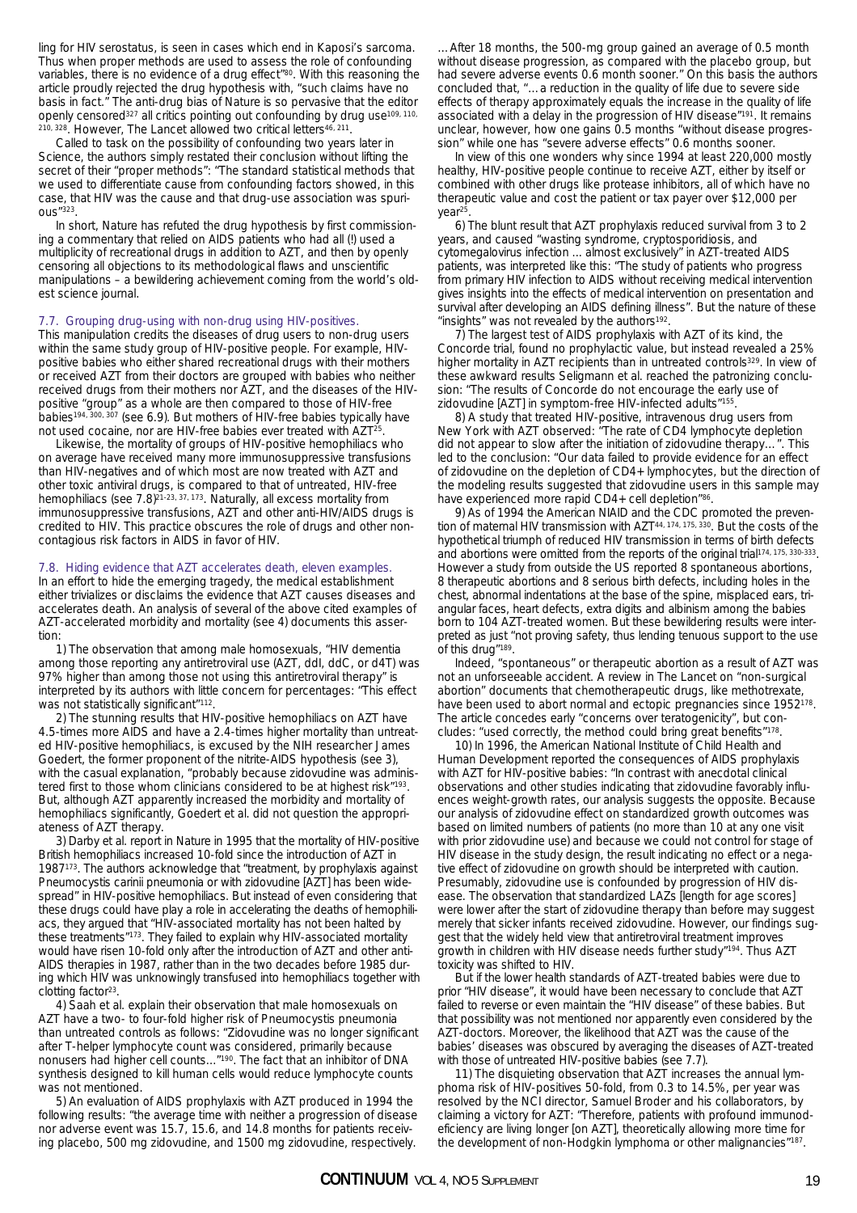ling for HIV serostatus, is seen in cases which end in Kaposi's sarcoma. Thus when proper methods are used to assess the role of confounding variables, there is no evidence of a drug effect"[80]. With this reasoning the article proudly rejected the drug hypothesis with, "such claims have no basis in fact." The anti-drug bias of Nature is so pervasive that the editor openly censored[327] all critics pointing out confounding by drug use[109, 110, 210, 328]. However, The Lancet allowed two critical letters[46, 211].

Called to task on the possibility of confounding two years later in Science, the authors simply restated their conclusion without lifting the secret of their "proper methods": "The standard statistical methods that we used to differentiate cause from confounding factors showed, in this case, that HIV was the cause and that drug-use association was spurious"[323].

In short, Nature has refuted the drug hypothesis by first commissioning a commentary that relied on AIDS patients who had all (!) used a multiplicity of recreational drugs in addition to AZT, and then by openly censoring all objections to its methodological flaws and unscientific manipulations – a bewildering achievement coming from the world's oldest science journal.

### 7.7. Grouping drug-using with non-drug using HIV-positives.

This manipulation credits the diseases of drug users to non-drug users within the same study group of HIV-positive people. For example, HIV-positive babies who either shared recreational drugs with their mothers or received AZT from their doctors are grouped with babies who neither received drugs from their mothers nor AZT, and the diseases of the HIV-positive "group" as a whole are then compared to those of HIV-free babies[194, 300, 307] (see 6.9). But mothers of HIV-free babies typically have not used cocaine, nor are HIV-free babies ever treated with AZT[25].

Likewise, the mortality of groups of HIV-positive hemophiliacs who on average have received many more immunosuppressive transfusions than HIV-negatives and of which most are now treated with AZT and other toxic antiviral drugs, is compared to that of untreated, HIV-free hemophiliacs (see 7.8)[21-23, 37, 173]. Naturally, all excess mortality from immunosuppressive transfusions, AZT and other anti-HIV/AIDS drugs is credited to HIV. This practice obscures the role of drugs and other non-contagious risk factors in AIDS in favor of HIV.

### 7.8. Hiding evidence that AZT accelerates death, eleven examples.

In an effort to hide the emerging tragedy, the medical establishment either trivializes or disclaims the evidence that AZT causes diseases and accelerates death. An analysis of several of the above cited examples of AZT-accelerated morbidity and mortality (see 4) documents this assertion:

1) The observation that among male homosexuals, "HIV dementia among those reporting any antiretroviral use (AZT, ddI, ddC, or d4T) was 97% higher than among those not using this antiretroviral therapy" is interpreted by its authors with little concern for percentages: "This effect was not statistically significant"[112].

2) The stunning results that HIV-positive hemophiliacs on AZT have 4.5-times more AIDS and have a 2.4-times higher mortality than untreated HIV-positive hemophiliacs, is excused by the NIH researcher James Goedert, the former proponent of the nitrite-AIDS hypothesis (see 3), with the casual explanation, "probably because zidovudine was administered first to those whom clinicians considered to be at highest risk"[193]. But, although AZT apparently increased the morbidity and mortality of hemophiliacs significantly, Goedert et al. did not question the appropriateness of AZT therapy.

3) Darby et al. report in Nature in 1995 that the mortality of HIV-positive British hemophiliacs increased 10-fold since the introduction of AZT in 1987[173]. The authors acknowledge that "treatment, by prophylaxis against Pneumocystis carinii pneumonia or with zidovudine [AZT] has been widespread" in HIV-positive hemophiliacs. But instead of even considering that these drugs could have play a role in accelerating the deaths of hemophiliacs, they argued that "HIV-associated mortality has not been halted by these treatments"[173]. They failed to explain why HIV-associated mortality would have risen 10-fold only after the introduction of AZT and other anti-AIDS therapies in 1987, rather than in the two decades before 1985 during which HIV was unknowingly transfused into hemophiliacs together with clotting factor[23].

4) Saah et al. explain their observation that male homosexuals on AZT have a two- to four-fold higher risk of Pneumocystis pneumonia than untreated controls as follows: "Zidovudine was no longer significant after T-helper lymphocyte count was considered, primarily because nonusers had higher cell counts..."[190]. The fact that an inhibitor of DNA synthesis designed to kill human cells would reduce lymphocyte counts was not mentioned.

5) An evaluation of AIDS prophylaxis with AZT produced in 1994 the following results: "the average time with neither a progression of disease nor adverse event was 15.7, 15.6, and 14.8 months for patients receiving placebo, 500 mg zidovudine, and 1500 mg zidovudine, respectively. ... After 18 months, the 500-mg group gained an average of 0.5 month without disease progression, as compared with the placebo group, but had severe adverse events 0.6 month sooner." On this basis the authors concluded that, "... a reduction in the quality of life due to severe side effects of therapy approximately equals the increase in the quality of life associated with a delay in the progression of HIV disease"[191]. It remains unclear, however, how one gains 0.5 months "without disease progression" while one has "severe adverse effects" 0.6 months sooner.

In view of this one wonders why since 1994 at least 220,000 mostly healthy, HIV-positive people continue to receive AZT, either by itself or combined with other drugs like protease inhibitors, all of which have no therapeutic value and cost the patient or tax payer over $12,000 per year[25].

6) The blunt result that AZT prophylaxis reduced survival from 3 to 2 years, and caused "wasting syndrome, cryptosporidiosis, and cytomegalovirus infection ... almost exclusively" in AZT-treated AIDS patients, was interpreted like this: "The study of patients who progress from primary HIV infection to AIDS without receiving medical intervention gives insights into the effects of medical intervention on presentation and survival after developing an AIDS defining illness". But the nature of these "insights" was not revealed by the authors[192].

7) The largest test of AIDS prophylaxis with AZT of its kind, the Concorde trial, found no prophylactic value, but instead revealed a 25% higher mortality in AZT recipients than in untreated controls[329]. In view of these awkward results Seligmann et al. reached the patronizing conclusion: "The results of Concorde do not encourage the early use of zidovudine [AZT] in symptom-free HIV-infected adults"[155].

8) A study that treated HIV-positive, intravenous drug users from New York with AZT observed: "The rate of CD4 lymphocyte depletion did not appear to slow after the initiation of zidovudine therapy...". This led to the conclusion: "Our data failed to provide evidence for an effect of zidovudine on the depletion of CD4+ lymphocytes, but the direction of the modeling results suggested that zidovudine users in this sample may have experienced more rapid CD4+ cell depletion"[86].

9) As of 1994 the American NIAID and the CDC promoted the prevention of maternal HIV transmission with AZT[44, 174, 175, 330]. But the costs of the hypothetical triumph of reduced HIV transmission in terms of birth defects and abortions were omitted from the reports of the original trial[174, 175, 330-333]. However a study from outside the US reported 8 spontaneous abortions, 8 therapeutic abortions and 8 serious birth defects, including holes in the chest, abnormal indentations at the base of the spine, misplaced ears, triangular faces, heart defects, extra digits and albinism among the babies born to 104 AZT-treated women. But these bewildering results were interpreted as just "not proving safety, thus lending tenuous support to the use of this drug"[189].

Indeed, "spontaneous" or therapeutic abortion as a result of AZT was not an unforseeable accident. A review in The Lancet on "non-surgical abortion" documents that chemotherapeutic drugs, like methotrexate, have been used to abort normal and ectopic pregnancies since 1952[178]. The article concedes early "concerns over teratogenicity", but concludes: "used correctly, the method could bring great benefits"[178].

10) In 1996, the American National Institute of Child Health and Human Development reported the consequences of AIDS prophylaxis with AZT for HIV-positive babies: "In contrast with anecdotal clinical observations and other studies indicating that zidovudine favorably influences weight-growth rates, our analysis suggests the opposite. Because our analysis of zidovudine effect on standardized growth outcomes was based on limited numbers of patients (no more than 10 at any one visit with prior zidovudine use) and because we could not control for stage of HIV disease in the study design, the result indicating no effect or a negative effect of zidovudine on growth should be interpreted with caution. Presumably, zidovudine use is confounded by progression of HIV disease. The observation that standardized LAZs [length for age scores] were lower after the start of zidovudine therapy than before may suggest merely that sicker infants received zidovudine. However, our findings suggest that the widely held view that antiretroviral treatment improves growth in children with HIV disease needs further study"[194]. Thus AZT toxicity was shifted to HIV.

But if the lower health standards of AZT-treated babies were due to prior "HIV disease", it would have been necessary to conclude that AZT failed to reverse or even maintain the "HIV disease" of these babies. But that possibility was not mentioned nor apparently even considered by the AZT-doctors. Moreover, the likelihood that AZT was the cause of the babies' diseases was obscured by averaging the diseases of AZT-treated with those of untreated HIV-positive babies (see 7.7).

11) The disquieting observation that AZT increases the annual lymphoma risk of HIV-positives 50-fold, from 0.3 to 14.5%, per year was resolved by the NCI director, Samuel Broder and his collaborators, by claiming a victory for AZT: "Therefore, patients with profound immunodeficiency are living longer [on AZT], theoretically allowing more time for the development of non-Hodgkin lymphoma or other malignancies"[187].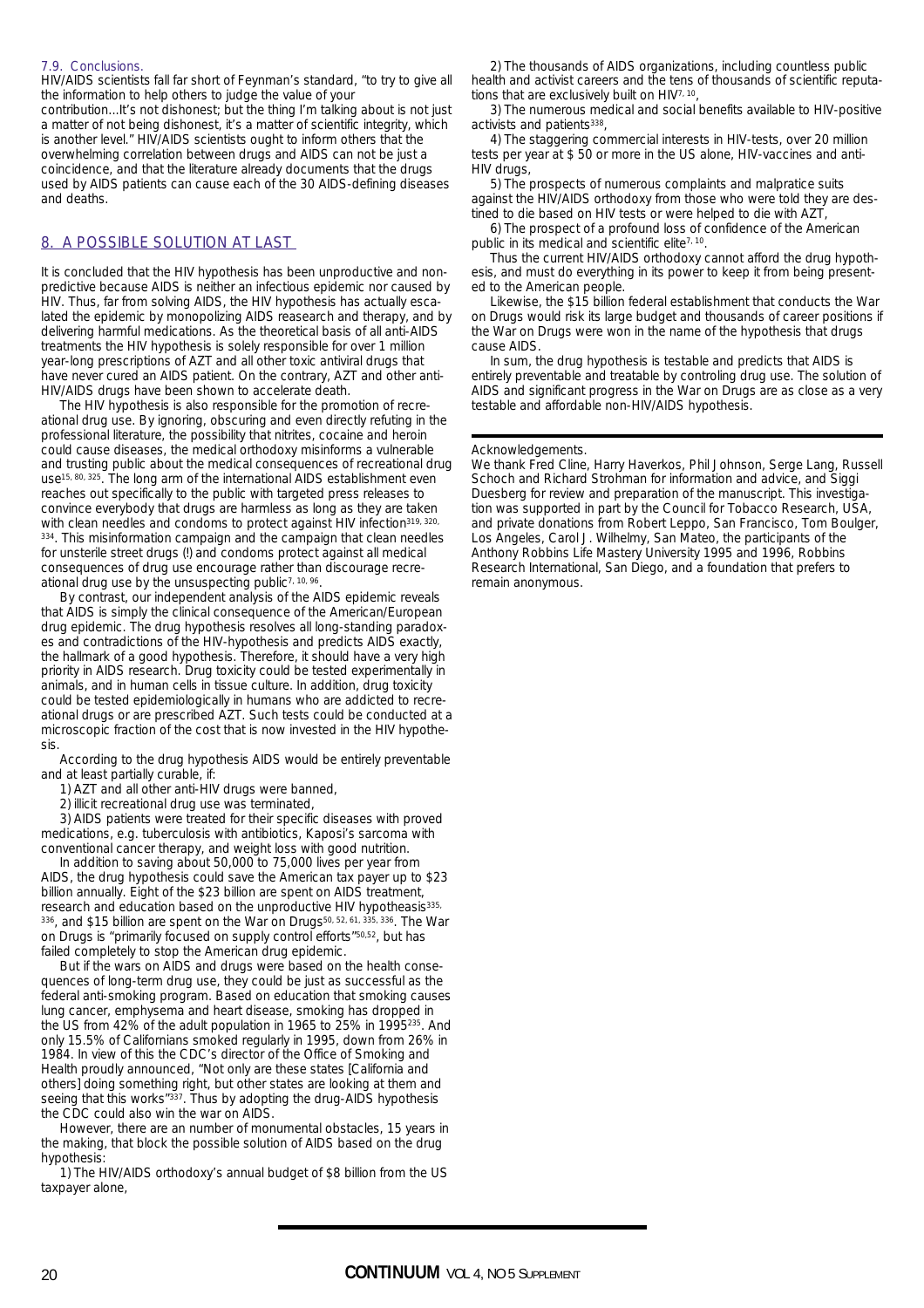### 7.9. Conclusions.

HIV/AIDS scientists fall far short of Feynman's standard, "to try to give all the information to help others to judge the value of your contribution...It's not dishonest; but the thing I'm talking about is not just a matter of not being dishonest, it's a matter of scientific integrity, which is another level." HIV/AIDS scientists ought to inform others that the overwhelming correlation between drugs and AIDS can not be just a coincidence, and that the literature already documents that the drugs used by AIDS patients can cause each of the 30 AIDS-defining diseases and deaths.

## 8. A POSSIBLE SOLUTION AT LAST

It is concluded that the HIV hypothesis has been unproductive and non-predictive because AIDS is neither an infectious epidemic nor caused by HIV. Thus, far from solving AIDS, the HIV hypothesis has actually escalated the epidemic by monopolizing AIDS reasearch and therapy, and by delivering harmful medications. As the theoretical basis of all anti-AIDS treatments the HIV hypothesis is solely responsible for over 1 million year-long prescriptions of AZT and all other toxic antiviral drugs that have never cured an AIDS patient. On the contrary, AZT and other anti-HIV/AIDS drugs have been shown to accelerate death.

The HIV hypothesis is also responsible for the promotion of recreational drug use. By ignoring, obscuring and even directly refuting in the professional literature, the possibility that nitrites, cocaine and heroin could cause diseases, the medical orthodoxy misinforms a vulnerable and trusting public about the medical consequences of recreational drug use[15, 80, 325]. The long arm of the international AIDS establishment even reaches out specifically to the public with targeted press releases to convince everybody that drugs are harmless as long as they are taken with clean needles and condoms to protect against HIV infection[319, 320, 334]. This misinformation campaign and the campaign that clean needles for unsterile street drugs (!) and condoms protect against all medical consequences of drug use encourage rather than discourage recreational drug use by the unsuspecting public[7, 10, 96].

By contrast, our independent analysis of the AIDS epidemic reveals that AIDS is simply the clinical consequence of the American/European drug epidemic. The drug hypothesis resolves all long-standing paradoxes and contradictions of the HIV-hypothesis and predicts AIDS exactly, the hallmark of a good hypothesis. Therefore, it should have a very high priority in AIDS research. Drug toxicity could be tested experimentally in animals, and in human cells in tissue culture. In addition, drug toxicity could be tested epidemiologically in humans who are addicted to recreational drugs or are prescribed AZT. Such tests could be conducted at a microscopic fraction of the cost that is now invested in the HIV hypothesis.

According to the drug hypothesis AIDS would be entirely preventable and at least partially curable, if:

1) AZT and all other anti-HIV drugs were banned,

2) illicit recreational drug use was terminated,

3) AIDS patients were treated for their specific diseases with proved medications, e.g. tuberculosis with antibiotics, Kaposi's sarcoma with conventional cancer therapy, and weight loss with good nutrition.

In addition to saving about 50,000 to 75,000 lives per year from AIDS, the drug hypothesis could save the American tax payer up to $23 billion annually. Eight of the $23 billion are spent on AIDS treatment, research and education based on the unproductive HIV hypotheasis[335, 336], and $15 billion are spent on the War on Drugs[50, 52, 61, 335, 336]. The War on Drugs is "primarily focused on supply control efforts"[50,52], but has failed completely to stop the American drug epidemic.

But if the wars on AIDS and drugs were based on the health consequences of long-term drug use, they could be just as successful as the federal anti-smoking program. Based on education that smoking causes lung cancer, emphysema and heart disease, smoking has dropped in the US from 42% of the adult population in 1965 to 25% in 1995[235]. And only 15.5% of Californians smoked regularly in 1995, down from 26% in 1984. In view of this the CDC's director of the Office of Smoking and Health proudly announced, "Not only are these states [California and others] doing something right, but other states are looking at them and seeing that this works"[337]. Thus by adopting the drug-AIDS hypothesis the CDC could also win the war on AIDS.

However, there are an number of monumental obstacles, 15 years in the making, that block the possible solution of AIDS based on the drug hypothesis:

1) The HIV/AIDS orthodoxy's annual budget of $8 billion from the US taxpayer alone,

2) The thousands of AIDS organizations, including countless public health and activist careers and the tens of thousands of scientific reputations that are exclusively built on HIV[7, 10],

3) The numerous medical and social benefits available to HIV-positive activists and patients[338],

4) The staggering commercial interests in HIV-tests, over 20 million tests per year at $ 50 or more in the US alone, HIV-vaccines and anti-HIV drugs,

5) The prospects of numerous complaints and malpratice suits against the HIV/AIDS orthodoxy from those who were told they are destined to die based on HIV tests or were helped to die with AZT,

6) The prospect of a profound loss of confidence of the American public in its medical and scientific elite[7, 10].

Thus the current HIV/AIDS orthodoxy cannot afford the drug hypothesis, and must do everything in its power to keep it from being presented to the American people.

Likewise, the $15 billion federal establishment that conducts the War on Drugs would risk its large budget and thousands of career positions if the War on Drugs were won in the name of the hypothesis that drugs cause AIDS.

In sum, the drug hypothesis is testable and predicts that AIDS is entirely preventable and treatable by controling drug use. The solution of AIDS and significant progress in the War on Drugs are as close as a very testable and affordable non-HIV/AIDS hypothesis.

---

Acknowledgements.

We thank Fred Cline, Harry Haverkos, Phil Johnson, Serge Lang, Russell Schoch and Richard Strohman for information and advice, and Siggi Duesberg for review and preparation of the manuscript. This investigation was supported in part by the Council for Tobacco Research, USA, and private donations from Robert Leppo, San Francisco, Tom Boulger, Los Angeles, Carol J. Wilhelmy, San Mateo, the participants of the Anthony Robbins Life Mastery University 1995 and 1996, Robbins Research International, San Diego, and a foundation that prefers to remain anonymous.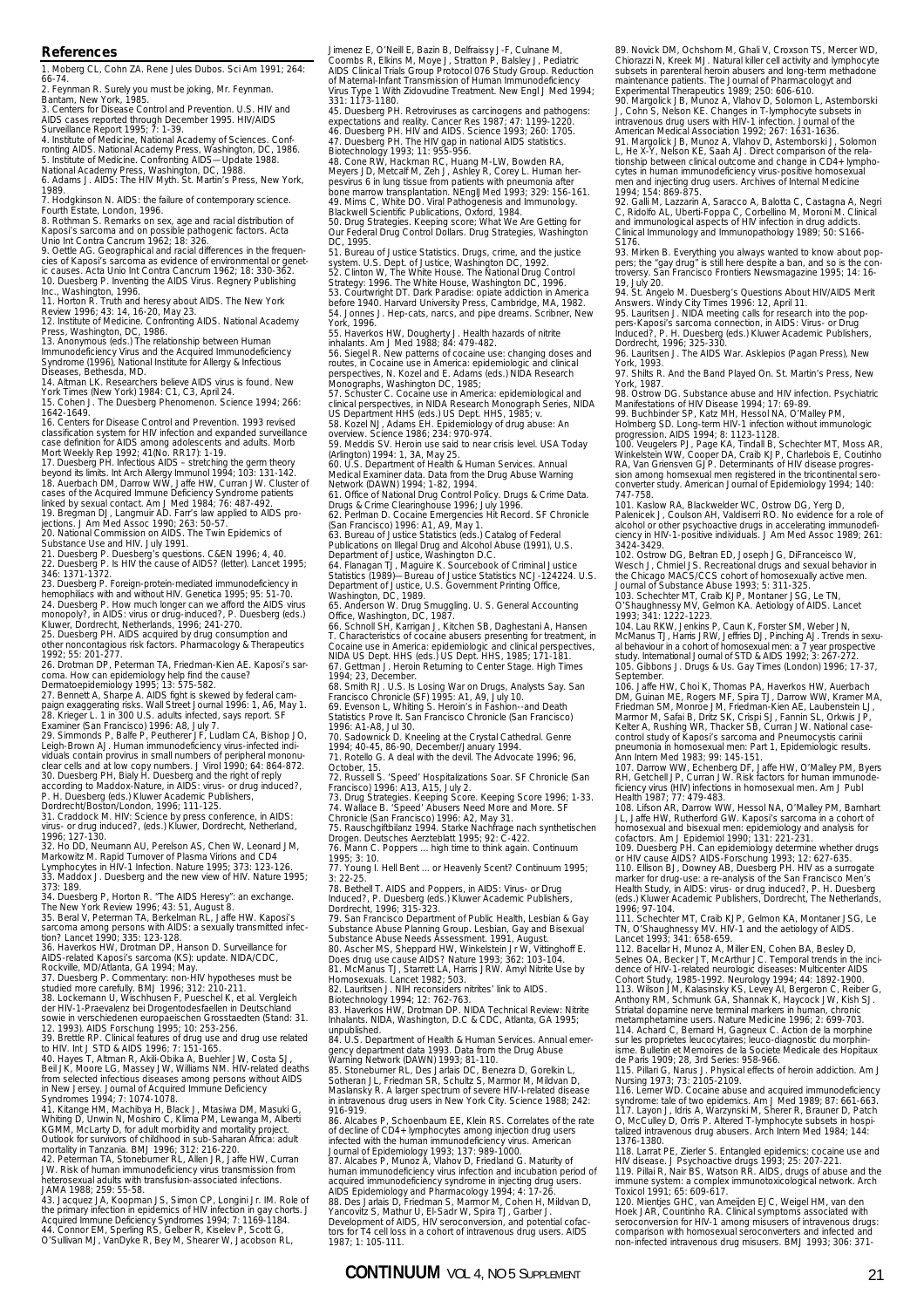## References

1. Moberg CL, Cohn ZA. Rene Jules Dubos. Sci Am 1991; 264: 66-74.
2. Feynman R. Surely you must be joking, Mr. Feynman. Bantam, New York, 1985.
3. Centers for Disease Control and Prevention. U.S. HIV and AIDS cases reported through December 1995. HIV/AIDS Surveillance Report 1995; 7: 1-39.
4. Institute of Medicine, National Academy of Sciences. Confronting AIDS. National Academy Press, Washington, DC, 1986.
5. Institute of Medicine. Confronting AIDS—Update 1988. National Academy Press, Washington, DC, 1988.
6. Adams J. AIDS: The HIV Myth. St. Martin's Press, New York, 1989.
7. Hodgkinson N. AIDS: the failure of contemporary science. Fourth Estate, London, 1996.
8. Rothman S. Remarks on sex, age and racial distribution of Kaposi's sarcoma and on possible pathogenic factors. Acta Unio Int Contra Cancrum 1962; 18: 326.
9. Oettle AG. Geographical and racial differences in the frequencies of Kaposi's sarcoma as evidence of environmental or genetic causes. Acta Unio Int Contra Cancrum 1962; 18: 330-362.
10. Duesberg P. Inventing the AIDS Virus. Regnery Publishing Inc., Washington, 1996.
11. Horton R. Truth and heresy about AIDS. The New York Review 1996; 43: 14, 16-20, May 23.
12. Institute of Medicine. Confronting AIDS. National Academy Press, Washington, DC, 1986.
13. Anonymous (eds.) The relationship between Human Immunodeficiency Virus and the Acquired Immunodeficiency Syndrome (1996), National Institute for Allergy & Infectious Diseases, Bethesda, MD.
14. Altman LK. Researchers believe AIDS virus is found. New York Times (New York) 1984: C1, C3, April 24.
15. Cohen J. The Duesberg Phenomenon. Science 1994; 266: 1642-1649.
16. Centers for Disease Control and Prevention. 1993 revised classification system for HIV infection and expanded surveillance case definition for AIDS among adolescents and adults. Morb Mort Weekly Rep 1992; 41(No. RR17): 1-19.
17. Duesberg PH. Infectious AIDS – stretching the germ theory beyond its limits. Int Arch Allergy Immunol 1994; 103: 131-142.
18. Auerbach DM, Darrow WW, Jaffe HW, Curran JW. Cluster of cases of the Acquired Immune Deficiency Syndrome patients linked by sexual contact. Am J Med 1984; 76: 487-492.
19. Bregman DJ, Langmuir AD. Farr's law applied to AIDS projections. J Am Med Assoc 1990; 263: 50-57.
20. National Commission on AIDS. The Twin Epidemics of Substance Use and HIV. July 1991.
21. Duesberg P. Duesberg's questions. C&EN 1996; 4, 40.
22. Duesberg P. Is HIV the cause of AIDS? (letter). Lancet 1995; 346: 1371-1372.
23. Duesberg P. Foreign-protein-mediated immunodeficiency in hemophiliacs with and without HIV. Genetica 1995; 95: 51-70.
24. Duesberg P. How much longer can we afford the AIDS virus monopoly?, in AIDS: virus or drug-induced?, P. Duesberg (eds.) Kluwer, Dordrecht, Netherlands, 1996; 241-270.
25. Duesberg PH. AIDS acquired by drug consumption and other noncontagious risk factors. Pharmacology & Therapeutics 1992; 55: 201-277.
26. Drotman DP, Peterman TA, Friedman-Kien AE. Kaposi's sarcoma. How can epidemiology help find the cause? Dermatoepidemiology 1995; 13: 575-582.
27. Bennett A, Sharpe A. AIDS fight is skewed by federal campaign exaggerating risks. Wall Street Journal 1996: 1, A6, May 1.
28. Krieger L. 1 in 300 U.S. adults infected, says report. SF Examiner (San Francisco) 1996: A8, July 7.
29. Simmonds P, Balfe P, Peutherer JF, Ludlam CA, Bishop JO, Leigh-Brown AJ. Human immunodeficiency virus-infected individuals contain provirus in small numbers of peripheral mononuclear cells and at low copy numbers. J Virol 1990; 64: 864-872.
30. Duesberg PH, Bialy H. Duesberg and the right of reply according to Maddox-Nature, in AIDS: virus- or drug induced?, P. H. Duesberg (eds.) Kluwer Academic Publishers, Dordrecht/Boston/London, 1996; 111-125.
31. Craddock M. HIV: Science by press conference, in AIDS: virus- or drug induced?, (eds.) Kluwer, Dordrecht, Netherland, 1996; 127-130.
32. Ho DD, Neumann AU, Perelson AS, Chen W, Leonard JM, Markowitz M. Rapid Turnover of Plasma Virions and CD4 Lymphocytes in HIV-1 Infection. Nature 1995; 373: 123-126.
33. Maddox J. Duesberg and the new view of HIV. Nature 1995; 373: 189.
34. Duesberg P, Horton R. "The AIDS Heresy": an exchange. The New York Review 1996; 43: 51, August 8.
35. Beral V, Peterman TA, Berkelman RL, Jaffe HW. Kaposi's sarcoma among persons with AIDS: a sexually transmitted infection? Lancet 1990; 335: 123-128.
36. Haverkos HW, Drotman DP, Hanson D. Surveillance for AIDS-related Kaposi's sarcoma (KS): update. NIDA/CDC, Rockville, MD/Atlanta, GA 1994; May.
37. Duesberg P. Commentary: non-HIV hypotheses must be studied more carefully. BMJ 1996; 312: 210-211.
38. Lockemann U, Wischhusen F, Pueschel K, et al. Vergleich der HIV-1-Praevalenz bei Drogentodesfaellen in Deutschland sowie in verschiedenen europaeischen Grosstaedten (Stand: 31. 12. 1993). AIDS Forschung 1995; 10: 253-256.
39. Brettle RP. Clinical features of drug use and drug use related to HIV. Int J STD & AIDS 1996; 7: 151-165.
40. Hayes T, Altman R, Akili-Obika A, Buehler JW, Costa SJ, Beil JK, Moore LG, Massey JW, Williams NM. HIV-related deaths from selected infectious diseases among persons without AIDS in New Jersey. Journal of Acquired Immune Deficiency Syndromes 1994; 7: 1074-1078.
41. Kitange HM, Machibya H, Black J, Mtasiwa DM, Masuki G, Whiting D, Unwin N, Moshiro C, Klima PM, Lewanga M, Alberti KGMM, McLarty D, for adult morbidity and mortality project. Outlook for survivors of childhood in sub-Saharan Africa: adult mortality in Tanzania. BMJ 1996; 312: 216-220.
42. Peterman TA, Stoneburner RL, Allen JR, Jaffe HW, Curran JW. Risk of human immunodeficiency virus transmission from heterosexual adults with transfusion-associated infections. JAMA 1988; 259: 55-58.
43. Jacquez JA, Koopman JS, Simon CP, Longini Jr. IM. Role of the primary infection in epidemics of HIV infection in gay chorts. J Acquired Immune Deficiency Syndromes 1994; 7: 1169-1184.
44. Connor EM, Sperling RS, Gelber R, Kiselev P, Scott G, O'Sullivan MJ, VanDyke R, Bey M, Shearer W, Jacobson RL, Jimenez E, O'Neill E, Bazin B, Delfraissy J-F, Culnane M, Coombs R, Elkins M, Moye J, Stratton P, Balsley J, Pediatric AIDS Clinical Trials Group Protocol 076 Study Group. Reduction of Maternal-Infant Transmission of Human Immunodeficiency Virus Type 1 With Zidovudine Treatment. New Engl J Med 1994; 331: 1173-1180.
45. Duesberg PH. Retroviruses as carcinogens and pathogens: expectations and reality. Cancer Res 1987; 47: 1199-1220.
46. Duesberg PH. HIV and AIDS. Science 1993; 260: 1705.
47. Duesberg PH. The HIV gap in national AIDS statistics. Biotechnology 1993; 11: 955-956.
48. Cone RW, Hackman RC, Huang M-LW, Bowden RA, Meyers JD, Metcalf M, Zeh J, Ashley R, Corey L. Human herpesvirus 6 in lung tissue from patients with pneumonia after bone marrow transplantation. NEnglJMed 1993; 329: 156-161.
49. Mims C, White DO. Viral Pathogenesis and Immunology. Blackwell Scientific Publications, Oxford, 1984.
50. Drug Strategies. Keeping score; What We Are Getting for Our Federal Drug Control Dollars. Drug Strategies, Washington DC, 1995.
51. Bureau of Justice Statistics. Drugs, crime, and the justice system. U.S. Dept. of Justice, Washington DC, 1992.
52. Clinton W, The White House. The National Drug Control Strategy: 1996. The White House, Washington DC, 1996.
53. Courtwright DT. Dark Paradise: opiate addiction in America before 1940. Harvard University Press, Cambridge, MA, 1982.
54. Jonnes J. Hep-cats, narcs, and pipe dreams. Scribner, New York, 1996.
55. Haverkos HW, Dougherty J. Health hazards of nitrite inhalants. Am J Med 1988; 84: 479-482.
56. Siegel R. New patterns of cocaine use: changing doses and routes, in Cocaine use in America: epidemiologic and clinical perspectives, N. Kozel and E. Adams (eds.) NIDA Research Monographs, Washington DC, 1985;
57. Schuster C. Cocaine use in America: epidemiological and clinical perspectives, in NIDA Research Monograph Series, NIDA US Department HHS (eds.) US Dept. HHS, 1985; v.
58. Kozel NJ, Adams EH. Epidemiology of drug abuse: An overview. Science 1986; 234: 970-974.
59. Meddis SV. Heroin use said to near crisis level. USA Today (Arlington) 1994: 1, 3A, May 25.
60. U.S. Department of Health & Human Services. Annual Medical Examiner data. Data from the Drug Abuse Warning Network (DAWN) 1994; 1-82, 1994.
61. Office of National Drug Control Policy. Drugs & Crime Data. Drugs & Crime Clearinghouse 1996; July 1996.
62. Perlman D. Cocaine Emergencies Hit Record. SF Chronicle (San Francisco) 1996: A1, A9, May 1.
63. Bureau of Justice Statistics (eds.) Catalog of Federal Publications on Illegal Drug and Alcohol Abuse (1991), U.S. Department of Justice, Washington D.C.
64. Flanagan TJ, Maguire K. Sourcebook of Criminal Justice Statistics (1989)—Bureau of Justice Statistics NCJ-124224. U.S. Department of Justice, U.S. Government Printing Office, Washington, DC, 1989.
65. Anderson W. Drug Smuggling. U. S. General Accounting Office, Washington, DC, 1987.
66. Schnoll SH, Karrigan J, Kitchen SB, Daghestani A, Hansen T. Characteristics of cocaine abusers presenting for treatment, in Cocaine use in America: epidemiologic and clinical perspectives, NIDA US Dept. HHS (eds.) US Dept. HHS, 1985; 171-181.
67. Gettman J. Heroin Returning to Center Stage. High Times 1994; 23, December.
68. Smith RJ. U.S. Is Losing War on Drugs, Analysts Say. San Francisco Chronicle (SF) 1995: A1, A9, July 10.
69. Evenson L, Whiting S. Heroin's in Fashion--and Death Statistics Prove It. San Francisco Chronicle (San Francisco) 1996: A1-A8, Jul 30.
70. Sadownick D. Kneeling at the Crystal Cathedral. Genre 1994; 40-45, 86-90, December/January 1994.
71. Rotello G. A deal with the devil. The Advocate 1996; 96, October, 15.
72. Russell S. 'Speed' Hospitalizations Soar. SF Chronicle (San Francisco) 1996: A13, A15, July 2.
73. Drug Strategies. Keeping Score. Keeping Score 1996; 1-33.
74. Wallace B. 'Speed' Abusers Need More and More. SF Chronicle (San Francisco) 1996: A2, May 31.
75. Rauschgiftbilanz 1994. Starke Nachfrage nach synthetischen Drogen. Deutsches Aerzteblatt 1995; 92: C-422.
76. Mann C. Poppers ... high time to think again. Continuum 1995; 3: 10.
77. Young I. Hell Bent ... or Heavenly Scent? Continuum 1995; 3: 22-25.
78. Bethell T. AIDS and Poppers, in AIDS: Virus- or Drug Induced?, P. Duesberg (eds.) Kluwer Academic Publishers, Dordrecht, 1996; 315-323.
79. San Francisco Department of Public Health, Lesbian & Gay Substance Abuse Planning Group. Lesbian, Gay and Bisexual Substance Abuse Needs Assessment. 1991, August.
80. Ascher MS, Sheppard HW, Winkelstein Jr W, Vittinghoff E. Does drug use cause AIDS? Nature 1993; 362: 103-104.
81. McManus TJ, Starrett LA, Harris JRW. Amyl Nitrite Use by Homosexuals. Lancet 1982; 503.
82. Lauritsen J. NIH reconsiders nitrites' link to AIDS. Biotechnology 1994; 12: 762-763.
83. Haverkos HW, Drotman DP. NIDA Technical Review: Nitrite Inhalants. NIDA, Washington, D.C & CDC, Atlanta, GA 1995; unpublished.
84. U.S. Department of Health & Human Services. Annual emergency department data 1993. Data from the Drug Abuse Warning Network (DAWN) 1993; 81-110.
85. Stoneburner RL, Des Jarlais DC, Benezra D, Gorelkin L, Sotheran JL, Friedman SR, Schultz S, Marmor M, Mildvan D, Maslansky R. A larger spectrum of severe HIV-I-related disease in intravenous drug users in New York City. Science 1988; 242: 916-919.
86. Alcabes P, Schoenbaum EE, Klein RS. Correlates of the rate of decline of CD4+ lymphocytes among injection drug users infected with the human immunodeficiency virus. American Journal of Epidemiology 1993; 137: 989-1000.
87. Alcabes P, Munoz A, Vlahov D, Friedland G. Maturity of human immunodeficiency virus infection and incubation period of acquired immunodeficiency syndrome in injecting drug users. AIDS Epidemiology and Pharmacology 1994; 4: 17-26.
88. Des Jarlais D, Friedman S, Marmor M, Cohen H, Mildvan D, Yancovitz S, Mathur U, El-Sadr W, Spira TJ, Garber J. Development of AIDS, HIV seroconversion, and potential cofactors for T4 cell loss in a cohort of intravenous drug users. AIDS 1987; 1: 105-111.
89. Novick DM, Ochshorn M, Ghali V, Croxson TS, Mercer WD, Chiorazzi N, Kreek MJ. Natural killer cell activity and lymphocyte subsets in parenteral heroin abusers and long-term methadone maintenance patients. The Journal of Pharmacologyt and Experimental Therapeutics 1989; 250: 606-610.
90. Margolick JB, Munoz A, Vlahov D, Solomon L, Astemborski J, Cohn S, Nelson KE. Changes in T-lymphocyte subsets in intravenous drug users with HIV-1 infection. Journal of the American Medical Association 1992; 267: 1631-1636.
91. Margolick JB, Munoz A, Vlahov D, Astemborski J, Solomon L, He X-Y, Nelson KE, Saah AJ. Direct comparison of the relationship between clinical outcome and change in CD4+ lymphocytes in human immunodeficiency virus-positive homosexual men and injecting drug users. Archives of Internal Medicine 1994; 154: 869-875.
92. Galli M, Lazzarin A, Saracco A, Balotta C, Castagna A, Negri C, Ridolfo AL, Uberti-Foppa C, Corbellino M, Moroni M. Clinical and immunological aspects of HIV infection in drug addicts. Clinical Immunology and Immunopathology 1989; 50: S166-S176.
93. Mirken B. Everything you always wanted to know about poppers; the "gay drug" is still here despite a ban, and so is the controversy. San Francisco Frontiers Newsmagazine 1995; 14: 16-19, July 20.
94. St. Angelo M. Duesberg's Questions About HIV/AIDS Merit Answers. Windy City Times 1996: 12, April 11.
95. Lauritsen J. NIDA meeting calls for research into the poppers-Kaposi's sarcoma connection, in AIDS: Virus- or Drug Induced?, P. H. Duesberg (eds.) Kluwer Academic Publishers, Dordrecht, 1996; 325-330.
96. Lauritsen J. The AIDS War. Asklepios (Pagan Press), New York, 1993.
97. Shilts R. And the Band Played On. St. Martin's Press, New York, 1987.
98. Ostrow DG. Substance abuse and HIV infection. Psychiatric Manifestations of HIV Disease 1994; 17: 69-89.
99. Buchbinder SP, Katz MH, Hessol NA, O'Malley PM, Holmberg SD. Long-term HIV-1 infection without immunologic progression. AIDS 1994; 8: 1123-1128.
100. Veugelers PJ, Page KA, Tindall B, Schechter MT, Moss AR, Winkelstein WW, Cooper DA, Craib KJP, Charlebois E, Coutinho RA, Van Griensven GJP. Determinants of HIV disease progression among homosexual men registered in the tricontinental seroconverter study. American Journal of Epidemiology 1994; 140: 747-758.
101. Kaslow RA, Blackwelder WC, Ostrow DG, Yerg D, Palenicek J, Coulson AH, Valdiserri RO. No evidence for a role of alcohol or other psychoactive drugs in accelerating immunodeficiency in HIV-1-positive individuals. J Am Med Assoc 1989; 261: 3424-3429.
102. Ostrow DG, Beltran ED, Joseph JG, DiFranceisco W, Wesch J, Chmiel JS. Recreational drugs and sexual behavior in the Chicago MACS/CCS cohort of homosexually active men. Journal of Substance Abuse 1993; 5: 311-325.
103. Schechter MT, Craib KJP, Montaner JSG, Le TN, O'Shaughnessy MV, Gelmon KA. Aetiology of AIDS. Lancet 1993; 341: 1222-1223.
104. Lau RKW, Jenkins P, Caun K, Forster SM, Weber JN, McManus TJ, Harris JRW, Jeffries DJ, Pinching AJ. Trends in sexual behaviour in a cohort of homosexual men: a 7 year prospective study. International Journal of STD & AIDS 1992; 3: 267-272.
105. Gibbons J. Drugs & Us. Gay Times (London) 1996; 17-37, September.
106. Jaffe HW, Choi K, Thomas PA, Haverkos HW, Auerbach DM, Guinan ME, Rogers MF, Spira TJ, Darrow WW, Kramer MA, Friedman SM, Monroe JM, Friedman-Kien AE, Laubenstein LJ, Marmor M, Safai B, Dritz SK, Crispi SJ, Fannin SL, Orkwis JP, Kelter A, Rushing WR, Thacker SB, Curran JW. National case-control study of Kaposi's sarcoma and Pneumocystis carinii pneumonia in homosexual men: Part 1, Epidemiologic results. Ann Intern Med 1983; 99: 145-151.
107. Darrow WW, Echenberg DF, Jaffe HW, O'Malley PM, Byers RH, Getchell JP, Curran JW. Risk factors for human immunodeficiency virus (HIV) infections in homosexual men. Am J Publ Health 1987; 77: 479-483.
108. Lifson AR, Darrow WW, Hessol NA, O'Malley PM, Barnhart JL, Jaffe HW, Rutherford GW. Kaposi's sarcoma in a cohort of homosexual and bisexual men: epidemiology and analysis for cofactors. Am J Epidemiol 1990; 131: 221-231.
109. Duesberg PH. Can epidemiology determine whether drugs or HIV cause AIDS? AIDS-Forschung 1993; 12: 627-635.
110. Ellison BJ, Downey AB, Duesberg PH. HIV as a surrogate marker for drug-use: a re-analysis of the San Francisco Men's Health Study, in AIDS: virus- or drug induced?, P. H. Duesberg (eds.) Kluwer Academic Publishers, Dordrecht, The Netherlands, 1996; 97-104.
111. Schechter MT, Craib KJP, Gelmon KA, Montaner JSG, Le TN, O'Shaughnessy MV. HIV-1 and the aetiology of AIDS. Lancet 1993; 341: 658-659.
112. Bacellar H, Munoz A, Miller EN, Cohen BA, Besley D, Selnes OA, Becker JT, McArthur JC. Temporal trends in the incidence of HIV-1-related neurologic diseases: Multicenter AIDS Cohort Study, 1985-1992. Neurology 1994; 44: 1892-1900.
113. Wilson JM, Kalasinsky KS, Levey AI, Bergeron C, Reiber G, Anthony RM, Schmunk GA, Shannak K, Haycock JW, Kish SJ. Striatal dopamine nerve terminal markers in human, chronic metamphetamine users. Nature Medicine 1996; 2: 699-703.
114. Achard C, Bernard H, Gagneux C. Action de la morphine sur les proprietes leucocytaires; leuco-diagnostic du morphinisme. Bulletin et Memoires de la Societe Medicale des Hopitaux de Paris 1909; 28, 3rd Series: 958-966.
115. Pillari G, Narus J. Physical effects of heroin addiction. Am J Nursing 1973; 73: 2105-2109.
116. Lerner WD. Cocaine abuse and acquired immunodeficiency syndrome: tale of two epidemics. Am J Med 1989; 87: 661-663.
117. Layon J, Idris A, Warzynski M, Sherer R, Brauner D, Patch O, McCulley D, Orris P. Altered T-lymphocyte subsets in hospitalized intravenous drug abusers. Arch Intern Med 1984; 144: 1376-1380.
118. Larrat PE, Zierler S. Entangled epidemics: cocaine use and HIV disease. J Psychoactive drugs 1993; 25: 207-221.
119. Pillai R, Nair BS, Watson RR. AIDS, drugs of abuse and the immune system: a complex immunotoxicological network. Arch Toxicol 1991; 65: 609-617.
120. Mientjes GHC, van Ameijden EJC, Weigel HM, van den Hoek JAR, Countinho RA. Clinical symptoms associated with seroconversion for HIV-1 among misusers of intravenous drugs: comparison with homosexual seroconverters and infected and non-infected intravenous drug misusers. BMJ 1993; 306: 371-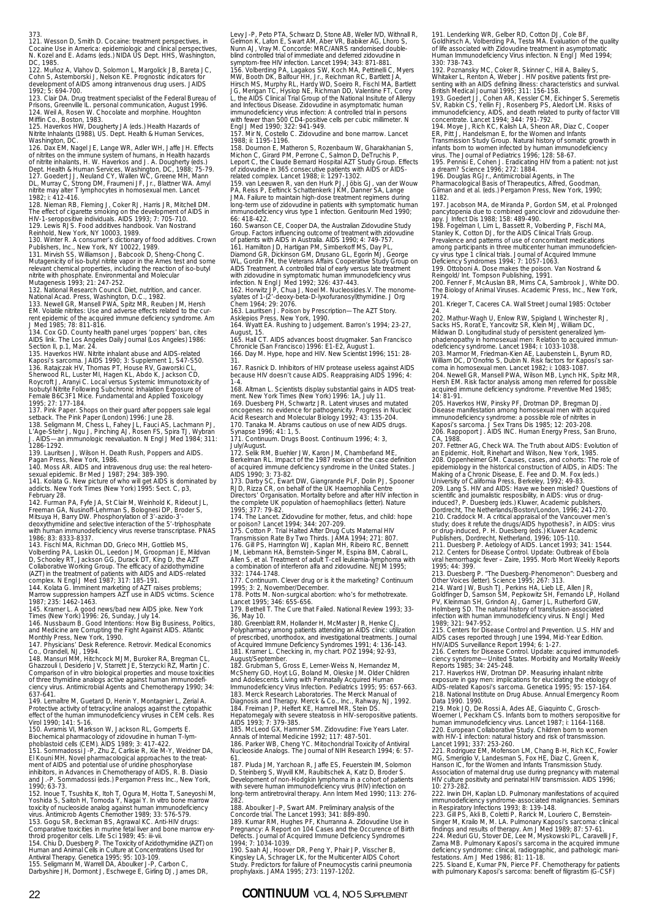373.

121. Wesson D, Smith D. Cocaine: treatment perspectives, in Cocaine Use in America: epidemiologic and clinical perspectives, N. Kozel and E. Adams (eds.) NIDA US Dept. HHS, Washington, DC, 1985.

122. Muñoz A, Vlahov D, Solomon L, Margolick JB, Bareta JC, Cohn S, Astemborski J, Nelson KE. Prognostic indicators for development of AIDS among intravenous drug users. JAIDS 1992; 5: 694-700.

123. Clair DA. Drug treatment specialist of the Federal Bureau of Prisons, Greenville IL. personal communication, August 1996.

124. Weil A, Rosen W. Chocolate and morphine. Houghton Mifflin Co., Boston, 1983.

125. Haverkos HW, Dougherty JA (eds.) Health Hazards of Nitrite Inhalants (1988), US. Dept. Health & Human Services, Washington, DC.

126. Dax EM, Nagel JE, Lange WR, Adler WH, Jaffe JH. Effects of nitrites on the immune system of humans, in Health hazards of nitrite inhalants, H. W. Haverkos and J. A. Dougherty (eds.) Dept. Health & Human Services, Washington, DC, 1988; 75-79.

127. Goedert JJ, Neuland CY, Wallen WC, Greene MH, Mann DL, Murray C, Strong DM, Fraumeni JF, Jr., Blattner WA. Amyl nitrite may alter T lymphocytes in homosexual men. Lancet 1982; i: 412-416.

128. Nieman RB, Fleming J, Coker RJ, Harris JR, Mitchell DM. The effect of cigarette smoking on the development of AIDS in HIV-1-seropositive individuals. AIDS 1993; 7: 705-710.

129. Lewis RJS. Food additives handbook. Van Nostrand Reinhold, New York, NY 10003, 1989.

130. Winter R. A consumer's dictionary of food additives. Crown Publishers, Inc., New York, NY 10022, 1989.

131. Mirvish SS, Williamson J, Babcook D, Sheng-Chong C. Mutagenicity of iso-butyl nitrite vapor in the Ames test and some relevant chemical properties, including the reaction of iso-butyl nitrite with phosphate. Environmental and Molecular Mutagenesis 1993; 21: 247-252.

132. National Research Council. Diet, nutrition, and cancer. National Acad. Press, Washington, D.C., 1982.

133. Newell GR, Mansell PWA, Spitz MR, Reuben JM, Hersh EM. Volatile nitrites: Use and adverse effects related to the current epidemic of the acquired immune deficiency syndrome. Am J Med 1985; 78: 811-816.

134. Cox GD. County health panel urges 'poppers' ban, cites AIDS link. The Los Angeles Daily Journal (Los Angeles) 1986: Section II, p.1, Mar. 24.

135. Haverkos HW. Nitrite inhalant abuse and AIDS-related Kaposi's sarcoma. JAIDS 1990; 3: Supplement 1, S47-S50.

136. Ratajczak HV, Thomas PT, House RV, Gaworski CL, Sherwood RL, Luster MI, Hagen KL, Abdo K, Jackson CD, Roycroft J, Aranyi C. Local versus Systemic Immunotoxicity of Isobutyl Nitrite Following Subchronic Inhalation Exposure of Female B6C3F1 Mice. Fundamental and Applied Toxicology 1995; 27: 177-184.

137. Pink Paper. Shops on their guard after poppers sale legal setback. The Pink Paper (London) 1996: June 28.

138. Seligmann M, Chess L, Fahey JL, Fauci AS, Lachmann PJ, L'Age-Stehr J, Ngu J, Pinching AJ, Rosen FS, Spira TJ, Wybran J. AIDS—an immunologic reevaluation. N Engl J Med 1984; 311: 1286-1292.

139. Lauritsen J, Wilson H. Death Rush, Poppers and AIDS. Pagan Press, New York, 1986.

140. Moss AR. AIDS and intravenous drug use: the real heterosexual epidemic. Br Med J 1987; 294: 389-390.

141. Kolata G. New picture of who will get AIDS is dominated by addicts. New York Times (New York) 1995: Sect. C, p3, February 28.

142. Furman PA, Fyfe JA, St Clair M, Weinhold K, Rideout JL, Freeman GA, Nusinoff-Lehrman S, Bolognesi DP, Broder S, Mitsuya H, Barry DW. Phosphorylation of 3'-azido-3'-deoxythymidine and selective interaction of the 5'-triphosphate with human immunodeficiency virus reverse transcriptase. PNAS 1986; 83: 8333-8337.

143. Fischl MA, Richman DD, Grieco MH, Gottlieb MS, Volberding PA, Laskin OL, Leedon JM, Groopman JE, Mildvan D, Schooley RT, Jackson GG, Durack DT, King D, the AZT Collaborative Working Group. The efficacy of azidothymidine (AZT) in the treatment of patients with AIDS and AIDS-related complex. N Engl J Med 1987; 317: 185-191.

144. Kolata G. Imminent marketing of AZT raises problems; Marrow suppression hampers AZT use in AIDS victims. Science 1987; 235: 1462-1463.

145. Kramer L. A good news/bad new AIDS joke. New York Times (New York) 1996: 26, Sunday, July 14.

146. Nussbaum B. Good Intentions: How Big Business, Politics, and Medicine are Corrupting the Fight Against AIDS. Atlantic Monthly Press, New York, 1990.

147. Physicians' Desk Reference. Retrovir. Medical Economics Co., Orandell, NJ, 1994.

148. Mansuri MM, Hitchcock MJM, Buroker RA, Bregman CL, Ghazzouli I, Desiderio JV, Starrett JE, Sterzycki RZ, Martin JC. Comparison of in vitro biological properties and mouse toxicities of three thymidine analogs active against human immunodeficiency virus. Antimicrobial Agents and Chemotherapy 1990; 34: 637-641.

149. Lemaître M, Guetard D, Henin Y, Montagnier L, Zerial A. Protective activity of tetracycline analogs against the cytopathic effect of the human immunodeficiency viruses in CEM cells. Res Virol 1990; 141: 5-16.

150. Avramis VI, Markson W, Jackson RL, Gomperts E. Biochemical pharmacology of zidovudine in human T-lymphoblastoid cells (CEM). AIDS 1989; 3: 417-422.

151. Sommadossi J-P, Zhu Z, Carlisle R, Xie M-Y, Weidner DA, El Kouni MH. Novel pharmacologic approaches to the treatment of AIDS and potential use of uridine phosphorylase inhibitors, in Advances in Chemotherapy of AIDS, R. B. Diasio and J.-P. Sommadossi (eds.) Pergamon Press Inc., New York, 1990; 63-73.

152. Inoue T, Tsushita K, Itoh T, Ogura M, Hotta T, Saneyoshi M, Yoshida S, Saitoh H, Tomoda Y, Nagai Y. In vitro bone marrow toxicity of nucleoside analog against human immunodeficiency virus. Antimicrob Agents Chemother 1989; 33: 576-579.

153. Gogu SR, Beckman BS, Agrawal KC. Anti-HIV drugs: Comparative toxicities in murine fetal liver and bone marrow erythroid progenitor cells. Life Sci 1989; 45: iii-vii.

154. Chiu D, Duesberg P. The Toxicity of Azidothymidine (AZT) on Human and Animal Cells in Culture at Concentrations Used for Antiviral Therapy. Genetica 1995; 95: 103-109.

155. Seligmann M, Warrell DA, Aboulker J-P, Carbon C, Darbyshire JH, Dormont J, Eschwege E, Girling DJ, James DR, Levy J-P, Peto PTA, Schwarz D, Stone AB, Weller IVD, Withnall R, Gelmon K, Lafon E, Swart AM, Aber VR, Babiker AG, Lhoro S, Nunn AJ, Vray M. Concorde: MRC/ANRS randomised double-blind controlled trial of immediate and deferred zidovudine in symptom-free HIV infection. Lancet 1994; 343: 871-881.

156. Volberding PA, Lagakos SW, Koch MA, Pettinelli C, Myers MW, Booth DK, Balfour HH, Jr., Reichman RC, Bartlett JA, Hirsch MS, Murphy RL, Hardy WD, Soeiro R, Fischl MA, Bartlett JG, Merigan TC, Hyslop NE, Richman DD, Valentine FT, Corey L, the AIDS Clinical Trial Group of the National Insitute of Allergy and Infectious Disease. Zidovudine in asymptomatic human immunodeficiency virus infection: A controlled trial in persons with fewer than 500 CD4-positive cells per cubic millimeter. N Engl J Med 1990; 322: 941-949.

157. Mir N, Costello C. Zidovudine and bone marrow. Lancet 1988; ii: 1195-1196.

158. Dournon E, Matheron S, Rozenbaum W, Gharakhanian S, Michon C, Girard PM, Perrone C, Salmon D, DeTruchis P, Leport C, the Claude Bernard Hospital AZT Study Group. Effects of zidovudine in 365 consecutive patients with AIDS or AIDS-related complex. Lancet 1988; ii: 1297-1302.

159. van Leeuwen R, van den Hurk PJ, Jöbis GJ, van der Wouw PA, Reiss P, Eeftinck Schattenkerk JKM, Danner SA, Lange JMA. Failure to maintain high-dose treatment regimens during long-term use of zidovudine in patients with symptomatic human immunodeficiency virus type 1 infection. Genitourin Med 1990; 66: 418-422.

160. Swanson CE, Cooper DA, the Australian Zidovudine Study Group. Factors influencing outcome of treatment with zidovudine of patients with AIDS in Australia. AIDS 1990; 4: 749-757.

161. Hamilton JD, Hartigan PM, Simberkoff MS, Day PL, Diamond GR, Dickinson GM, Drusano GL, Egorin MJ, George WL, Gordin FM, the Veterans Affairs Cooperative Study Group on AIDS Treatment. A controlled trial of early versus late treatment with zidovudine in symptomatic human immunodeficiency virus infection. N Engl J Med 1992; 326: 437-443.

162. Horwitz JP, Chua J, Noel M. Nucleosides.V. The monomesylates of 1-(2'-deoxy-beta-D-lyxofuranosyl)thymidine. J Org Chem 1964; 29: 2076.

163. Lauritsen J. Poison by Prescription—The AZT Story. Asklepios Press, New York, 1990.

164. Wyatt EA. Rushing to Judgement. Barron's 1994; 23-27, August, 15.

165. Hall CT. AIDS advances boost drugmaker. San Francisco Chronicle (San Francisco) 1996: E1-E2, August 1.

166. Day M. Hype, hope and HIV. New Scientist 1996; 151: 28-31.

167. Rasnick D. Inhibitors of HIV protease useless against AIDS because HIV doesn't cause AIDS. Reappraising AIDS 1996; 4: 1-4.

168. Altman L. Scientists display substantial gains in AIDS treatment. New York Times (New York) 1996: 1A, July 11.

169. Duesberg PH, Schwartz JR. Latent viruses and mutated oncogenes: no evidence for pathogenicity. Progress in Nucleic Acid Research and Molecular Biology 1992; 43: 135-204.

170. Tanaka M. Abrams cautious on use of new AIDS drugs. Synapse 1996; 41: 1, 5.

171. Continuum. Drugs Boost. Continuum 1996; 4: 3, July/August.

172. Selik RM, Buehler JW, Karon JM, Chamberland ME, Berkelman RL. Impact of the 1987 revision of the case definition of acquired immune deficiency syndrome in the United States. J AIDS 1990; 3: 73-82.

173. Darby SC, Ewart DW, Giangrande PLF, Dolin PJ, Spooner RJD, Rizza CR, on behalf of the UK Haemophilia Centre Directors' Organisation. Mortality before and after HIV infection in the complete UK population of haemophiliacs (letter). Nature 1995; 377: 79-82.

174. The Lancet. Zidovudine for mother, fetus, and child: hope or poison? Lancet 1994; 344: 207-209.

175. Cotton P. Trial Halted After Drug Cuts Maternal HIV Transmission Rate By Two Thirds. JAMA 1994; 271: 807.

176. Gill PS, Harrington WJ, Kaplan MH, Ribeiro RC, Bennett JM, Liebmann HA, Bernstein-Singer M, Espina BM, Cabral L, Allen S, et al. Treatment of adult T-cell leukemia-lymphoma with a combination of interferon alfa and zidovudine. NEJM 1995; 332: 1744-1748.

177. Continuum. Clever drug or is it the marketing? Continuum 1995; 3: 2, November/December.

178. Potts M. Non-surgical abortion: who's for methotrexate. Lancet 1995; 346: 655-656.

179. Bethell T. The Cure that Failed. National Review 1993; 33-36, May 10.

180. Greenblatt RM, Hollander H, McMaster JR, Henke CJ. Polypharmacy among patients attending an AIDS clinic: utilization of prescribed, unorthodox, and investigational treatments. Journal of Acquired Immune Deficiency Syndromes 1991; 4: 136-143.

181. Kramer L. Checking in, my chart. POZ 1994; 92-93, August/September.

182. Grubman S, Gross E, Lerner-Weiss N, Hernandez M, McSherry GD, Hoyt LG, Boland M, Oleske JM. Older Children and Adolescents Living with Perinatally Acquired Human Immunodeficiency Virus Infection. Pediatrics 1995; 95: 657-663.

183. Merck Research Laboratories. The Merck Manual of Diagnosis and Therapy. Merck & Co., Inc., Rahway, NJ, 1992.

184. Freiman JP, Helfert KE, Hamrell MR, Stein DS. Hepatomegaly with severe steatosis in HIV-seropositive patients. AIDS 1993; 7: 379-385.

185. McLeod GX, Hammer SM. Zidovudine: Five Years Later. Annals of Internal Medicine 1992; 117: 487-501.

186. Parker WB, Cheng YC. Mitochondrial Toxicity of Antiviral Nucleoside Analogs. The Journal of NIH Research 1994; 6: 57-61.

187. Pluda JM, Yarchoan R, Jaffe ES, Feuerstein IM, Solomon D, Steinberg S, Wyvill KM, Raubitschek A, Katz D, Broder S. Development of non-Hodgkin lymphoma in a cohort of patients with severe human immunodeficiency virus (HIV) infection on long-term antiretroviral therapy. Ann Intern Med 1990; 113: 276-282.

188. Aboulker J-P, Swart AM. Preliminary analysis of the Concorde trial. The Lancet 1993; 341: 889-890.

189. Kumar RM, Hughes PF, Khurranna A. Zidovudine Use in Pregnancy: A Report on 104 Cases and the Occurence of Birth Defects. Journal of Acquired Immune Deficiency Syndromes 1994; 7: 1034-1039.

190. Saah AJ, Hoover DR, Peng Y, Phair JP, Visscher B, Kingsley LA, Schrager LK, for the Multicenter AIDS Cohort Study. Predictors for failure of Pneumocystis carinii pneumonia prophylaxis. JAMA 1995; 273: 1197-1202.

191. Lenderking WR, Gelber RD, Cotton DJ, Cole BF, Goldhirsch A, Volberding PA, Testa MA. Evaluation of the quality of life associated with Zidovudine treatment in asymptomatic Human Immunodeficiency Virus infection. N Engl J Med 1994; 330: 738-743.

192. Poznansky MC, Coker R, Skinner C, Hill A, Bailey S, Whitaker L, Renton A, Weber J. HIV positive patients first presenting with an AIDS defining illness: characteristics and survival. British Medical Journal 1995; 311: 156-158.

193. Goedert JJ, Cohen AR, Kessler CM, Eichinger S, Seremetis SV, Rabkin CS, Yellin FJ, Rosenberg PS, Aledort LM. Risks of immunodeficiency, AIDS, and death related to purity of factor VIII concentrate. Lancet 1994; 344: 791-792.

194. Moye J, Rich KC, Kalish LA, Sheon AR, Diaz C, Cooper ER, Pitt J, Handelsman E, for the Women and Infants Transmission Study Group. Natural history of somatic growth in infants born to women infected by human immunodeficiency virus. The Journal of Pediatrics 1996; 128: 58-67.

195. Pennisi E, Cohen J. Eradicating HIV from a patient: not just a dream? Science 1996; 272: 1884.

196. Douglas RGJr., Antimicrobial Agents, in The Pharmacological Basis of Therapeutics, Alfred, Goodman, Gilman and et al. (eds.) Pergamon Press, New York, 1990; 1182.

197. Jacobson MA, de Miranda P, Gordon SM, et al. Prolonged pancytopenia due to combined ganciclovir and zidovudine therapy. J Infect Dis 1988; 158: 489-490.

198. Fogelman I, Lim L, Bassett R, Volberding P, Fischl MA, Stanley K, Cotton DJ, for the AIDS Clinical Trials Group. Prevalence and patterns of use of concomitant medications among participants in three multicenter human immunodeficiency virus type 1 clinical trials. Journal of Acquired Immune Deficiency Syndromes 1994; 7: 1057-1063.

199. Ottoboni A. Dose makes the poison. Van Nostrand & Reingold/ Int. Tompson Publishing, 1991.

200. Fenner F, McAuslan BR, Mims CA, Sambrook J, White DO. The Biology of Animal Viruses. Academic Press, Inc., New York, 1974.

201. Krieger T, Caceres CA. Wall Street Journal 1985: October 24.

202. Mathur-Wagh U, Enlow RW, Spigland I, Winchester RJ, Sacks HS, Rorat E, Yancovitz SR, Klein MJ, William DC, Mildvan D. Longitudinal study of persistent generalized lymphadenopathy in homosexual men: Relation to acquired immunodeficiency syndrome. Lancet 1984; i: 1033-1038.

203. Marmor M, Friedman-Kien AE, Laubenstein L, Byrum RD, William DC, D'Onofrio S, Dubin N. Risk factors for Kaposi's sarcoma in homosexual men. Lancet 1982; i: 1083-1087.

204. Newell GR, Mansell PWA, Wilson MB, Lynch HK, Spitz MR, Hersh EM. Risk factor analysis among men referred for possible acquired immune deficiency syndrome. Preventive Med 1985; 14: 81-91.

205. Haverkos HW, Pinsky PF, Drotman DP, Bregman DJ. Disease manifestation among homosexual men with acquired immunodeficiency syndrome: a possible role of nitrites in Kaposi's sarcoma. J Sex Trans Dis 1985; 12: 203-208.

206. Rappoport J. AIDS INC. Human Energy Press, San Bruno, CA, 1988.

207. Fettner AG, Check WA. The Truth about AIDS: Evolution of an Epidemic. Holt, Rinehart and Wilson, New York, 1985.

208. Oppenheimer GM. Causes, cases, and cohorts: The role of epidemiology in the historical construction of AIDS, in AIDS: The Making of a Chronic Disease, E. Fee and D. M. Fox (eds.) University of California Press, Berkeley, 1992; 49-83.

209. Lang S. HIV and AIDS: Have we been misled? Questions of scientific and journalistic responsibility, in AIDS: virus or drug-induced?, P. Duesberg (eds.) Kluwer, Academic publishers, Dordrecht, The Netherlands/Boston/London, 1996; 241-270.

210. Craddock M. A critical appraisal of the Vancouver men's study; does it refute the drugs/AIDS hypothesis?, in AIDS: virus or drug-induced, P. H. Duesberg (eds.) Kluwer Academic Publishers, Dordrecht, Netherland, 1996; 105-110.

211. Duesberg P. Aetiology of AIDS. Lancet 1993; 341: 1544.

212. Centers for Disease Control. Update: Outbreak of Ebola viral hemorrhagic fever – Zaire, 1995. Morb Mort Weekly Reports 1995; 44: 399.

213. Duesberg P. "The Duesberg-Phenomenon": Duesberg and Other Voices (letter). Science 1995; 267: 313.

214. Ward JW, Bush TJ, Perkins HA, Lieb LE, Allen JR, Goldfinger D, Samson SM, Pepkowitz SH, Fernando LP, Holland PV, Kleinman SH, Grindon AJ, Garner JL, Rutherford GW, Holmberg SD. The natural history of transfusion-associated infection with human immunodeficiency virus. N Engl J Med 1989; 321: 947-952.

215. Centers for Disease Control and Prevention. U.S. HIV and AIDS cases reported through June 1994, Mid-Year Edition. HIV/AIDS Surveillance Report 1994; 6: 1-27.

216. Centers for Disease Control. Update: acquired immunodeficiency syndrome—United States. Morbidity and Mortality Weekly Reports 1985; 34: 245-248.

217. Haverkos HW, Drotman DP. Measuring inhalant nitrite exposure in gay men: implications for elucidating the etiology of AIDS-related Kaposi's sarcoma. Genetica 1995; 95: 157-164.

218. National Institute on Drug Abuse. Annual Emergency Room Data 1990. 1990.

219. Mok JQ, De Rossi A, Ades AE, Giaquinto C, Grosch-Woerner I, Peckham CS. Infants born to mothers seropositive for human immunodeficiency virus. Lancet 1987; i: 1164-1168.

220. European Collaborative Study. Children born to women with HIV-1 infection: natural history and risk of transmission. Lancet 1991; 337: 253-260.

221. Rodriguez EM, Mofenson LM, Chang B-H, Rich KC, Fowler MG, Smeriglio V, Landesman S, Fox HE, Diaz C, Green K, Hanson IC, for the Women and Infants Transmission Study. Association of maternal drug use during pregnancy with maternal HIV culture positivity and perinatal HIV transmission. AIDS 1996; 10: 273-282.

222. Irwin DH, Kaplan LD. Pulmonary manifestations of acquired immunodeficiency syndrome-associated malignancies. Seminars in Respiratory Infections 1993; 8: 139-148.

223. Gill PS, Akli B, Coletti P, Rarick M, Louriero C, Bernstein-Singer M, Krailo M, M. LA. Pulmonary Kaposi's sarcoma: clinical findings and results of therapy. Am J Med 1989; 87: 57-61.

224. Meduri GU, Stover DE, Lee M, Myskowski PL, Caravelli JF, Zama MB. Pulmonary Kaposi's sarcoma in the acquired immune deficiency syndrome: clinical, radiographic, and pathologic manifestations. Am J Med 1986; 81: 11-18.

225. Sloand E, Kumar PN, Pierce PF. Chemotherapy for patients with pulmonary Kaposi's sarcoma: benefit of filgrastim (G-CSF)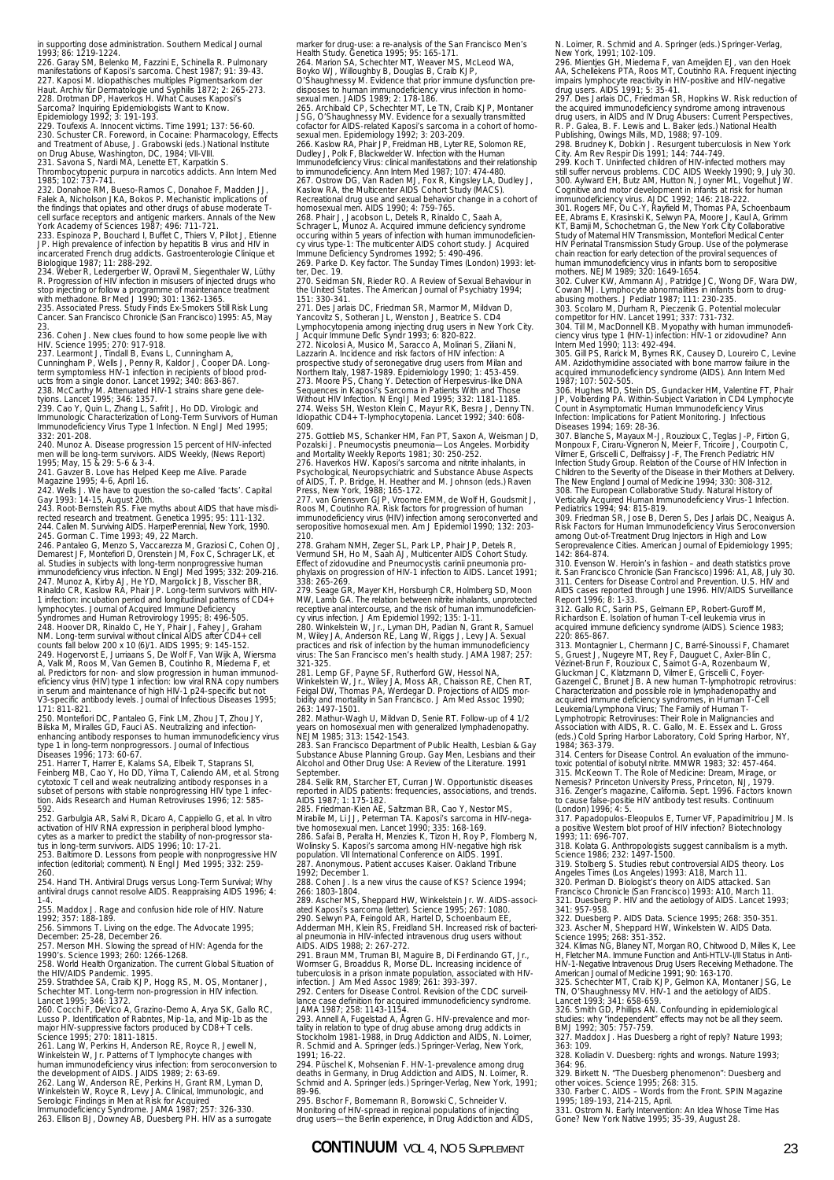in supporting dose administration. Southern Medical Journal 1993; 86: 1219-1224.
226. Garay SM, Belenko M, Fazzini E, Schinella R. Pulmonary manifestations of Kaposi's sarcoma. Chest 1987; 91: 39-43.
227. Kaposi M. Idiopathisches multiples Pigmentsarkom der Haut. Archiv für Dermatologie und Syphilis 1872; 2: 265-273.
228. Drotman DP, Haverkos H. What Causes Kaposi's Sarcoma? Inquiring Epidemiologists Want to Know. Epidemiology 1992; 3: 191-193.
229. Toufexis A. Innocent victims. Time 1991; 137: 56-60.
230. Schuster CR. Foreword, in Cocaine: Pharmacology, Effects and Treatment of Abuse, J. Grabowski (eds.) National Institute on Drug Abuse, Washington, DC, 1984; VII-VIII.
231. Savona S, Nardi MA, Lenette ET, Karpatkin S. Thrombocytopenic purpura in narcotics addicts. Ann Intern Med 1985; 102: 737-741.
232. Donahoe RM, Bueso-Ramos C, Donahoe F, Madden JJ, Falek A, Nicholson JKA, Bokos P. Mechanistic implications of the findings that opiates and other drugs of abuse moderate T-cell surface receptors and antigenic markers. Annals of the New York Academy of Sciences 1987; 496: 711-721.
233. Espinoza P, Bouchard I, Buffet C, Thiers V, Pillot J, Etienne JP. High prevalence of infection by hepatitis B virus and HIV in incarcerated French drug addicts. Gastroenterologie Clinique et Biologique 1987; 11: 288-292.
234. Weber R, Ledergerber W, Opravil M, Siegenthaler W, Lüthy R. Progression of HIV infection in misusers of injected drugs who stop injecting or follow a programme of maintenance treatment with methadone. Br Med J 1990; 301: 1362-1365.
235. Associated Press. Study Finds Ex-Smokers Still Risk Lung Cancer. San Francisco Chronicle (San Francisco) 1995: A5, May 23.
236. Cohen J. New clues found to how some people live with HIV. Science 1995; 270: 917-918.
237. Learmont J, Tindall B, Evans L, Cunningham A, Cunningham P, Wells J, Penny R, Kaldor J, Cooper DA. Long-term symptomless HIV-1 infection in recipients of blood products from a single donor. Lancet 1992; 340: 863-867.
238. McCarthy M. Attenuated HIV-1 strains share gene deletyions. Lancet 1995; 346: 1357.
239. Cao Y, Qiun L, Zhang L, Safrit J, Ho DD. Virologic and Immunologic Characterization of Long-Term Survivors of Human Immunodeficiency Virus Type 1 Infection. N Engl J Med 1995; 332: 201-208.
240. Munoz A. Disease progression 15 percent of HIV-infected men will be long-term survivors. AIDS Weekly, (News Report) 1995; May, 15 & 29: 5-6 & 3-4.
241. Gavzer B. Love has Helped Keep me Alive. Parade Magazine 1995; 4-6, April 16.
242. Wells J. We have to question the so-called 'facts'. Capital Gay 1993: 14-15, August 20th.
243. Root-Bernstein RS. Five myths about AIDS that have misdirected research and treatment. Genetica 1995; 95: 111-132.
244. Callen M. Surviving AIDS. HarperPerennial, New York, 1990.
245. Gorman C. Time 1993; 49, 22 March.
246. Pantaleo G, Menzo S, Vaccarezza M, Graziosi C, Cohen OJ, Demarest JF, Montefiori D, Orenstein JM, Fox C, Schrager LK, et al. Studies in subjects with long-term nonprogressive human immunodeficiency virus infection. N Engl J Med 1995; 332: 209-216.
247. Munoz A, Kirby AJ, He YD, Margolick JB, Visscher BR, Rinaldo CR, Kaslow RA, Phair JP. Long-term survivors with HIV-1 infection: incubation period and longitudinal patterns of CD4+ lymphocytes. Journal of Acquired Immune Deficiency Syndromes and Human Retrovirology 1995; 8: 496-505.
248. Hoover DR, Rinaldo C, He Y, Phair J, Fahey J, Graham NM. Long-term survival without clinical AIDS after CD4+ cell counts fall below 200 x 10 (6)/1. AIDS 1995; 9: 145-152.
249. Hogervorst E, Jurriaans S, De Wolf F, Van Wijk A, Wiersma A, Valk M, Roos M, Van Gemen B, Coutinho R, Miedema F, et al. Predictors for non- and slow progression in human immunodeficiency virus (HIV) type 1 infection: low viral RNA copy numbers in serum and maintenance of high HIV-1 p24-specific but not V3-specific antibody levels. Journal of Infectious Diseases 1995; 171: 811-821.
250. Montefiori DC, Pantaleo G, Fink LM, Zhou JT, Zhou JY, Bilska M, Miralles GD, Fauci AS. Neutralizing and infection-enhancing antibody responses to human immunodeficiency virus type 1 in long-term nonprogressors. Journal of Infectious Diseases 1996; 173: 60-67.
251. Harrer T, Harrer E, Kalams SA, Elbeik T, Staprans SI, Feinberg MB, Cao Y, Ho DD, Yilma T, Caliendo AM, et al. Strong cytotoxic T cell and weak neutralizing antibody responses in a subset of persons with stable nonprogressing HIV type 1 infection. Aids Research and Human Retroviruses 1996; 12: 585-592.
252. Garbulgia AR, Salvi R, Dicaro A, Cappiello G, et al. In vitro activation of HIV RNA expression in peripheral blood lymphocytes as a marker to predict the stability of non-progressor status in long-term survivors. AIDS 1996; 10: 17-21.
253. Baltimore D. Lessons from people with nonprogressive HIV infection (editorial; comment). N Engl J Med 1995; 332: 259-260.
254. Hand TH. Antiviral Drugs Versus Long-Term Survival; Why antiviral drugs cannot resolve AIDS. Reappraising AIDS 1996; 4: 1-4.
255. Maddox J. Rage and confusion hide role of HIV. Nature 1992; 357: 188-189.
256. Simmons T. Living on the edge. The Advocate 1995; December: 25-28, December 26.
257. Merson MH. Slowing the spread of HIV: Agenda for the 1990's. Science 1993; 260: 1266-1268.
258. World Health Organization. The current Global Situation of the HIV/AIDS Pandemic. 1995.
259. Strathdee SA, Craib KJP, Hogg RS, M. OS, Montaner J, Schechter MT. Long-term non-progression in HIV infection. Lancet 1995; 346: 1372.
260. Cocchi F, DeVico A, Grazino-Demo A, Arya SK, Gallo RC, Lusso P. Identification of Rabntes, Mip-1a, and Mip-1b as the major HIV-suppressive factors produced by CD8+ T cells. Science 1995; 270: 1811-1815.
261. Lang W, Perkins H, Anderson RE, Royce R, Jewell N, Winkelstein W, Jr. Patterns of T lymphocyte changes with human immunodeficiency virus infection: from seroconversion to the development of AIDS. JAIDS 1989; 2: 63-69.
262. Lang W, Anderson RE, Perkins H, Grant RM, Lyman D, Winkelstein W, Royce R, Levy JA. Clinical, Immunologic, and Serologic Findings in Men at Risk for Acquired Immunodeficiency Syndrome. JAMA 1987; 257: 326-330.
263. Ellison BJ, Downey AB, Duesberg PH. HIV as a surrogate marker for drug-use: a re-analysis of the San Francisco Men's Health Study. Genetica 1995; 95: 165-171.
264. Marion SA, Schechter MT, Weaver MS, McLeod WA, Boyko WJ, Willoughby B, Douglas B, Craib KJP, O'Shaughnessy M. Evidence that prior immune dysfunction predisposes to human immunodeficiency virus infection in homosexual men. JAIDS 1989; 2: 178-186.
265. Archibald CP, Schechter MT, Le TN, Craib KJP, Montaner JSG, O'Shaughnessy MV. Evidence for a sexually transmitted cofactor for AIDS-related Kaposi's sarcoma in a cohort of homosexual men. Epidemiology 1992; 3: 203-209.
266. Kaslow RA, Phair JP, Freidman HB, Lyter RE, Solomon RE, Dudley J, Polk F, Blackwelder W. Infection with the Human Immunodeficiency Virus: clinical manifestations and their relationship to immunodeficiency. Ann Intern Med 1987; 107: 474-480.
267. Ostrow DG, Van Raden MJ, Fox R, Kingsley LA, Dudley J, Kaslow RA, the Multicenter AIDS Cohort Study (MACS). Recreational drug use and sexual behavior change in a cohort of homosexual men. AIDS 1990; 4: 759-765.
268. Phair J, Jacobson L, Detels R, Rinaldo C, Saah A, Schrager L, Munoz A. Acquired immune deficiency syndrome occuring within 5 years of infection with human immunodeficiency virus type-1: The multicenter AIDS cohort study. J Acquired Immune Deficiency Syndromes 1992; 5: 490-496.
269. Parke D. Key factor. The Sunday Times (London) 1993: letter, Dec. 19.
270. Seidman SN, Rieder RO. A Review of Sexual Behaviour in the United States. The American Journal of Psychiatry 1994; 151: 330-341.
271. Des Jarlais DC, Friedman SR, Marmor M, Mildvan D, Yancovitz S, Sotheran JL, Wenston J, Beatrice S. CD4 Lymphocytopenia among injecting drug users in New York City. J Acquir Immune Defic Syndr 1993; 6: 820-822.
272. Nicolosi A, Musico M, Saracco A, Molinari S, Ziliani N, Lazzarin A. Incidence and risk factors of HIV infection: A prospective study of seronegative drug users from Milan and Northern Italy, 1987-1989. Epidemiology 1990; 1: 453-459.
273. Moore PS, Chang Y. Detection of Herpesvirus-like DNA Sequences in Kaposi's Sarcoma in Patients With and Those Without HIV Infection. N Engl J Med 1995; 332: 1181-1185.
274. Weiss SH, Weston Klein C, Mayur RK, Besra J, Denny TN. Idiopathic CD4+ T-lymphocytopenia. Lancet 1992; 340: 608-609.
275. Gottlieb MS, Schanker HM, Fan PT, Saxon A, Weisman JD, Pozalski J. Pneumocystis pneumonia—Los Angeles. Morbidity and Mortality Weekly Reports 1981; 30: 250-252.
276. Haverkos HW. Kaposi's sarcoma and nitrite inhalants, in Psychological, Neuropsychiatric and Substance Abuse Aspects of AIDS, T. P. Bridge, H. Heather and M. Johnson (eds.) Raven Press, New York, 1988; 165-172.
277. van Griensven GJP, Vroome EMM, de Wolf H, Goudsmit J, Roos M, Coutinho RA. Risk factors for progression of human immunodeficiency virus (HIV) infection among seroconverted and seropositive homosexual men. Am J Epidemiol 1990; 132: 203-210.
278. Graham NMH, Zeger SL, Park LP, Phair JP, Detels R, Vermund SH, Ho M, Saah AJ, Multicenter AIDS Cohort Study. Effect of zidovudine and Pneumocystis carinii pneumonia prophylaxis on progression of HIV-1 infection to AIDS. Lancet 1991; 338: 265-269.
279. Seage GR, Mayer KH, Horsburgh CR, Holmberg SD, Moon MW, Lamb GA. The relation between nitrite inhalants, unprotected receptive anal intercourse, and the risk of human immunodeficiency virus infection. Am J Epidemiol 1992; 135: 1-11.
280. Winkelstein W, Jr., Lyman DH, Padian N, Grant R, Samuel M, Wiley JA, Anderson RE, Lang W, Riggs J, Levy JA. Sexual practices and risk of infection by the human immunodeficiency virus: The San Francisco men's health study. JAMA 1987; 257: 321-325.
281. Lemp GF, Payne SF, Rutherford GW, Hessol NA, Winkelstein W, Jr., Wiley JA, Moss AR, Chaisson RE, Chen RT, Feigal DW, Thomas PA, Werdegar D. Projections of AIDS morbidity and mortality in San Francisco. J Am Med Assoc 1990; 263: 1497-1501.
282. Mathur-Wagh U, Mildvan D, Senie RT. Follow-up of 4 1/2 years on homosexual men with generalized lymphadenopathy. NEJM 1985; 313: 1542-1543.
283. San Francisco Department of Public Health, Lesbian & Gay Substance Abuse Planning Group. Gay Men, Lesbians and their Alcohol and Other Drug Use: A Review of the Literature. 1991 September.
284. Selik RM, Starcher ET, Curran JW. Opportunistic diseases reported in AIDS patients: frequencies, associations, and trends. AIDS 1987; 1: 175-182.
285. Friedman-Kien AE, Saltzman BR, Cao Y, Nestor MS, Mirabile M, Li JJ, Peterman TA. Kaposi's sarcoma in HIV-negative homosexual men. Lancet 1990; 335: 168-169.
286. Safai B, Peralta H, Menzies K, Tizon H, Roy P, Flomberg N, Wolinsky S. Kaposi's sarcoma among HIV-negative high risk population. VII International Conference on AIDS. 1991.
287. Anonymous. Patient accuses Kaiser. Oakland Tribune 1992; December 1.
288. Cohen J. Is a new virus the cause of KS? Science 1994; 266: 1803-1804.
289. Ascher MS, Sheppard HW, Winkelstein Jr. W. AIDS-associated Kaposi's sarcoma (letter). Science 1995; 267: 1080.
290. Selwyn PA, Feingold AR, Hartel D, Schoenbaum EE, Adderman MH, Klein RS, Freidland SH. Increased risk of bacterial pneumonia in HIV-infected intravenous drug users without AIDS. AIDS 1988; 2: 267-272.
291. Braun MM, Truman BI, Maguire B, Di Ferdinando GT, Jr., Wormser G, Broaddus R, Morse DL. Increasing incidence of tuberculosis in a prison inmate population, associated with HIV-infection. J Am Med Assoc 1989; 261: 393-397.
292. Centers for Disease Control. Revision of the CDC surveillance case definition for acquired immunodeficiency syndrome. JAMA 1987; 258: 1143-1154.
293. Annell A, Fugelstad A, Ågren G. HIV-prevalence and mortality in relation to type of drug abuse among drug addicts in Stockholm 1981-1988, in Drug Addiction and AIDS, N. Loimer, R. Schmid and A. Springer (eds.) Springer-Verlag, New York, 1991; 16-22.
294. Püschel K, Mohsenian F. HIV-1-prevalence among drug deaths in Germany, in Drug Addiction and AIDS, N. Loimer, R. Schmid and A. Springer (eds.) Springer-Verlag, New York, 1991; 89-96.
295. Bschor F, Bornemann R, Borowski C, Schneider V. Monitoring of HIV-spread in regional populations of injecting drug users—the Berlin experience, in Drug Addiction and AIDS, N. Loimer, R. Schmid and A. Springer (eds.) Springer-Verlag, New York, 1991; 102-109.
296. Mientjes GH, Miedema F, van Ameijden EJ, van den Hoek AA, Schellekens PTA, Roos MT, Coutinho RA. Frequent injecting impairs lymphocyte reactivity in HIV-positive and HIV-negative drug users. AIDS 1991; 5: 35-41.
297. Des Jarlais DC, Friedman SR, Hopkins W. Risk reduction of the acquired immunodeficiency syndrome among intravenous drug users, in AIDS and IV Drug Abusers: Current Perspectives, R. P. Galea, B. F. Lewis and L. Baker (eds.) National Health Publishing, Owings Mills, MD, 1988; 97-109.
298. Brudney K, Dobkin J. Resurgent tuberculosis in New York City. Am Rev Respir Dis 1991; 144: 744-749.
299. Koch T. Uninfected children of HIV-infected mothers may still suffer nervous problems. CDC AIDS Weekly 1990; 9, July 30.
300. Aylward EH, Butz AM, Hutton N, Joyner ML, Vogelhut JW. Cognitive and motor development in infants at risk for human immunodeficiency virus. AJDC 1992; 146: 218-222.
301. Rogers MF, Ou C-Y, Rayfield M, Thomas PA, Schoenbaum EE, Abrams E, Krasinski K, Selwyn PA, Moore J, Kaul A, Grimm KT, Bamji M, Schochetman G, the New York City Collaborative Study of Maternal HIV Transmission, Montefiori Medical Center HIV Perinatal Transmission Study Group. Use of the polymerase chain reaction for early detection of the proviral sequences of human immunodeficiency virus in infants born to seropositive mothers. NEJM 1989; 320: 1649-1654.
302. Culver KW, Ammann AJ, Patridge JC, Wong DF, Wara DW, Cowan MJ. Lymphocyte abnormalities in infants born to drug-abusing mothers. J Pediatr 1987; 111: 230-235.
303. Scolaro M, Durham R, Pieczenik G. Potential molecular competitor for HIV. Lancet 1991; 337: 731-732.
304. Till M, MacDonnell KB. Myopathy with human immunodeficiency virus type 1 (HIV-1) infection: HIV-1 or zidovudine? Ann Intern Med 1990; 113: 492-494.
305. Gill PS, Rarick M, Byrnes RK, Causey D, Loureiro C, Levine AM. Azidothymidine associated with bone marrow failure in the acquired immunodeficiency syndrome (AIDS). Ann Intern Med 1987; 107: 502-505.
306. Hughes MD, Stein DS, Gundacker HM, Valentine FT, Phair JP, Volberding PA. Within-Subject Variation in CD4 Lymphocyte Count in Asymptomatic Human Immunodeficiency Virus Infection: Implications for Patient Monitoring. J Infectious Diseases 1994; 169: 28-36.
307. Blanche S, Mayaux M-J, Rouzioux C, Teglas J-P, Firtion G, Monpoux F, Ciraru-Vigneron N, Meier F, Tricoire J, Courpotin C, Vilmer E, Griscelli C, Delfraissy J-F, The French Pediatric HIV Infection Study Group. Relation of the Course of HIV Infection in Children to the Severity of the Disease in their Mothers at Delivery. The New England Journal of Medicine 1994; 330: 308-312.
308. The European Collaborative Study. Natural History of Vertically Acquired Human Immunodeficiency Virus-1 Infection. Pediatrics 1994; 94: 815-819.
309. Friedman SR, Jose B, Deren S, Des Jarlais DC, Neaigus A. Risk Factors for Human Immunodeficiency Virus Seroconversion among Out-of-Treatment Drug Injectors in High and Low Seroprevalence Cities. American Journal of Epidemiology 1995; 142: 864-874.
310. Evenson W. Heroin's in fashion – and death statistics prove it. San Francisco Chronicle (San Francisco) 1996: A1, A8, July 30.
311. Centers for Disease Control and Prevention. U.S. HIV and AIDS cases reported through June 1996. HIV/AIDS Surveillance Report 1996; 8: 1-33.
312. Gallo RC, Sarin PS, Gelmann EP, Robert-Guroff M, Richardson E. Isolation of human T-cell leukemia virus in acquired immune deficiency syndrome (AIDS). Science 1983; 220: 865-867.
313. Montagnier L, Chermann JC, Barré-Sinoussi F, Chamaret S, Gruest J, Nugeyre MT, Rey F, Dauguet C, Axler-Blin C, Vézinet-Brun F, Rouzioux C, Saimot G-A, Rozenbaum W, Gluckman JC, Klatzmann D, Vilmer E, Griscelli C, Foyer-Gazengel C, Brunet JB. A new human T-lymphotropic retrovirus: Characterization and possible role in lymphadenopathy and acquired immune deficiency syndromes, in Human T-Cell Leukemia/Lymphoma Virus; The Family of Human T-Lymphotropic Retroviruses: Their Role in Malignancies and Association with AIDS, R. C. Gallo, M. E. Essex and L. Gross (eds.) Cold Spring Harbor Laboratory, Cold Spring Harbor, NY, 1984; 363-379.
314. Centers for Disease Control. An evaluation of the immunotoxic potential of isobutyl nitrite. MMWR 1983; 32: 457-464.
315. McKeown T. The Role of Medicine: Dream, Mirage, or Nemesis? Princeton University Press, Princeton, NJ, 1979.
316. Zenger's magazine, California. Sept. 1996. Factors known to cause false-positive HIV antibody test results. Continuum (London) 1996; 4: 5.
317. Papadopulos-Eleopulos E, Turner VF, Papadimitriou JM. Is a positive Western blot proof of HIV infection? Biotechnology 1993; 11: 696-707.
318. Kolata G. Anthropologists suggest cannibalism is a myth. Science 1986; 232: 1497-1500.
319. Stolberg S. Studies rebut controversial AIDS theory. Los Angeles Times (Los Angeles) 1993: A18, March 11.
320. Perlman D. Biologist's theory on AIDS attacked. San Francisco Chronicle (San Francisco) 1993: A10, March 11.
321. Duesberg P. HIV and the aetiology of AIDS. Lancet 1993; 341: 957-958.
322. Duesberg P. AIDS Data. Science 1995; 268: 350-351.
323. Ascher M, Sheppard HW, Winkelstein W. AIDS Data. Science 1995; 268: 351-352.
324. Klimas NG, Blaney NT, Morgan RO, Chitwood D, Milles K, Lee H, Fletcher MA. Immune Function and Anti-HTLV-I/II Status in Anti-HIV-1-Negative Intravenous Drug Users Receiving Methadone. The American Journal of Medicine 1991; 90: 163-170.
325. Schechter MT, Craib KJP, Gelmon KA, Montaner JSG, Le TN, O'Shaughnessy MV. HIV-1 and the aetiology of AIDS. Lancet 1993; 341: 658-659.
326. Smith GD, Phillips AN. Confounding in epidemiological studies: why "independent" effects may not be all they seem. BMJ 1992; 305: 757-759.
327. Maddox J. Has Duesberg a right of reply? Nature 1993; 363: 109.
328. Koliadin V. Duesberg: rights and wrongs. Nature 1993; 364: 96.
329. Birkett N. "The Duesberg phenomenon": Duesberg and other voices. Science 1995; 268: 315.
330. Farber C. AIDS – Words from the Front. SPIN Magazine 1995; 189-193, 214-215, April.
331. Ostrom N. Early Intervention: An Idea Whose Time Has Gone? New York Native 1995; 35-39, August 28.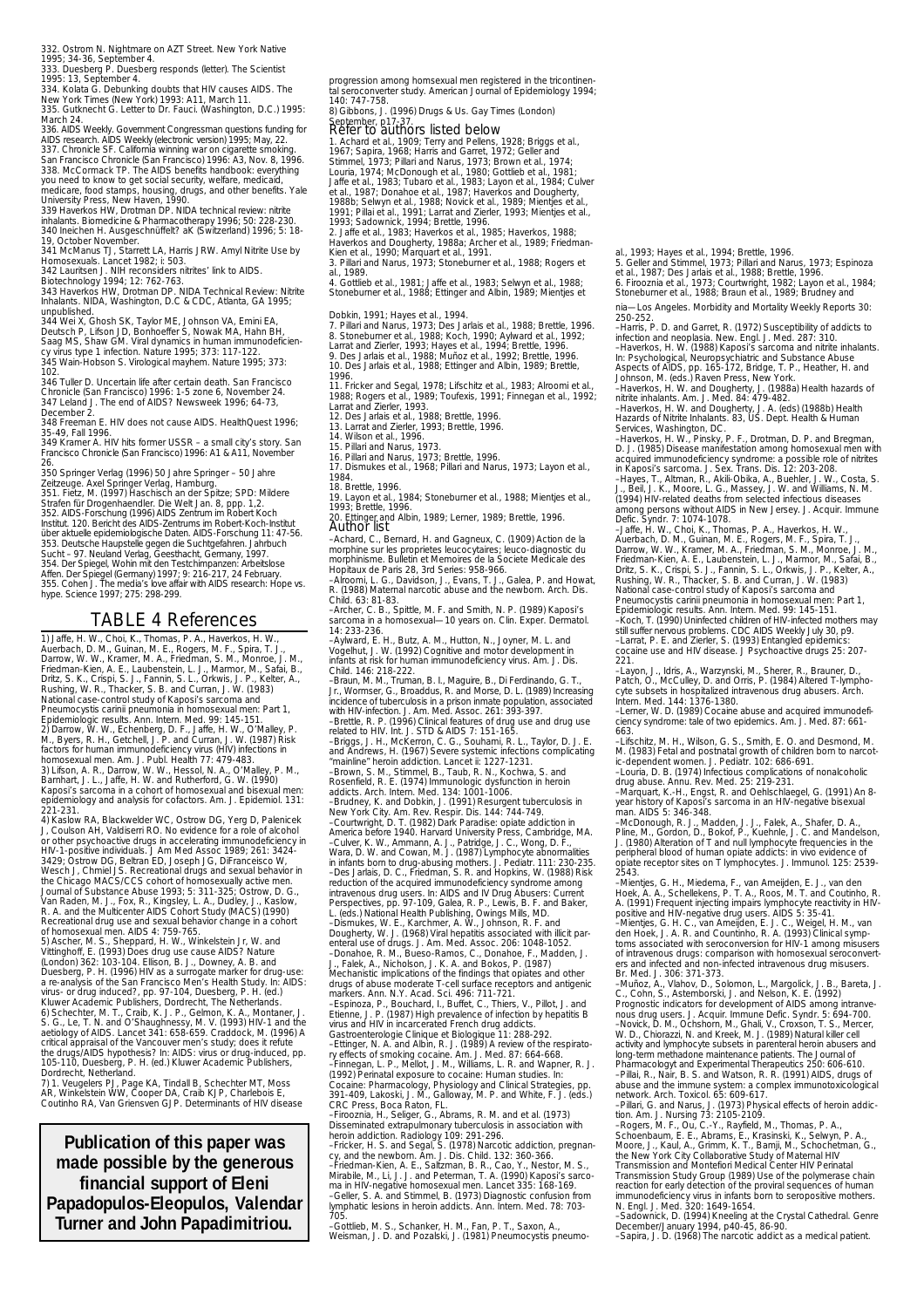332. Ostrom N. Nightmare on AZT Street. New York Native 1995; 34-36, September 4.
333. Duesberg P. Duesberg responds (letter). The Scientist 1995: 13, September 4.
334. Kolata G. Debunking doubts that HIV causes AIDS. The New York Times (New York) 1993: A11, March 11.
335. Gutknecht G. Letter to Dr. Fauci. (Washington, D.C.) 1995: March 24.
336. AIDS Weekly. Government Congressman questions funding for AIDS research. AIDS Weekly (electronic version) 1995; May, 22.
337. Chronicle SF. California winning war on cigarette smoking. San Francisco Chronicle (San Francisco) 1996: A3, Nov. 8, 1996.
338. McCormack TP. The AIDS benefits handbook: everything you need to know to get social security, welfare, medicaid, medicare, food stamps, housing, drugs, and other benefits. Yale University Press, New Haven, 1990.
339 Haverkos HW, Drotman DP. NIDA technical review: nitrite inhalants. Biomedicine & Pharmacotherapy 1996; 50: 228-230.
340 Ineichen H. Ausgeschnüffelt? aK (Switzerland) 1996; 5: 18-19, October November.
341 McManus TJ, Starrett LA, Harris JRW. Amyl Nitrite Use by Homosexuals. Lancet 1982; i: 503.
342 Lauritsen J. NIH reconsiders nitrites' link to AIDS. Biotechnology 1994; 12: 762-763.
343 Haverkos HW, Drotman DP. NIDA Technical Review: Nitrite Inhalants. NIDA, Washington, D.C & CDC, Atlanta, GA 1995; unpublished.
344 Wei X, Ghosh SK, Taylor ME, Johnson VA, Emini EA, Deutsch P, Lifson JD, Bonhoeffer S, Nowak MA, Hahn BH, Saag MS, Shaw GM. Viral dynamics in human immunodeficiency virus type 1 infection. Nature 1995; 373: 117-122.
345 Wain-Hobson S. Virological mayhem. Nature 1995; 373: 102.
346 Tuller D. Uncertain life after certain death. San Francisco Chronicle (San Francisco) 1996: 1-5 zone 6, November 24.
347 Leland J. The end of AIDS? Newsweek 1996; 64-73, December 2.
348 Freeman E. HIV does not cause AIDS. HealthQuest 1996; 35-49, Fall 1996.
349 Kramer A. HIV hits former USSR – a small city's story. San Francisco Chronicle (San Francisco) 1996: A1 & A11, November 26.
350 Springer Verlag (1996) 50 Jahre Springer – 50 Jahre Zeitzeuge. Axel Springer Verlag, Hamburg.
351. Fietz, M. (1997) Haschisch an der Spitze; SPD: Mildere Strafen für Drogenhaendler. Die Welt Jan. 8, ppp. 1,2.
352. AIDS-Forschung (1996) AIDS Zentrum im Robert Koch Institut. 120. Bericht des AIDS-Zentrums im Robert-Koch-Institut über aktuelle epidemiologische Daten. AIDS-Forschung 11: 47-56.
353. Deutsche Haupstelle gegen die Suchtgefahren. Jahrbuch Sucht – 97. Neuland Verlag, Geesthacht, Germany, 1997.
354. Der Spiegel, Wohin mit den Testchimpanzen: Arbeitslose Affen. Der Spiegel (Germany) 1997; 9: 216-217, 24 February.
355. Cohen J. The media's love affair with AIDS research: Hope vs. hype. Science 1997; 275: 298-299.

## TABLE 4 References

1) Jaffe, H. W., Choi, K., Thomas, P. A., Haverkos, H. W., Auerbach, D. M., Guinan, M. E., Rogers, M. F., Spira, T. J., Darrow, W. W., Kramer, M. A., Friedman, S. M., Monroe, J. M., Friedman-Kien, A. E., Laubenstein, L. J., Marmor, M., Safai, B., Dritz, S. K., Crispi, S. J., Fannin, S. L., Orkwis, J. P., Kelter, A., Rushing, W. R., Thacker, S. B. and Curran, J. W. (1983) National case-control study of Kaposi's sarcoma and Pneumocystis carinii pneumonia in homosexual men: Part 1, Epidemiologic results. Ann. Intern. Med. 99: 145-151.
2) Darrow, W. W., Echenberg, D. F., Jaffe, H. W., O'Malley, P. M., Byers, R. H., Getchell, J. P. and Curran, J. W. (1987) Risk factors for human immunodeficiency virus (HIV) infections in homosexual men. Am. J. Publ. Health 77: 479-483.
3) Lifson, A. R., Darrow, W. W., Hessol, N. A., O'Malley, P. M., Barnhart, J. L., Jaffe, H. W. and Rutherford, G. W. (1990) Kaposi's sarcoma in a cohort of homosexual and bisexual men: epidemiology and analysis for cofactors. Am. J. Epidemiol. 131: 221-231.
4) Kaslow RA, Blackwelder WC, Ostrow DG, Yerg D, Palenicek J, Coulson AH, Valdiserri RO. No evidence for a role of alcohol or other psychoactive drugs in accelerating immunodeficiency in HIV-1-positive individuals. J Am Med Assoc 1989; 261: 3424-3429; Ostrow DG, Beltran ED, Joseph JG, DiFranceisco W, Wesch J, Chmiel JS. Recreational drugs and sexual behavior in the Chicago MACS/CCS cohort of homosexually active men. Journal of Substance Abuse 1993; 5: 311-325; Ostrow, D. G., Van Raden, M. J., Fox, R., Kingsley, L. A., Dudley, J., Kaslow, R. A. and the Multicenter AIDS Cohort Study (MACS) (1990) Recreational drug use and sexual behavior change in a cohort of homosexual men. AIDS 4: 759-765.
5) Ascher, M. S., Sheppard, H. W., Winkelstein Jr, W. and Vittinghoff, E. (1993) Does drug use cause AIDS? Nature (London) 362: 103-104. Ellison, B. J., Downey, A. B. and Duesberg, P. H. (1996) HIV as a surrogate marker for drug-use: a re-analysis of the San Francisco Men's Health Study. In: AIDS: virus- or drug induced?, pp. 97-104, Duesberg, P. H. (ed.) Kluwer Academic Publishers, Dordrecht, The Netherlands.
6) Schechter, M. T., Craib, K. J. P., Gelmon, K. A., Montaner, J. S. G., Le, T. N. and O'Shaughnessy, M. V. (1993) HIV-1 and the aetiology of AIDS. Lancet 341: 658-659. Craddock, M. (1996) A critical appraisal of the Vancouver men's study; does it refute the drugs/AIDS hypothesis? In: AIDS: virus or drug-induced, pp. 105-110, Duesberg, P. H. (ed.) Kluwer Academic Publishers, Dordrecht, Netherland.
7) 1. Veugelers PJ, Page KA, Tindall B, Schechter MT, Moss AR, Winkelstein WW, Cooper DA, Craib KJP, Charlebois E, Coutinho RA, Van Griensven GJP. Determinants of HIV disease progression among homsexual men registered in the tricontinental seroconverter study. American Journal of Epidemiology 1994; 140: 747-758.
8) Gibbons, J. (1996) Drugs & Us. Gay Times (London) September, p17-37.

**Publication of this paper was made possible by the generous financial support of Eleni Papadopulos-Eleopulos, Valendar Turner and John Papadimitriou.**

## Refer to authors listed below

1. Achard et al., 1909; Terry and Pellens, 1928; Briggs et al., 1967; Sapira, 1968; Harris and Garret, 1972; Geller and Stimmel, 1973; Pillari and Narus, 1973; Brown et al., 1974; Louria, 1974; McDonough et al., 1980; Gottlieb et al., 1981; Jaffe et al., 1983; Tubaro et al., 1983; Layon et al., 1984; Culver et al., 1987; Donahoe et al., 1987; Haverkos and Dougherty, 1988b; Selwyn et al., 1988; Novick et al., 1989; Mientjes et al., 1991; Pillai et al., 1991; Larrat and Zierler, 1993; Mientjes et al., 1993; Sadownick, 1994; Brettle, 1996.
2. Jaffe et al., 1983; Haverkos et al., 1985; Haverkos, 1988; Haverkos and Dougherty, 1988a; Archer et al., 1989; Friedman-Kien et al., 1990; Marquart et al., 1991.
3. Pillari and Narus, 1973; Stoneburner et al., 1988; Rogers et al., 1989.
4. Gottlieb et al., 1981; Jaffe et al., 1983; Selwyn et al., 1988; Stoneburner et al., 1988; Ettinger and Albin, 1989; Mientjes et al., 1993; Hayes et al., 1994; Brettle, 1996.
5. Geller and Stimmel, 1973; Pillari and Narus, 1973; Espinoza et al., 1987; Des Jarlais et al., 1988; Brettle, 1996.
6. Firooznia et al., 1973; Courtwright, 1982; Layon et al., 1984; Stoneburner et al., 1988; Braun et al., 1989; Brudney and Dobkin, 1991; Hayes et al., 1994.
7. Pillari and Narus, 1973; Des Jarlais et al., 1988; Brettle, 1996.
8. Stoneburner et al., 1988; Koch, 1990; Aylward et al., 1992; Larrat and Zierler, 1993; Hayes et al., 1994; Brettle, 1996.
9. Des Jarlais et al., 1988; Muñoz et al., 1992; Brettle, 1996.
10. Des Jarlais et al., 1988; Ettinger and Albin, 1989; Brettle, 1996.
11. Fricker and Segal, 1978; Lifschitz et al., 1983; Alroomi et al., 1988; Rogers et al., 1989; Toufexis, 1991; Finnegan et al., 1992; Larrat and Zierler, 1993.
12. Des Jarlais et al., 1988; Brettle, 1996.
13. Larrat and Zierler, 1993; Brettle, 1996.
14. Wilson et al., 1996.
15. Pillari and Narus, 1973.
16. Pillari and Narus, 1973; Brettle, 1996.
17. Dismukes et al., 1968; Pillari and Narus, 1973; Layon et al., 1984.
18. Brettle, 1996.
19. Layon et al., 1984; Stoneburner et al., 1988; Mientjes et al., 1993; Brettle, 1996.
20. Ettinger and Albin, 1989; Lerner, 1989; Brettle, 1996.

## Author list

–Achard, C., Bernard, H. and Gagneux, C. (1909) Action de la morphine sur les proprietes leucocytaires; leuco-diagnostic du morphinisme. Bulletin et Memoires de la Societe Medicale des Hopitaux de Paris 28, 3rd Series: 958-966.
–Alroomi, L. G., Davidson, J., Evans, T. J., Galea, P. and Howat, R. (1988) Maternal narcotic abuse and the newborn. Arch. Dis. Child. 63: 81-83.
–Archer, C. B., Spittle, M. F. and Smith, N. P. (1989) Kaposi's sarcoma in a homosexual—10 years on. Clin. Exper. Dermatol. 14: 233-236.
–Aylward, E. H., Butz, A. M., Hutton, N., Joyner, M. L. and Vogelhut, J. W. (1992) Cognitive and motor development in infants at risk for human immunodeficiency virus. Am. J. Dis. Child. 146: 218-222.
–Braun, M. M., Truman, B. I., Maguire, B., Di Ferdinando, G. T., Jr., Wormser, G., Broaddus, R. and Morse, D. L. (1989) Increasing incidence of tuberculosis in a prison inmate population, associated with HIV-infection. J. Am. Med. Assoc. 261: 393-397.
–Brettle, R. P. (1996) Clinical features of drug use and drug use related to HIV. Int. J. STD & AIDS 7: 151-165.
–Briggs, J. H., McKerron, C. G., Souhami, R. L., Taylor, D. J. E. and Andrews, H. (1967) Severe systemic infections complicating "mainline" heroin addiction. Lancet ii: 1227-1231.
–Brown, S. M., Stimmel, B., Taub, R. N., Kochwa, S. and Rosenfield, R. E. (1974) Immunologic dysfunction in heroin addicts. Arch. Intern. Med. 134: 1001-1006.
–Brudney, K. and Dobkin, J. (1991) Resurgent tuberculosis in New York City. Am. Rev. Respir. Dis. 144: 744-749.
–Courtwright, D. T. (1982) Dark Paradise: opiate addiction in America before 1940. Harvard University Press, Cambridge, MA.
–Culver, K. W., Ammann, A. J., Patridge, J. C., Wong, D. F., Wara, D. W. and Cowan, M. J. (1987) Lymphocyte abnormalities in infants born to drug-abusing mothers. J. Pediatr. 111: 230-235.
–Des Jarlais, D. C., Friedman, S. R. and Hopkins, W. (1988) Risk reduction of the acquired immunodeficiency syndrome among intravenous drug users. In: AIDS and IV Drug Abusers: Current Perspectives, pp. 97-109, Galea, R. P., Lewis, B. F. and Baker, L. (eds.) National Health Publishing, Owings Mills, MD.
–Dismukes, W. E., Karchmer, A. W., Johnson, R. F. and Dougherty, W. J. (1968) Viral hepatitis associated with illicit parenteral use of drugs. J. Am. Med. Assoc. 206: 1048-1052.
–Donahoe, R. M., Bueso-Ramos, C., Donahoe, F., Madden, J. J., Falek, A., Nicholson, J. K. A. and Bokos, P. (1987) Mechanistic implications of the findings that opiates and other drugs of abuse moderate T-cell surface receptors and antigenic markers. Ann. N.Y. Acad. Sci. 496: 711-721.
–Espinoza, P., Bouchard, I., Buffet, C., Thiers, V., Pillot, J. and Etienne, J. P. (1987) High prevalence of infection by hepatitis B virus and HIV in incarcerated French drug addicts. Gastroenterologie Clinique et Biologique 11: 288-292.
–Ettinger, N. A. and Albin, R. J. (1989) A review of the respiratory effects of smoking cocaine. Am. J. Med. 87: 664-668.
–Finnegan, L. P., Mellot, J. M., Williams, L. R. and Wapner, R. J. (1992) Perinatal exposure to cocaine: Human studies. In: Cocaine: Pharmacology, Physiology and Clinical Strategies, pp. 391-409, Lakoski, J. M., Galloway, M. P. and White, F. J. (eds.) CRC Press, Boca Raton, FL.
–Firooznia, H., Seliger, G., Abrams, R. M. and et al. (1973) Disseminated extrapulmonary tuberculosis in association with heroin addiction. Radiology 109: 291-296.
–Fricker, H. S. and Segal, S. (1978) Narcotic addiction, pregnancy, and the newborn. Am. J. Dis. Child. 132: 360-366.
–Friedman-Kien, A. E., Saltzman, B. R., Cao, Y., Nestor, M. S., Mirabile, M., Li, J. J. and Peterman, T. A. (1990) Kaposi's sarcoma in HIV-negative homosexual men. Lancet 335: 168-169.
–Geller, S. A. and Stimmel, B. (1973) Diagnostic confusion from lymphatic lesions in heroin addicts. Ann. Intern. Med. 78: 703-705.
–Gottlieb, M. S., Schanker, H. M., Fan, P. T., Saxon, A., Weisman, J. D. and Pozalski, J. (1981) Pneumocystis pneumonia—Los Angeles. Morbidity and Mortality Weekly Reports 30: 250-252.
–Harris, P. D. and Garret, R. (1972) Susceptibility of addicts to infection and neoplasia. New. Engl. J. Med. 287: 310.
–Haverkos, H. W. (1988) Kaposi's sarcoma and nitrite inhalants. In: Psychological, Neuropsychiatric and Substance Abuse Aspects of AIDS, pp. 165-172, Bridge, T. P., Heather, H. and Johnson, M. (eds.) Raven Press, New York.
–Haverkos, H. W. and Dougherty, J. (1988a) Health hazards of nitrite inhalants. Am. J. Med. 84: 479-482.
–Haverkos, H. W. and Dougherty, J. A. (eds) (1988b) Health Hazards of Nitrite Inhalants. 83, US. Dept. Health & Human Services, Washington, DC.
–Haverkos, H. W., Pinsky, P. F., Drotman, D. P. and Bregman, D. J. (1985) Disease manifestation among homosexual men with acquired immunodeficiency syndrome: a possible role of nitrites in Kaposi's sarcoma. J. Sex. Trans. Dis. 12: 203-208.
–Hayes, T., Altman, R., Akili-Obika, A., Buehler, J. W., Costa, S. J., Beil, J. K., Moore, L. G., Massey, J. W. and Williams, N. M. (1994) HIV-related deaths from selected infectious diseases among persons without AIDS in New Jersey. J. Acquir. Immune Defic. Syndr. 7: 1074-1078.
–Jaffe, H. W., Choi, K., Thomas, P. A., Haverkos, H. W., Auerbach, D. M., Guinan, M. E., Rogers, M. F., Spira, T. J., Darrow, W. W., Kramer, M. A., Friedman, S. M., Monroe, J. M., Friedman-Kien, A. E., Laubenstein, L. J., Marmor, M., Safai, B., Dritz, S. K., Crispi, S. J., Fannin, S. L., Orkwis, J. P., Kelter, A., Rushing, W. R., Thacker, S. B. and Curran, J. W. (1983) National case-control study of Kaposi's sarcoma and Pneumocystis carinii pneumonia in homosexual men: Part 1, Epidemiologic results. Ann. Intern. Med. 99: 145-151.
–Koch, T. (1990) Uninfected children of HIV-infected mothers may still suffer nervous problems. CDC AIDS Weekly July 30, p9.
–Larrat, P. E. and Zierler, S. (1993) Entangled epidemics: cocaine use and HIV disease. J Psychoactive drugs 25: 207-221.
–Layon, J., Idris, A., Warzynski, M., Sherer, R., Brauner, D., Patch, O., McCulley, D. and Orris, P. (1984) Altered T-lymphocyte subsets in hospitalized intravenous drug abusers. Arch. Intern. Med. 144: 1376-1380.
–Lerner, W. D. (1989) Cocaine abuse and acquired immunodeficiency syndrome: tale of two epidemics. Am. J. Med. 87: 661-663.
–Lifschitz, M. H., Wilson, G. S., Smith, E. O. and Desmond, M. M. (1983) Fetal and postnatal growth of children born to narcotic-dependent women. J. Pediatr. 102: 686-691.
–Louria, D. B. (1974) Infectious complications of nonalcoholic drug abuse. Annu. Rev. Med. 25: 219-231.
–Marquart, K.-H., Engst, R. and Oehlschlaegel, G. (1991) An 8-year history of Kaposi's sarcoma in an HIV-negative bisexual man. AIDS 5: 346-348.
–McDonough, R. J., Madden, J. J., Falek, A., Shafer, D. A., Pline, M., Gordon, D., Bokof, P., Kuehnle, J. C. and Mendelson, J. (1980) Alteration of T and null lymphocyte frequencies in the peripheral blood of human opiate addicts: in vivo evidence of opiate receptor sites on T lymphocytes. J. Immunol. 125: 2539-2543.
–Mientjes, G. H., Miedema, F., van Ameijden, E. J., van den Hoek, A. A., Schellekens, P. T. A., Roos, M. T. and Coutinho, R. A. (1991) Frequent injecting impairs lymphocyte reactivity in HIV-positive and HIV-negative drug users. AIDS 5: 35-41.
–Mientjes, G. H. C., van Ameijden, E. J. C., Weigel, H. M., van den Hoek, J. A. R. and Countinho, R. A. (1993) Clinical symptoms associated with seroconversion for HIV-1 among misusers of intravenous drugs: comparison with homosexual seroconverters and infected and non-infected intravenous drug misusers. Br. Med. J. 306: 371-373.
–Muñoz, A., Vlahov, D., Solomon, L., Margolick, J. B., Bareta, J. C., Cohn, S., Astemborski, J. and Nelson, K. E. (1992) Prognostic indicators for development of AIDS among intravenous drug users. J. Acquir. Immune Defic. Syndr. 5: 694-700.
–Novick, D. M., Ochshorn, M., Ghali, V., Croxson, T. S., Mercer, W. D., Chiorazzi, N. and Kreek, M. J. (1989) Natural killer cell activity and lymphocyte subsets in parenteral heroin abusers and long-term methadone maintenance patients. The Journal of Pharmacologyt and Experimental Therapeutics 250: 606-610.
–Pillai, R., Nair, B. S. and Watson, R. R. (1991) AIDS, drugs of abuse and the immune system: a complex immunotoxicological network. Arch. Toxicol. 65: 609-617.
–Pillari, G. and Narus, J. (1973) Physical effects of heroin addiction. Am. J. Nursing 73: 2105-2109.
–Rogers, M. F., Ou, C.-Y., Rayfield, M., Thomas, P. A., Schoenbaum, E. E., Abrams, E., Krasinski, K., Selwyn, P. A., Moore, J., Kaul, A., Grimm, K. T., Bamji, M., Schochetman, G., the New York City Collaborative Study of Maternal HIV Transmission and Montefiori Medical Center HIV Perinatal Transmission Study Group (1989) Use of the polymerase chain reaction for early detection of the proviral sequences of human immunodeficiency virus in infants born to seropositive mothers. N. Engl. J. Med. 320: 1649-1654.
–Sadownick, D. (1994) Kneeling at the Crystal Cathedral. Genre December/January 1994, p40-45, 86-90.
–Sapira, J. D. (1968) The narcotic addict as a medical patient.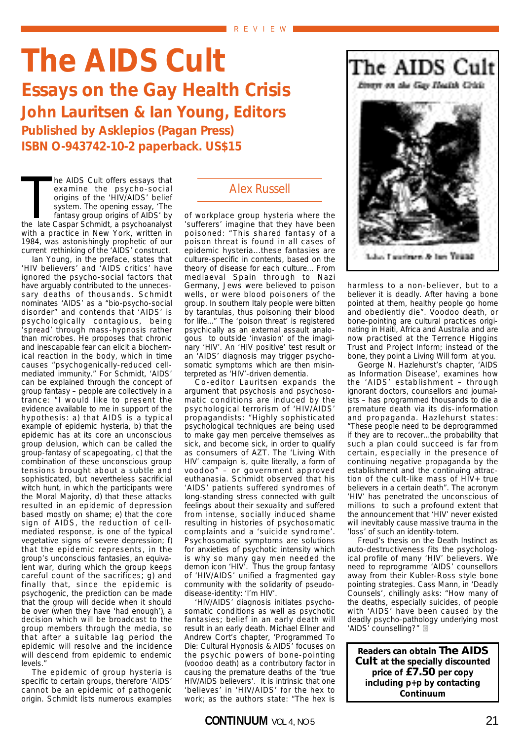REVIEW

# The AIDS Cult

## Essays on the Gay Health Crisis

### John Lauritsen & Ian Young, Editors

**Published by Asklepios (Pagan Press)**
**ISBN O-943742-10-2 paperback. US$15**

Alex Russell

The AIDS Cult offers essays that examine the psycho-social origins of the 'HIV/AIDS' belief system. The opening essay, 'The fantasy group origins of AIDS' by the late Caspar Schmidt, a psychoanalyst with a practice in New York, written in 1984, was astonishingly prophetic of our current rethinking of the 'AIDS' construct.

Ian Young, in the preface, states that 'HIV believers' and 'AIDS critics' have ignored the psycho-social factors that have arguably contributed to the unnecessary deaths of thousands. Schmidt nominates 'AIDS' as a "bio-psycho-social disorder" and contends that 'AIDS' is psychologically contagious, being 'spread' through mass-hypnosis rather than microbes. He proposes that chronic and inescapable fear can elicit a biochemical reaction in the body, which in time causes "psychogenically-reduced cell-mediated immunity." For Schmidt, 'AIDS' can be explained through the concept of group fantasy – people are collectively in a trance: "I would like to present the evidence available to me in support of the hypothesis: a) that AIDS is a typical example of epidemic hysteria, b) that the epidemic has at its core an unconscious group delusion, which can be called the group-fantasy of scapegoating, c) that the combination of these unconscious group tensions brought about a subtle and sophisticated, but nevertheless sacrificial witch hunt, in which the participants were the Moral Majority, d) that these attacks resulted in an epidemic of depression based mostly on shame; e) that the core sign of AIDS, the reduction of cell-mediated response, is one of the typical vegetative signs of severe depression; f) that the epidemic represents, in the group's unconscious fantasies, an equivalent war, during which the group keeps careful count of the sacrifices; g) and finally that, since the epidemic is psychogenic, the prediction can be made that the group will decide when it should be over (when they have 'had enough'), a decision which will be broadcast to the group members through the media, so that after a suitable lag period the epidemic will resolve and the incidence will descend from epidemic to endemic levels."

The epidemic of group hysteria is specific to certain groups, therefore 'AIDS' cannot be an epidemic of pathogenic origin. Schmidt lists numerous examples of workplace group hysteria where the 'sufferers' imagine that they have been poisoned: "This shared fantasy of a poison threat is found in all cases of epidemic hysteria...these fantasies are culture-specific in contents, based on the theory of disease for each culture... From mediaeval Spain through to Nazi Germany, Jews were believed to poison wells, or were blood poisoners of the group. In southern Italy people were bitten by tarantulas, thus poisoning their blood for life..." The 'poison threat' is registered psychically as an external assault analogous to outside 'invasion' of the imaginary 'HIV'. An 'HIV positive' test result or an 'AIDS' diagnosis may trigger psychosomatic symptoms which are then misinterpreted as 'HIV'-driven dementia.

Co-editor Lauritsen expands the argument that psychosis and psychosomatic conditions are induced by the psychological terrorism of 'HIV/AIDS' propagandists: "Highly sophisticated psychological techniques are being used to make gay men perceive themselves as sick, and become sick, in order to qualify as consumers of AZT. The 'Living With HIV' campaign is, quite literally, a form of voodoo" – or government approved euthanasia. Schmidt observed that his 'AIDS' patients suffered syndromes of long-standing stress connected with guilt feelings about their sexuality and suffered from intense, socially induced shame resulting in histories of psychosomatic complaints and a 'suicide syndrome'. Psychosomatic symptoms are solutions for anxieties of psychotic intensity which is why so many gay men needed the demon icon 'HIV'. Thus the group fantasy of 'HIV/AIDS' unified a fragmented gay community with the solidarity of pseudo-disease-identity: 'I'm HIV'.

'HIV/AIDS' diagnosis initiates psychosomatic conditions as well as psychotic fantasies; belief in an early death will result in an early death. Michael Ellner and Andrew Cort's chapter, 'Programmed To Die: Cultural Hypnosis & AIDS' focuses on the psychic powers of bone-pointing (voodoo death) as a contributory factor in causing the premature deaths of the 'true HIV/AIDS believers'. It is intrinsic that one 'believes' in 'HIV/AIDS' for the hex to work; as the authors state: "The hex is harmless to a non-believer, but to a believer it is deadly. After having a bone pointed at them, healthy people go home and obediently die". Voodoo death, or bone-pointing are cultural practices originating in Haiti, Africa and Australia and are now practised at the Terrence Higgins Trust and Project Inform; instead of the bone, they point a Living Will form at you.

George N. Hazlehurst's chapter, 'AIDS as Information Disease', examines how the 'AIDS' establishment – through ignorant doctors, counsellors and journalists – has programmed thousands to die a premature death via its dis-information and propaganda. Hazlehurst states: "These people need to be deprogrammed if they are to recover...the probability that such a plan could succeed is far from certain, especially in the presence of continuing negative propaganda by the establishment and the continuing attraction of the cult-like mass of HIV+ true believers in a certain death". The acronym 'HIV' has penetrated the unconscious of millions to such a profound extent that the announcement that 'HIV' never existed will inevitably cause massive trauma in the 'loss' of such an identity-totem.

Freud's thesis on the Death Instinct as auto-destructiveness fits the psychological profile of many 'HIV' believers. We need to reprogramme 'AIDS' counsellors away from their Kubler-Ross style bone pointing strategies. Cass Mann, in 'Deadly Counsels', chillingly asks: "How many of the deaths, especially suicides, of people with 'AIDS' have been caused by the deadly psycho-pathology underlying most 'AIDS' counselling?"

**Readers can obtain The AIDS Cult at the specially discounted price of £7.50 per copy including p+p by contacting Continuum**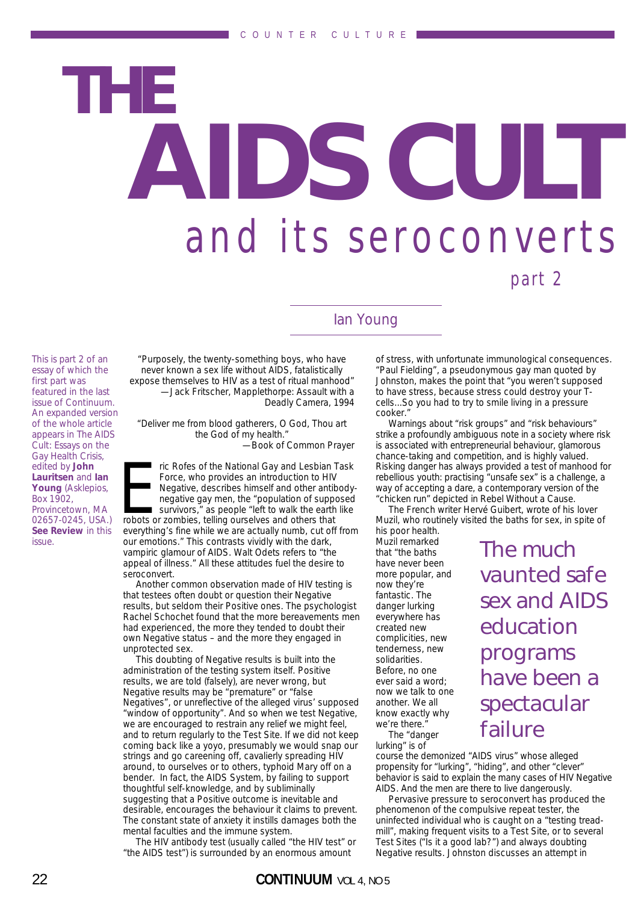# THE AIDS CULT and its seroconverts

part 2

Ian Young

This is part 2 of an essay of which the first part was featured in the last issue of Continuum. An expanded version of the whole article appears in The AIDS Cult: Essays on the Gay Health Crisis, edited by **John Lauritsen** and **Ian Young** (Asklepios, Box 1902, Provincetown, MA 02657-0245, USA.) **See Review** in this issue.

"Purposely, the twenty-something boys, who have never known a sex life without AIDS, fatalistically expose themselves to HIV as a test of ritual manhood"
—Jack Fritscher, Mapplethorpe: Assault with a Deadly Camera, 1994

"Deliver me from blood gatherers, O God, Thou art the God of my health."
—Book of Common Prayer

Eric Rofes of the National Gay and Lesbian Task Force, who provides an introduction to HIV Negative, describes himself and other antibody-negative gay men, the "population of supposed survivors," as people "left to walk the earth like robots or zombies, telling ourselves and others that everything's fine while we are actually numb, cut off from our emotions." This contrasts vividly with the dark, vampiric glamour of AIDS. Walt Odets refers to "the appeal of illness." All these attitudes fuel the desire to seroconvert.

Another common observation made of HIV testing is that testees often doubt or question their Negative results, but seldom their Positive ones. The psychologist Rachel Schochet found that the more bereavements men had experienced, the more they tended to doubt their own Negative status – and the more they engaged in unprotected sex.

This doubting of Negative results is built into the administration of the testing system itself. Positive results, we are told (falsely), are never wrong, but Negative results may be "premature" or "false Negatives", or unreflective of the alleged virus' supposed "window of opportunity". And so when we test Negative, we are encouraged to restrain any relief we might feel, and to return regularly to the Test Site. If we did not keep coming back like a yoyo, presumably we would snap our strings and go careening off, cavalierly spreading HIV around, to ourselves or to others, typhoid Mary off on a bender. In fact, the AIDS System, by failing to support thoughtful self-knowledge, and by subliminally suggesting that a Positive outcome is inevitable and desirable, encourages the behaviour it claims to prevent. The constant state of anxiety it instills damages both the mental faculties and the immune system.

The HIV antibody test (usually called "the HIV test" or "the AIDS test") is surrounded by an enormous amount of stress, with unfortunate immunological consequences. "Paul Fielding", a pseudonymous gay man quoted by Johnston, makes the point that "you weren't supposed to have stress, because stress could destroy your T-cells...So you had to try to smile living in a pressure cooker."

Warnings about "risk groups" and "risk behaviours" strike a profoundly ambiguous note in a society where risk is associated with entrepreneurial behaviour, glamorous chance-taking and competition, and is highly valued. Risking danger has always provided a test of manhood for rebellious youth: practising "unsafe sex" is a challenge, a way of accepting a dare, a contemporary version of the "chicken run" depicted in Rebel Without a Cause.

The French writer Hervé Guibert, wrote of his lover Muzil, who routinely visited the baths for sex, in spite of his poor health. Muzil remarked that "the baths have never been more popular, and now they're fantastic. The danger lurking everywhere has created new complicities, new tenderness, new solidarities. Before, no one ever said a word; now we talk to one another. We all know exactly why we're there."

> The much vaunted safe sex and AIDS education programs have been a spectacular failure

The "danger lurking" is of course the demonized "AIDS virus" whose alleged propensity for "lurking", "hiding", and other "clever" behaviour is said to explain the many cases of HIV Negative AIDS. And the men are there to live dangerously.

Pervasive pressure to seroconvert has produced the phenomenon of the compulsive repeat tester, the uninfected individual who is caught on a "testing tread-mill", making frequent visits to a Test Site, or to several Test Sites ("Is it a good lab?") and always doubting Negative results. Johnston discusses an attempt in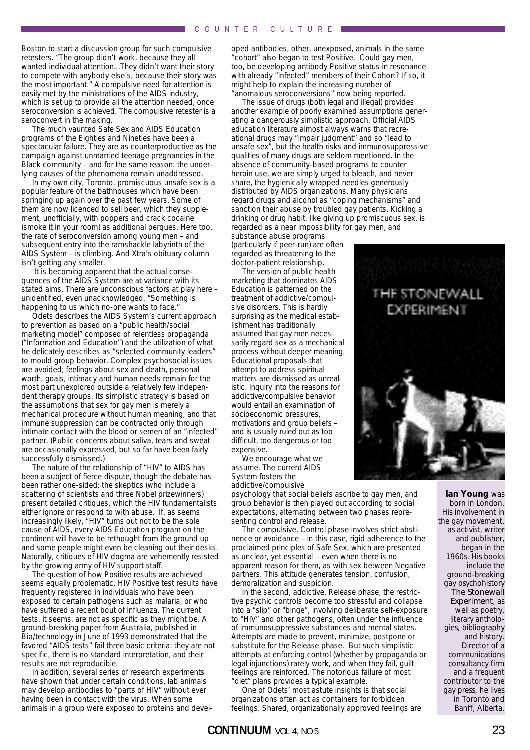Boston to start a discussion group for such compulsive retesters. "The group didn't work, because they all wanted individual attention...They didn't want their story to compete with anybody else's, because their story was the most important." A compulsive need for attention is easily met by the ministrations of the AIDS industry, which is set up to provide all the attention needed, once seroconversion is achieved. The compulsive retester is a seroconvert in the making.

The much vaunted Safe Sex and AIDS Education programs of the Eighties and Nineties have been a spectacular failure. They are as counterproductive as the campaign against unmarried teenage pregnancies in the Black community – and for the same reason: the underlying causes of the phenomena remain unaddressed.

In my own city, Toronto, promiscuous unsafe sex is a popular feature of the bathhouses which have been springing up again over the past few years. Some of them are now licenced to sell beer, which they supplement, unofficially, with poppers and crack cocaine (smoke it in your room) as additional perques. Here too, the rate of seroconversion among young men – and subsequent entry into the ramshackle labyrinth of the AIDS System – is climbing. And Xtra's obituary column isn't getting any smaller.

It is becoming apparent that the actual consequences of the AIDS System are at variance with its stated aims. There are unconscious factors at play here – unidentified, even unacknowledged. "Something is happening to us which no-one wants to face."

Odets describes the AIDS System's current approach to prevention as based on a "public health/social marketing model" composed of relentless propaganda ("Information and Education") and the utilization of what he delicately describes as "selected community leaders" to mould group behavior. Complex psychosocial issues are avoided; feelings about sex and death, personal worth, goals, intimacy and human needs remain for the most part unexplored outside a relatively few independent therapy groups. Its simplistic strategy is based on the assumptions that sex for gay men is merely a mechanical procedure without human meaning, and that immune suppression can be contracted only through intimate contact with the blood or semen of an "infected" partner. (Public concerns about saliva, tears and sweat are occasionally expressed, but so far have been fairly successfully dismissed.)

The nature of the relationship of "HIV" to AIDS has been a subject of fierce dispute, though the debate has been rather one-sided: the skeptics (who include a scattering of scientists and three Nobel prizewinners) present detailed critiques, which the HIV fundamentalists either ignore or respond to with abuse. If, as seems increasingly likely, "HIV" turns out not to be the sole cause of AIDS, every AIDS Education program on the continent will have to be rethought from the ground up and some people might even be cleaning out their desks. Naturally, critiques of HIV dogma are vehemently resisted by the growing army of HIV support staff.

The question of how Positive results are achieved seems equally problematic. HIV Positive test results have frequently registered in individuals who have been exposed to certain pathogens such as malaria, or who have suffered a recent bout of influenza. The current tests, it seems, are not as specific as they might be. A ground-breaking paper from Australia, published in Bio/technology in June of 1993 demonstrated that the favored "AIDS tests" fail three basic criteria: they are not specific, there is no standard interpretation, and their results are not reproducible.

In addition, several series of research experiments have shown that under certain conditions, lab animals may develop antibodies to "parts of HIV" without ever having been in contact with the virus. When some animals in a group were exposed to proteins and developed antibodies, other, unexposed, animals in the same "cohort" also began to test Positive. Could gay men, too, be developing antibody Positive status in resonance with already "infected" members of their Cohort? If so, it might help to explain the increasing number of "anomalous seroconversions" now being reported.

The issue of drugs (both legal and illegal) provides another example of poorly examined assumptions generating a dangerously simplistic approach. Official AIDS education literature almost always warns that recreational drugs may "impair judgment" and so "lead to unsafe sex", but the health risks and immunosuppressive qualities of many drugs are seldom mentioned. In the absence of community-based programs to counter heroin use, we are simply urged to bleach, and never share, the hygienically wrapped needles generously distributed by AIDS organizations. Many physicians regard drugs and alcohol as "coping mechanisms" and sanction their abuse by troubled gay patients. Kicking a drinking or drug habit, like giving up promiscuous sex, is regarded as a near impossibility for gay men, and substance abuse programs (particularly if peer-run) are often regarded as threatening to the doctor-patient relationship.

The version of public health marketing that dominates AIDS Education is patterned on the treatment of addictive/compulsive disorders. This is hardly surprising as the medical establishment has traditionally assumed that gay men necessarily regard sex as a mechanical process without deeper meaning. Educational proposals that attempt to address spiritual matters are dismissed as unrealistic. Inquiry into the reasons for addictive/compulsive behavior would entail an examination of socioeconomic pressures, motivations and group beliefs – and is usually ruled out as too difficult, too dangerous or too expensive.

We encourage what we assume. The current AIDS System fosters the addictive/compulsive psychology that social beliefs ascribe to gay men, and group behavior is then played out according to social expectations, alternating between two phases representing control and release.

The compulsive, Control phase involves strict abstinence or avoidance – in this case, rigid adherence to the proclaimed principles of Safe Sex, which are presented as unclear, yet essential – even when there is no apparent reason for them, as with sex between Negative partners. This attitude generates tension, confusion, demoralization and suspicion.

In the second, addictive, Release phase, the restrictive psychic controls become too stressful and collapse into a "slip" or "binge", involving deliberate self-exposure to "HIV" and other pathogens, often under the influence of immunosuppressive substances and mental states. Attempts are made to prevent, minimize, postpone or substitute for the Release phase. But such simplistic attempts at enforcing control (whether by propaganda or legal injunctions) rarely work, and when they fail, guilt feelings are reinforced. The notorious failure of most "diet" plans provides a typical example.

One of Odets' most astute insights is that social organizations often act as containers for forbidden feelings. Shared, organizationally approved feelings are

THE STONEWALL EXPERIMENT

**Ian Young** was born in London. His involvement in the gay movement, as activist, writer and publisher, began in the 1960s. His books include the ground-breaking gay psychohistory *The Stonewall Experiment*, as well as poetry, literary anthologies, bibliography and history. Director of a communications consultancy firm and a frequent contributor to the gay press, he lives in Toronto and Banff, Alberta.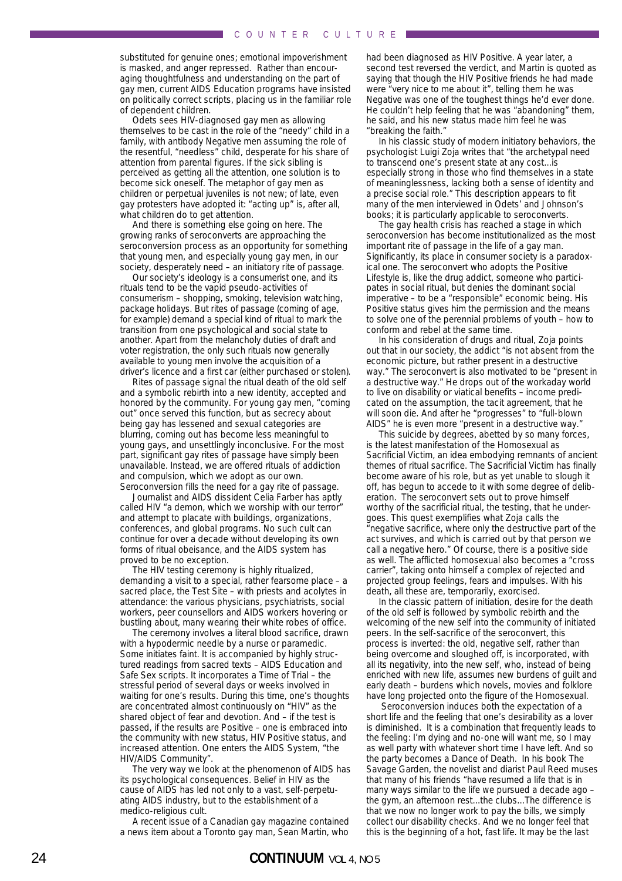substituted for genuine ones; emotional impoverishment is masked, and anger repressed. Rather than encouraging thoughtfulness and understanding on the part of gay men, current AIDS Education programs have insisted on politically correct scripts, placing us in the familiar role of dependent children.

Odets sees HIV-diagnosed gay men as allowing themselves to be cast in the role of the "needy" child in a family, with antibody Negative men assuming the role of the resentful, "needless" child, desperate for his share of attention from parental figures. If the sick sibling is perceived as getting all the attention, one solution is to become sick oneself. The metaphor of gay men as children or perpetual juveniles is not new; of late, even gay protesters have adopted it: "acting up" is, after all, what children do to get attention.

And there is something else going on here. The growing ranks of seroconverts are approaching the seroconversion process as an opportunity for something that young men, and especially young gay men, in our society, desperately need – an initiatory rite of passage.

Our society's ideology is a consumerist one, and its rituals tend to be the vapid pseudo-activities of consumerism – shopping, smoking, television watching, package holidays. But rites of passage (coming of age, for example) demand a special kind of ritual to mark the transition from one psychological and social state to another. Apart from the melancholy duties of draft and voter registration, the only such rituals now generally available to young men involve the acquisition of a driver's licence and a first car (either purchased or stolen).

Rites of passage signal the ritual death of the old self and a symbolic rebirth into a new identity, accepted and honored by the community. For young gay men, "coming out" once served this function, but as secrecy about being gay has lessened and sexual categories are blurring, coming out has become less meaningful to young gays, and unsettlingly inconclusive. For the most part, significant gay rites of passage have simply been unavailable. Instead, we are offered rituals of addiction and compulsion, which we adopt as our own. Seroconversion fills the need for a gay rite of passage.

Journalist and AIDS dissident Celia Farber has aptly called HIV "a demon, which we worship with our terror" and attempt to placate with buildings, organizations, conferences, and global programs. No such cult can continue for over a decade without developing its own forms of ritual obeisance, and the AIDS system has proved to be no exception.

The HIV testing ceremony is highly ritualized, demanding a visit to a special, rather fearsome place – a sacred place, the Test Site – with priests and acolytes in attendance: the various physicians, psychiatrists, social workers, peer counsellors and AIDS workers hovering or bustling about, many wearing their white robes of office.

The ceremony involves a literal blood sacrifice, drawn with a hypodermic needle by a nurse or paramedic. Some initiates faint. It is accompanied by highly structured readings from sacred texts – AIDS Education and Safe Sex scripts. It incorporates a Time of Trial – the stressful period of several days or weeks involved in waiting for one's results. During this time, one's thoughts are concentrated almost continuously on "HIV" as the shared object of fear and devotion. And – if the test is passed, if the results are Positive – one is embraced into the community with new status, HIV Positive status, and increased attention. One enters the AIDS System, "the HIV/AIDS Community".

The very way we look at the phenomenon of AIDS has its psychological consequences. Belief in HIV as the cause of AIDS has led not only to a vast, self-perpetuating AIDS industry, but to the establishment of a medico-religious cult.

A recent issue of a Canadian gay magazine contained a news item about a Toronto gay man, Sean Martin, who had been diagnosed as HIV Positive. A year later, a second test reversed the verdict, and Martin is quoted as saying that though the HIV Positive friends he had made were "very nice to me about it", telling them he was Negative was one of the toughest things he'd ever done. He couldn't help feeling that he was "abandoning" them, he said, and his new status made him feel he was "breaking the faith."

In his classic study of modern initiatory behaviors, the psychologist Luigi Zoja writes that "the archetypal need to transcend one's present state at any cost...is especially strong in those who find themselves in a state of meaninglessness, lacking both a sense of identity and a precise social role." This description appears to fit many of the men interviewed in Odets' and Johnson's books; it is particularly applicable to seroconverts.

The gay health crisis has reached a stage in which seroconversion has become institutionalized as the most important rite of passage in the life of a gay man. Significantly, its place in consumer society is a paradoxical one. The seroconvert who adopts the Positive Lifestyle is, like the drug addict, someone who participates in social ritual, but denies the dominant social imperative – to be a "responsible" economic being. His Positive status gives him the permission and the means to solve one of the perennial problems of youth – how to conform and rebel at the same time.

In his consideration of drugs and ritual, Zoja points out that in our society, the addict "is not absent from the economic picture, but rather present in a destructive way." The seroconvert is also motivated to be "present in a destructive way." He drops out of the workaday world to live on disability or viatical benefits – income predicated on the assumption, the tacit agreement, that he will soon die. And after he "progresses" to "full-blown AIDS" he is even more "present in a destructive way."

This suicide by degrees, abetted by so many forces, is the latest manifestation of the Homosexual as Sacrificial Victim, an idea embodying remnants of ancient themes of ritual sacrifice. The Sacrificial Victim has finally become aware of his role, but as yet unable to slough it off, has begun to accede to it with some degree of deliberation. The seroconvert sets out to prove himself worthy of the sacrificial ritual, the testing, that he undergoes. This quest exemplifies what Zoja calls the "negative sacrifice, where only the destructive part of the act survives, and which is carried out by that person we call a negative hero." Of course, there is a positive side as well. The afflicted homosexual also becomes a "cross carrier", taking onto himself a complex of rejected and projected group feelings, fears and impulses. With his death, all these are, temporarily, exorcised.

In the classic pattern of initiation, desire for the death of the old self is followed by symbolic rebirth and the welcoming of the new self into the community of initiated peers. In the self-sacrifice of the seroconvert, this process is inverted: the old, negative self, rather than being overcome and sloughed off, is incorporated, with all its negativity, into the new self, who, instead of being enriched with new life, assumes new burdens of guilt and early death – burdens which novels, movies and folklore have long projected onto the figure of the Homosexual.

Seroconversion induces both the expectation of a short life and the feeling that one's desirability as a lover is diminished. It is a combination that frequently leads to the feeling: I'm dying and no-one will want me, so I may as well party with whatever short time I have left. And so the party becomes a Dance of Death. In his book The Savage Garden, the novelist and diarist Paul Reed muses that many of his friends "have resumed a life that is in many ways similar to the life we pursued a decade ago – the gym, an afternoon rest...the clubs...The difference is that we now no longer work to pay the bills, we simply collect our disability checks. And we no longer feel that this is the beginning of a hot, fast life. It may be the last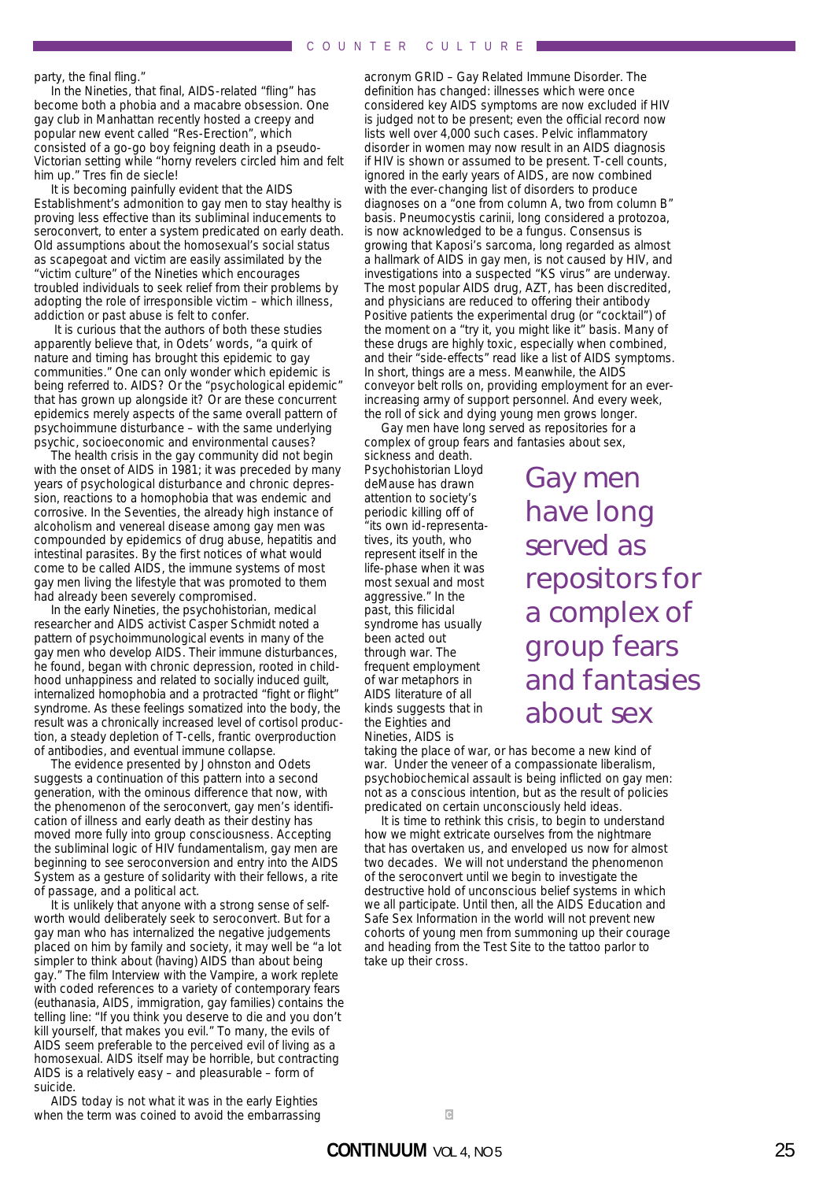party, the final fling."

In the Nineties, that final, AIDS-related "fling" has become both a phobia and a macabre obsession. One gay club in Manhattan recently hosted a creepy and popular new event called "Res-Erection", which consisted of a go-go boy feigning death in a pseudo-Victorian setting while "horny revelers circled him and felt him up." Tres fin de siecle!

It is becoming painfully evident that the AIDS Establishment's admonition to gay men to stay healthy is proving less effective than its subliminal inducements to seroconvert, to enter a system predicated on early death. Old assumptions about the homosexual's social status as scapegoat and victim are easily assimilated by the "victim culture" of the Nineties which encourages troubled individuals to seek relief from their problems by adopting the role of irresponsible victim – which illness, addiction or past abuse is felt to confer.

It is curious that the authors of both these studies apparently believe that, in Odets' words, "a quirk of nature and timing has brought this epidemic to gay communities." One can only wonder which epidemic is being referred to. AIDS? Or the "psychological epidemic" that has grown up alongside it? Or are these concurrent epidemics merely aspects of the same overall pattern of psychoimmune disturbance – with the same underlying psychic, socioeconomic and environmental causes?

The health crisis in the gay community did not begin with the onset of AIDS in 1981; it was preceded by many years of psychological disturbance and chronic depression, reactions to a homophobia that was endemic and corrosive. In the Seventies, the already high instance of alcoholism and venereal disease among gay men was compounded by epidemics of drug abuse, hepatitis and intestinal parasites. By the first notices of what would come to be called AIDS, the immune systems of most gay men living the lifestyle that was promoted to them had already been severely compromised.

In the early Nineties, the psychohistorian, medical researcher and AIDS activist Casper Schmidt noted a pattern of psychoimmunological events in many of the gay men who develop AIDS. Their immune disturbances, he found, began with chronic depression, rooted in childhood unhappiness and related to socially induced guilt, internalized homophobia and a protracted "fight or flight" syndrome. As these feelings somatized into the body, the result was a chronically increased level of cortisol production, a steady depletion of T-cells, frantic overproduction of antibodies, and eventual immune collapse.

The evidence presented by Johnston and Odets suggests a continuation of this pattern into a second generation, with the ominous difference that now, with the phenomenon of the seroconvert, gay men's identification of illness and early death as their destiny has moved more fully into group consciousness. Accepting the subliminal logic of HIV fundamentalism, gay men are beginning to see seroconversion and entry into the AIDS System as a gesture of solidarity with their fellows, a rite of passage, and a political act.

It is unlikely that anyone with a strong sense of self-worth would deliberately seek to seroconvert. But for a gay man who has internalized the negative judgements placed on him by family and society, it may well be "a lot simpler to think about (having) AIDS than about being gay." The film Interview with the Vampire, a work replete with coded references to a variety of contemporary fears (euthanasia, AIDS, immigration, gay families) contains the telling line: "If you think you deserve to die and you don't kill yourself, that makes you evil." To many, the evils of AIDS seem preferable to the perceived evil of living as a homosexual. AIDS itself may be horrible, but contracting AIDS is a relatively easy – and pleasurable – form of suicide.

AIDS today is not what it was in the early Eighties when the term was coined to avoid the embarrassing acronym GRID – Gay Related Immune Disorder. The definition has changed: illnesses which were once considered key AIDS symptoms are now excluded if HIV is judged not to be present; even the official record now lists well over 4,000 such cases. Pelvic inflammatory disorder in women may now result in an AIDS diagnosis if HIV is shown or assumed to be present. T-cell counts, ignored in the early years of AIDS, are now combined with the ever-changing list of disorders to produce diagnoses on a "one from column A, two from column B" basis. Pneumocystis carinii, long considered a protozoa, is now acknowledged to be a fungus. Consensus is growing that Kaposi's sarcoma, long regarded as almost a hallmark of AIDS in gay men, is not caused by HIV, and investigations into a suspected "KS virus" are underway. The most popular AIDS drug, AZT, has been discredited, and physicians are reduced to offering their antibody Positive patients the experimental drug (or "cocktail") of the moment on a "try it, you might like it" basis. Many of these drugs are highly toxic, especially when combined, and their "side-effects" read like a list of AIDS symptoms. In short, things are a mess. Meanwhile, the AIDS conveyor belt rolls on, providing employment for an ever-increasing army of support personnel. And every week, the roll of sick and dying young men grows longer.

Gay men have long served as repositories for a complex of group fears and fantasies about sex, sickness and death. Psychohistorian Lloyd deMause has drawn attention to society's periodic killing off of "its own id-representatives, its youth, who represent itself in the life-phase when it was most sexual and most aggressive." In the past, this filicidal syndrome has usually been acted out through war. The frequent employment of war metaphors in AIDS literature of all kinds suggests that in the Eighties and Nineties, AIDS is taking the place of war, or has become a new kind of war. Under the veneer of a compassionate liberalism, psychobiochemical assault is being inflicted on gay men: not as a conscious intention, but as the result of policies predicated on certain unconsciously held ideas.

> Gay men have long served as repositors for a complex of group fears and fantasies about sex

It is time to rethink this crisis, to begin to understand how we might extricate ourselves from the nightmare that has overtaken us, and enveloped us now for almost two decades. We will not understand the phenomenon of the seroconvert until we begin to investigate the destructive hold of unconscious belief systems in which we all participate. Until then, all the AIDS Education and Safe Sex Information in the world will not prevent new cohorts of young men from summoning up their courage and heading from the Test Site to the tattoo parlor to take up their cross.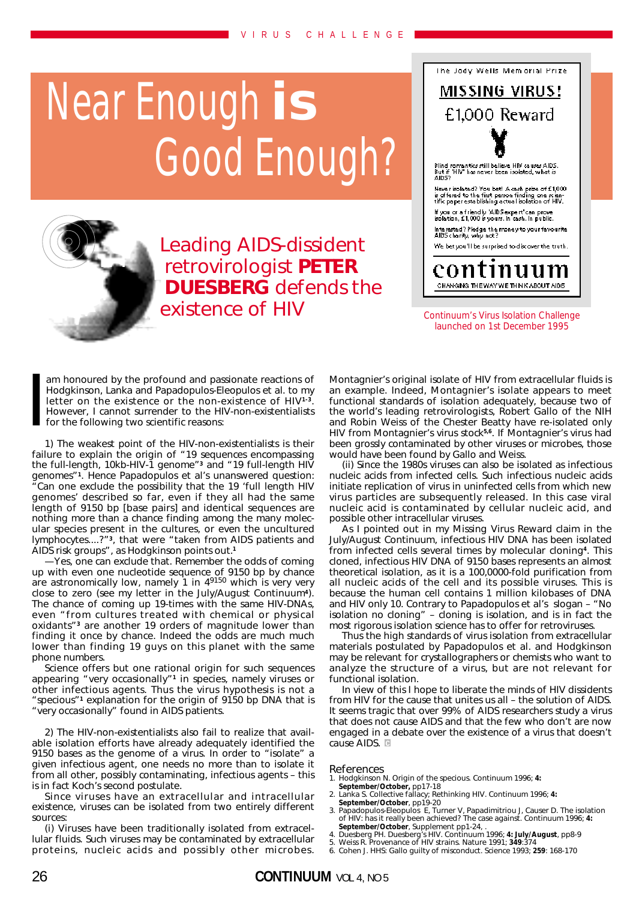# Near Enough is Good Enough?

## Leading AIDS-dissident retrovirologist **PETER DUESBERG** defends the existence of HIV

The Jody Wells Memorial Prize

**MISSING VIRUS!**

£1,000 Reward

Blind romantics still believe HIV causes AIDS. But if 'HIV' has never been isolated, what is AIDS?

Never isolated? You bet! A cash prize of £1,000 is offered to the first person finding one scientific paper establishing actual isolation of HIV.

If you or a friendly 'AIDS expert' can prove isolation, £1,000 is yours. In cash. In public.

Interested? Pledge the money to your favourite AIDS charity, why not?

We bet you'll be surprised to discover the truth.

continuum

CHANGING THE WAY WE THINK ABOUT AIDS

Continuum's Virus Isolation Challenge launched on 1st December 1995

I am honoured by the profound and passionate reactions of Hodgkinson, Lanka and Papadopulos-Eleopulos et al. to my letter on the existence or the non-existence of HIV[1-3]. However, I cannot surrender to the HIV-non-existentialists for the following two scientific reasons:

1) The weakest point of the HIV-non-existentialists is their failure to explain the origin of "19 sequences encompassing the full-length, 10kb-HIV-1 genome"[3] and "19 full-length HIV genomes"[1]. Hence Papadopulos et al's unanswered question: "Can one exclude the possibility that the 19 'full length HIV genomes' described so far, even if they all had the same length of 9150 bp [base pairs] and identical sequences are nothing more than a chance finding among the many molecular species present in the cultures, or even the uncultured lymphocytes....?"[3], that were "taken from AIDS patients and AIDS risk groups", as Hodgkinson points out.[1]

—Yes, one can exclude that. Remember the odds of coming up with even one nucleotide sequence of 9150 bp by chance are astronomically low, namely 1 in $4^{9150}$ which is very very close to zero (see my letter in the July/August Continuum[4]). The chance of coming up 19-times with the same HIV-DNAs, even "from cultures treated with chemical or physical oxidants"[3] are another 19 orders of magnitude lower than finding it once by chance. Indeed the odds are much much lower than finding 19 guys on this planet with the same phone numbers.

Science offers but one rational origin for such sequences appearing "very occasionally"[1] in species, namely viruses or other infectious agents. Thus the virus hypothesis is not a "specious"[1] explanation for the origin of 9150 bp DNA that is "very occasionally" found in AIDS patients.

2) The HIV-non-existentialists also fail to realize that available isolation efforts have already adequately identified the 9150 bases as the genome of a virus. In order to "isolate" a given infectious agent, one needs no more than to isolate it from all other, possibly contaminating, infectious agents – this is in fact Koch's second postulate.

Since viruses have an extracellular and intracellular existence, viruses can be isolated from two entirely different sources:

(i) Viruses have been traditionally isolated from extracellular fluids. Such viruses may be contaminated by extracellular proteins, nucleic acids and possibly other microbes. Montagnier's original isolate of HIV from extracellular fluids is an example. Indeed, Montagnier's isolate appears to meet functional standards of isolation adequately, because two of the world's leading retrovirologists, Robert Gallo of the NIH and Robin Weiss of the Chester Beatty have re-isolated only HIV from Montagnier's virus stock[5,6]. If Montagnier's virus had been grossly contaminated by other viruses or microbes, those would have been found by Gallo and Weiss.

(ii) Since the 1980s viruses can also be isolated as infectious nucleic acids from infected cells. Such infectious nucleic acids initiate replication of virus in uninfected cells from which new virus particles are subsequently released. In this case viral nucleic acid is contaminated by cellular nucleic acid, and possible other intracellular viruses.

As I pointed out in my Missing Virus Reward claim in the July/August Continuum, infectious HIV DNA has been isolated from infected cells several times by molecular cloning[4]. This cloned, infectious HIV DNA of 9150 bases represents an almost theoretical isolation, as it is a 100,0000-fold purification from all nucleic acids of the cell and its possible viruses. This is because the human cell contains 1 million kilobases of DNA and HIV only 10. Contrary to Papadopulos et al's slogan – "No isolation no cloning" – cloning is isolation, and is in fact the most rigorous isolation science has to offer for retroviruses.

Thus the high standards of virus isolation from extracellular materials postulated by Papadopulos et al. and Hodgkinson may be relevant for crystallographers or chemists who want to analyze the structure of a virus, but are not relevant for functional isolation.

In view of this I hope to liberate the minds of HIV dissidents from HIV for the cause that unites us all – the solution of AIDS. It seems tragic that over 99% of AIDS researchers study a virus that does not cause AIDS and that the few who don't are now engaged in a debate over the existence of a virus that doesn't cause AIDS.

## References

1. Hodgkinson N. Origin of the specious. Continuum 1996; **4: September/October,** pp17-18
2. Lanka S. Collective fallacy; Rethinking HIV. Continuum 1996; **4: September/October**, pp19-20
3. Papadopulos-Eleopulos E, Turner V, Papadimitriou J, Causer D. The isolation of HIV: has it really been achieved? The case against. Continuum 1996; **4: September/October**, Supplement pp1-24, .
4. Duesberg PH. Duesberg's HIV. Continuum 1996; **4: July/August**, pp8-9
5. Weiss R. Provenance of HIV strains. Nature 1991; **349**:374
6. Cohen J. HHS: Gallo guilty of misconduct. Science 1993; **259**: 168-170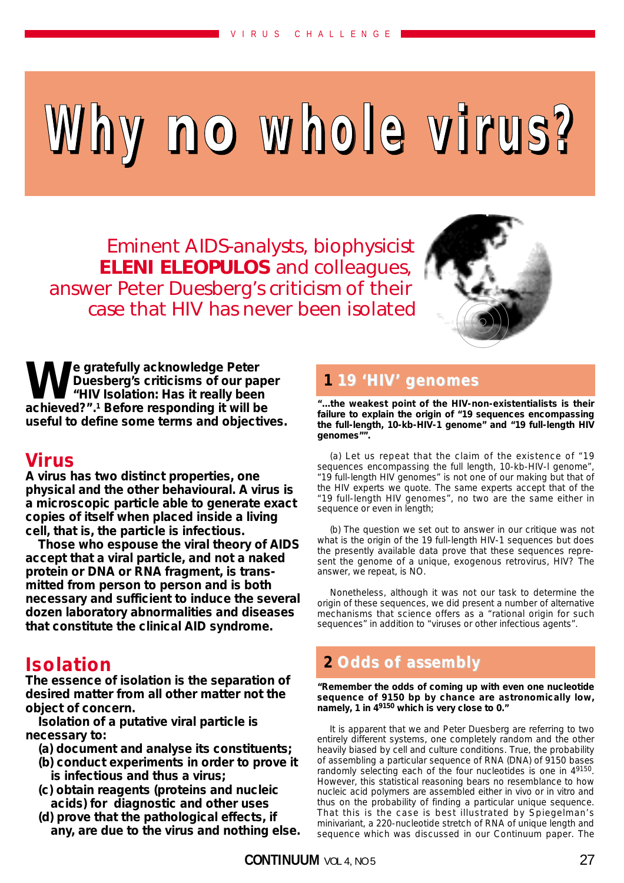# Why no whole virus?

Eminent AIDS-analysts, biophysicist **ELENI ELEOPULOS** and colleagues, answer Peter Duesberg's criticism of their case that HIV has never been isolated

**We gratefully acknowledge Peter Duesberg's criticisms of our paper "HIV Isolation: Has it really been achieved?".[1] Before responding it will be useful to define some terms and objectives.**

## Virus

**A virus has two distinct properties, one physical and the other behavioural. A virus is a microscopic particle able to generate exact copies of itself when placed inside a living cell, that is, the particle is infectious.**

**Those who espouse the viral theory of AIDS accept that a viral particle, and not a naked protein or DNA or RNA fragment, is transmitted from person to person and is both necessary and sufficient to induce the several dozen laboratory abnormalities and diseases that constitute the clinical AID syndrome.**

## Isolation

**The essence of isolation is the separation of desired matter from all other matter not the object of concern.**

**Isolation of a putative viral particle is necessary to:**

**(a) document and analyse its constituents;**
**(b) conduct experiments in order to prove it is infectious and thus a virus;**
**(c) obtain reagents (proteins and nucleic acids) for diagnostic and other uses**
**(d) prove that the pathological effects, if any, are due to the virus and nothing else.**

## 1 19 'HIV' genomes

**"...the weakest point of the HIV-non-existentialists is their failure to explain the origin of "19 sequences encompassing the full length, 10-kb-HIV-1 genome" and "19 full-length HIV genomes"".**

(a) Let us repeat that the claim of the existence of "19 sequences encompassing the full length, 10-kb-HIV-I genome", "19 full-length HIV genomes" is not one of our making but that of the HIV experts we quote. The same experts accept that of the "19 full-length HIV genomes", no two are the same either in sequence or even in length;

(b) The question we set out to answer in our critique was not what is the origin of the 19 full-length HIV-1 sequences but does the presently available data prove that these sequences represent the genome of a unique, exogenous retrovirus, HIV? The answer, we repeat, is NO.

Nonetheless, although it was not our task to determine the origin of these sequences, we did present a number of alternative mechanisms that science offers as a "rational origin for such sequences" in addition to "viruses or other infectious agents".

## 2 Odds of assembly

**"Remember the odds of coming up with even one nucleotide sequence of 9150 bp by chance are astronomically low, namely, 1 in $4^{9150}$ which is very close to 0."**

It is apparent that we and Peter Duesberg are referring to two entirely different systems, one completely random and the other heavily biased by cell and culture conditions. True, the probability of assembling a particular sequence of RNA (DNA) of 9150 bases randomly selecting each of the four nucleotides is one in $4^{9150}$. However, this statistical reasoning bears no resemblance to how nucleic acid polymers are assembled either in vivo or in vitro and thus on the probability of finding a particular unique sequence. That this is the case is best illustrated by Spiegelman's minivariant, a 220-nucleotide stretch of RNA of unique length and sequence which was discussed in our Continuum paper. The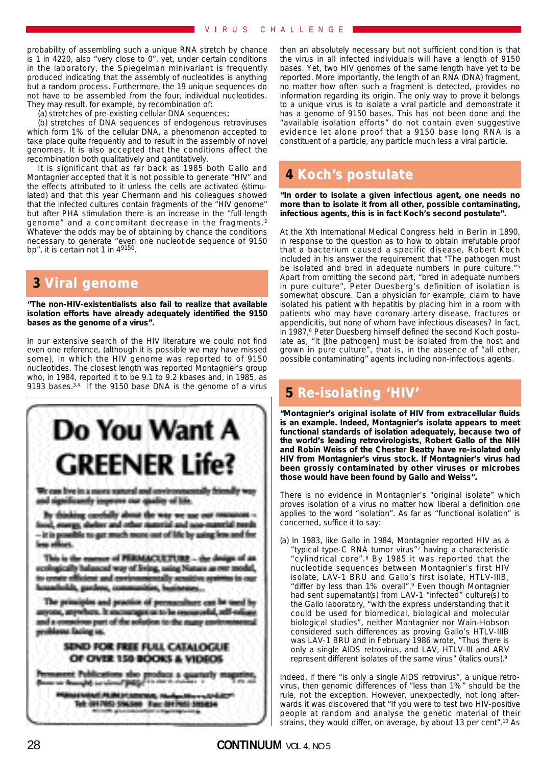probability of assembling such a unique RNA stretch by chance is 1 in 4220, also "very close to 0", yet, under certain conditions in the laboratory, the Spiegelman minivariant is frequently produced indicating that the assembly of nucleotides is anything but a random process. Furthermore, the 19 unique sequences do not have to be assembled from the four, individual nucleotides. They may result, for example, by recombination of:

(a) stretches of pre-existing cellular DNA sequences;

(b) stretches of DNA sequences of endogenous retroviruses which form 1% of the cellular DNA, a phenomenon accepted to take place quite frequently and to result in the assembly of novel genomes. It is also accepted that the conditions affect the recombination both qualitatively and qantitatively.

It is significant that as far back as 1985 both Gallo and Montagnier accepted that it is not possible to generate "HIV" and the effects attributed to it unless the cells are activated (stimulated) and that this year Chermann and his colleagues showed that the infected cultures contain fragments of the "HIV genome" but after PHA stimulation there is an increase in the "full-length genome" and a concomitant decrease in the fragments.[2] Whatever the odds may be of obtaining by chance the conditions necessary to generate "even one nucleotide sequence of 9150 bp", it is certain not 1 in $4^{9150}$.

## 3 Viral genome

**"The non-HIV-existentialists also fail to realize that available isolation efforts have already adequately identified the 9150 bases as the genome of a virus".**

In our extensive search of the HIV literature we could not find even one reference, (although it is possible we may have missed some), in which the HIV genome was reported to of 9150 nucleotides. The closest length was reported Montagnier's group who, in 1984, reported it to be 9.1 to 9.2 kbases and, in 1985, as 9193 bases.[3,4] If the 9150 base DNA is the genome of a virus then an absolutely necessary but not sufficient condition is that the virus in all infected individuals will have a length of 9150 bases. Yet, two HIV genomes of the same length have yet to be reported. More importantly, the length of an RNA (DNA) fragment, no matter how often such a fragment is detected, provides no information regarding its origin. The only way to prove it belongs to a unique virus is to isolate a viral particle and demonstrate it has a genome of 9150 bases. This has not been done and the "available isolation efforts" do not contain even suggestive evidence let alone proof that a 9150 base long RNA is a constituent of a particle, any particle much less a viral particle.

## 4 Koch's postulate

**"In order to isolate a given infectious agent, one needs no more than to isolate it from all other, possible contaminating, infectious agents, this is in fact Koch's second postulate".**

At the Xth International Medical Congress held in Berlin in 1890, in response to the question as to how to obtain irrefutable proof that a bacterium caused a specific disease, Robert Koch included in his answer the requirement that "The pathogen must be isolated and bred in adequate numbers in pure culture."[5] Apart from omitting the second part, "bred in adequate numbers in pure culture", Peter Duesberg's definition of isolation is somewhat obscure. Can a physician for example, claim to have isolated his patient with hepatitis by placing him in a room with patients who may have coronary artery disease, fractures or appendicitis, but none of whom have infectious diseases? In fact, in 1987,[6] Peter Duesberg himself defined the second Koch postulate as, "it [the pathogen] must be isolated from the host and grown in pure culture", that is, in the absence of "all other, possible contaminating" agents including non-infectious agents.

## 5 Re-isolating 'HIV'

**"Montagnier's original isolate of HIV from extracellular fluids is an example. Indeed, Montagnier's isolate appears to meet functional standards of isolation adequately, because two of the world's leading retrovirologists, Robert Gallo of the NIH and Robin Weiss of the Chester Beatty have re-isolated only HIV from Montagnier's virus stock. If Montagnier's virus had been grossly contaminated by other viruses or microbes those would have been found by Gallo and Weiss".**

There is no evidence in Montagnier's "original isolate" which proves isolation of a virus no matter how liberal a definition one applies to the word "isolation". As far as "functional isolation" is concerned, suffice it to say:

(a) In 1983, like Gallo in 1984, Montagnier reported HIV as a "typical type-C RNA tumor virus"[7] having a characteristic "cylindrical core".[8] By 1985 it was reported that the nucleotide sequences between Montagnier's first HIV isolate, LAV-1 BRU and Gallo's first isolate, HTLV-IIIB, "differ by less than 1% overall".[9] Even though Montagnier had sent supernatant(s) from LAV-1 "infected" culture(s) to the Gallo laboratory, "with the express understanding that it could be used for biomedical, biological and molecular biological studies", neither Montagnier nor Wain-Hobson considered such differences as proving Gallo's HTLV-IIIB was LAV-1 BRU and in February 1986 wrote, "Thus there is only a *single* AIDS retrovirus, and LAV, HTLV-III and ARV represent different isolates of the same virus" (italics ours).[9]

Indeed, if there "is only a single AIDS retrovirus", a unique retrovirus, then genomic differences of "less than 1%" should be the rule, not the exception. However, unexpectedly, not long afterwards it was discovered that "If you were to test two HIV-positive people at random and analyse the genetic material of their strains, they would differ, on average, by about 13 per cent".[10] As

**Do You Want A GREENER Life?**

We can live in a more natural and environmentally friendly way and significantly improve our quality of life.

By thinking carefully about the way we use our resources – food, energy, shelter and other material and non-material needs – it is possible to get much more out of life by using less and for less effort.

This is the essence of PERMACULTURE – the design of an ecologically balanced way of living, using Nature as our model, to create efficient and environmentally sensitive systems in our households, gardens, communities, businesses...

The principles and practice of permaculture can be used by anyone, anywhere. It encourages us to be resourceful, self-reliant and a conscious part of the solution to the many environmental problems facing us.

**SEND FOR FREE FULL CATALOGUE OF OVER 150 BOOKS & VIDEOS**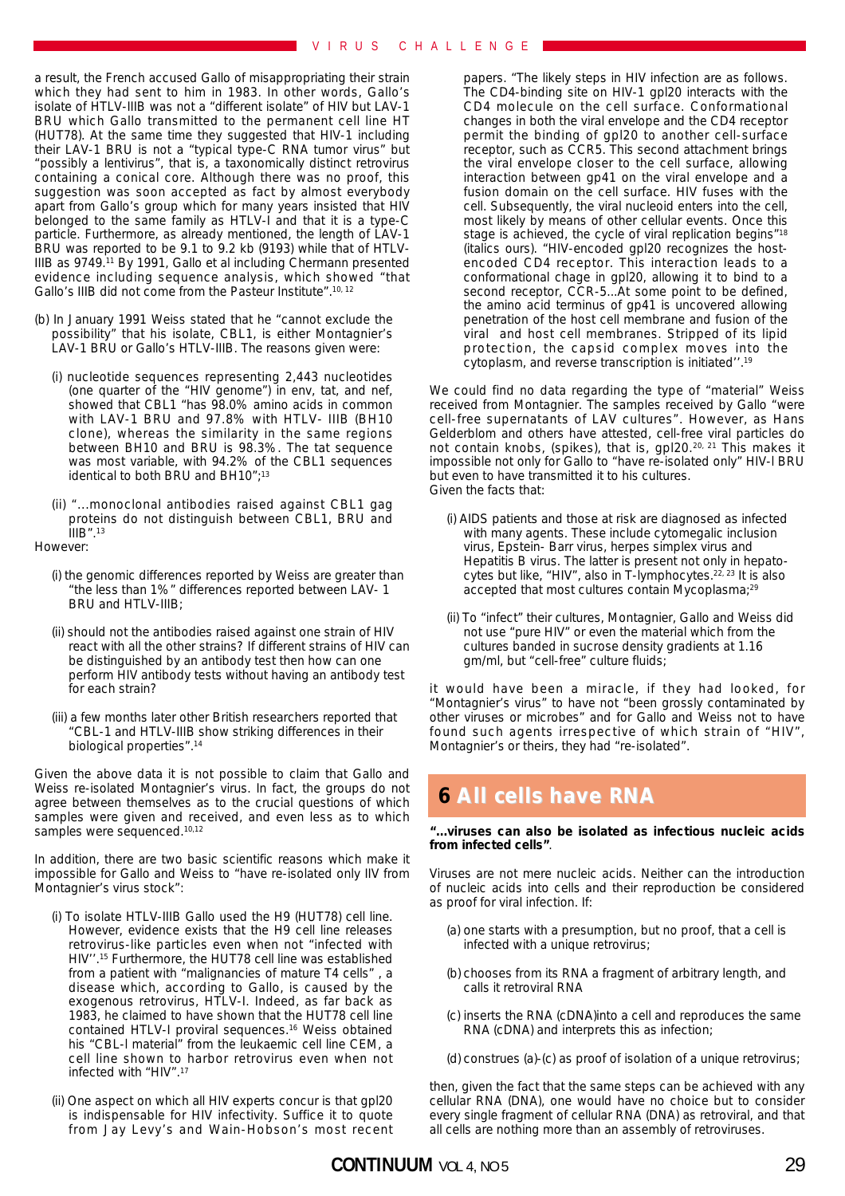a result, the French accused Gallo of misappropriating their strain which they had sent to him in 1983. In other words, Gallo's isolate of HTLV-IIIB was not a "different isolate" of HIV but LAV-1 BRU which Gallo transmitted to the permanent cell line HT (HUT78). At the same time they suggested that HIV-1 including their LAV-1 BRU is not a "typical type-C RNA tumor virus" but "possibly a lentivirus", that is, a taxonomically distinct retrovirus containing a conical core. Although there was no proof, this suggestion was soon accepted as fact by almost everybody apart from Gallo's group which for many years insisted that HIV belonged to the same family as HTLV-I and that it is a type-C particle. Furthermore, as already mentioned, the length of LAV-1 BRU was reported to be 9.1 to 9.2 kb (9193) while that of HTLV-IIIB as 9749.[11] By 1991, Gallo et al including Chermann presented evidence including sequence analysis, which showed "that Gallo's IIIB did not come from the Pasteur Institute".[10, 12]

(b) In January 1991 Weiss stated that he "cannot exclude the possibility" that his isolate, CBL1, is either Montagnier's LAV-1 BRU or Gallo's HTLV-IIIB. The reasons given were:

(i) nucleotide sequences representing 2,443 nucleotides (one quarter of the "HIV genome") in env, tat, and nef, showed that CBL1 "has 98.0% amino acids in common with LAV-1 BRU and 97.8% with HTLV- IIIB (BH10 clone), whereas the similarity in the same regions between BH10 and BRU is 98.3%. The tat sequence was most variable, with 94.2% of the CBL1 sequences identical to both BRU and BH10";[13]

(ii) "...monoclonal antibodies raised against CBL1 gag proteins do not distinguish between CBL1, BRU and IIIB".[13]

However:

(i) the genomic differences reported by Weiss are greater than "the less than 1%" differences reported between LAV- 1 BRU and HTLV-IIIB;

(ii) should not the antibodies raised against one strain of HIV react with all the other strains? If different strains of HIV can be distinguished by an antibody test then how can one perform HIV antibody tests without having an antibody test for each strain?

(iii) a few months later other British researchers reported that "CBL-1 and HTLV-IIIB show striking differences in their biological properties".[14]

Given the above data it is not possible to claim that Gallo and Weiss re-isolated Montagnier's virus. In fact, the groups do not agree between themselves as to the crucial questions of which samples were given and received, and even less as to which samples were sequenced.[10,12]

In addition, there are two basic scientific reasons which make it impossible for Gallo and Weiss to "have re-isolated only IIV from Montagnier's virus stock":

(i) To isolate HTLV-IIIB Gallo used the H9 (HUT78) cell line. However, evidence exists that the H9 cell line releases retrovirus-like particles even when not "infected with HIV''.[15] Furthermore, the HUT78 cell line was established from a patient with "malignancies of mature T4 cells" , a disease which, according to Gallo, is caused by the exogenous retrovirus, HTLV-I. Indeed, as far back as 1983, he claimed to have shown that the HUT78 cell line contained HTLV-I proviral sequences.[16] Weiss obtained his "CBL-l material" from the leukaemic cell line CEM, a cell line shown to harbor retrovirus even when not infected with "HIV".[17]

(ii) One aspect on which all HIV experts concur is that gpl20 is indispensable for HIV infectivity. Suffice it to quote from Jay Levy's and Wain-Hobson's most recent papers. "The likely steps in HIV infection are as follows. The CD4-binding site on HIV-1 gpl20 interacts with the CD4 molecule on the cell surface. Conformational changes in both the viral envelope and the CD4 receptor permit the binding of gpl20 to another cell-surface receptor, such as CCR5. This second attachment brings the viral envelope closer to the cell surface, allowing interaction between gp41 on the viral envelope and a fusion domain on the cell surface. HIV fuses with the cell. Subsequently, the viral nucleoid enters into the cell, most likely by means of other cellular events. Once this stage is achieved, the cycle of viral replication begins"[18] (italics ours). "HIV-encoded gpl20 recognizes the host-encoded CD4 receptor. This interaction leads to a conformational chage in gpl20, allowing it to bind to a second receptor, CCR-5...At some point to be defined, the amino acid terminus of gp41 is uncovered allowing penetration of the host cell membrane and fusion of the viral and host cell membranes. Stripped of its lipid protection, the capsid complex moves into the cytoplasm, and reverse transcription is initiated''.[19]

We could find no data regarding the type of "material" Weiss received from Montagnier. The samples received by Gallo "were cell-free supernatants of LAV cultures". However, as Hans Gelderblom and others have attested, cell-free viral particles do not contain knobs, (spikes), that is, gpl20.[20, 21] This makes it impossible not only for Gallo to "have re-isolated only" HIV-l BRU but even to have transmitted it to his cultures.
Given the facts that:

(i) AIDS patients and those at risk are diagnosed as infected with many agents. These include cytomegalic inclusion virus, Epstein- Barr virus, herpes simplex virus and Hepatitis B virus. The latter is present not only in hepatocytes but like, "HIV", also in T-lymphocytes.[22, 23] It is also accepted that most cultures contain Mycoplasma;[29]

(ii) To "infect" their cultures, Montagnier, Gallo and Weiss did not use "pure HIV" or even the material which from the cultures banded in sucrose density gradients at 1.16 gm/ml, but "cell-free" culture fluids;

it would have been a miracle, if they had looked, for "Montagnier's virus" to have not "been grossly contaminated by other viruses or microbes" and for Gallo and Weiss not to have found such agents irrespective of which strain of "HIV", Montagnier's or theirs, they had "re-isolated".

## 6 All cells have RNA

**"...viruses can also be isolated as infectious nucleic acids from infected cells"**.

Viruses are not mere nucleic acids. Neither can the introduction of nucleic acids into cells and their reproduction be considered as proof for viral infection. If:

(a) one starts with a presumption, but no proof, that a cell is infected with a unique retrovirus;

(b) chooses from its RNA a fragment of arbitrary length, and calls it retroviral RNA

(c) inserts the RNA (cDNA)into a cell and reproduces the same RNA (cDNA) and interprets this as infection;

(d) construes (a)-(c) as proof of isolation of a unique retrovirus;

then, given the fact that the same steps can be achieved with any cellular RNA (DNA), one would have no choice but to consider every single fragment of cellular RNA (DNA) as retroviral, and that all cells are nothing more than an assembly of retroviruses.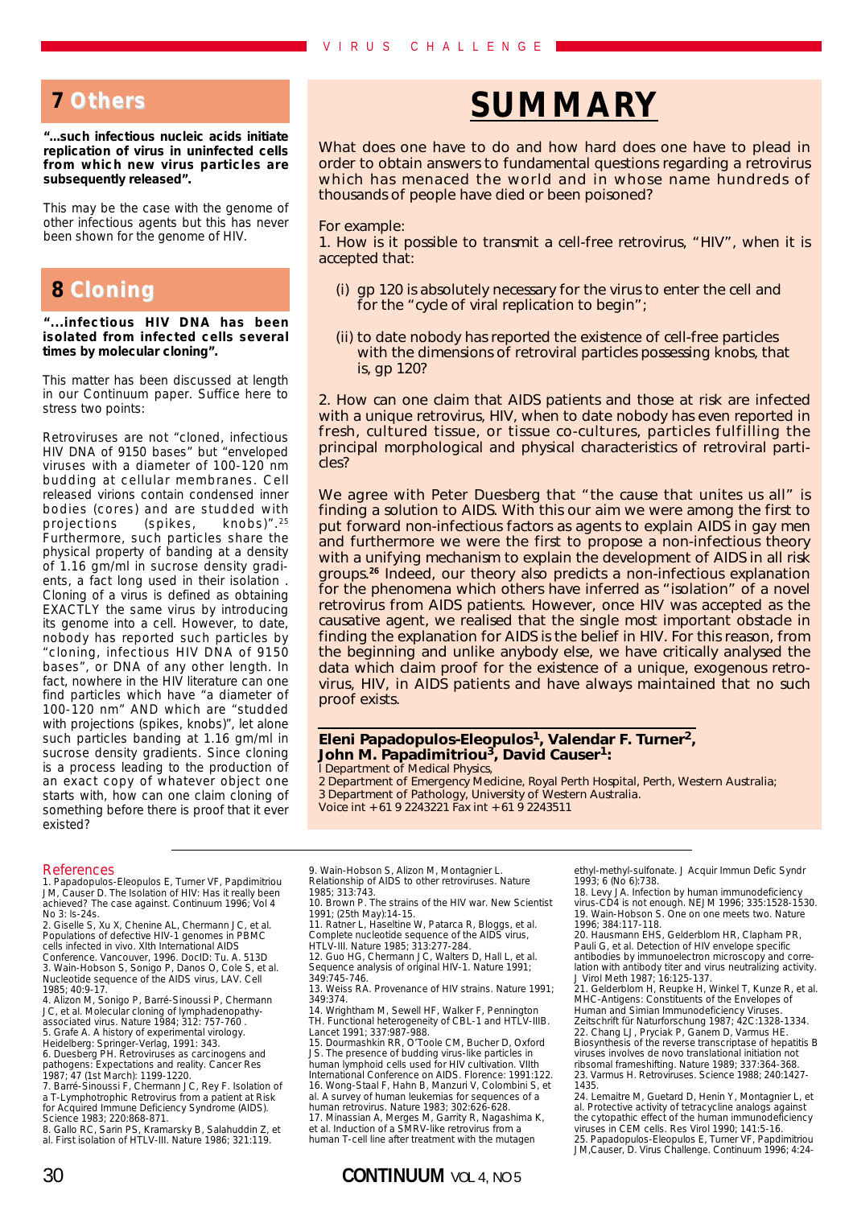## 7 Others

**"...such infectious nucleic acids initiate replication of virus in uninfected cells from which new virus particles are subsequently released".**

This may be the case with the genome of other infectious agents but this has never been shown for the genome of HIV.

## 8 Cloning

**"...infectious HIV DNA has been isolated from infected cells several times by molecular cloning".**

This matter has been discussed at length in our Continuum paper. Suffice here to stress two points:

Retroviruses are not "cloned, infectious HIV DNA of 9150 bases" but "enveloped viruses with a diameter of 100-120 nm budding at cellular membranes. Cell released virions contain condensed inner bodies (cores) and are studded with projections (spikes, knobs)".[25] Furthermore, such particles share the physical property of banding at a density of 1.16 gm/ml in sucrose density gradients, a fact long used in their isolation . Cloning of a virus is defined as obtaining EXACTLY the same virus by introducing its genome into a cell. However, to date, nobody has reported such particles by "cloning, infectious HIV DNA of 9150 bases", or DNA of any other length. In fact, nowhere in the HIV literature can one find particles which have "a diameter of 100-120 nm" AND which are "studded with projections (spikes, knobs)", let alone such particles banding at 1.16 gm/ml in sucrose density gradients. Since cloning is a process leading to the production of an exact copy of whatever object one starts with, how can one claim cloning of something before there is proof that it ever existed?

# SUMMARY

What does one have to do and how hard does one have to plead in order to obtain answers to fundamental questions regarding a retrovirus which has menaced the world and in whose name hundreds of thousands of people have died or been poisoned?

For example:

1. How is it possible to transmit a cell-free retrovirus, "HIV", when it is accepted that:

   (i) gp 120 is absolutely necessary for the virus to enter the cell and for the "cycle of viral replication to begin";

   (ii) to date nobody has reported the existence of cell-free particles with the dimensions of retroviral particles possessing knobs, that is, gp 120?

2. How can one claim that AIDS patients and those at risk are infected with a unique retrovirus, HIV, when to date nobody has even reported in fresh, cultured tissue, or tissue co-cultures, particles fulfilling the principal morphological and physical characteristics of retroviral particles?

We agree with Peter Duesberg that "the cause that unites us all" is finding a solution to AIDS. With this our aim we were among the first to put forward non-infectious factors as agents to explain AIDS in gay men and furthermore we were the first to propose a non-infectious theory with a unifying mechanism to explain the development of AIDS in all risk groups.[26] Indeed, our theory also predicts a non-infectious explanation for the phenomena which others have inferred as "isolation" of a novel retrovirus from AIDS patients. However, once HIV was accepted as the causative agent, we realised that the single most important obstacle in finding the explanation for AIDS is the belief in HIV. For this reason, from the beginning and unlike anybody else, we have critically analysed the data which claim proof for the existence of a unique, exogenous retrovirus, HIV, in AIDS patients and have always maintained that no such proof exists.

**Eleni Papadopulos-Eleopulos[1], Valendar F. Turner[2], John M. Papadimitriou[3], David Causer[1]:**

1 Department of Medical Physics,
2 Department of Emergency Medicine, Royal Perth Hospital, Perth, Western Australia;
3 Department of Pathology, University of Western Australia.
Voice int + 61 9 2243221 Fax int + 61 9 2243511

### References

1. Papadopulos-Eleopulos E, Turner VF, Papdimitriou JM, Causer D. The Isolation of HIV: Has it really been achieved? The case against. Continuum 1996; Vol 4 No 3: Is-24s.
2. Giselle S, Xu X, Chenine AL, Chermann JC, et al. Populations of defective HIV-1 genomes in PBMC cells infected in vivo. XIth International AIDS Conference. Vancouver, 1996. DocID: Tu. A. 513D
3. Wain-Hobson S, Sonigo P, Danos O, Cole S, et al. Nucleotide sequence of the AIDS virus, LAV. Cell 1985; 40:9-17.
4. Alizon M, Sonigo P, Barré-Sinoussi P, Chermann JC, et al. Molecular cloning of lymphadenopathy-associated virus. Nature 1984; 312: 757-760 .
5. Grafe A. A history of experimental virology. Heidelberg: Springer-Verlag, 1991: 343.
6. Duesberg PH. Retroviruses as carcinogens and pathogens: Expectations and reality. Cancer Res 1987; 47 (1st March): 1199-1220.
7. Barré-Sinoussi F, Chermann JC, Rey F. Isolation of a T-Lymphotrophic Retrovirus from a patient at Risk for Acquired Immune Deficiency Syndrome (AIDS). Science 1983; 220:868-871.
8. Gallo RC, Sarin PS, Kramarsky B, Salahuddin Z, et al. First isolation of HTLV-III. Nature 1986; 321:119.
9. Wain-Hobson S, Alizon M, Montagnier L. Relationship of AIDS to other retroviruses. Nature 1985; 313:743.
10. Brown P. The strains of the HIV war. New Scientist 1991; (25th May):14-15.
11. Ratner L, Haseltine W, Patarca R, Bloggs, et al. Complete nucleotide sequence of the AIDS virus, HTLV-III. Nature 1985; 313:277-284.
12. Guo HG, Chermann JC, Walters D, Hall L, et al. Sequence analysis of original HIV-1. Nature 1991; 349:745-746.
13. Weiss RA. Provenance of HIV strains. Nature 1991; 349:374.
14. Wrightham M, Sewell HF, Walker F, Pennington TH. Functional heterogeneity of CBL-1 and HTLV-IIIB. Lancet 1991; 337:987-988.
15. Dourmashkin RR, O'Toole CM, Bucher D, Oxford JS. The presence of budding virus-like particles in human lymphoid cells used for HIV cultivation. VIIth International Conference on AIDS. Florence: 1991:122.
16. Wong-Staal F, Hahn B, Manzuri V, Colombini S, et al. A survey of human leukemias for sequences of a human retrovirus. Nature 1983; 302:626-628.
17. Minassian A, Merges M, Garrity R, Nagashima K, et al. Induction of a SMRV-like retrovirus from a human T-cell line after treatment with the mutagen ethyl-methyl-sulfonate. J Acquir Immun Defic Syndr 1993; 6 (No 6):738.
18. Levy JA. Infection by human immunodeficiency virus-CD4 is not enough. NEJM 1996; 335:1528-1530.
19. Wain-Hobson S. One on one meets two. Nature 1996; 384:117-118.
20. Hausmann EHS, Gelderblom HR, Clapham PR, Pauli G, et al. Detection of HIV envelope specific antibodies by immunoelectron microscopy and correlation with antibody titer and virus neutralizing activity. J Virol Meth 1987; 16:125-137.
21. Gelderblom H, Reupke H, Winkel T, Kunze R, et al. MHC-Antigens: Constituents of the Envelopes of Human and Simian Immunodeficiency Viruses. Zeitschrift für Naturforschung 1987; 42C:1328-1334.
22. Chang LJ, Pryciak P, Ganem D, Varmus HE. Biosynthesis of the reverse transcriptase of hepatitis B viruses involves de novo translational initiation not ribsomal frameshifting. Nature 1989; 337:364-368.
23. Varmus H. Retroviruses. Science 1988; 240:1427-1435.
24. Lemaitre M, Guetard D, Henin Y, Montagnier L, et al. Protective activity of tetracycline analogs against the cytopathic effect of the human immunodeficiency viruses in CEM cells. Res Virol 1990; 141:5-16.
25. Papadopulos-Eleopulos E, Turner VF, Papdimitriou JM,Causer, D. Virus Challenge. Continuum 1996; 4:24-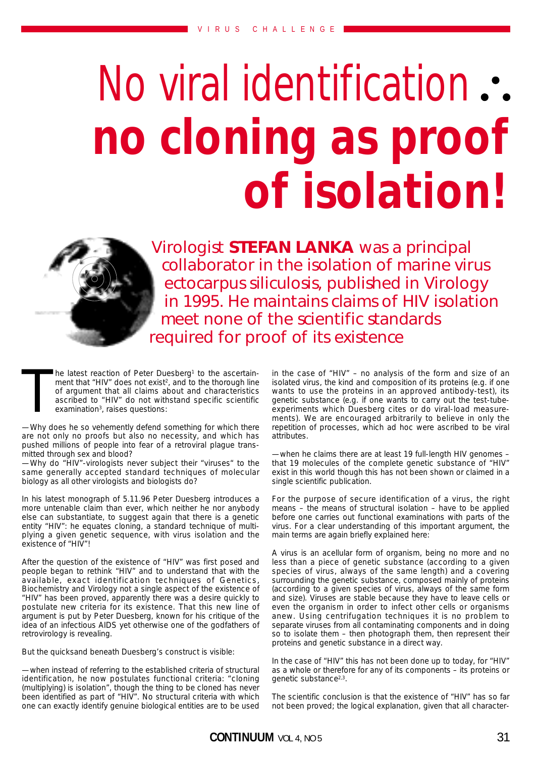# No viral identification ∴ no cloning as proof of isolation!

Virologist **STEFAN LANKA** was a principal collaborator in the isolation of marine virus ectocarpus siliculosis, published in Virology in 1995. He maintains claims of HIV isolation meet none of the scientific standards required for proof of its existence

The latest reaction of Peter Duesberg[1] to the ascertainment that "HIV" does not exist[2], and to the thorough line of argument that all claims about and characteristics ascribed to "HIV" do not withstand specific scientific examination[3], raises questions:

—Why does he so vehemently defend something for which there are not only no proofs but also no necessity, and which has pushed millions of people into fear of a retroviral plague transmitted through sex and blood?

—Why do "HIV"-virologists never subject their "viruses" to the same generally accepted standard techniques of molecular biology as all other virologists and biologists do?

In his latest monograph of 5.11.96 Peter Duesberg introduces a more untenable claim than ever, which neither he nor anybody else can substantiate, to suggest again that there is a genetic entity "HIV": he equates cloning, a standard technique of multiplying a given genetic sequence, with virus isolation and the existence of "HIV"!

After the question of the existence of "HIV" was first posed and people began to rethink "HIV" and to understand that with the available, exact identification techniques of Genetics, Biochemistry and Virology not a single aspect of the existence of "HIV" has been proved, apparently there was a desire quickly to postulate new criteria for its existence. That this new line of argument is put by Peter Duesberg, known for his critique of the idea of an infectious AIDS yet otherwise one of the godfathers of retrovirology is revealing.

But the quicksand beneath Duesberg's construct is visible:

—when instead of referring to the established criteria of structural identification, he now postulates functional criteria: "cloning (multiplying) is isolation", though the thing to be cloned has never been identified as part of "HIV". No structural criteria with which one can exactly identify genuine biological entities are to be used in the case of "HIV" – no analysis of the form and size of an isolated virus, the kind and composition of its proteins (e.g. if one wants to use the proteins in an approved antibody-test), its genetic substance (e.g. if one wants to carry out the test-tube-experiments which Duesberg cites or do viral-load measurements). We are encouraged arbitrarily to believe in only the repetition of processes, which ad hoc were ascribed to be viral attributes.

—when he claims there are at least 19 full-length HIV genomes – that 19 molecules of the complete genetic substance of "HIV" exist in this world though this has not been shown or claimed in a single scientific publication.

For the purpose of secure identification of a virus, the right means – the means of structural isolation – have to be applied before one carries out functional examinations with parts of the virus. For a clear understanding of this important argument, the main terms are again briefly explained here:

A virus is an acellular form of organism, being no more and no less than a piece of genetic substance (according to a given species of virus, always of the same length) and a covering surrounding the genetic substance, composed mainly of proteins (according to a given species of virus, always of the same form and size). Viruses are stable because they have to leave cells or even the organism in order to infect other cells or organisms anew. Using centrifugation techniques it is no problem to separate viruses from all contaminating components and in doing so to isolate them – then photograph them, then represent their proteins and genetic substance in a direct way.

In the case of "HIV" this has not been done up to today, for "HIV" as a whole or therefore for any of its components – its proteins or genetic substance[2,3].

The scientific conclusion is that the existence of "HIV" has so far not been proved; the logical explanation, given that all character-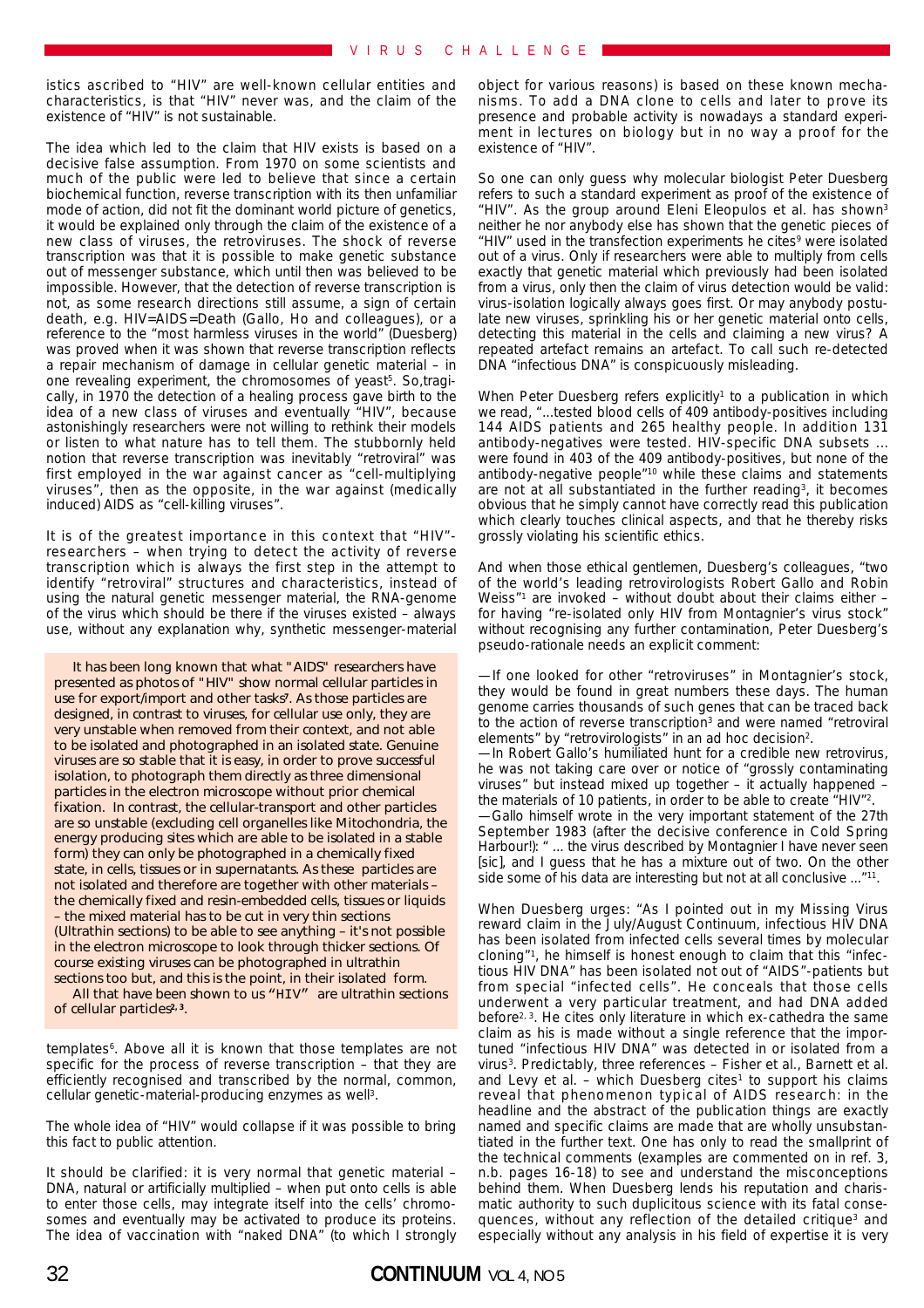istics ascribed to "HIV" are well-known cellular entities and characteristics, is that "HIV" never was, and the claim of the existence of "HIV" is not sustainable.

The idea which led to the claim that HIV exists is based on a decisive false assumption. From 1970 on some scientists and much of the public were led to believe that since a certain biochemical function, reverse transcription with its then unfamiliar mode of action, did not fit the dominant world picture of genetics, it would be explained only through the claim of the existence of a new class of viruses, the retroviruses. The shock of reverse transcription was that it is possible to make genetic substance out of messenger substance, which until then was believed to be impossible. However, that the detection of reverse transcription is not, as some research directions still assume, a sign of certain death, e.g. HIV=AIDS=Death (Gallo, Ho and colleagues), or a reference to the "most harmless viruses in the world" (Duesberg) was proved when it was shown that reverse transcription reflects a repair mechanism of damage in cellular genetic material – in one revealing experiment, the chromosomes of yeast[5]. So, tragically, in 1970 the detection of a healing process gave birth to the idea of a new class of viruses and eventually "HIV", because astonishingly researchers were not willing to rethink their models or listen to what nature has to tell them. The stubbornly held notion that reverse transcription was inevitably "retroviral" was first employed in the war against cancer as "cell-multiplying viruses", then as the opposite, in the war against (medically induced) AIDS as "cell-killing viruses".

It is of the greatest importance in this context that "HIV"-researchers – when trying to detect the activity of reverse transcription which is always the first step in the attempt to identify "retroviral" structures and characteristics, instead of using the natural genetic messenger material, the RNA-genome of the virus which should be there if the viruses existed – always use, without any explanation why, synthetic messenger-material templates[6]. Above all it is known that those templates are not specific for the process of reverse transcription – that they are efficiently recognised and transcribed by the normal, common, cellular genetic-material-producing enzymes as well[3].

The whole idea of "HIV" would collapse if it was possible to bring this fact to public attention.

It should be clarified: it is very normal that genetic material – DNA, natural or artificially multiplied – when put onto cells is able to enter those cells, may integrate itself into the cells' chromosomes and eventually may be activated to produce its proteins. The idea of vaccination with "naked DNA" (to which I strongly object for various reasons) is based on these known mechanisms. To add a DNA clone to cells and later to prove its presence and probable activity is nowadays a standard experiment in lectures on biology but in no way a proof for the existence of "HIV".

> It has been long known that what "AIDS" researchers have presented as photos of "HIV" show normal cellular particles in use for export/import and other tasks[7]. As those particles are designed, in contrast to viruses, for cellular use only, they are very unstable when removed from their context, and not able to be isolated and photographed in an isolated state. Genuine viruses are so stable that it is easy, in order to prove successful isolation, to photograph them directly as three dimensional particles in the electron microscope without prior chemical fixation. In contrast, the cellular-transport and other particles are so unstable (excluding cell organelles like Mitochondria, the energy producing sites which are able to be isolated in a stable form) they can only be photographed in a chemically fixed state, in cells, tissues or in supernatants. As these particles are not isolated and therefore are together with other materials – the chemically fixed and resin-embedded cells, tissues or liquids – the mixed material has to be cut in very thin sections (Ultrathin sections) to be able to see anything – it's not possible in the electron microscope to look through thicker sections. Of course existing viruses can be photographed in ultrathin sections too but, and this is the point, in their isolated form.
>
> All that have been shown to us "HIV" are ultrathin sections of cellular particles[2,3].

So one can only guess why molecular biologist Peter Duesberg refers to such a standard experiment as proof of the existence of "HIV". As the group around Eleni Eleopulos et al. has shown[3] neither he nor anybody else has shown that the genetic pieces of "HIV" used in the transfection experiments he cites[9] were isolated out of a virus. Only if researchers were able to multiply from cells exactly that genetic material which previously had been isolated from a virus, only then the claim of virus detection would be valid: virus-isolation logically always goes first. Or may anybody postulate new viruses, sprinkling his or her genetic material onto cells, detecting this material in the cells and claiming a new virus? A repeated artefact remains an artefact. To call such re-detected DNA "infectious DNA" is conspicuously misleading.

When Peter Duesberg refers explicitly[1] to a publication in which we read, "...tested blood cells of 409 antibody-positives including 144 AIDS patients and 265 healthy people. In addition 131 antibody-negatives were tested. HIV-specific DNA subsets ... were found in 403 of the 409 antibody-positives, but none of the antibody-negative people"[10] while these claims and statements are not at all substantiated in the further reading[3], it becomes obvious that he simply cannot have correctly read this publication which clearly touches clinical aspects, and that he thereby risks grossly violating his scientific ethics.

And when those ethical gentlemen, Duesberg's colleagues, "two of the world's leading retrovirologists Robert Gallo and Robin Weiss"[1] are invoked – without doubt about their claims either – for having "re-isolated only HIV from Montagnier's virus stock" without recognising any further contamination, Peter Duesberg's pseudo-rationale needs an explicit comment:

—If one looked for other "retroviruses" in Montagnier's stock, they would be found in great numbers these days. The human genome carries thousands of such genes that can be traced back to the action of reverse transcription[3] and were named "retroviral elements" by "retrovirologists" in an ad hoc decision[2].

—In Robert Gallo's humiliated hunt for a credible new retrovirus, he was not taking care over or notice of "grossly contaminating viruses" but instead mixed up together – it actually happened – the materials of 10 patients, in order to be able to create "HIV"[2].

—Gallo himself wrote in the very important statement of the 27th September 1983 (after the decisive conference in Cold Spring Harbour!): " ... the virus described by Montagnier I have never seen [sic], and I guess that he has a mixture out of two. On the other side some of his data are interesting but not at all conclusive ..."[11].

When Duesberg urges: "As I pointed out in my Missing Virus reward claim in the July/August Continuum, infectious HIV DNA has been isolated from infected cells several times by molecular cloning"[1], he himself is honest enough to claim that this "infectious HIV DNA" has been isolated not out of "AIDS"-patients but from special "infected cells". He conceals that those cells underwent a very particular treatment, and had DNA added before[2,3]. He cites only literature in which ex-cathedra the same claim as his is made without a single reference that the importuned "infectious HIV DNA" was detected in or isolated from a virus[3]. Predictably, three references – Fisher et al., Barnett et al. and Levy et al. – which Duesberg cites[1] to support his claims reveal that phenomenon typical of AIDS research: in the headline and the abstract of the publication things are exactly named and specific claims are made that are wholly unsubstantiated in the further text. One has only to read the smallprint of the technical comments (examples are commented on in ref. 3, n.b. pages 16-18) to see and understand the misconceptions behind them. When Duesberg lends his reputation and charismatic authority to such duplicitous science with its fatal consequences, without any reflection of the detailed critique[3] and especially without any analysis in his field of expertise it is very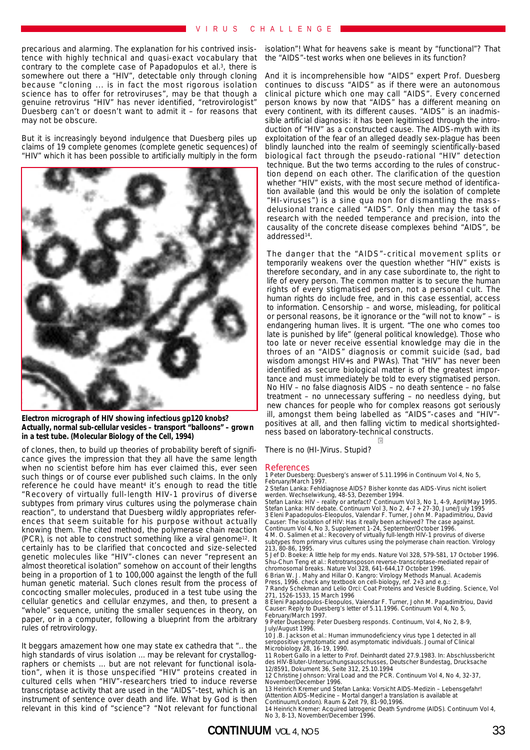precarious and alarming. The explanation for his contrived insistence with highly technical and quasi-exact vocabulary that contrary to the complete case of Papadopulos et al.[3], there is somewhere out there a "HIV", detectable only through cloning because "cloning ... is in fact the most rigorous isolation science has to offer for retroviruses", may be that though a genuine retrovirus "HIV" has never identified, "retrovirologist" Duesberg can't or doesn't want to admit it – for reasons that may not be obscure.

But it is increasingly beyond indulgence that Duesberg piles up claims of 19 complete genomes (complete genetic sequences) of "HIV" which it has been possible to artificially multiply in the form

**Electron micrograph of HIV showing infectious gp120 knobs? Actually, normal sub-cellular vesicles – transport "balloons" – grown in a test tube. (Molecular Biology of the Cell, 1994)**

of clones, then, to build up theories of probability bereft of significance gives the impression that they all have the same length when no scientist before him has ever claimed this, ever seen such things or of course ever published such claims. In the only reference he could have meant[4] it's enough to read the title "Recovery of virtually full-length HIV-1 provirus of diverse subtypes from primary virus cultures using the polymerase chain reaction", to understand that Duesberg wildly appropriates references that seem suitable for his purpose without actually knowing them. The cited method, the polymerase chain reaction (PCR), is not able to construct something like a viral genome[12]. It certainly has to be clarified that concocted and size-selected genetic molecules like "HIV"-clones can never "represent an almost theoretical isolation" somehow on account of their lengths being in a proportion of 1 to 100,000 against the length of the full human genetic material. Such clones result from the process of concocting smaller molecules, produced in a test tube using the cellular genetics and cellular enzymes, and then, to present a "whole" sequence, uniting the smaller sequences in theory, on paper, or in a computer, following a blueprint from the arbitrary rules of retrovirology.

It beggars amazement how one may state ex cathedra that ".. the high standards of virus isolation ... may be relevant for crystallographers or chemists ... but are not relevant for functional isolation", when it is those unspecified "HIV" proteins created in cultured cells when "HIV"-researchers tried to induce reverse transcriptase activity that are used in the "AIDS"-test, which is an instrument of sentence over death and life. What by God is then relevant in this kind of "science"? "Not relevant for functional isolation"! What for heavens sake is meant by "functional"? That the "AIDS"-test works when one believes in its function?

And it is incomprehensible how "AIDS" expert Prof. Duesberg continues to discuss "AIDS" as if there were an autonomous clinical picture which one may call "AIDS". Every concerned person knows by now that "AIDS" has a different meaning on every continent, with its different causes. "AIDS" is an inadmissible artificial diagnosis: it has been legitimised through the introduction of "HIV" as a constructed cause. The AIDS-myth with its exploitation of the fear of an alleged deadly sex-plague has been blindly launched into the realm of seemingly scientifically-based biological fact through the pseudo-rational "HIV" detection technique. But the two terms according to the rules of construction depend on each other. The clarification of the question whether "HIV" exists, with the most secure method of identification available (and this would be only the isolation of complete "HI-viruses") is a sine qua non for dismantling the mass-delusional trance called "AIDS". Only then may the task of research with the needed temperance and precision, into the causality of the concrete disease complexes behind "AIDS", be addressed[14].

The danger that the "AIDS"-critical movement splits or temporarily weakens over the question whether "HIV" exists is therefore secondary, and in any case subordinate to, the right to life of every person. The common matter is to secure the human rights of every stigmatised person, not a personal cult. The human rights do include free, and in this case essential, access to information. Censorship – and worse, misleading, for political or personal reasons, be it ignorance or the "will not to know" – is endangering human lives. It is urgent. "The one who comes too late is punished by life" (general political knowledge). Those who too late or never receive essential knowledge may die in the throes of an "AIDS" diagnosis or commit suicide (sad, bad wisdom amongst HIV+s and PWAs). That "HIV" has never been identified as secure biological matter is of the greatest importance and must immediately be told to every stigmatised person. No HIV – no false diagnosis AIDS – no death sentence – no false treatment – no unnecessary suffering – no needless dying, but new chances for people who for complex reasons got seriously ill, amongst them being labelled as "AIDS"-cases and "HIV"-positives at all, and then falling victim to medical shortsightedness based on laboratory-technical constructs.

There is no (HI-)Virus. Stupid?

## References

1 Peter Duesberg: Duesberg's answer of 5.11.1996 in Continuum Vol 4, No 5, February/March 1997.
2 Stefan Lanka: Fehldiagnose AIDS? Bisher konnte das AIDS-Virus nicht isoliert werden. Wechselwirkung, 48-53, Dezember 1994.
Stefan Lanka: HIV – reality or artefact? Continuum Vol 3, No 1, 4-9, April/May 1995.
Stefan Lanka: HIV debate. Continuum Vol 3, No 2, 4-7 + 27-30, June/July 1995
3 Eleni Papadopulos-Eleopulos, Valendar F. Turner, John M. Papadimitriou, David Causer: The isolation of HIV: Has it really been achieved? The case against. Continuum Vol 4, No 3, Supplement 1-24, September/October 1996.
4 M. O. Salimen et al.: Recovery of virtually full-length HIV-1 provirus of diverse subtypes from primary virus cultures using the polymerase chain reaction. Virology 213, 80-86, 1995.
5 Jef D. Boeke: A little help for my ends. Nature Vol 328, 579-581, 17 October 1996. Shu-Chun Teng et al.: Retrotransposon reverse-transcriptase-mediated repair of chromosomal breaks. Nature Vol 328, 641-644,17 October 1996.
6 Brian W. J. Mahy and Hillar O. Kangro: Virology Methods Manual. Academis Press, 1996. check any textbook on cell-biology, ref. 2+3 and e.g.:
7 Randy Schekman and Lelio Orci: Coat Proteins and Vesicle Budding. Science, Vol 271, 1526-1533, 15 March 1996
8 Eleni Papadopulos-Eleopulos, Valendar F. Turner, John M. Papadimitriou, David Causer: Reply to Duesberg's letter of 5.11.1996. Continuum Vol 4, No 5, February/March 1997.
9 Peter Duesberg: Peter Duesberg responds. Continuum, Vol 4, No 2, 8-9, July/August 1996.
10 J.B. Jackson et al.: Human immunodeficiency virus type 1 detected in all seropositive symptomatic and asymptomatic individuals. Journal of Clinical Microbiology 28, 16-19, 1990.
11 Robert Gallo in a letter to Prof. Deinhardt dated 27.9.1983. In: Abschlussbericht des HIV-Bluter-Untersuchungsausschusses, Deutscher Bundestag, Drucksache 12/8591, Dokument 36, Seite 312, 25.10.1994
12 Christine Johnson: Viral Load and the PCR. Continuum Vol 4, No 4, 32-37, November/December 1996.
13 Heinrich Kremer und Stefan Lanka: Vorsicht AIDS-Medizin – Lebensgefahr! (Attention AIDS-Medicine – Mortal danger! a translation is available at Continuum/London). Raum & Zeit 79, 81-90,1996.
14 Heinrich Kremer: Acquired Iatrogenic Death Syndrome (AIDS). Continuum Vol 4, No 3, 8-13, November/December 1996.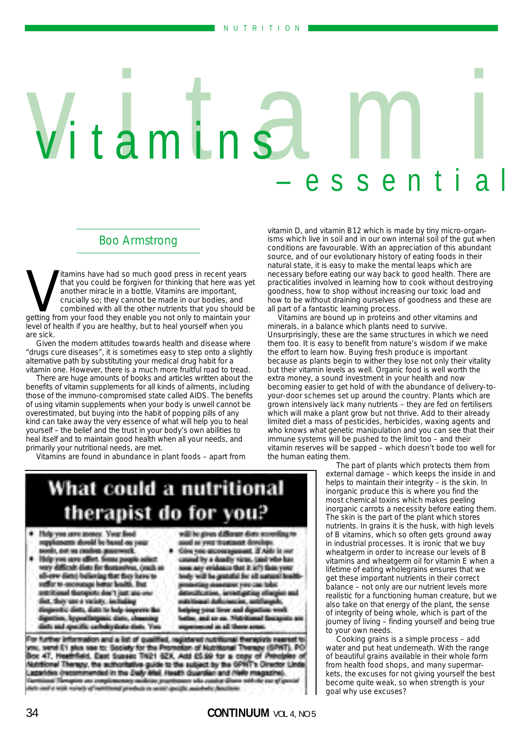# Vitamins – essential

## Boo Armstrong

Vitamins have had so much good press in recent years that you could be forgiven for thinking that here was yet another miracle in a bottle. Vitamins are important, crucially so; they cannot be made in our bodies, and combined with all the other nutrients that you should be getting from your food they enable you not only to maintain your level of health if you are healthy, but to heal yourself when you are sick.

Given the modern attitudes towards health and disease where "drugs cure diseases", it is sometimes easy to step onto a slightly alternative path by substituting your medical drug habit for a vitamin one. However, there is a much more fruitful road to tread.

There are huge amounts of books and articles written about the benefits of vitamin supplements for all kinds of ailments, including those of the immuno-compromised state called AIDS. The benefits of using vitamin supplements when your body is unwell cannot be overestimated, but buying into the habit of popping pills of any kind can take away the very essence of what will help you to heal yourself – the belief and the trust in your body's own abilities to heal itself and to maintain good health when all your needs, and primarily your nutritional needs, are met.

Vitamins are found in abundance in plant foods – apart from vitamin D, and vitamin B12 which is made by tiny micro-organisms which live in soil and in our own internal soil of the gut when conditions are favourable. With an appreciation of this abundant source, and of our evolutionary history of eating foods in their natural state, it is easy to make the mental leaps which are necessary before eating our way back to good health. There are practicalities involved in learning how to cook without destroying goodness, how to shop without increasing our toxic load and how to be without draining ourselves of goodness and these are all part of a fantastic learning process.

Vitamins are bound up in proteins and other vitamins and minerals, in a balance which plants need to survive. Unsurprisingly, these are the same structures in which we need them too. It is easy to benefit from nature's wisdom if we make the effort to learn how. Buying fresh produce is important because as plants begin to wither they lose not only their vitality but their vitamin levels as well. Organic food is well worth the extra money, a sound investment in your health and now becoming easier to get hold of with the abundance of delivery-to-your-door schemes set up around the country. Plants which are grown intensively lack many nutrients – they are fed on fertilisers which will make a plant grow but not thrive. Add to their already limited diet a mass of pesticides, herbicides, waxing agents and who knows what genetic manipulation and you can see that their immune systems will be pushed to the limit too – and their vitamin reserves will be sapped – which doesn't bode too well for the human eating them.

The part of plants which protects them from external damage – which keeps the inside in and helps to maintain their integrity – is the skin. In inorganic produce this is where you find the most chemical toxins which makes peeling inorganic carrots a necessity before eating them. The skin is the part of the plant which stores nutrients. In grains it is the husk, with high levels of B vitamins, which so often gets ground away in industrial processes. It is ironic that we buy wheatgerm in order to increase our levels of B vitamins and wheatgerm oil for vitamin E when a lifetime of eating wholegrains ensures that we get these important nutrients in their correct balance – not only are our nutrient levels more realistic for a functioning human creature, but we also take on that energy of the plant, the sense of integrity of being whole, which is part of the journey of living – finding yourself and being true to your own needs.

Cooking grains is a simple process – add water and put heat underneath. With the range of beautiful grains available in their whole form from health food shops, and many supermarkets, the excuses for not giving yourself the best become quite weak, so when strength is your goal why use excuses?

---

## What could a nutritional therapist do for you?

- Help you save money. Your food supplements should be based on your needs, not on random guesswork.
- Help you save effort. Some people select very difficult diets for themselves, (such as all-raw diets) believing that they have to suffer to encourage better health. But nutritional therapists don't just use one diet, they use a variety, including diagnostic diets, diets to help improve the digestion, hypoallergenic diets, cleansing diets and specific carbohydrate diets. You will be given different diets according to need as your treatment develops.
- Give you encouragement. If Aids is not caused by a deadly virus, (and who has seen any evidence that it is?) then your body will be grateful for all natural health-promoting measures you can take: detoxification, identifying allergies and nutritional deficiencies, antifungals, helping your liver and digestion work better, and so on. Nutritional therapists are experienced in all these areas.

For further information and a list of qualified, registered nutritional therapists nearest to you, send £1 plus sae to: Society for the Promotion of Nutritional Therapy (SPNT), PO Box 47, Heathfield, East Sussex TN21 8ZX. Add £5.99 for a copy of *Principles of Nutritional Therapy*, the authoritative guide to the subject by the SPNT's Director Linda Lazarides (recommended in the *Daily Mail*, *Health Guardian* and *Here's Health* magazine).

Nutritional Therapists are complementary medicine practitioners who combat illness with the use of special diets and a wide variety of nutritional products to assist specific metabolic functions.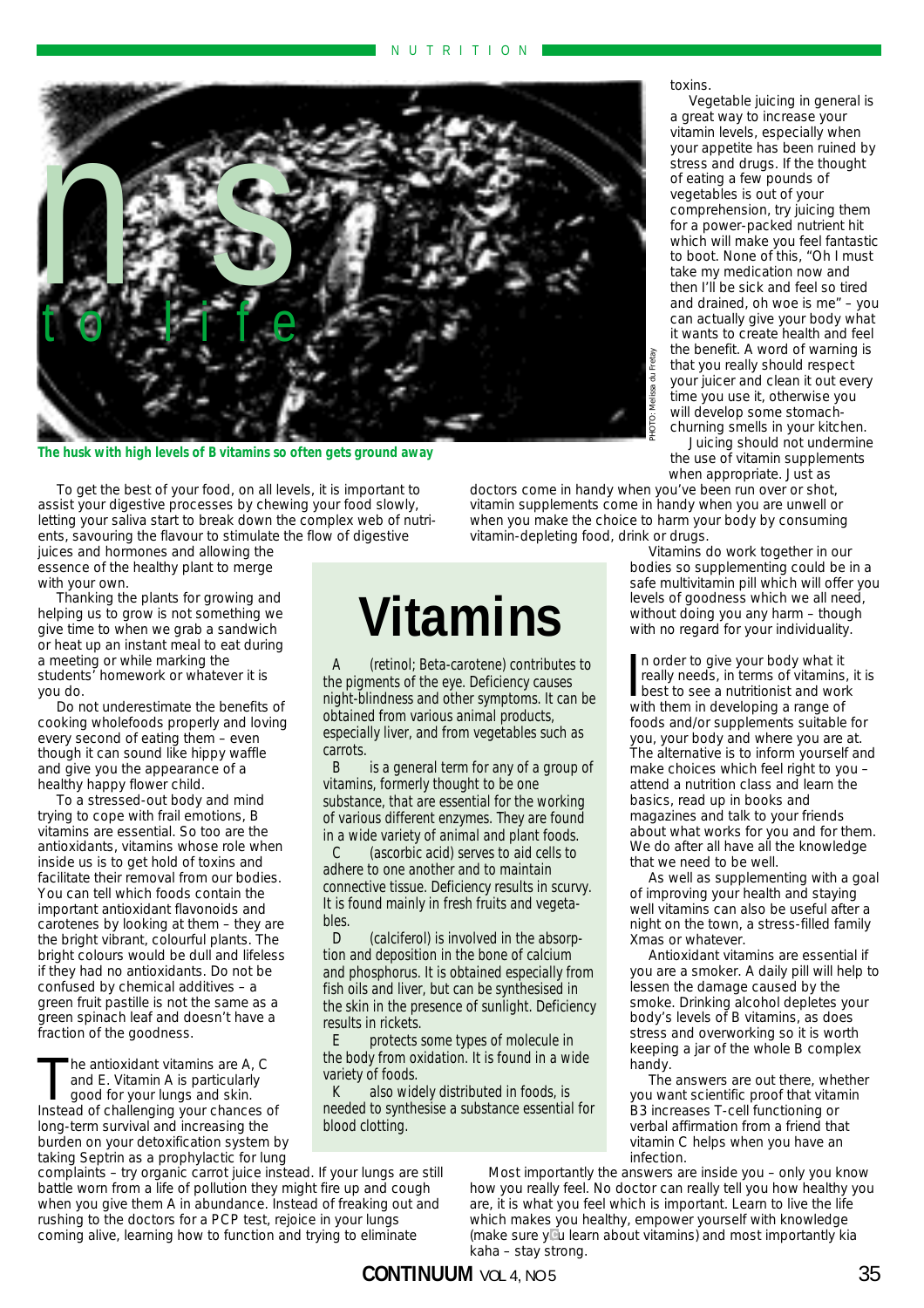ns

to life

The husk with high levels of B vitamins so often gets ground away

To get the best of your food, on all levels, it is important to assist your digestive processes by chewing your food slowly, letting your saliva start to break down the complex web of nutrients, savouring the flavour to stimulate the flow of digestive juices and hormones and allowing the essence of the healthy plant to merge with your own.

Thanking the plants for growing and helping us to grow is not something we give time to when we grab a sandwich or heat up an instant meal to eat during a meeting or while marking the students' homework or whatever it is you do.

Do not underestimate the benefits of cooking wholefoods properly and loving every second of eating them – even though it can sound like hippy waffle and give you the appearance of a healthy happy flower child.

To a stressed-out body and mind trying to cope with frail emotions, B vitamins are essential. So too are the antioxidants, vitamins whose role when inside us is to get hold of toxins and facilitate their removal from our bodies. You can tell which foods contain the important antioxidant flavonoids and carotenes by looking at them – they are the bright vibrant, colourful plants. The bright colours would be dull and lifeless if they had no antioxidants. Do not be confused by chemical additives – a green fruit pastille is not the same as a green spinach leaf and doesn't have a fraction of the goodness.

The antioxidant vitamins are A, C and E. Vitamin A is particularly good for your lungs and skin. Instead of challenging your chances of long-term survival and increasing the burden on your detoxification system by taking Septrin as a prophylactic for lung complaints – try organic carrot juice instead. If your lungs are still battle worn from a life of pollution they might fire up and cough when you give them A in abundance. Instead of freaking out and rushing to the doctors for a PCP test, rejoice in your lungs coming alive, learning how to function and trying to eliminate toxins.

Vegetable juicing in general is a great way to increase your vitamin levels, especially when your appetite has been ruined by stress and drugs. If the thought of eating a few pounds of vegetables is out of your comprehension, try juicing them for a power-packed nutrient hit which will make you feel fantastic to boot. None of this, "Oh I must take my medication now and then I'll be sick and feel so tired and drained, oh woe is me" – you can actually give your body what it wants to create health and feel the benefit. A word of warning is that you really should respect your juicer and clean it out every time you use it, otherwise you will develop some stomach-churning smells in your kitchen.

Juicing should not undermine the use of vitamin supplements when appropriate. Just as doctors come in handy when you've been run over or shot, vitamin supplements come in handy when you are unwell or when you make the choice to harm your body by consuming vitamin-depleting food, drink or drugs.

Vitamins do work together in our bodies so supplementing could be in a safe multivitamin pill which will offer you levels of goodness which we all need, without doing you any harm – though with no regard for your individuality.

In order to give your body what it really needs, in terms of vitamins, it is best to see a nutritionist and work with them in developing a range of foods and/or supplements suitable for you, your body and where you are at. The alternative is to inform yourself and make choices which feel right to you – attend a nutrition class and learn the basics, read up in books and magazines and talk to your friends about what works for you and for them. We do after all have all the knowledge that we need to be well.

As well as supplementing with a goal of improving your health and staying well vitamins can also be useful after a night on the town, a stress-filled family Xmas or whatever.

Antioxidant vitamins are essential if you are a smoker. A daily pill will help to lessen the damage caused by the smoke. Drinking alcohol depletes your body's levels of B vitamins, as does stress and overworking so it is worth keeping a jar of the whole B complex handy.

The answers are out there, whether you want scientific proof that vitamin B3 increases T-cell functioning or verbal affirmation from a friend that vitamin C helps when you have an infection.

Most importantly the answers are inside you – only you know how you really feel. No doctor can really tell you how healthy you are, it is what you feel which is important. Learn to live the life which makes you healthy, empower yourself with knowledge (make sure you learn about vitamins) and most importantly kia kaha – stay strong.

## Vitamins

**A** (retinol; Beta-carotene) contributes to the pigments of the eye. Deficiency causes night-blindness and other symptoms. It can be obtained from various animal products, especially liver, and from vegetables such as carrots.

**B** is a general term for any of a group of vitamins, formerly thought to be one substance, that are essential for the working of various different enzymes. They are found in a wide variety of animal and plant foods.

**C** (ascorbic acid) serves to aid cells to adhere to one another and to maintain connective tissue. Deficiency results in scurvy. It is found mainly in fresh fruits and vegetables.

**D** (calciferol) is involved in the absorption and deposition in the bone of calcium and phosphorus. It is obtained especially from fish oils and liver, but can be synthesised in the skin in the presence of sunlight. Deficiency results in rickets.

**E** protects some types of molecule in the body from oxidation. It is found in a wide variety of foods.

**K** also widely distributed in foods, is needed to synthesise a substance essential for blood clotting.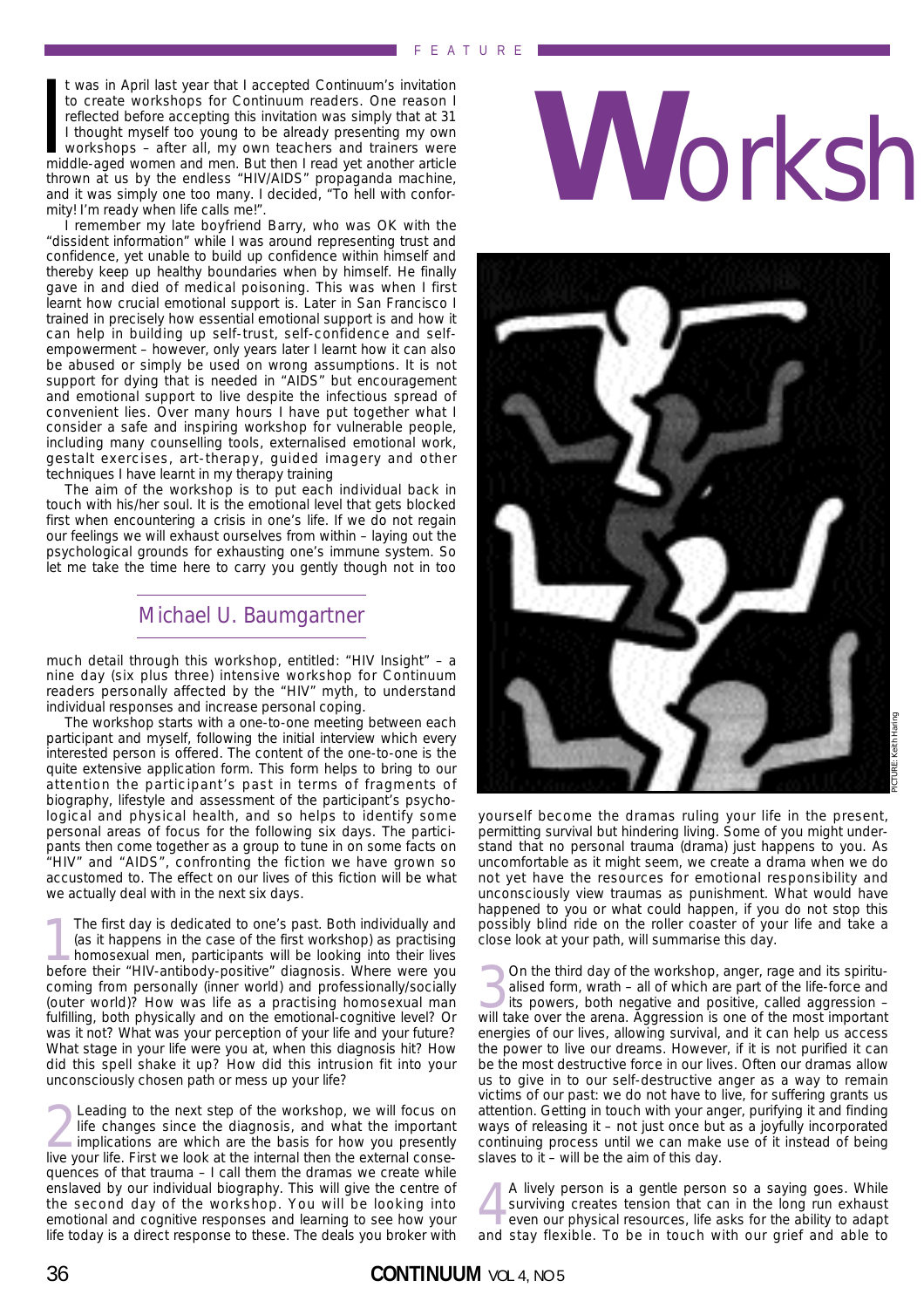# Worksh

## Michael U. Baumgartner

It was in April last year that I accepted Continuum's invitation to create workshops for Continuum readers. One reason I reflected before accepting this invitation was simply that at 31 I thought myself too young to be already presenting my own workshops – after all, my own teachers and trainers were middle-aged women and men. But then I read yet another article thrown at us by the endless "HIV/AIDS" propaganda machine, and it was simply one too many. I decided, "To hell with conformity! I'm ready when life calls me!".

I remember my late boyfriend Barry, who was OK with the "dissident information" while I was around representing trust and confidence, yet unable to build up confidence within himself and thereby keep up healthy boundaries when by himself. He finally gave in and died of medical poisoning. This was when I first learnt how crucial emotional support is. Later in San Francisco I trained in precisely how essential emotional support is and how it can help in building up self-trust, self-confidence and self-empowerment – however, only years later I learnt how it can also be abused or simply be used on wrong assumptions. It is not support for dying that is needed in "AIDS" but encouragement and emotional support to live despite the infectious spread of convenient lies. Over many hours I have put together what I consider a safe and inspiring workshop for vulnerable people, including many counselling tools, externalised emotional work, gestalt exercises, art-therapy, guided imagery and other techniques I have learnt in my therapy training

The aim of the workshop is to put each individual back in touch with his/her soul. It is the emotional level that gets blocked first when encountering a crisis in one's life. If we do not regain our feelings we will exhaust ourselves from within – laying out the psychological grounds for exhausting one's immune system. So let me take the time here to carry you gently though not in too much detail through this workshop, entitled: "HIV Insight" – a nine day (six plus three) intensive workshop for Continuum readers personally affected by the "HIV" myth, to understand individual responses and increase personal coping.

The workshop starts with a one-to-one meeting between each participant and myself, following the initial interview which every interested person is offered. The content of the one-to-one is the quite extensive application form. This form helps to bring to our attention the participant's past in terms of fragments of biography, lifestyle and assessment of the participant's psychological and physical health, and so helps to identify some personal areas of focus for the following six days. The participants then come together as a group to tune in on some facts on "HIV" and "AIDS", confronting the fiction we have grown so accustomed to. The effect on our lives of this fiction will be what we actually deal with in the next six days.

**1** The first day is dedicated to one's past. Both individually and (as it happens in the case of the first workshop) as practising homosexual men, participants will be looking into their lives before their "HIV-antibody-positive" diagnosis. Where were you coming from personally (inner world) and professionally/socially (outer world)? How was life as a practising homosexual man fulfilling, both physically and on the emotional-cognitive level? Or was it not? What was your perception of your life and your future? What stage in your life were you at, when this diagnosis hit? How did this spell shake it up? How did this intrusion fit into your unconsciously chosen path or mess up your life?

**2** Leading to the next step of the workshop, we will focus on life changes since the diagnosis, and what the important implications are which are the basis for how you presently live your life. First we look at the internal then the external consequences of that trauma – I call them the dramas we create while enslaved by our individual biography. This will give the centre of the second day of the workshop. You will be looking into emotional and cognitive responses and learning to see how your life today is a direct response to these. The deals you broker with yourself become the dramas ruling your life in the present, permitting survival but hindering living. Some of you might understand that no personal trauma (drama) just happens to you. As uncomfortable as it might seem, we create a drama when we do not yet have the resources for emotional responsibility and unconsciously view traumas as punishment. What would have happened to you or what could happen, if you do not stop this possibly blind ride on the roller coaster of your life and take a close look at your path, will summarise this day.

**3** On the third day of the workshop, anger, rage and its spiritualised form, wrath – all of which are part of the life-force and its powers, both negative and positive, called aggression – will take over the arena. Aggression is one of the most important energies of our lives, allowing survival, and it can help us access the power to live our dreams. However, if it is not purified it can be the most destructive force in our lives. Often our dramas allow us to give in to our self-destructive anger as a way to remain victims of our past: we do not have to live, for suffering grants us attention. Getting in touch with your anger, purifying it and finding ways of releasing it – not just once but as a joyfully incorporated continuing process until we can make use of it instead of being slaves to it – will be the aim of this day.

**4** A lively person is a gentle person so a saying goes. While surviving creates tension that can in the long run exhaust even our physical resources, life asks for the ability to adapt and stay flexible. To be in touch with our grief and able to

PICTURE: Keith Haring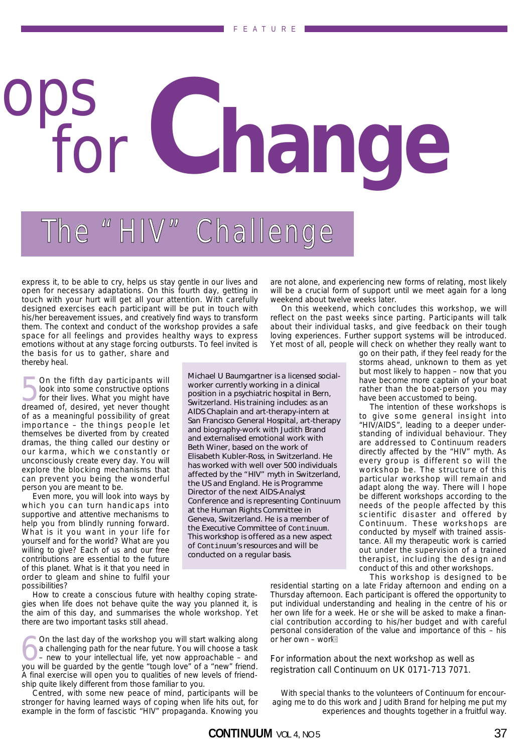# ops for Change

## The "HIV" Challenge

express it, to be able to cry, helps us stay gentle in our lives and open for necessary adaptations. On this fourth day, getting in touch with your hurt will get all your attention. With carefully designed exercises each participant will be put in touch with his/her bereavement issues, and creatively find ways to transform them. The context and conduct of the workshop provides a safe space for all feelings and provides healthy ways to express emotions without at any stage forcing outbursts. To feel invited is the basis for us to gather, share and thereby heal.

5 On the fifth day participants will look into some constructive options for their lives. What you might have dreamed of, desired, yet never thought of as a meaningful possibility of great importance – the things people let themselves be diverted from by created dramas, the thing called our destiny or our karma, which we constantly or unconsciously create every day. You will explore the blocking mechanisms that can prevent you being the wonderful person you are meant to be.

Even more, you will look into ways by which you can turn handicaps into supportive and attentive mechanisms to help you from blindly running forward. What is it you want in your life for yourself and for the world? What are you willing to give? Each of us and our free contributions are essential to the future of this planet. What is it that you need in order to gleam and shine to fulfil your possibilities?

How to create a conscious future with healthy coping strategies when life does not behave quite the way you planned it, is the aim of this day, and summarises the whole workshop. Yet there are two important tasks still ahead.

6 On the last day of the workshop you will start walking along a challenging path for the near future. You will choose a task – new to your intellectual life, yet now approachable – and you will be guarded by the gentle "tough love" of a "new" friend. A final exercise will open you to qualities of new levels of friendship quite likely different from those familiar to you.

Centred, with some new peace of mind, participants will be stronger for having learned ways of coping when life hits out, for example in the form of fascistic "HIV" propaganda. Knowing you are not alone, and experiencing new forms of relating, most likely will be a crucial form of support until we meet again for a long weekend about twelve weeks later.

On this weekend, which concludes this workshop, we will reflect on the past weeks since parting. Participants will talk about their individual tasks, and give feedback on their tough loving experiences. Further support systems will be introduced. Yet most of all, people will check on whether they really want to go on their path, if they feel ready for the storms ahead, unknown to them as yet but most likely to happen – now that you have become more captain of your boat rather than the boat-person you may have been accustomed to being.

The intention of these workshops is to give some general insight into "HIV/AIDS", leading to a deeper understanding of individual behaviour. They are addressed to Continuum readers directly affected by the "HIV" myth. As every group is different so will the workshop be. The structure of this particular workshop will remain and adapt along the way. There will I hope be different workshops according to the needs of the people affected by this scientific disaster and offered by Continuum. These workshops are conducted by myself with trained assistance. All my therapeutic work is carried out under the supervision of a trained therapist, including the design and conduct of this and other workshops.

This workshop is designed to be residential starting on a late Friday afternoon and ending on a Thursday afternoon. Each participant is offered the opportunity to put individual understanding and healing in the centre of his or her own life for a week. He or she will be asked to make a financial contribution according to his/her budget and with careful personal consideration of the value and importance of this – his or her own – work.

> Michael U Baumgartner is a licensed social-worker currently working in a clinical position in a psychiatric hospital in Bern, Switzerland. His training includes: as an AIDS Chaplain and art-therapy-intern at San Francisco General Hospital, art-therapy and biography-work with Judith Brand and externalised emotional work with Beth Winer, based on the work of Elisabeth Kubler-Ross, in Switzerland. He has worked with well over 500 individuals affected by the "HIV" myth in Switzerland, the US and England. He is Programme Director of the next AIDS-Analyst Conference and is representing Continuum at the Human Rights Committee in Geneva, Switzerland. He is a member of the Executive Committee of Continuum. This workshop is offered as a new aspect of Continuum's resources and will be conducted on a regular basis.

For information about the next workshop as well as registration call Continuum on UK 0171-713 7071.

With special thanks to the volunteers of Continuum for encouraging me to do this work and Judith Brand for helping me put my experiences and thoughts together in a fruitful way.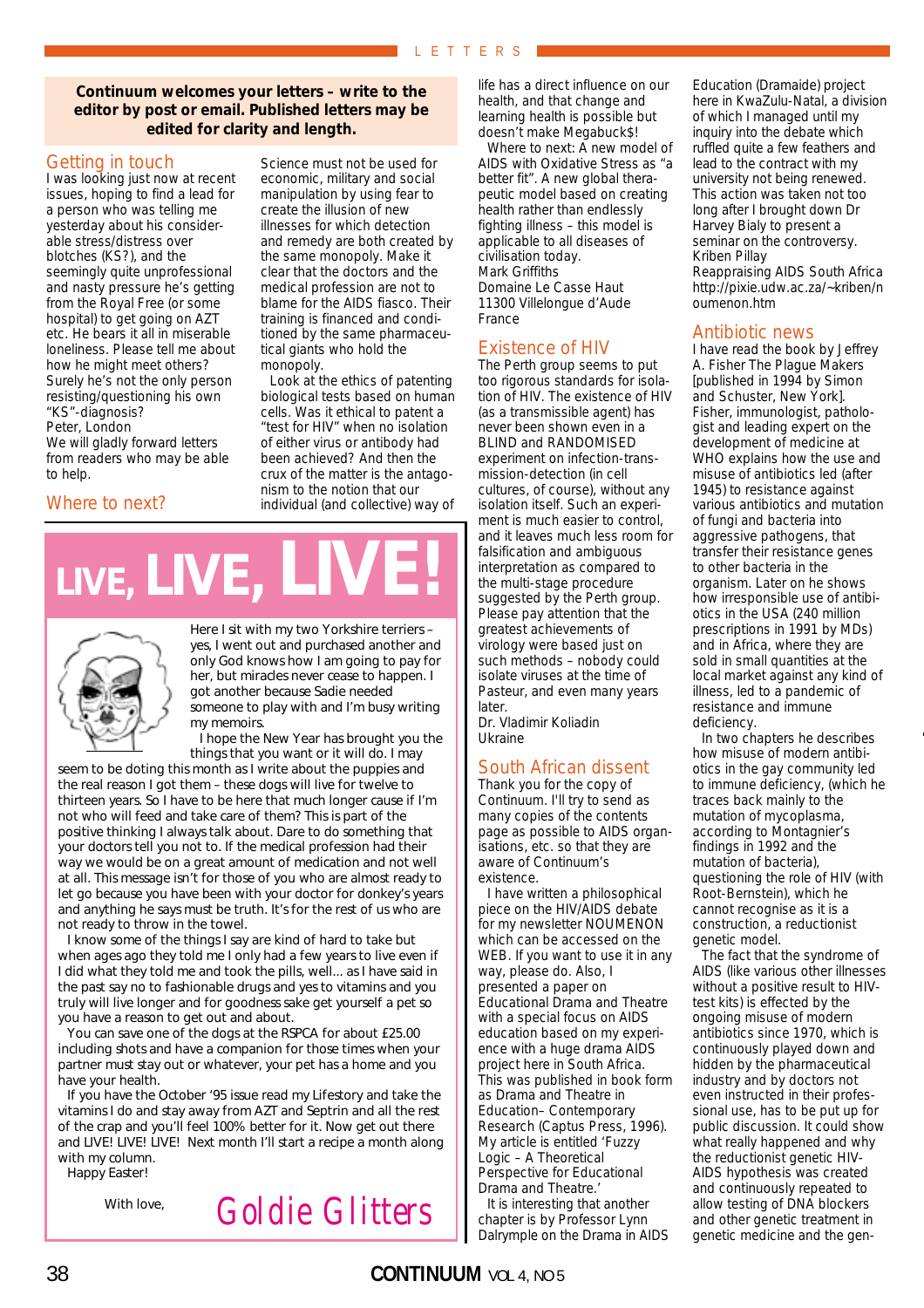**Continuum welcomes your letters – write to the editor by post or email. Published letters may be edited for clarity and length.**

## Getting in touch

I was looking just now at recent issues, hoping to find a lead for a person who was telling me yesterday about his considerable stress/distress over blotches (KS?), and the seemingly quite unprofessional and nasty pressure he's getting from the Royal Free (or some hospital) to get going on AZT etc. He bears it all in miserable loneliness. Please tell me about how he might meet others? Surely he's not the only person resisting/questioning his own "KS"-diagnosis?

Peter, London

We will gladly forward letters from readers who may be able to help.

## Where to next?

Science must not be used for economic, military and social manipulation by using fear to create the illusion of new illnesses for which detection and remedy are both created by the same monopoly. Make it clear that the doctors and the medical profession are not to blame for the AIDS fiasco. Their training is financed and conditioned by the same pharmaceutical giants who hold the monopoly.

Look at the ethics of patenting biological tests based on human cells. Was it ethical to patent a "test for HIV" when no isolation of either virus or antibody had been achieved? And then the crux of the matter is the antagonism to the notion that our individual (and collective) way of life has a direct influence on our health, and that change and learning health is possible but doesn't make Megabuck$!

Where to next: A new model of AIDS with Oxidative Stress as "a better fit". A new global therapeutic model based on creating health rather than endlessly fighting illness – this model is applicable to all diseases of civilisation today.

Mark Griffiths
Domaine Le Casse Haut
11300 Villelongue d'Aude
France

## Existence of HIV

The Perth group seems to put too rigorous standards for isolation of HIV. The existence of HIV (as a transmissible agent) has never been shown even in a BLIND and RANDOMISED experiment on infection-transmission-detection (in cell cultures, of course), without any isolation itself. Such an experiment is much easier to control, and it leaves much less room for falsification and ambiguous interpretation as compared to the multi-stage procedure suggested by the Perth group. Please pay attention that the greatest achievements of virology were based just on such methods – nobody could isolate viruses at the time of Pasteur, and even many years later.

Dr. Vladimir Koliadin
Ukraine

## South African dissent

Thank you for the copy of Continuum. I'll try to send as many copies of the contents page as possible to AIDS organisations, etc. so that they are aware of Continuum's existence.

I have written a philosophical piece on the HIV/AIDS debate for my newsletter NOUMENON which can be accessed on the WEB. If you want to use it in any way, please do. Also, I presented a paper on Educational Drama and Theatre with a special focus on AIDS education based on my experience with a huge drama AIDS project here in South Africa. This was published in book form as Drama and Theatre in Education– Contemporary Research (Captus Press, 1996). My article is entitled 'Fuzzy Logic – A Theoretical Perspective for Educational Drama and Theatre.'

It is interesting that another chapter is by Professor Lynn Dalrymple on the Drama in AIDS Education (Dramaide) project here in KwaZulu-Natal, a division of which I managed until my inquiry into the debate which ruffled quite a few feathers and lead to the contract with my university not being renewed. This action was taken not too long after I brought down Dr Harvey Bialy to present a seminar on the controversy.

Kriben Pillay
Reappraising AIDS South Africa
http://pixie.udw.ac.za/~kriben/noumenon.htm

## Antibiotic news

I have read the book by Jeffrey A. Fisher The Plague Makers [published in 1994 by Simon and Schuster, New York]. Fisher, immunologist, pathologist and leading expert on the development of medicine at WHO explains how the use and misuse of antibiotics led (after 1945) to resistance against various antibiotics and mutation of fungi and bacteria into aggressive pathogens, that transfer their resistance genes to other bacteria in the organism. Later on he shows how irresponsible use of antibiotics in the USA (240 million prescriptions in 1991 by MDs) and in Africa, where they are sold in small quantities at the local market against any kind of illness, led to a pandemic of resistance and immune deficiency.

In two chapters he describes how misuse of modern antibiotics in the gay community led to immune deficiency, (which he traces back mainly to the mutation of mycoplasma, according to Montagnier's findings in 1992 and the mutation of bacteria), questioning the role of HIV (with Root-Bernstein), which he cannot recognise as it is a construction, a reductionist genetic model.

The fact that the syndrome of AIDS (like various other illnesses without a positive result to HIV-test kits) is effected by the ongoing misuse of modern antibiotics since 1970, which is continuously played down and hidden by the pharmaceutical industry and by doctors not even instructed in their professional use, has to be put up for public discussion. It could show what really happened and why the reductionist genetic HIV-AIDS hypothesis was created and continuously repeated to allow testing of DNA blockers and other genetic treatment in genetic medicine and the gen-

# LIVE, LIVE, LIVE!

Here I sit with my two Yorkshire terriers – yes, I went out and purchased another and only God knows how I am going to pay for her, but miracles never cease to happen. I got another because Sadie needed someone to play with and I'm busy writing my memoirs.

I hope the New Year has brought you the things that you want or it will do. I may seem to be doting this month as I write about the puppies and the real reason I got them – these dogs will live for twelve to thirteen years. So I have to be here that much longer cause if I'm not who will feed and take care of them? This is part of the positive thinking I always talk about. Dare to do something that your doctors tell you not to. If the medical profession had their way we would be on a great amount of medication and not well at all. This message isn't for those of you who are almost ready to let go because you have been with your doctor for donkey's years and anything he says must be truth. It's for the rest of us who are not ready to throw in the towel.

I know some of the things I say are kind of hard to take but when ages ago they told me I only had a few years to live even if I did what they told me and took the pills, well... as I have said in the past say no to fashionable drugs and yes to vitamins and you truly will live longer and for goodness sake get yourself a pet so you have a reason to get out and about.

You can save one of the dogs at the RSPCA for about £25.00 including shots and have a companion for those times when your partner must stay out or whatever, your pet has a home and you have your health.

If you have the October '95 issue read my Lifestory and take the vitamins I do and stay away from AZT and Septrin and all the rest of the crap and you'll feel 100% better for it. Now get out there and LIVE! LIVE! LIVE! Next month I'll start a recipe a month along with my column.

Happy Easter!

With love,

Goldie Glitters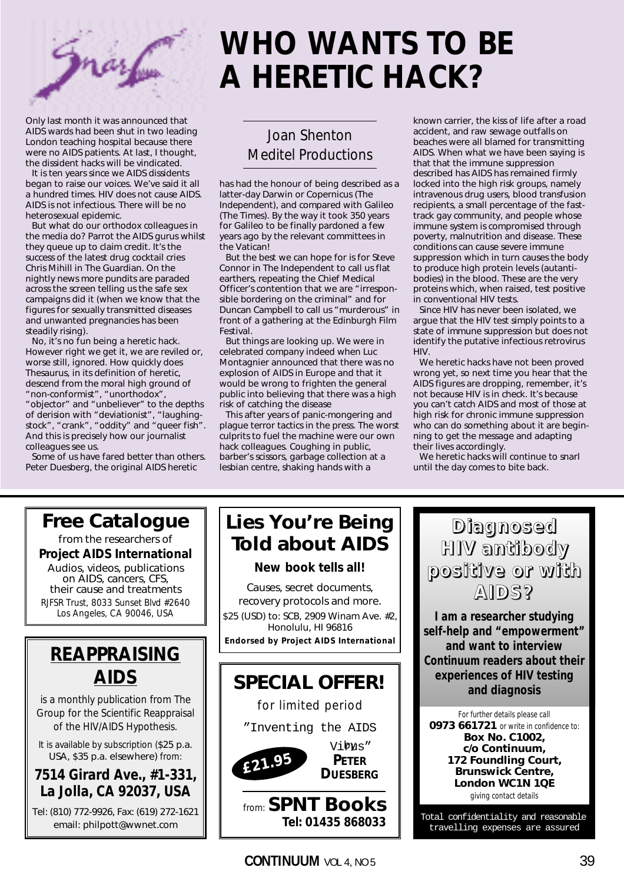Snarl

# WHO WANTS TO BE A HERETIC HACK?

Joan Shenton
Meditel Productions

Only last month it was announced that AIDS wards had been shut in two leading London teaching hospital because there were no AIDS patients. At last, I thought, the dissident hacks will be vindicated.

It is ten years since we AIDS dissidents began to raise our voices. We've said it all a hundred times. HIV does not cause AIDS. AIDS is not infectious. There will be no heterosexual epidemic.

But what do our orthodox colleagues in the media do? Parrot the AIDS gurus whilst they queue up to claim credit. It's the success of the latest drug cocktail cries Chris Mihill in The Guardian. On the nightly news more pundits are paraded across the screen telling us the safe sex campaigns did it (when we know that the figures for sexually transmitted diseases and unwanted pregnancies has been steadily rising).

No, it's no fun being a heretic hack. However right we get it, we are reviled or, worse still, ignored. How quickly does Thesaurus, in its definition of heretic, descend from the moral high ground of "non-conformist", "unorthodox", "objector" and "unbeliever" to the depths of derision with "deviationist", "laughing-stock", "crank", "oddity" and "queer fish". And this is precisely how our journalist colleagues see us.

Some of us have fared better than others. Peter Duesberg, the original AIDS heretic has had the honour of being described as a latter-day Darwin or Copernicus (The Independent), and compared with Galileo (The Times). By the way it took 350 years for Galileo to be finally pardoned a few years ago by the relevant committees in the Vatican!

But the best we can hope for is for Steve Connor in The Independent to call us flat earthers, repeating the Chief Medical Officer's contention that we are "irresponsible bordering on the criminal" and for Duncan Campbell to call us "murderous" in front of a gathering at the Edinburgh Film Festival.

But things are looking up. We were in celebrated company indeed when Luc Montagnier announced that there was no explosion of AIDS in Europe and that it would be wrong to frighten the general public into believing that there was a high risk of catching the disease

This after years of panic-mongering and plague terror tactics in the press. The worst culprits to fuel the machine were our own hack colleagues. Coughing in public, barber's scissors, garbage collection at a lesbian centre, shaking hands with a known carrier, the kiss of life after a road accident, and raw sewage outfalls on beaches were all blamed for transmitting AIDS. When what we have been saying is that that the immune suppression described has AIDS has remained firmly locked into the high risk groups, namely intravenous drug users, blood transfusion recipients, a small percentage of the fast-track gay community, and people whose immune system is compromised through poverty, malnutrition and disease. These conditions can cause severe immune suppression which in turn causes the body to produce high protein levels (autantibodies) in the blood. These are the very proteins which, when raised, test positive in conventional HIV tests.

Since HIV has never been isolated, we argue that the HIV test simply points to a state of immune suppression but does not identify the putative infectious retrovirus HIV.

We heretic hacks have not been proved wrong yet, so next time you hear that the AIDS figures are dropping, remember, it's not because HIV is in check. It's because you can't catch AIDS and most of those at high risk for chronic immune suppression who can do something about it are beginning to get the message and adapting their lives accordingly.

We heretic hacks will continue to snarl until the day comes to bite back.

---

## Free Catalogue

from the researchers of
**Project AIDS International**
Audios, videos, publications on AIDS, cancers, CFS, their cause and treatments
RJFSR Trust, 8033 Sunset Blvd #2640
Los Angeles, CA 90046, USA

---

## REAPPRAISING AIDS

is a monthly publication from The Group for the Scientific Reappraisal of the HIV/AIDS Hypothesis.

It is available by subscription ($25 p.a. USA, $35 p.a. elsewhere) from:

**7514 Girard Ave., #1-331, La Jolla, CA 92037, USA**

Tel: (810) 772-9926, Fax: (619) 272-1621
email: philpott@wwnet.com

---

## Lies You're Being Told about AIDS

**New book tells all!**

Causes, secret documents, recovery protocols and more.

$25 (USD) to: SCB, 2909 Winam Ave. #2, Honolulu, HI 96816

**Endorsed by Project AIDS International**

---

## SPECIAL OFFER!

for limited period

"Inventing the AIDS Virus" by **PETER DUESBERG**

£21.95

from: **SPNT Books**
**Tel: 01435 868033**

---

## Diagnosed HIV antibody positive or with AIDS?

**I am a researcher studying self-help and "empowerment" and want to interview Continuum readers about their experiences of HIV testing and diagnosis**

For further details please call
**0973 661721** or write in confidence to:
**Box No. C1002,**
**c/o Continuum,**
**172 Foundling Court,**
**Brunswick Centre,**
**London WC1N 1QE**
giving contact details

Total confidentiality and reasonable travelling expenses are assured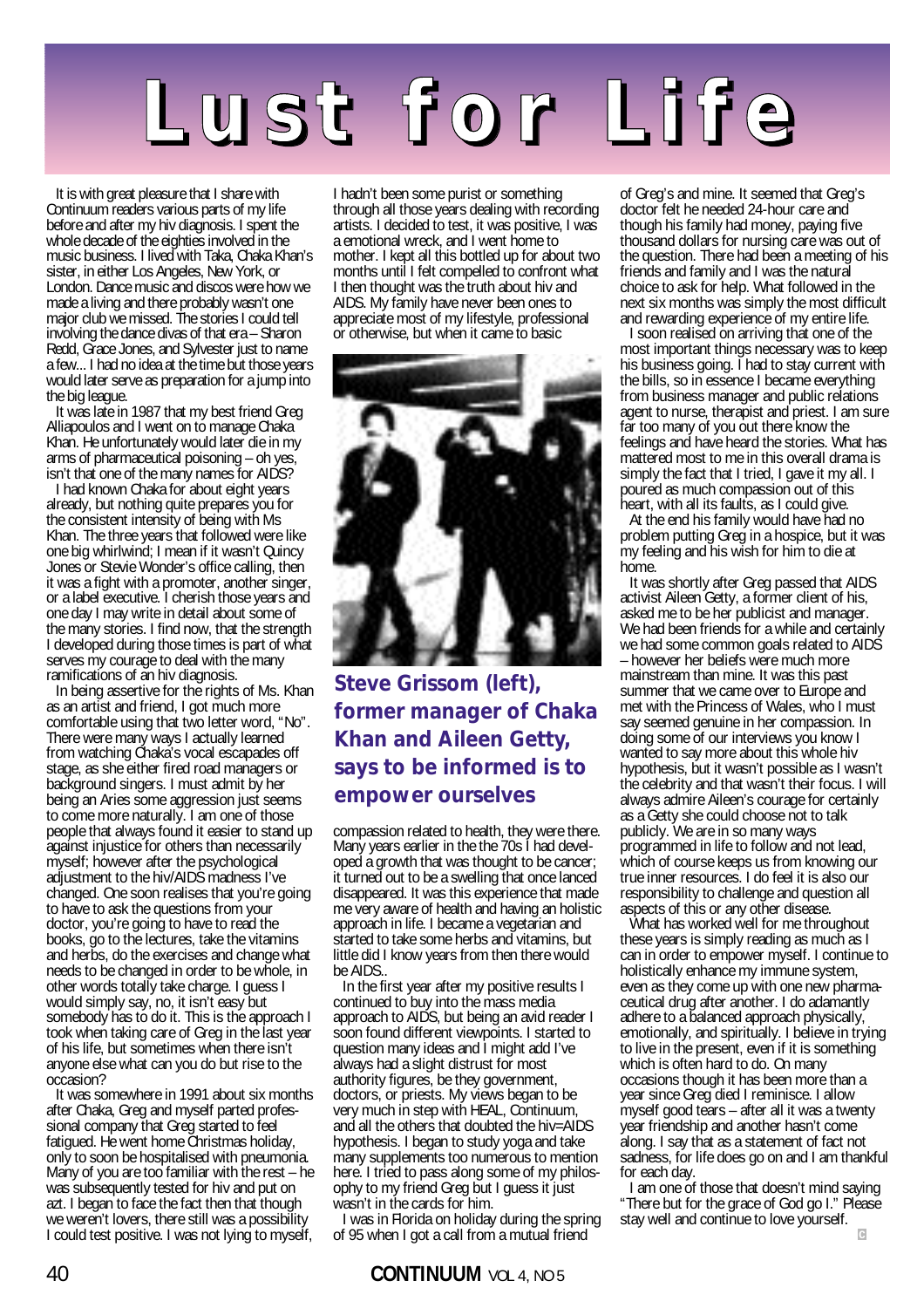# Lust for Life

It is with great pleasure that I share with Continuum readers various parts of my life before and after my hiv diagnosis. I spent the whole decade of the eighties involved in the music business. I lived with Taka, Chaka Khan's sister, in either Los Angeles, New York, or London. Dance music and discos were how we made a living and there probably wasn't one major club we missed. The stories I could tell involving the dance divas of that era – Sharon Redd, Grace Jones, and Sylvester just to name a few... I had no idea at the time but those years would later serve as preparation for a jump into the big league.

It was late in 1987 that my best friend Greg Alliapoulos and I went on to manage Chaka Khan. He unfortunately would later die in my arms of pharmaceutical poisoning – oh yes, isn't that one of the many names for AIDS?

I had known Chaka for about eight years already, but nothing quite prepares you for the consistent intensity of being with Ms Khan. The three years that followed were like one big whirlwind; I mean if it wasn't Quincy Jones or Stevie Wonder's office calling, then it was a fight with a promoter, another singer, or a label executive. I cherish those years and one day I may write in detail about some of the many stories. I find now, that the strength I developed during those times is part of what serves my courage to deal with the many ramifications of an hiv diagnosis.

In being assertive for the rights of Ms. Khan as an artist and friend, I got much more comfortable using that two letter word, "No". There were many ways I actually learned from watching Chaka's vocal escapades off stage, as she either fired road managers or background singers. I must admit by her being an Aries some aggression just seems to come more naturally. I am one of those people that always found it easier to stand up against injustice for others than necessarily myself; however after the psychological adjustment to the hiv/AIDS madness I've changed. One soon realises that you're going to have to ask the questions from your doctor, you're going to have to read the books, go to the lectures, take the vitamins and herbs, do the exercises and change what needs to be changed in order to be whole, in other words totally take charge. I guess I would simply say, no, it isn't easy but somebody has to do it. This is the approach I took when taking care of Greg in the last year of his life, but sometimes when there isn't anyone else what can you do but rise to the occasion?

It was somewhere in 1991 about six months after Chaka, Greg and myself parted professional company that Greg started to feel fatigued. He went home Christmas holiday, only to soon be hospitalised with pneumonia. Many of you are too familiar with the rest – he was subsequently tested for hiv and put on azt. I began to face the fact then that though we weren't lovers, there still was a possibility I could test positive. I was not lying to myself, I hadn't been some purist or something through all those years dealing with recording artists. I decided to test, it was positive, I was a emotional wreck, and I went home to mother. I kept all this bottled up for about two months until I felt compelled to confront what I then thought was the truth about hiv and AIDS. My family have never been ones to appreciate most of my lifestyle, professional or otherwise, but when it came to basic compassion related to health, they were there. Many years earlier in the the 70s I had developed a growth that was thought to be cancer; it turned out to be a swelling that once lanced disappeared. It was this experience that made me very aware of health and having an holistic approach in life. I became a vegetarian and started to take some herbs and vitamins, but little did I know years from then there would be AIDS..

**Steve Grissom (left), former manager of Chaka Khan and Aileen Getty, says to be informed is to empower ourselves**

In the first year after my positive results I continued to buy into the mass media approach to AIDS, but being an avid reader I soon found different viewpoints. I started to question many ideas and I might add I've always had a slight distrust for most authority figures, be they government, doctors, or priests. My views began to be very much in step with HEAL, Continuum, and all the others that doubted the hiv=AIDS hypothesis. I began to study yoga and take many supplements too numerous to mention here. I tried to pass along some of my philosophy to my friend Greg but I guess it just wasn't in the cards for him.

I was in Florida on holiday during the spring of 95 when I got a call from a mutual friend of Greg's and mine. It seemed that Greg's doctor felt he needed 24-hour care and though his family had money, paying five thousand dollars for nursing care was out of the question. There had been a meeting of his friends and family and I was the natural choice to ask for help. What followed in the next six months was simply the most difficult and rewarding experience of my entire life.

I soon realised on arriving that one of the most important things necessary was to keep his business going. I had to stay current with the bills, so in essence I became everything from business manager and public relations agent to nurse, therapist and priest. I am sure far too many of you out there know the feelings and have heard the stories. What has mattered most to me in this overall drama is simply the fact that I tried, I gave it my all. I poured as much compassion out of this heart, with all its faults, as I could give.

At the end his family would have had no problem putting Greg in a hospice, but it was my feeling and his wish for him to die at home.

It was shortly after Greg passed that AIDS activist Aileen Getty, a former client of his, asked me to be her publicist and manager. We had been friends for a while and certainly we had some common goals related to AIDS – however her beliefs were much more mainstream than mine. It was this past summer that we came over to Europe and met with the Princess of Wales, who I must say seemed genuine in her compassion. In doing some of our interviews you know I wanted to say more about this whole hiv hypothesis, but it wasn't possible as I wasn't the celebrity and that wasn't their focus. I will always admire Aileen's courage for certainly as a Getty she could choose not to talk publicly. We are in so many ways programmed in life to follow and not lead, which of course keeps us from knowing our true inner resources. I do feel it is also our responsibility to challenge and question all aspects of this or any other disease.

What has worked well for me throughout these years is simply reading as much as I can in order to empower myself. I continue to holistically enhance my immune system, even as they come up with one new pharmaceutical drug after another. I do adamantly adhere to a balanced approach physically, emotionally, and spiritually. I believe in trying to live in the present, even if it is something which is often hard to do. On many occasions though it has been more than a year since Greg died I reminisce. I allow myself good tears – after all it was a twenty year friendship and another hasn't come along. I say that as a statement of fact not sadness, for life does go on and I am thankful for each day.

I am one of those that doesn't mind saying "There but for the grace of God go I." Please stay well and continue to love yourself.